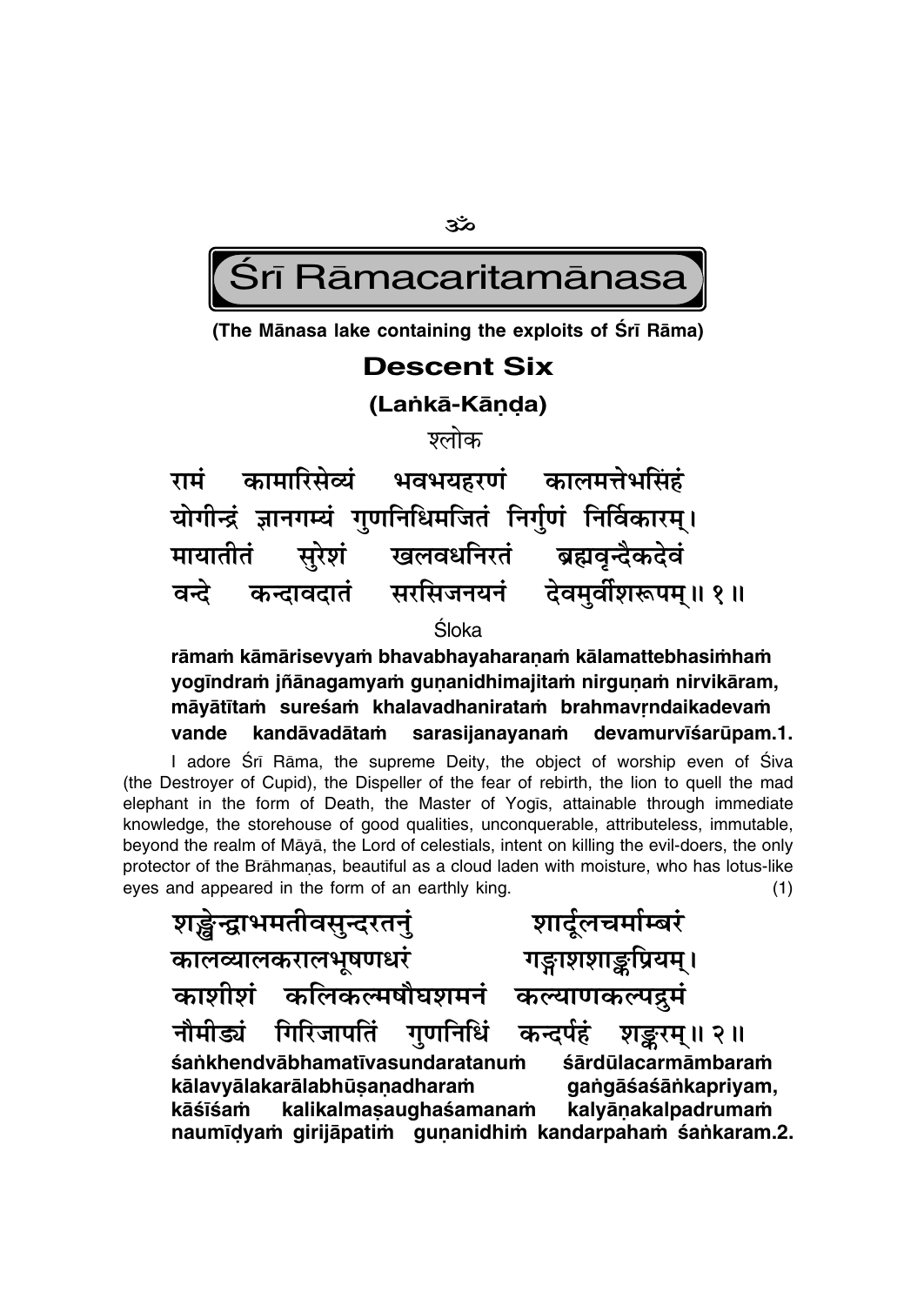ॐ

# Śrī Rāmacaritamānasa

**(The Mānasa lake containing the exploits of Śrī Rāma)**

## Descent Six

### (Laṅkā-Kāṇḍa)

श्लोक

रामं कामारिसेव्यं भवभयहरणं कालमत्तेभसिंहं
योगीन्द्रं ज्ञानगम्यं गुणनिधिमजितं निर्गुणं निर्विकारम्।
मायातीतं सुरेशं खलवधनिरतं ब्रह्मवृन्दैकदेवं
वन्दे कन्दावदातं सरसिजनयनं देवमुर्वीशरूपम्॥ १॥

Śloka

**rāmaṁ kāmārisevyaṁ bhavabhayaharaṇaṁ kālamattebhasiṁhaṁ**
**yogīndraṁ jñānagamyaṁ guṇanidhimajitaṁ nirguṇaṁ nirvikāram,**
**māyātītaṁ sureśaṁ khalavadhaniratam brahmavṛndaikadevaṁ**
**vande kandāvadātaṁ sarasijanayanaṁ devamurvīśarūpam.1.**

I adore Śrī Rāma, the supreme Deity, the object of worship even of Śiva (the Destroyer of Cupid), the Dispeller of the fear of rebirth, the lion to quell the mad elephant in the form of Death, the Master of Yogīs, attainable through immediate knowledge, the storehouse of good qualities, unconquerable, attributeless, immutable, beyond the realm of Māyā, the Lord of celestials, intent on killing the evil-doers, the only protector of the Brāhmaṇas, beautiful as a cloud laden with moisture, who has lotus-like eyes and appeared in the form of an earthly king. (1)

शङ्खेन्द्वाभमतीवसुन्दरतनुं शार्दूलचर्माम्बरं
कालव्यालकरालभूषणधरं गङ्गाशशाङ्कप्रियम्।
काशीशं कलिकल्मषौघशमनं कल्याणकल्पद्रुमं
नौमीड्यं गिरिजापतिं गुणनिधिं कन्दर्पहं शङ्करम्॥ २॥

**śaṅkhendvābhamatīvasundaratanuṁ śārdūlacarmāmbaraṁ**
**kālavyālakarālabhūṣaṇadharaṁ gaṅgāśaśāṅkapriyam,**
**kāśīśaṁ kalikalmaṣaughaśamanaṁ kalyāṇakalpadrumaṁ**
**naumīḍyaṁ girijāpatiṁ guṇanidhiṁ kandarpahaṁ śaṅkaram.2.**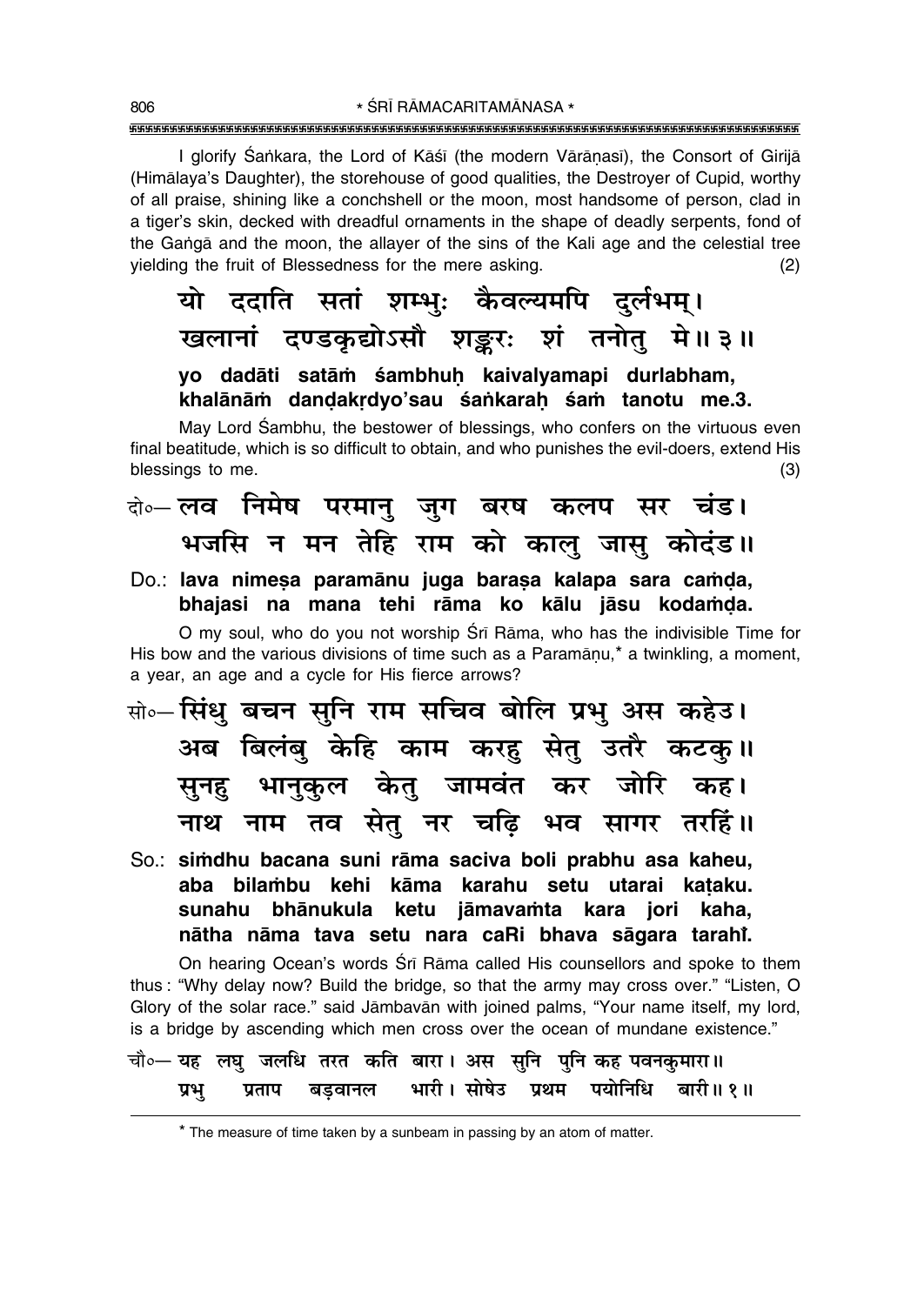I glorify Śaṅkara, the Lord of Kāśī (the modern Vārāṇasī), the Consort of Girijā (Himālaya's Daughter), the storehouse of good qualities, the Destroyer of Cupid, worthy of all praise, shining like a conchshell or the moon, most handsome of person, clad in a tiger's skin, decked with dreadful ornaments in the shape of deadly serpents, fond of the Gaṅgā and the moon, the allayer of the sins of the Kali age and the celestial tree yielding the fruit of Blessedness for the mere asking. (2)

**यो ददाति सतां शम्भुः कैवल्यमपि दुर्लभम्।**
**खलानां दण्डकृद्योऽसौ शङ्करः शं तनोतु मे॥ ३॥**

**yo dadāti satāṁ śambhuḥ kaivalyamapi durlabham,**
**khalānāṁ daṇḍakṛdyo'sau śaṅkaraḥ śaṁ tanotu me.3.**

May Lord Śambhu, the bestower of blessings, who confers on the virtuous even final beatitude, which is so difficult to obtain, and who punishes the evil-doers, extend His blessings to me. (3)

**दो०— लव निमेष परमानु जुग बरष कलप सर चंड।**
**भजसि न मन तेहि राम को कालु जासु कोदंड॥**

**Do.: lava nimeṣa paramānu juga baraṣa kalapa sara caṁḍa,**
**bhajasi na mana tehi rāma ko kālu jāsu kodaṁḍa.**

O my soul, who do you not worship Śrī Rāma, who has the indivisible Time for His bow and the various divisions of time such as a Paramāṇu,* a twinkling, a moment, a year, an age and a cycle for His fierce arrows?

**सो०— सिंधु बचन सुनि राम सचिव बोलि प्रभु अस कहेउ।**
**अब बिलंबु केहि काम करहु सेतु उतरै कटकु॥**
**सुनहु भानुकुल केतु जामवंत कर जोरि कह।**
**नाथ नाम तव सेतु नर चढ़ि भव सागर तरहिं॥**

**So.: siṁdhu bacana suni rāma saciva boli prabhu asa kaheu,**
**aba bilaṁbu kehi kāma karahu setu utarai kaṭaku.**
**sunahu bhānukula ketu jāmavaṁta kara jori kaha,**
**nātha nāma tava setu nara caRi bhava sāgara tarahīṁ.**

On hearing Ocean's words Śrī Rāma called His counsellors and spoke to them thus: "Why delay now? Build the bridge, so that the army may cross over." "Listen, O Glory of the solar race." said Jāmbavān with joined palms, "Your name itself, my lord, is a bridge by ascending which men cross over the ocean of mundane existence."

**चौ०— यह लघु जलधि तरत कति बारा। अस सुनि पुनि कह पवनकुमारा॥**
**प्रभु प्रताप बड़वानल भारी। सोषेउ प्रथम पयोनिधि बारी॥ १॥**

---

* The measure of time taken by a sunbeam in passing by an atom of matter.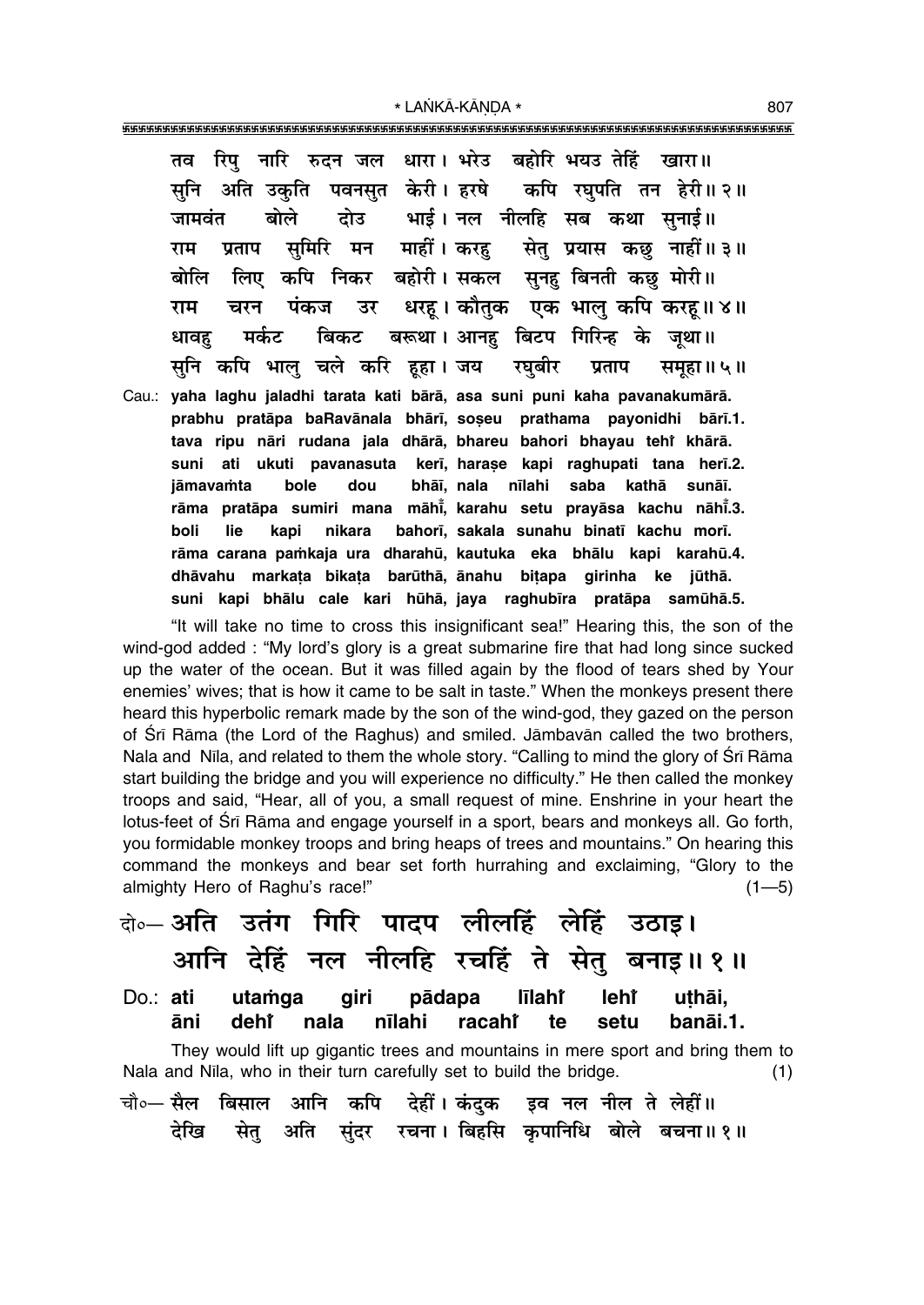तव रिपु नारि रुदन जल धारा। भरेउ बहोरि भयउ तेहिं खारा॥
सुनि अति उकुति पवनसुत केरी। हरषे कपि रघुपति तन हेरी॥२॥
जामवंत बोले दोउ भाई। नल नीलहि सब कथा सुनाई॥
राम प्रताप सुमिरि मन माहीं। करहु सेतु प्रयास कछु नाहीं॥३॥
बोलि लिए कपि निकर बहोरी। सकल सुनहु बिनती कछु मोरी॥
राम चरन पंकज उर धरहू। कौतुक एक भालु कपि करहू॥४॥
धावहु मर्कट बिकट बरूथा। आनहु बिटप गिरिन्ह के जूथा॥
सुनि कपि भालु चले करि हूहा। जय रघुबीर प्रताप समूहा॥५॥

Cau.: **yaha laghu jaladhi tarata kati bārā, asa suni puni kaha pavanakumārā.**
**prabhu pratāpa baRavānala bhārī, soṣeu prathama payonidhi bārī.1.**
**tava ripu nāri rudana jala dhārā, bhareu bahori bhayau tehiँ khārā.**
**suni ati ukuti pavanasuta kerī, haraṣe kapi raghupati tana herī.2.**
**jāmavaṁta bole dou bhāī, nala nīlahi saba kathā sunāī.**
**rāma pratāpa sumiri mana māhīँ, karahu setu prayāsa kachu nāhīँ.3.**
**boli lie kapi nikara bahorī, sakala sunahu binatī kachu morī.**
**rāma carana paṁkaja ura dharahū, kautuka eka bhālu kapi karahū.4.**
**dhāvahu markaṭa bikaṭa barūthā, ānahu biṭapa girinha ke jūthā.**
**suni kapi bhālu cale kari hūhā, jaya raghubīra pratāpa samūhā.5.**

"It will take no time to cross this insignificant sea!" Hearing this, the son of the wind-god added : "My lord's glory is a great submarine fire that had long since sucked up the water of the ocean. But it was filled again by the flood of tears shed by Your enemies' wives; that is how it came to be salt in taste." When the monkeys present there heard this hyperbolic remark made by the son of the wind-god, they gazed on the person of Śrī Rāma (the Lord of the Raghus) and smiled. Jāmbavān called the two brothers, Nala and Nīla, and related to them the whole story. "Calling to mind the glory of Śrī Rāma start building the bridge and you will experience no difficulty." He then called the monkey troops and said, "Hear, all of you, a small request of mine. Enshrine in your heart the lotus-feet of Śrī Rāma and engage yourself in a sport, bears and monkeys all. Go forth, you formidable monkey troops and bring heaps of trees and mountains." On hearing this command the monkeys and bear set forth hurrahing and exclaiming, "Glory to the almighty Hero of Raghu's race!" (1—5)

दो०— अति उतंग गिरि पादप लीलहिं लेहिं उठाइ।
आनि देहिं नल नीलहि रचहिं ते सेतु बनाइ॥१॥

Do.: **ati utaṁga giri pādapa līlahiँ lehiँ uṭhāi,**
**āni dehiँ nala nīlahi racahiँ te setu banāi.1.**

They would lift up gigantic trees and mountains in mere sport and bring them to Nala and Nīla, who in their turn carefully set to build the bridge. (1)

चौ०— सैल बिसाल आनि कपि देहीं। कंदुक इव नल नील ते लेहीं॥
देखि सेतु अति सुंदर रचना। बिहसि कृपानिधि बोले बचना॥१॥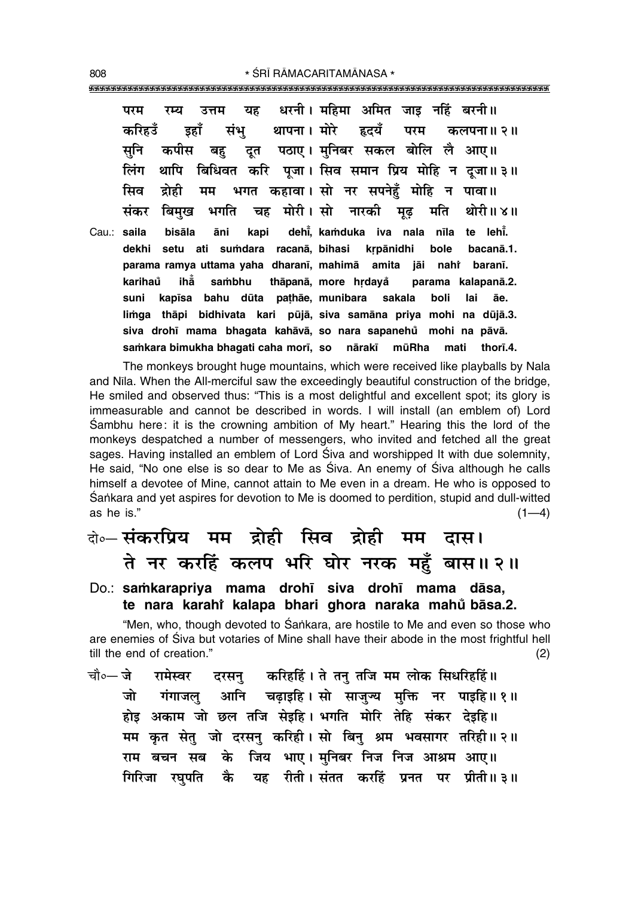परम रम्य उत्तम यह धरनी। महिमा अमित जाइ नहिं बरनी॥
करिहउँ इहाँ संभु थापना। मोरे हृदयँ परम कलपना॥ २॥
सुनि कपीस बहु दूत पठाए। मुनिबर सकल बोलि लै आए॥
लिंग थापि बिधिवत करि पूजा। सिव समान प्रिय मोहि न दूजा॥ ३॥
सिव द्रोही मम भगत कहावा। सो नर सपनेहुँ मोहि न पावा॥
संकर बिमुख भगति चह मोरी। सो नारकी मूढ़ मति थोरी॥ ४॥

Cau.: saila bisāla āni kapi dehı̐, kaṁduka iva nala nīla te lehı̐.
dekhi setu ati suṁdara racanā, bihasi kṛpānidhi bole bacanā.1.
parama ramya uttama yaha dharanī, mahimā amita jāi nahı̐ baranī.
karihaů ihā̐ saṁbhu thāpanā, more hṛdayā̐ parama kalapanā.2.
suni kapīsa bahu dūta paṭhāe, munibara sakala boli lai āe.
liṁga thāpi bidhivata kari pūjā, siva samāna priya mohi na dūjā.3.
siva drohī mama bhagata kahāvā, so nara sapanehů mohi na pāvā.
saṁkara bimukha bhagati caha morī, so nārakī mūRha mati thorī.4.

The monkeys brought huge mountains, which were received like playballs by Nala and Nīla. When the All-merciful saw the exceedingly beautiful construction of the bridge, He smiled and observed thus: "This is a most delightful and excellent spot; its glory is immeasurable and cannot be described in words. I will install (an emblem of) Lord Śambhu here: it is the crowning ambition of My heart." Hearing this the lord of the monkeys despatched a number of messengers, who invited and fetched all the great sages. Having installed an emblem of Lord Śiva and worshipped It with due solemnity, He said, "No one else is so dear to Me as Śiva. An enemy of Śiva although he calls himself a devotee of Mine, cannot attain to Me even in a dream. He who is opposed to Śaṅkara and yet aspires for devotion to Me is doomed to perdition, stupid and dull-witted as he is." (1—4)

दो०— संकरप्रिय मम द्रोही सिव द्रोही मम दास।
ते नर करहिं कलप भरि घोर नरक महुँ बास॥ २॥

**Do.: saṁkarapriya mama drohī siva drohī mama dāsa,**
**te nara karahı̐ kalapa bhari ghora naraka mahů bāsa.2.**

"Men, who, though devoted to Śaṅkara, are hostile to Me and even so those who are enemies of Śiva but votaries of Mine shall have their abode in the most frightful hell till the end of creation." (2)

चौ०— जे रामेस्वर दरसनु करिहहिं। ते तनु तजि मम लोक सिधरिहहिं॥
जो गंगाजलु आनि चढ़ाइहि। सो साजुज्य मुक्ति नर पाइहि॥ १॥
होइ अकाम जो छल तजि सेइहि। भगति मोरि तेहि संकर देइहि॥
मम कृत सेतु जो दरसनु करिही। सो बिनु श्रम भवसागर तरिही॥ २॥
राम बचन सब के जिय भाए। मुनिबर निज निज आश्रम आए॥
गिरिजा रघुपति कै यह रीती। संतत करहिं प्रनत पर प्रीती॥ ३॥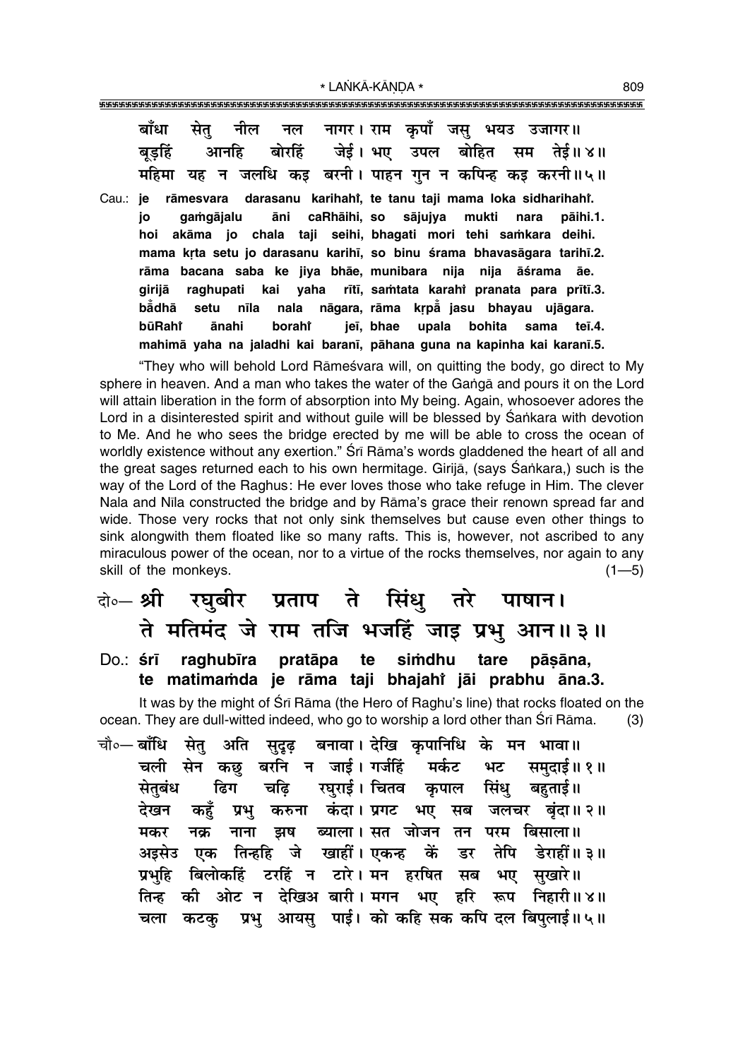बाँधा सेतु नील नल नागर। राम कृपाँ जसु भयउ उजागर॥
बूड़हिं आनहि बोरहिं जेई। भए उपल बोहित सम तेई॥ ४॥
महिमा यह न जलधि कइ बरनी। पाहन गुन न कपिन्ह कइ करनी॥ ५॥

Cau.: je rāmesvara darasanu karihahi̐, te tanu taji mama loka sidharihahi̐.
jo gaṁgājalu āni caRhāihi, so sājujya mukti nara pāihi.1.
hoi akāma jo chala taji seihi, bhagati mori tehi saṁkara deihi.
mama kṛta setu jo darasanu karihī, so binu śrama bhavasāgara tarihī.2.
rāma bacana saba ke jiya bhāe, munibara nija nija āśrama āe.
girijā raghupati kai yaha rītī, saṁtata karahi̐ pranata para prītī.3.
ba̐dhā setu nīla nala nāgara, rāma kṛpa̐ jasu bhayau ujāgara.
būRahi̐ ānahi borahi̐ jeī, bhae upala bohita sama teī.4.
mahimā yaha na jaladhi kai baranī, pāhana guna na kapinha kai karanī.5.

"They who will behold Lord Rāmeśvara will, on quitting the body, go direct to My sphere in heaven. And a man who takes the water of the Gaṅgā and pours it on the Lord will attain liberation in the form of absorption into My being. Again, whosoever adores the Lord in a disinterested spirit and without guile will be blessed by Śaṅkara with devotion to Me. And he who sees the bridge erected by me will be able to cross the ocean of worldly existence without any exertion." Śrī Rāma's words gladdened the heart of all and the great sages returned each to his own hermitage. Girijā, (says Śaṅkara,) such is the way of the Lord of the Raghus: He ever loves those who take refuge in Him. The clever Nala and Nīla constructed the bridge and by Rāma's grace their renown spread far and wide. Those very rocks that not only sink themselves but cause even other things to sink alongwith them floated like so many rafts. This is, however, not ascribed to any miraculous power of the ocean, nor to a virtue of the rocks themselves, nor again to any skill of the monkeys. (1—5)

दो०— श्री रघुबीर प्रताप ते सिंधु तरे पाषान।
ते मतिमंद जे राम तजि भजहिं जाइ प्रभु आन॥ ३॥

Do.: śrī raghubīra pratāpa te siṁdhu tare pāṣāna,
te matimaṁda je rāma taji bhajahi̐ jāi prabhu āna.3.

It was by the might of Śrī Rāma (the Hero of Raghu's line) that rocks floated on the ocean. They are dull-witted indeed, who go to worship a lord other than Śrī Rāma. (3)

चौ०— बाँधि सेतु अति सुदृढ़ बनावा। देखि कृपानिधि के मन भावा॥
चली सेन कछु बरनि न जाई। गर्जहिं मर्कट भट समुदाई॥ १॥
सेतुबंध ढिग चढ़ि रघुराई। चितव कृपाल सिंधु बहुताई॥
देखन कहुँ प्रभु करुना कंदा। प्रगट भए सब जलचर बृंदा॥ २॥
मकर नक्र नाना झष ब्याला। सत जोजन तन परम बिसाला॥
अइसेउ एक तिन्हहि जे खाहीं। एकन्ह कें डर तेपि डेराहीं॥ ३॥
प्रभुहि बिलोकहिं टरहिं न टारे। मन हरषित सब भए सुखारे॥
तिन्ह की ओट न देखिअ बारी। मगन भए हरि रूप निहारी॥ ४॥
चला कटकु प्रभु आयसु पाई। को कहि सक कपि दल बिपुलाई॥ ५॥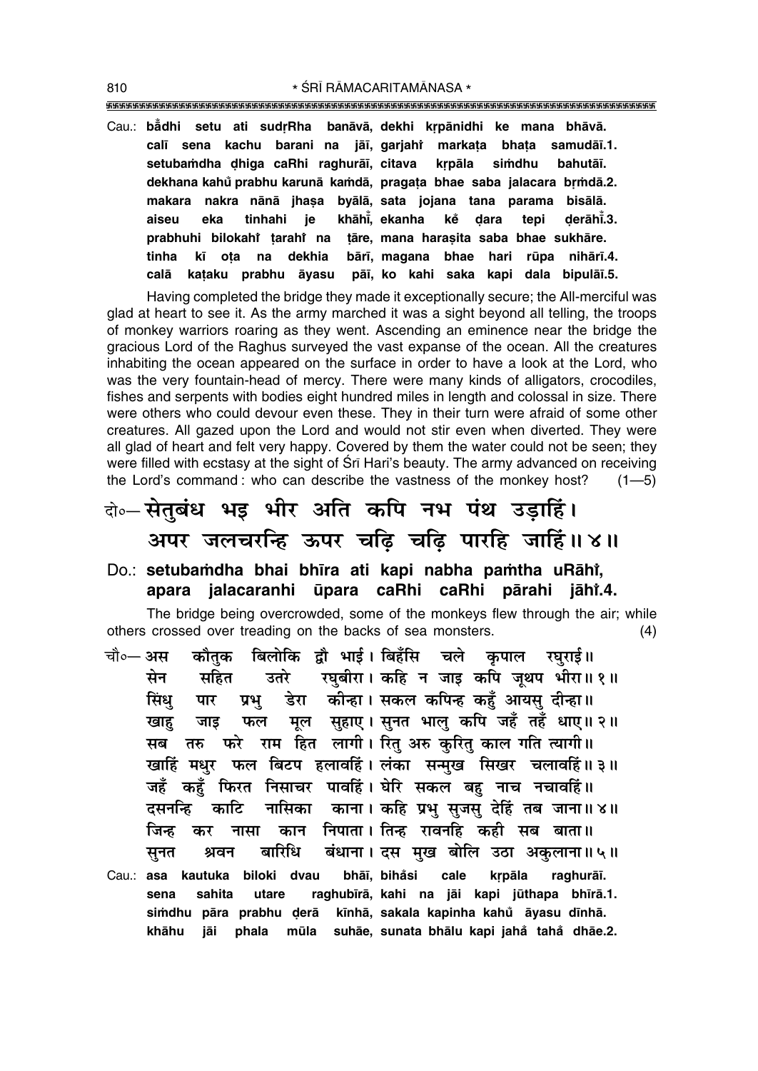Cau.: **ba̐dhi setu ati sudṛRha banāvā, dekhi kṛpānidhi ke mana bhāvā.**
**calī sena kachu barani na jāī, garjahi̐ markaṭa bhaṭa samudāī.1.**
**setubaṁdha ḍhiga caRhi raghurāī, citava kṛpāla siṁdhu bahutāī.**
**dekhana kahu̐ prabhu karunā kaṁdā, pragaṭa bhae saba jalacara bṛṁdā.2.**
**makara nakra nānā jhaṣa byālā, sata jojana tana parama bisālā.**
**aiseu eka tinhahi je khāhi̐, ekanha ke̐ ḍara tepi ḍerāhi̐.3.**
**prabhuhi bilokahi̐ ṭarahi̐ na ṭāre, mana haraṣita saba bhae sukhāre.**
**tinha kī oṭa na dekhia bārī, magana bhae hari rūpa nihārī.4.**
**calā kaṭaku prabhu āyasu pāī, ko kahi saka kapi dala bipulāī.5.**

Having completed the bridge they made it exceptionally secure; the All-merciful was glad at heart to see it. As the army marched it was a sight beyond all telling, the troops of monkey warriors roaring as they went. Ascending an eminence near the bridge the gracious Lord of the Raghus surveyed the vast expanse of the ocean. All the creatures inhabiting the ocean appeared on the surface in order to have a look at the Lord, who was the very fountain-head of mercy. There were many kinds of alligators, crocodiles, fishes and serpents with bodies eight hundred miles in length and colossal in size. There were others who could devour even these. They in their turn were afraid of some other creatures. All gazed upon the Lord and would not stir even when diverted. They were all glad of heart and felt very happy. Covered by them the water could not be seen; they were filled with ecstasy at the sight of Śrī Hari's beauty. The army advanced on receiving the Lord's command: who can describe the vastness of the monkey host? (1—5)

दो०— **सेतुबंध भइ भीर अति कपि नभ पंथ उड़ाहिं।**
**अपर जलचरन्हि ऊपर चढ़ि चढ़ि पारहि जाहिं॥ ४॥**

Do.: **setubaṁdha bhai bhīra ati kapi nabha paṁtha uRāhi̐,**
**apara jalacaranhi ūpara caRhi caRhi pārahi jāhi̐.4.**

The bridge being overcrowded, some of the monkeys flew through the air; while others crossed over treading on the backs of sea monsters. (4)

चौ०— अस कौतुक बिलोकि द्वौ भाई। बिहँसि चले कृपाल रघुराई॥
सेन सहित उतरे रघुबीरा। कहि न जाइ कपि जूथप भीरा॥ १॥
सिंधु पार प्रभु डेरा कीन्हा। सकल कपिन्ह कहुँ आयसु दीन्हा॥
खाहु जाइ फल मूल सुहाए। सुनत भालु कपि जहँ तहँ धाए॥ २॥
सब तरु फरे राम हित लागी। रितु अरु कुरितु काल गति त्यागी॥
खाहिं मधुर फल बिटप हलावहिं। लंका सन्मुख सिखर चलावहिं॥ ३॥
जहँ कहुँ फिरत निसाचर पावहिं। घेरि सकल बहु नाच नचावहिं॥
दसनन्हि काटि नासिका काना। कहि प्रभु सुजसु देहिं तब जाना॥ ४॥
जिन्ह कर नासा कान निपाता। तिन्ह रावनहि कही सब बाता॥
सुनत श्रवन बारिधि बंधाना। दस मुख बोलि उठा अकुलाना॥ ५॥

Cau.: **asa kautuka biloki dvau bhāī, biha̐si cale kṛpāla raghurāī.**
**sena sahita utare raghubīrā, kahi na jāi kapi jūthapa bhīrā.1.**
**siṁdhu pāra prabhu ḍerā kīnhā, sakala kapinha kahu̐ āyasu dīnhā.**
**khāhu jāi phala mūla suhāe, sunata bhālu kapi jaha̐ taha̐ dhāe.2.**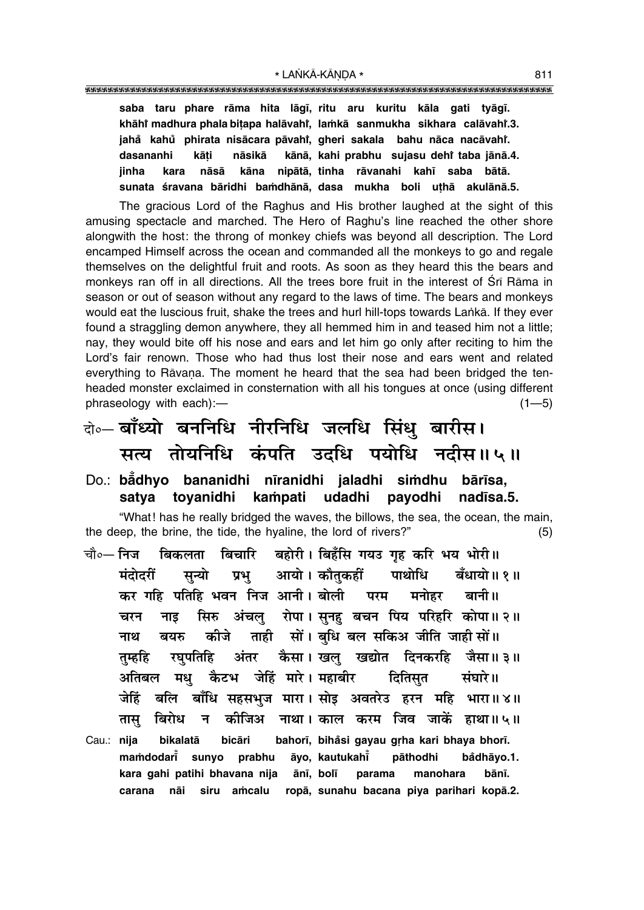**saba taru phare rāma hita lāgī, ritu aru kuritu kāla gati tyāgī.**
**khāh̐i madhura phala biṭapa halāvahi̐, laṁkā sanmukha sikhara calāvahi̐.3.**
**jaha̐ kahu̐ phirata nisācara pāvahi̐, gheri sakala bahu nāca nacāvahi̐.**
**dasananhi kāṭi nāsikā kānā, kahi prabhu sujasu dehi̐ taba jānā.4.**
**jinha kara nāsā kāna nipātā, tinha rāvanahi kahī saba bātā.**
**sunata śravana bāridhi baṁdhānā, dasa mukha boli uṭhā akulānā.5.**

The gracious Lord of the Raghus and His brother laughed at the sight of this amusing spectacle and marched. The Hero of Raghu's line reached the other shore alongwith the host: the throng of monkey chiefs was beyond all description. The Lord encamped Himself across the ocean and commanded all the monkeys to go and regale themselves on the delightful fruit and roots. As soon as they heard this the bears and monkeys ran off in all directions. All the trees bore fruit in the interest of Śrī Rāma in season or out of season without any regard to the laws of time. The bears and monkeys would eat the luscious fruit, shake the trees and hurl hill-tops towards Laṅkā. If they ever found a straggling demon anywhere, they all hemmed him in and teased him not a little; nay, they would bite off his nose and ears and let him go only after reciting to him the Lord's fair renown. Those who had thus lost their nose and ears went and related everything to Rāvaṇa. The moment he heard that the sea had been bridged the ten-headed monster exclaimed in consternation with all his tongues at once (using different phraseology with each):— (1—5)

## दो०— बाँध्यो बननिधि नीरनिधि जलधि सिंधु बारीस। सत्य तोयनिधि कंपति उदधि पयोधि नदीस॥ ५॥

**Do.: ba̐dhyo bananidhi nīranidhi jaladhi siṁdhu bārīsa, satya toyanidhi kaṁpati udadhi payodhi nadīsa.5.**

"What! has he really bridged the waves, the billows, the sea, the ocean, the main, the deep, the brine, the tide, the hyaline, the lord of rivers?" (5)

चौ०— निज बिकलता बिचारि बहोरी। बिहँसि गयउ गृह करि भय भोरी॥
मंदोदरीं सुन्यो प्रभु आयो। कौतुकहीं पाथोधि बँधायो॥ १॥
कर गहि पतिहि भवन निज आनी। बोली परम मनोहर बानी॥
चरन नाइ सिरु अंचलु रोपा। सुनहु बचन पिय परिहरि कोपा॥ २॥
नाथ बयरु कीजे ताही सों। बुधि बल सकिअ जीति जाही सों॥
तुम्हहि रघुपतिहि अंतर कैसा। खलु खद्योत दिनकरहि जैसा॥ ३॥
अतिबल मधु कैटभ जेहिं मारे। महाबीर दितिसुत संघारे॥
जेहिं बलि बाँधि सहसभुज मारा। सोइ अवतरेउ हरन महि भारा॥ ४॥
तासु बिरोध न कीजिअ नाथा। काल करम जिव जाकें हाथा॥ ५॥

**Cau.: nija bikalatā bicāri bahorī, bihåsi gayau gṛha kari bhaya bhorī.**
**maṁdodarī̐ sunyo prabhu āyo, kautukahī̐ pāthodhi ba̐dhāyo.1.**
**kara gahi patihi bhavana nija ānī, bolī parama manohara bānī.**
**carana nāi siru aṁcalu ropā, sunahu bacana piya parihari kopā.2.**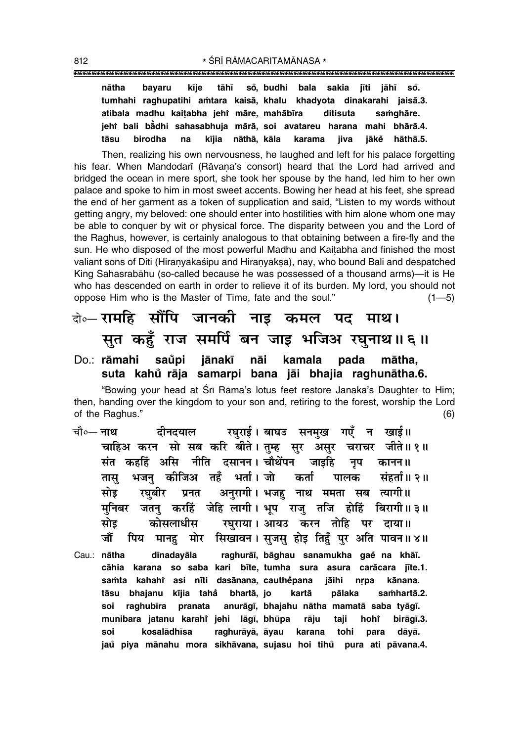**nātha bayaru kīje tāhī sō̐, budhi bala sakia jīti jāhī sō̐.**
**tumhahi raghupatihi aṁtara kaisā, khalu khadyota dinakarahi jaisā.3.**
**atibala madhu kaiṭabha jehi̐ māre, mahābīra ditisuta saṁghāre.**
**jehi̐ bali bā̐dhi sahasabhuja mārā, soi avatareu harana mahi bhārā.4.**
**tāsu birodha na kījia nāthā, kāla karama jiva jāke̐ hāthā.5.**

Then, realizing his own nervousness, he laughed and left for his palace forgetting his fear. When Mandodarī (Rāvaṇa's consort) heard that the Lord had arrived and bridged the ocean in mere sport, she took her spouse by the hand, led him to her own palace and spoke to him in most sweet accents. Bowing her head at his feet, she spread the end of her garment as a token of supplication and said, "Listen to my words without getting angry, my beloved: one should enter into hostilities with him alone whom one may be able to conquer by wit or physical force. The disparity between you and the Lord of the Raghus, however, is certainly analogous to that obtaining between a fire-fly and the sun. He who disposed of the most powerful Madhu and Kaiṭabha and finished the most valiant sons of Diti (Hiraṇyakaśipu and Hiraṇyākṣa), nay, who bound Bali and despatched King Sahasrabāhu (so-called because he was possessed of a thousand arms)—it is He who has descended on earth in order to relieve it of its burden. My lord, you should not oppose Him who is the Master of Time, fate and the soul." (1—5)

दो०— रामहि सौंपि जानकी नाइ कमल पद माथ।
सुत कहुँ राज समर्पि बन जाइ भजिअ रघुनाथ॥ ६॥

**Do.: rāmahi saů̐pi jānakī nāi kamala pada mātha,**
**suta kahů̐ rāja samarpi bana jāi bhajia raghunātha.6.**

"Bowing your head at Śrī Rāma's lotus feet restore Janaka's Daughter to Him; then, handing over the kingdom to your son and, retiring to the forest, worship the Lord of the Raghus." (6)

चौ०— नाथ दीनदयाल रघुराई। बाघउ सनमुख गएँ न खाई॥
चाहिअ करन सो सब करि बीते। तुम्ह सुर असुर चराचर जीते॥ १॥
संत कहहिं असि नीति दसानन। चौथेंपन जाइहि नृप कानन॥
तासु भजनु कीजिअ तहँ भर्ता। जो कर्ता पालक संहर्ता॥ २॥
सोइ रघुबीर प्रनत अनुरागी। भजहु नाथ ममता सब त्यागी॥
मुनिबर जतनु करहिं जेहि लागी। भूप राजु तजि होहिं बिरागी॥ ३॥
सोइ कोसलाधीस रघुराया। आयउ करन तोहि पर दाया॥
जौं पिय मानहु मोर सिखावन। सुजसु होइ तिहुँ पुर अति पावन॥ ४॥

**Cau.: nātha dīnadayāla raghurāī, bāghau sanamukha gae̐ na khāī.**
**cāhia karana so saba kari bīte, tumha sura asura carācara jīte.1.**
**saṁta kahahi̐ asi nīti dasānana, cauthe̐pana jāihi nṛpa kānana.**
**tāsu bhajanu kījia taha̐ bhartā, jo kartā pālaka saṁhartā.2.**
**soi raghubīra pranata anurāgī, bhajahu nātha mamatā saba tyāgī.**
**munibara jatanu karahi̐ jehi lāgī, bhūpa rāju taji hohi̐ birāgī.3.**
**soi kosalādhīsa raghurāyā, āyau karana tohi para dāyā.**
**jaů̐ piya mānahu mora sikhāvana, sujasu hoi tihů̐ pura ati pāvana.4.**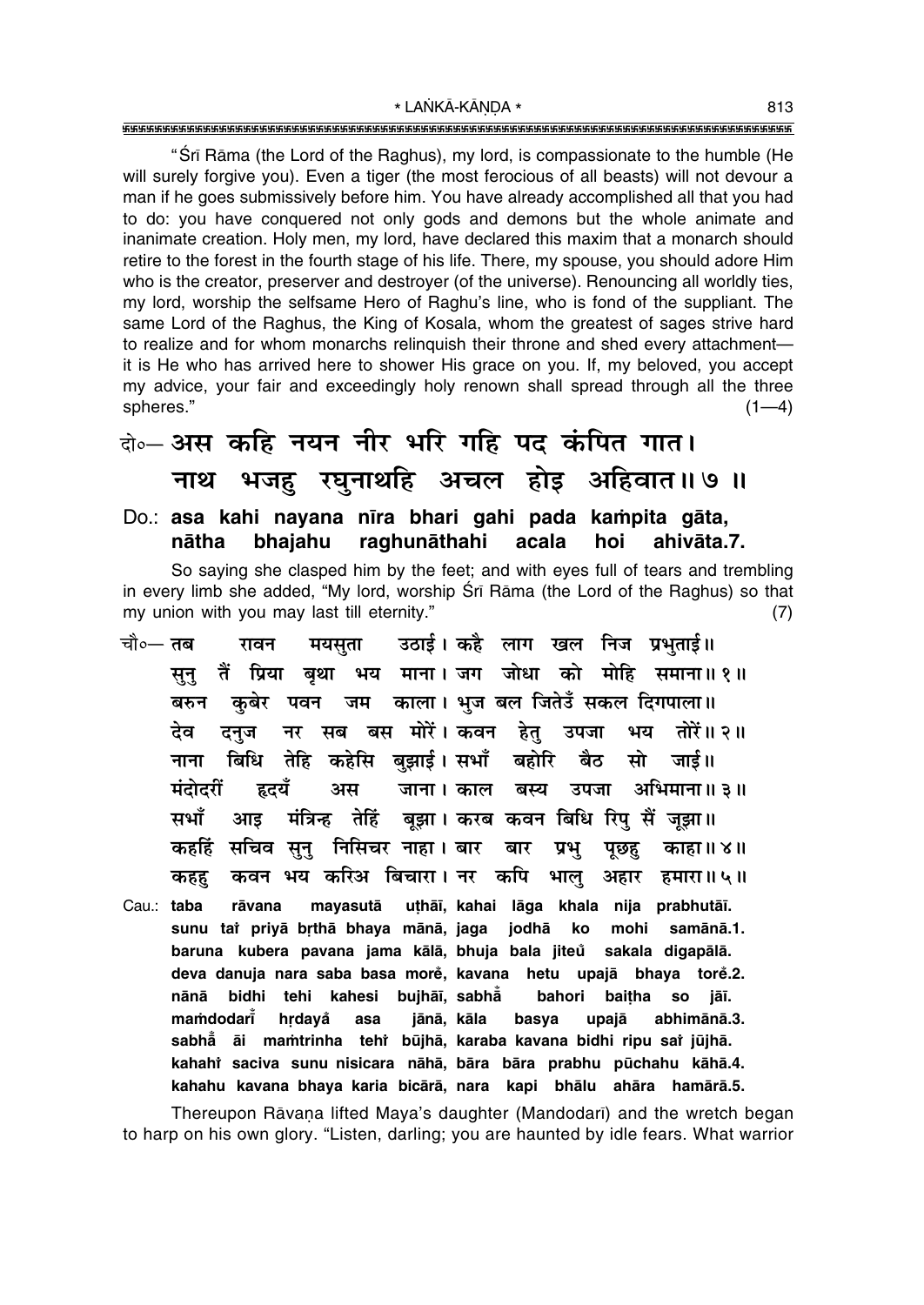"Śrī Rāma (the Lord of the Raghus), my lord, is compassionate to the humble (He will surely forgive you). Even a tiger (the most ferocious of all beasts) will not devour a man if he goes submissively before him. You have already accomplished all that you had to do: you have conquered not only gods and demons but the whole animate and inanimate creation. Holy men, my lord, have declared this maxim that a monarch should retire to the forest in the fourth stage of his life. There, my spouse, you should adore Him who is the creator, preserver and destroyer (of the universe). Renouncing all worldly ties, my lord, worship the selfsame Hero of Raghu's line, who is fond of the suppliant. The same Lord of the Raghus, the King of Kosala, whom the greatest of sages strive hard to realize and for whom monarchs relinquish their throne and shed every attachment— it is He who has arrived here to shower His grace on you. If, my beloved, you accept my advice, your fair and exceedingly holy renown shall spread through all the three spheres." (1—4)

**दो०— अस कहि नयन नीर भरि गहि पद कंपित गात।**
**नाथ भजहु रघुनाथहि अचल होइ अहिवात॥ ७ ॥**

**Do.: asa kahi nayana nīra bhari gahi pada kaṁpita gāta,**
**nātha bhajahu raghunāthahi acala hoi ahivāta.7.**

So saying she clasped him by the feet; and with eyes full of tears and trembling in every limb she added, "My lord, worship Śrī Rāma (the Lord of the Raghus) so that my union with you may last till eternity." (7)

**चौ०— तब रावन मयसुता उठाई। कहै लाग खल निज प्रभुताई॥**
**सुनु तैं प्रिया बृथा भय माना। जग जोधा को मोहि समाना॥ १ ॥**
**बरुन कुबेर पवन जम काला। भुज बल जितेउँ सकल दिगपाला॥**
**देव दनुज नर सब बस मोरें। कवन हेतु उपजा भय तोरें॥ २ ॥**
**नाना बिधि तेहि कहेसि बुझाई। सभाँ बहोरि बैठ सो जाई॥**
**मंदोदरीं हृदयँ अस जाना। काल बस्य उपजा अभिमाना॥ ३ ॥**
**सभाँ आइ मंत्रिन्ह तेहिं बूझा। करब कवन बिधि रिपु सैं जूझा॥**
**कहहिं सचिव सुनु निसिचर नाहा। बार बार प्रभु पूछहु काहा॥ ४ ॥**
**कहहु कवन भय करिअ बिचारा। नर कपि भालु अहार हमारा॥ ५ ॥**

**Cau.: taba rāvana mayasutā uṭhāī, kahai lāga khala nija prabhutāī.**
**sunu taiṁ priyā bṛthā bhaya mānā, jaga jodhā ko mohi samānā.1.**
**baruna kubera pavana jama kālā, bhuja bala jiteu̐ sakala digapālā.**
**deva danuja nara saba basa moreṁ, kavana hetu upajā bhaya toreṁ.2.**
**nānā bidhi tehi kahesi bujhāī, sabhā̐ bahori baiṭha so jāī.**
**maṁdodarīṁ hṛdayā̐ asa jānā, kāla basya upajā abhimānā.3.**
**sabhā̐ āi maṁtrinha tehiṁ būjhā, karaba kavana bidhi ripu saiṁ jūjhā.**
**kahahiṁ saciva sunu nisicara nāhā, bāra bāra prabhu pūchahu kāhā.4.**
**kahahu kavana bhaya karia bicārā, nara kapi bhālu ahāra hamārā.5.**

Thereupon Rāvaṇa lifted Maya's daughter (Mandodarī) and the wretch began to harp on his own glory. "Listen, darling; you are haunted by idle fears. What warrior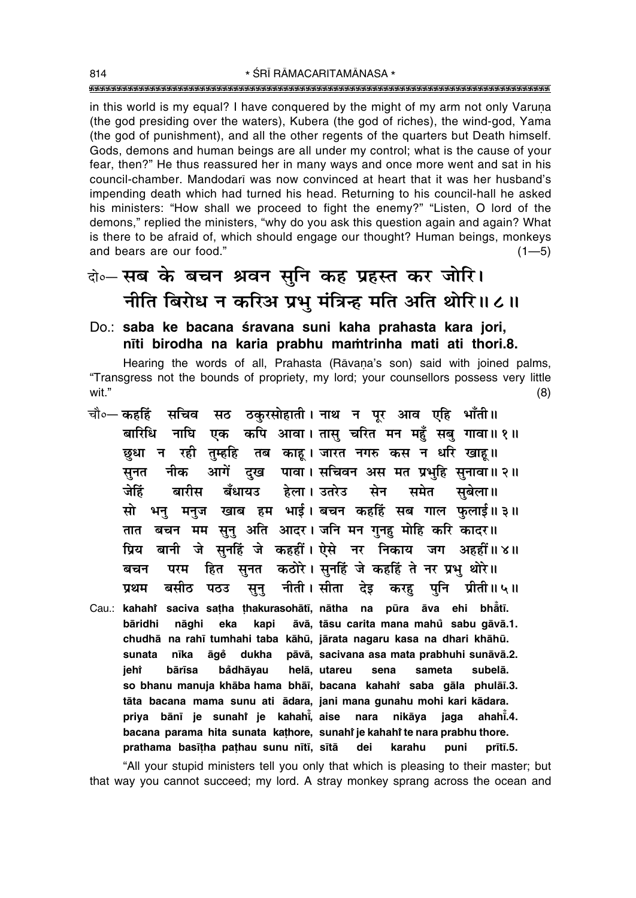in this world is my equal? I have conquered by the might of my arm not only Varuṇa (the god presiding over the waters), Kubera (the god of riches), the wind-god, Yama (the god of punishment), and all the other regents of the quarters but Death himself. Gods, demons and human beings are all under my control; what is the cause of your fear, then?" He thus reassured her in many ways and once more went and sat in his council-chamber. Mandodarī was now convinced at heart that it was her husband's impending death which had turned his head. Returning to his council-hall he asked his ministers: "How shall we proceed to fight the enemy?" "Listen, O lord of the demons," replied the ministers, "why do you ask this question again and again? What is there to be afraid of, which should engage our thought? Human beings, monkeys and bears are our food." (1—5)

दो०— **सब के बचन श्रवन सुनि कह प्रहस्त कर जोरि।**
**नीति बिरोध न करिअ प्रभु मंत्रिन्ह मति अति थोरि॥ ८॥**

Do.: **saba ke bacana śravana suni kaha prahasta kara jori,**
**nīti birodha na karia prabhu maṁtrinha mati ati thori.8.**

Hearing the words of all, Prahasta (Rāvaṇa's son) said with joined palms, "Transgress not the bounds of propriety, my lord; your counsellors possess very little wit." (8)

चौ०— **कहहिं सचिव सठ ठकुरसोहाती। नाथ न पूर आव एहि भाँती॥**
**बारिधि नाघि एक कपि आवा। तासु चरित मन महुँ सबु गावा॥ १॥**
**छुधा न रही तुम्हहि तब काहू। जारत नगरु कस न धरि खाहू॥**
**सुनत नीक आगें दुख पावा। सचिवन अस मत प्रभुहि सुनावा॥ २॥**
**जेहिं बारीस बँधायउ हेला। उतरेउ सेन समेत सुबेला॥**
**सो भनु मनुज खाब हम भाई। बचन कहहिं सब गाल फुलाई॥ ३॥**
**तात बचन मम सुनु अति आदर। जनि मन गुनहु मोहि करि कादर॥**
**प्रिय बानी जे सुनहिं जे कहहीं। ऐसे नर निकाय जग अहहीं॥ ४॥**
**बचन परम हित सुनत कठोरे। सुनहिं जे कहहिं ते नर प्रभु थोरे॥**
**प्रथम बसीठ पठउ सुनु नीती। सीता देइ करहु पुनि प्रीती॥ ५॥**

Cau.: **kahahiṁ saciva saṭha ṭhakurasohātī, nātha na pūra āva ehi bhāṁtī.**
**bāridhi nāghi eka kapi āvā, tāsu carita mana mahuṁ sabu gāvā.1.**
**chudhā na rahī tumhahi taba kāhū, jārata nagaru kasa na dhari khāhū.**
**sunata nīka āgeṁ dukha pāvā, sacivana asa mata prabhuhi sunāvā.2.**
**jehiṁ bārīsa baṁdhāyau helā, utareu sena sameta subelā.**
**so bhanu manuja khāba hama bhāī, bacana kahahiṁ saba gāla phulāī.3.**
**tāta bacana mama sunu ati ādara, jani mana gunahu mohi kari kādara.**
**priya bānī je sunahiṁ je kahahīṁ, aise nara nikāya jaga ahahīṁ.4.**
**bacana parama hita sunata kaṭhore, sunahiṁ je kahahiṁ te nara prabhu thore.**
**prathama basīṭha paṭhau sunu nītī, sītā dei karahu puni prītī.5.**

"All your stupid ministers tell you only that which is pleasing to their master; but that way you cannot succeed; my lord. A stray monkey sprang across the ocean and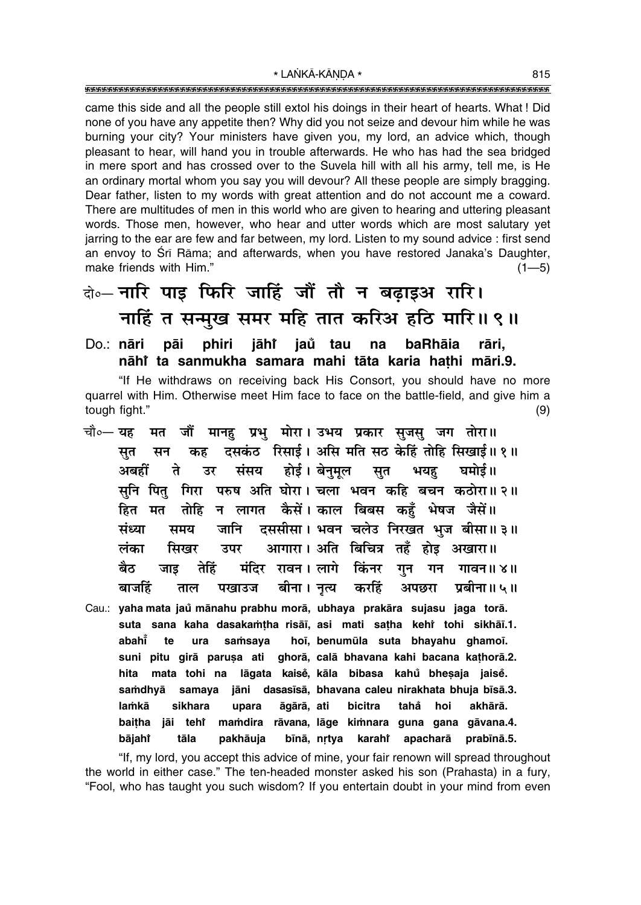came this side and all the people still extol his doings in their heart of hearts. What! Did none of you have any appetite then? Why did you not seize and devour him while he was burning your city? Your ministers have given you, my lord, an advice which, though pleasant to hear, will hand you in trouble afterwards. He who has had the sea bridged in mere sport and has crossed over to the Suvela hill with all his army, tell me, is He an ordinary mortal whom you say you will devour? All these people are simply bragging. Dear father, listen to my words with great attention and do not account me a coward. There are multitudes of men in this world who are given to hearing and uttering pleasant words. Those men, however, who hear and utter words which are most salutary yet jarring to the ear are few and far between, my lord. Listen to my sound advice : first send an envoy to Śrī Rāma; and afterwards, when you have restored Janaka's Daughter, make friends with Him." (1—5)

दो०— नारि पाइ फिरि जाहिं जौं तौ न बढ़ाइअ रारि।
नाहिं त सन्मुख समर महि तात करिअ हठि मारि॥ ९॥

Do.: **nāri pāi phiri jāhiṁ jau̐ tau na baRhāia rāri, nāhiṁ ta sanmukha samara mahi tāta karia haṭhi māri.9.**

"If He withdraws on receiving back His Consort, you should have no more quarrel with Him. Otherwise meet Him face to face on the battle-field, and give him a tough fight." (9)

चौ०— यह मत जौं मानहु प्रभु मोरा। उभय प्रकार सुजसु जग तोरा॥
सुत सन कह दसकंठ रिसाई। असि मति सठ केहिं तोहि सिखाई॥ १॥
अबहीं ते उर संसय होई। बेनुमूल सुत भयहु घमोई॥
सुनि पितु गिरा परुष अति घोरा। चला भवन कहि बचन कठोरा॥ २॥
हित मत तोहि न लागत कैसें। काल बिबस कहुँ भेषज जैसें॥
संध्या समय जानि दससीसा। भवन चलेउ निरखत भुज बीसा॥ ३॥
लंका सिखर उपर आगारा। अति बिचित्र तहँ होइ अखारा॥
बैठ जाइ तेहिं मंदिर रावन। लागे किंनर गुन गन गावन॥ ४॥
बाजहिं ताल पखाउज बीना। नृत्य करहिं अपछरा प्रबीना॥ ५॥

Cau.: **yaha mata jau̐ mānahu prabhu morā, ubhaya prakāra sujasu jaga torā. suta sana kaha dasakaṁṭha risāī, asi mati saṭha kehiṁ tohi sikhāī.1. abahīṁ te ura saṁsaya hoī, benumūla suta bhayahu ghamoī. suni pitu girā paruṣa ati ghorā, calā bhavana kahi bacana kaṭhorā.2. hita mata tohi na lāgata kaiseṁ, kāla bibasa kahu̐ bheṣaja jaiseṁ. saṁdhyā samaya jāni dasasīsā, bhavana caleu nirakhata bhuja bīsā.3. laṁkā sikhara upara āgārā, ati bicitra taha̐ hoi akhārā. baiṭha jāi tehiṁ maṁdira rāvana, lāge kiṁnara guna gana gāvana.4. bājahiṁ tāla pakhāuja bīnā, nṛtya karahiṁ apacharā prabīnā.5.**

"If, my lord, you accept this advice of mine, your fair renown will spread throughout the world in either case." The ten-headed monster asked his son (Prahasta) in a fury, "Fool, who has taught you such wisdom? If you entertain doubt in your mind from even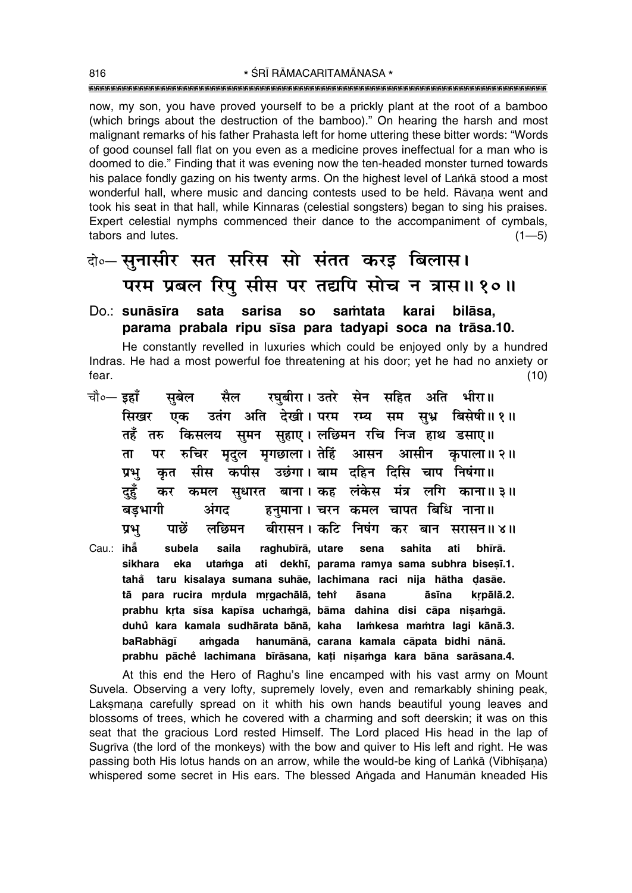now, my son, you have proved yourself to be a prickly plant at the root of a bamboo (which brings about the destruction of the bamboo)." On hearing the harsh and most malignant remarks of his father Prahasta left for home uttering these bitter words: "Words of good counsel fall flat on you even as a medicine proves ineffectual for a man who is doomed to die." Finding that it was evening now the ten-headed monster turned towards his palace fondly gazing on his twenty arms. On the highest level of Laṅkā stood a most wonderful hall, where music and dancing contests used to be held. Rāvaṇa went and took his seat in that hall, while Kinnaras (celestial songsters) began to sing his praises. Expert celestial nymphs commenced their dance to the accompaniment of cymbals, tabors and lutes. (1—5)

दो०— सुनासीर सत सरिस सो संतत करइ बिलास।
परम प्रबल रिपु सीस पर तद्यपि सोच न त्रास॥ १०॥

Do.: **sunāsīra sata sarisa so saṁtata karai bilāsa,**
**parama prabala ripu sīsa para tadyapi soca na trāsa.10.**

He constantly revelled in luxuries which could be enjoyed only by a hundred Indras. He had a most powerful foe threatening at his door; yet he had no anxiety or fear. (10)

चौ०— इहाँ सुबेल सैल रघुबीरा। उतरे सेन सहित अति भीरा॥
सिखर एक उतंग अति देखी। परम रम्य सम सुभ्र बिसेषी॥ १॥
तहँ तरु किसलय सुमन सुहाए। लछिमन रचि निज हाथ डसाए॥
ता पर रुचिर मृदुल मृगछाला। तेहिं आसन आसीन कृपाला॥ २॥
प्रभु कृत सीस कपीस उछंगा। बाम दहिन दिसि चाप निषंगा॥
दुहुँ कर कमल सुधारत बाना। कह लंकेस मंत्र लगि काना॥ ३॥
बड़भागी अंगद हनुमाना। चरन कमल चापत बिधि नाना॥
प्रभु पाछें लछिमन बीरासन। कटि निषंग कर बान सरासन॥ ४॥

Cau.: **ihā̐ subela saila raghubīrā, utare sena sahita ati bhīrā.**
**sikhara eka utaṁga ati dekhī, parama ramya sama subhra biseṣī.1.**
**tahā̐ taru kisalaya sumana suhāe, lachimana raci nija hātha ḍasāe.**
**tā para rucira mṛdula mṛgachālā, tehiṁ āsana āsīna kṛpālā.2.**
**prabhu kṛta sīsa kapīsa uchaṁgā, bāma dahina disi cāpa niṣaṁgā.**
**duhu̐ kara kamala sudhārata bānā, kaha laṁkesa maṁtra lagi kānā.3.**
**baRabhāgī aṁgada hanumānā, carana kamala cāpata bidhi nānā.**
**prabhu pāche̐ lachimana bīrāsana, kaṭi niṣaṁga kara bāna sarāsana.4.**

At this end the Hero of Raghu's line encamped with his vast army on Mount Suvela. Observing a very lofty, supremely lovely, even and remarkably shining peak, Lakṣmaṇa carefully spread on it whith his own hands beautiful young leaves and blossoms of trees, which he covered with a charming and soft deerskin; it was on this seat that the gracious Lord rested Himself. The Lord placed His head in the lap of Sugrīva (the lord of the monkeys) with the bow and quiver to His left and right. He was passing both His lotus hands on an arrow, while the would-be king of Laṅkā (Vibhīṣaṇa) whispered some secret in His ears. The blessed Aṅgada and Hanumān kneaded His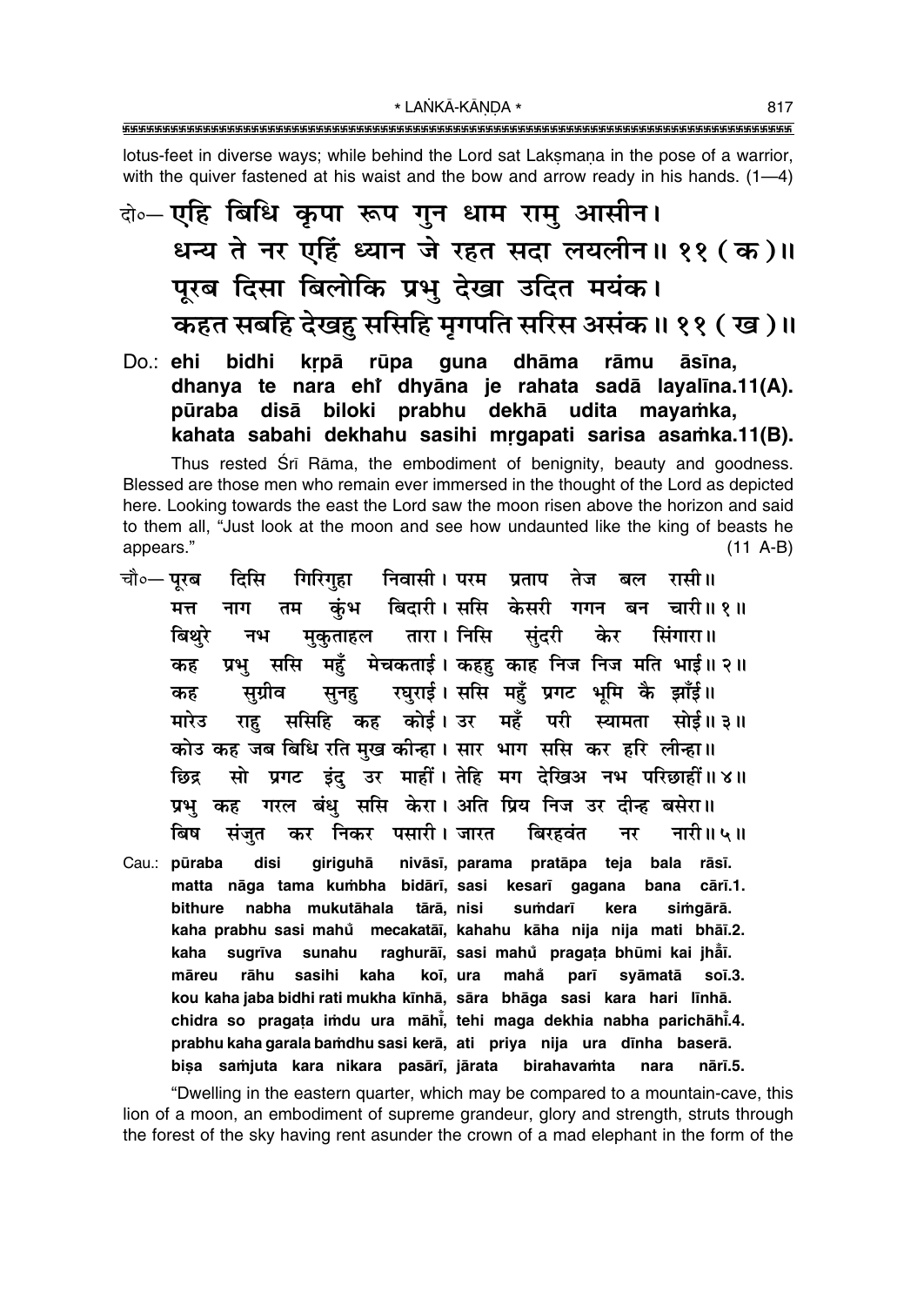lotus-feet in diverse ways; while behind the Lord sat Lakṣmaṇa in the pose of a warrior, with the quiver fastened at his waist and the bow and arrow ready in his hands. (1—4)

दो०— एहि बिधि कृपा रूप गुन धाम रामु आसीन।
धन्य ते नर एहिं ध्यान जे रहत सदा लयलीन॥ ११ ( क )॥
पूरब दिसा बिलोकि प्रभु देखा उदित मयंक।
कहत सबहि देखहु ससिहि मृगपति सरिस असंक॥ ११ ( ख )॥

Do.: **ehi bidhi kṛpā rūpa guna dhāma rāmu āsīna,**
**dhanya te nara ehi̐ dhyāna je rahata sadā layalīna.11(A).**
**pūraba disā biloki prabhu dekhā udita mayaṁka,**
**kahata sabahi dekhahu sasihi mṛgapati sarisa asaṁka.11(B).**

Thus rested Śrī Rāma, the embodiment of benignity, beauty and goodness. Blessed are those men who remain ever immersed in the thought of the Lord as depicted here. Looking towards the east the Lord saw the moon risen above the horizon and said to them all, "Just look at the moon and see how undaunted like the king of beasts he appears." (11 A-B)

चौ०— पूरब दिसि गिरिगुहा निवासी। परम प्रताप तेज बल रासी॥
मत्त नाग तम कुंभ बिदारी। ससि केसरी गगन बन चारी॥ १॥
बिथुरे नभ मुकुताहल तारा। निसि सुंदरी केर सिंगारा॥
कह प्रभु ससि महुँ मेचकताई। कहहु काह निज निज मति भाई॥ २॥
कह सुग्रीव सुनहु रघुराई। ससि महुँ प्रगट भूमि कै झाँई॥
मारेउ राहु ससिहि कह कोई। उर महँ परी स्यामता सोई॥ ३॥
कोउ कह जब बिधि रति मुख कीन्हा। सार भाग ससि कर हरि लीन्हा॥
छिद्र सो प्रगट इंदु उर माहीं। तेहि मग देखिअ नभ परिछाहीं॥ ४॥
प्रभु कह गरल बंधु ससि केरा। अति प्रिय निज उर दीन्ह बसेरा॥
बिष संजुत कर निकर पसारी। जारत बिरहवंत नर नारी॥ ५॥

Cau.: **pūraba disi giriguhā nivāsī, parama pratāpa teja bala rāsī.**
**matta nāga tama kuṁbha bidārī, sasi kesarī gagana bana cārī.1.**
**bithure nabha mukutāhala tārā, nisi suṁdarī kera siṁgārā.**
**kaha prabhu sasi mahu̐ mecakatāī, kahahu kāha nija nija mati bhāī.2.**
**kaha sugrīva sunahu raghurāī, sasi mahu̐ pragaṭa bhūmi kai jhā̐ī.**
**māreu rāhu sasihi kaha koī, ura maha̐ parī syāmatā soī.3.**
**kou kaha jaba bidhi rati mukha kīnhā, sāra bhāga sasi kara hari līnhā.**
**chidra so pragaṭa iṁdu ura māhī̐, tehi maga dekhia nabha parichāhī̐.4.**
**prabhu kaha garala baṁdhu sasi kerā, ati priya nija ura dīnha baserā.**
**biṣa saṁjuta kara nikara pasārī, jārata birahavaṁta nara nārī.5.**

"Dwelling in the eastern quarter, which may be compared to a mountain-cave, this lion of a moon, an embodiment of supreme grandeur, glory and strength, struts through the forest of the sky having rent asunder the crown of a mad elephant in the form of the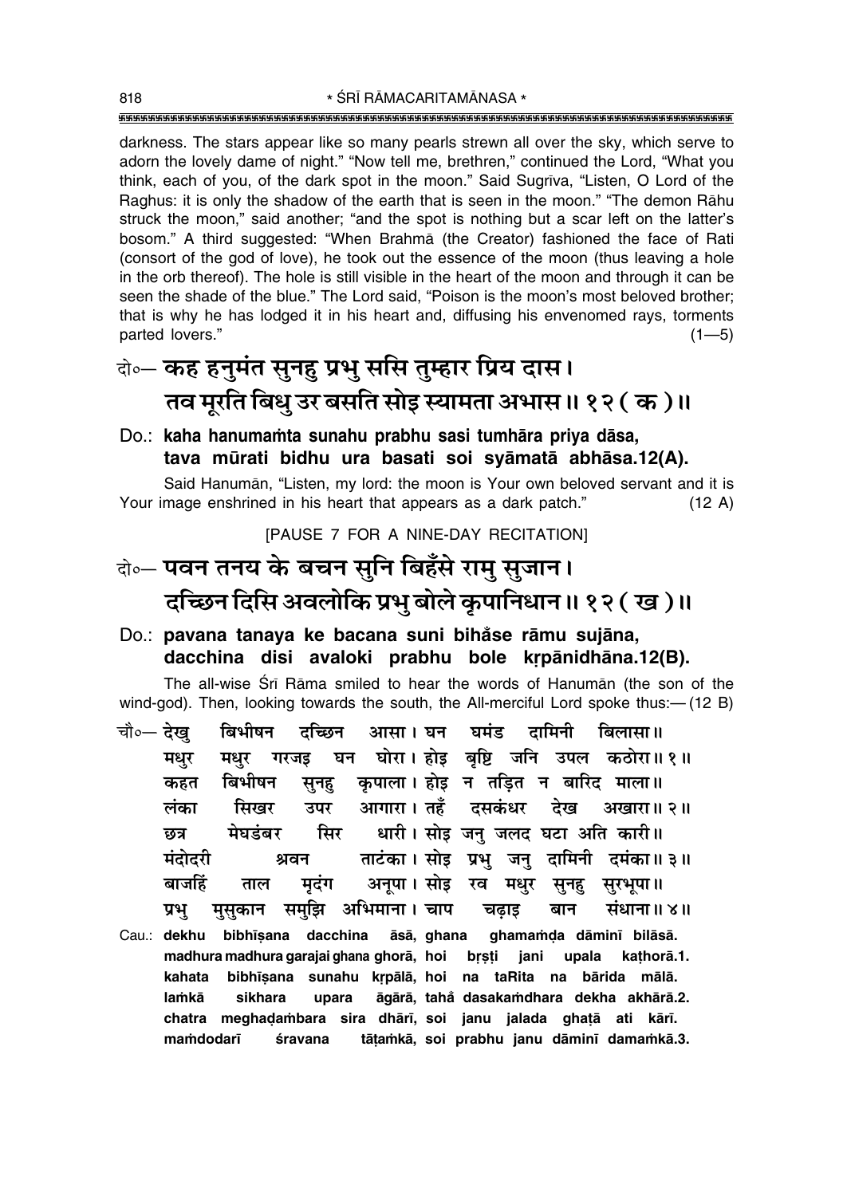darkness. The stars appear like so many pearls strewn all over the sky, which serve to adorn the lovely dame of night." "Now tell me, brethren," continued the Lord, "What you think, each of you, of the dark spot in the moon." Said Sugrīva, "Listen, O Lord of the Raghus: it is only the shadow of the earth that is seen in the moon." "The demon Rāhu struck the moon," said another; "and the spot is nothing but a scar left on the latter's bosom." A third suggested: "When Brahmā (the Creator) fashioned the face of Rati (consort of the god of love), he took out the essence of the moon (thus leaving a hole in the orb thereof). The hole is still visible in the heart of the moon and through it can be seen the shade of the blue." The Lord said, "Poison is the moon's most beloved brother; that is why he has lodged it in his heart and, diffusing his envenomed rays, torments parted lovers." (1—5)

## दो०— कह हनुमंत सुनहु प्रभु ससि तुम्हार प्रिय दास। तव मूरति बिधु उर बसति सोइ स्यामता अभास॥ १२ ( क )॥

**Do.: kaha hanumaṁta sunahu prabhu sasi tumhāra priya dāsa, tava mūrati bidhu ura basati soi syāmatā abhāsa.12(A).**

Said Hanumān, "Listen, my lord: the moon is Your own beloved servant and it is Your image enshrined in his heart that appears as a dark patch." (12 A)

[PAUSE 7 FOR A NINE-DAY RECITATION]

## दो०— पवन तनय के बचन सुनि बिहँसे रामु सुजान। दच्छिन दिसि अवलोकि प्रभु बोले कृपानिधान॥ १२ ( ख )॥

**Do.: pavana tanaya ke bacana suni biham̐se rāmu sujāna, dacchina disi avaloki prabhu bole kṛpānidhāna.12(B).**

The all-wise Śrī Rāma smiled to hear the words of Hanumān (the son of the wind-god). Then, looking towards the south, the All-merciful Lord spoke thus:— (12 B)

चौ०— देखु बिभीषन दच्छिन आसा। घन घमंड दामिनी बिलासा॥
मधुर मधुर गरजइ घन घोरा। होइ बृष्टि जनि उपल कठोरा॥ १॥
कहत बिभीषन सुनहु कृपाला। होइ न तड़ित न बारिद माला॥
लंका सिखर उपर आगारा। तहँ दसकंधर देख अखारा॥ २॥
छत्र मेघडंबर सिर धारी। सोइ जनु जलद घटा अति कारी॥
मंदोदरी श्रवन ताटंका। सोइ प्रभु जनु दामिनी दमंका॥ ३॥
बाजहिं ताल मृदंग अनूपा। सोइ रव मधुर सुनहु सुरभूपा॥
प्रभु मुसुकान समुझि अभिमाना। चाप चढ़ाइ बान संधाना॥ ४॥

**Cau.: dekhu bibhīṣana dacchina āsā, ghana ghamaṁḍa dāminī bilāsā. madhura madhura garajai ghana ghorā, hoi bṛṣṭi jani upala kaṭhorā.1. kahata bibhīṣana sunahu kṛpālā, hoi na taRita na bārida mālā. laṁkā sikhara upara āgārā, taham̐ dasakaṁdhara dekha akhārā.2. chatra meghaḍaṁbara sira dhārī, soi janu jalada ghaṭā ati kārī. maṁdodarī śravana tāṭaṁkā, soi prabhu janu dāminī damaṁkā.3.**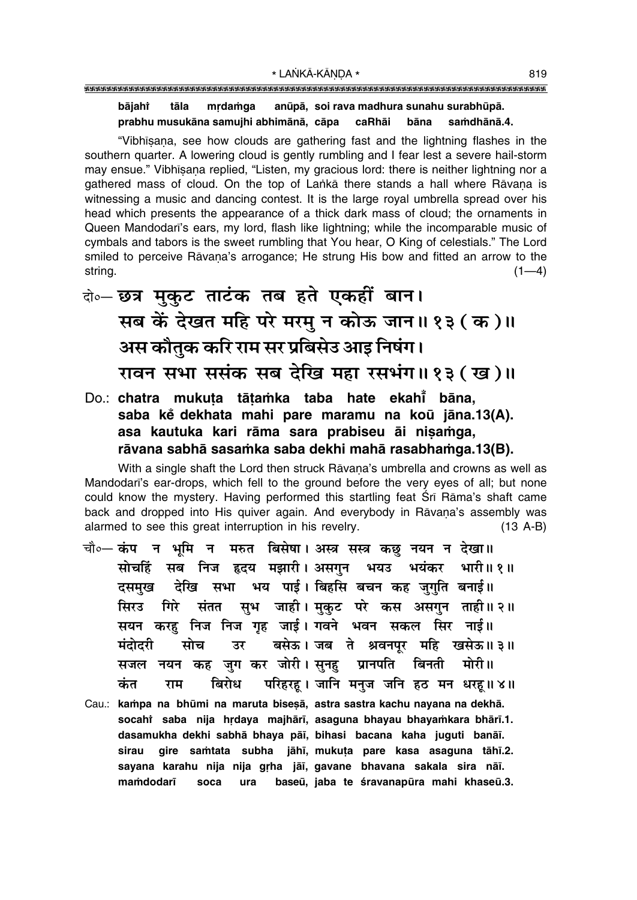**bājahı̐ tāla mṛdaṁga anūpā, soi rava madhura sunahu surabhūpā.**
**prabhu musukāna samujhi abhimānā, cāpa caRhāi bāna saṁdhānā.4.**

"Vibhīṣaṇa, see how clouds are gathering fast and the lightning flashes in the southern quarter. A lowering cloud is gently rumbling and I fear lest a severe hail-storm may ensue." Vibhīṣaṇa replied, "Listen, my gracious lord: there is neither lightning nor a gathered mass of cloud. On the top of Laṅkā there stands a hall where Rāvaṇa is witnessing a music and dancing contest. It is the large royal umbrella spread over his head which presents the appearance of a thick dark mass of cloud; the ornaments in Queen Mandodarī's ears, my lord, flash like lightning; while the incomparable music of cymbals and tabors is the sweet rumbling that You hear, O King of celestials." The Lord smiled to perceive Rāvaṇa's arrogance; He strung His bow and fitted an arrow to the string. (1—4)

दो०– छत्र मुकुट ताटंक तब हते एकहीं बान।
सब कें देखत महि परे मरमु न कोऊ जान॥ १३ (क)॥
अस कौतुक करि राम सर प्रबिसेउ आइ निषंग।
रावन सभा ससंक सब देखि महा रसभंग॥ १३ (ख)॥

Do.: **chatra mukuṭa tāṭaṁka taba hate ekahı̐ bāna,**
**saba kẽ dekhata mahi pare maramu na koū jāna.13(A).**
**asa kautuka kari rāma sara prabiseu āi niṣaṁga,**
**rāvana sabhā sasaṁka saba dekhi mahā rasabhaṁga.13(B).**

With a single shaft the Lord then struck Rāvaṇa's umbrella and crowns as well as Mandodarī's ear-drops, which fell to the ground before the very eyes of all; but none could know the mystery. Having performed this startling feat Śrī Rāma's shaft came back and dropped into His quiver again. And everybody in Rāvaṇa's assembly was alarmed to see this great interruption in his revelry. (13 A-B)

चौ०– कंप न भूमि न मरुत बिसेषा। अस्त्र सस्त्र कछु नयन न देखा॥
सोचहिं सब निज हृदय मझारी। असगुन भयउ भयंकर भारी॥ १॥
दसमुख देखि सभा भय पाई। बिहसि बचन कह जुगुति बनाई॥
सिरउ गिरे संतत सुभ जाही। मुकुट परे कस असगुन ताही॥ २॥
सयन करहु निज निज गृह जाई। गवने भवन सकल सिर नाई॥
मंदोदरी सोच उर बसेऊ। जब ते श्रवनपूर महि खसेऊ॥ ३॥
सजल नयन कह जुग कर जोरी। सुनहु प्रानपति बिनती मोरी॥
कंत राम बिरोध परिहरहू। जानि मनुज जनि हठ मन धरहू॥ ४॥

Cau.: **kaṁpa na bhūmi na maruta bisesā, astra sastra kachu nayana na dekhā.**
**socahı̐ saba nija hṛdaya majhārī, asaguna bhayau bhayaṁkara bhārī.1.**
**dasamukha dekhi sabhā bhaya pāī, bihasi bacana kaha juguti banāī.**
**sirau gire saṁtata subha jāhī, mukuṭa pare kasa asaguna tāhī.2.**
**sayana karahu nija nija gṛha jāī, gavane bhavana sakala sira nāī.**
**maṁdodarī soca ura baseū, jaba te śravanapūra mahi khaseū.3.**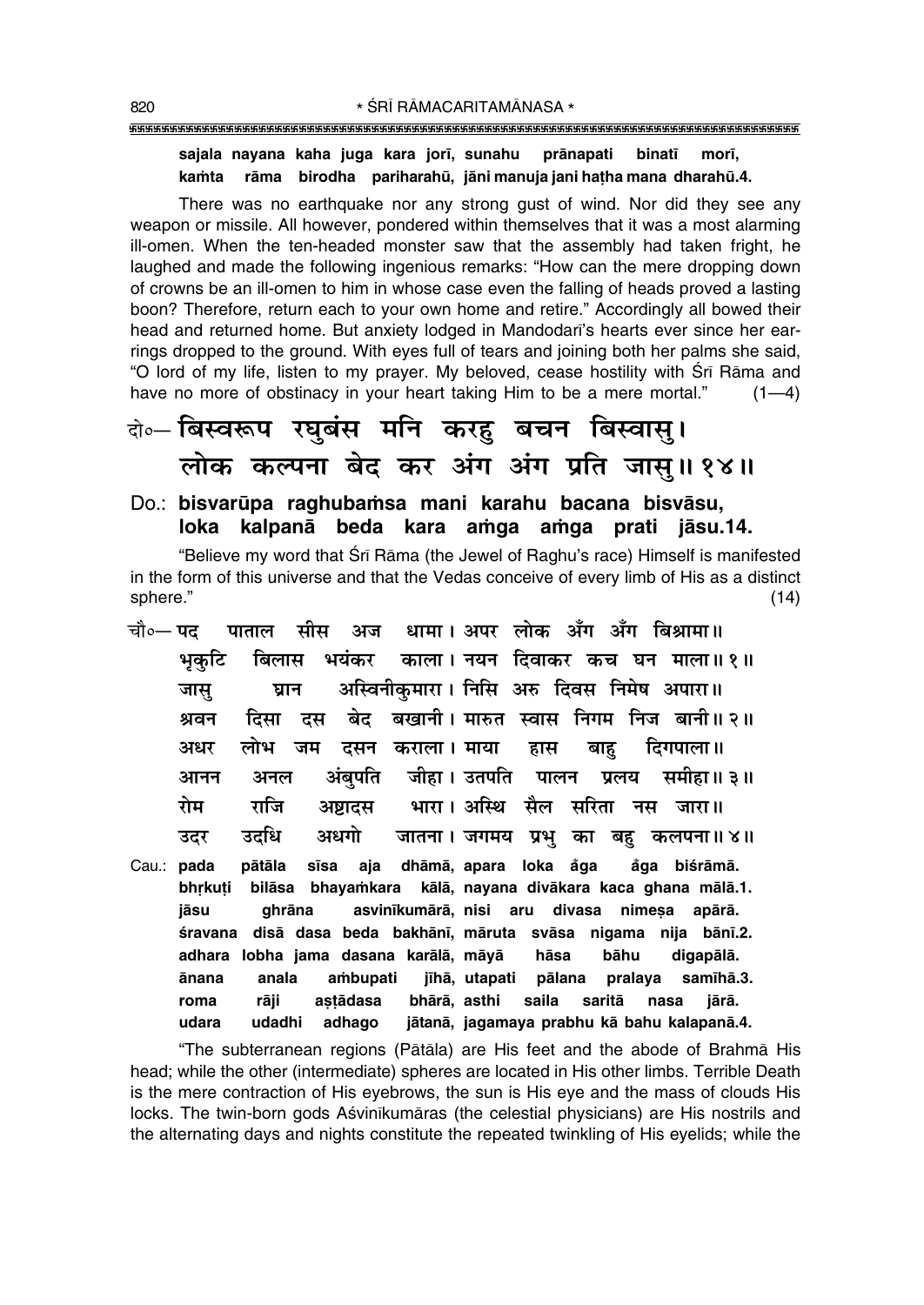**sajala nayana kaha juga kara jorī, sunahu prānapati binatī morī,**
**kaṁta rāma birodha pariharahū, jāni manuja jani haṭha mana dharahū.4.**

There was no earthquake nor any strong gust of wind. Nor did they see any weapon or missile. All however, pondered within themselves that it was a most alarming ill-omen. When the ten-headed monster saw that the assembly had taken fright, he laughed and made the following ingenious remarks: "How can the mere dropping down of crowns be an ill-omen to him in whose case even the falling of heads proved a lasting boon? Therefore, return each to your own home and retire." Accordingly all bowed their head and returned home. But anxiety lodged in Mandodarī's hearts ever since her ear-rings dropped to the ground. With eyes full of tears and joining both her palms she said, "O lord of my life, listen to my prayer. My beloved, cease hostility with Śrī Rāma and have no more of obstinacy in your heart taking Him to be a mere mortal." (1—4)

दो०— बिस्वरूप रघुबंस मनि करहु बचन बिस्वासु।
लोक कल्पना बेद कर अंग अंग प्रति जासु॥ १४॥

Do.: **bisvarūpa raghubaṁsa mani karahu bacana bisvāsu,**
**loka kalpanā beda kara aṁga aṁga prati jāsu.14.**

"Believe my word that Śrī Rāma (the Jewel of Raghu's race) Himself is manifested in the form of this universe and that the Vedas conceive of every limb of His as a distinct sphere." (14)

चौ०— पद पाताल सीस अज धामा। अपर लोक अँग अँग बिश्रामा॥
भृकुटि बिलास भयंकर काला। नयन दिवाकर कच घन माला॥ १॥
जासु घ्रान अस्विनीकुमारा। निसि अरु दिवस निमेष अपारा॥
श्रवन दिसा दस बेद बखानी। मारुत स्वास निगम निज बानी॥ २॥
अधर लोभ जम दसन कराला। माया हास बाहु दिगपाला॥
आनन अनल अंबुपति जीहा। उतपति पालन प्रलय समीहा॥ ३॥
रोम राजि अष्टादस भारा। अस्थि सैल सरिता नस जारा॥
उदर उदधि अधगो जातना। जगमय प्रभु का बहु कलपना॥ ४॥

Cau.: **pada pātāla sīsa aja dhāmā, apara loka ãga ãga biśrāmā.**
**bhṛkuṭi bilāsa bhayaṁkara kālā, nayana divākara kaca ghana mālā.1.**
**jāsu ghrāna asvinīkumārā, nisi aru divasa nimeṣa apārā.**
**śravana disā dasa beda bakhānī, māruta svāsa nigama nija bānī.2.**
**adhara lobha jama dasana karālā, māyā hāsa bāhu digapālā.**
**ānana anala aṁbupati jīhā, utapati pālana pralaya samīhā.3.**
**roma rāji aṣṭādasa bhārā, asthi saila saritā nasa jārā.**
**udara udadhi adhago jātanā, jagamaya prabhu kā bahu kalapanā.4.**

"The subterranean regions (Pātāla) are His feet and the abode of Brahmā His head; while the other (intermediate) spheres are located in His other limbs. Terrible Death is the mere contraction of His eyebrows, the sun is His eye and the mass of clouds His locks. The twin-born gods Aśvinīkumāras (the celestial physicians) are His nostrils and the alternating days and nights constitute the repeated twinkling of His eyelids; while the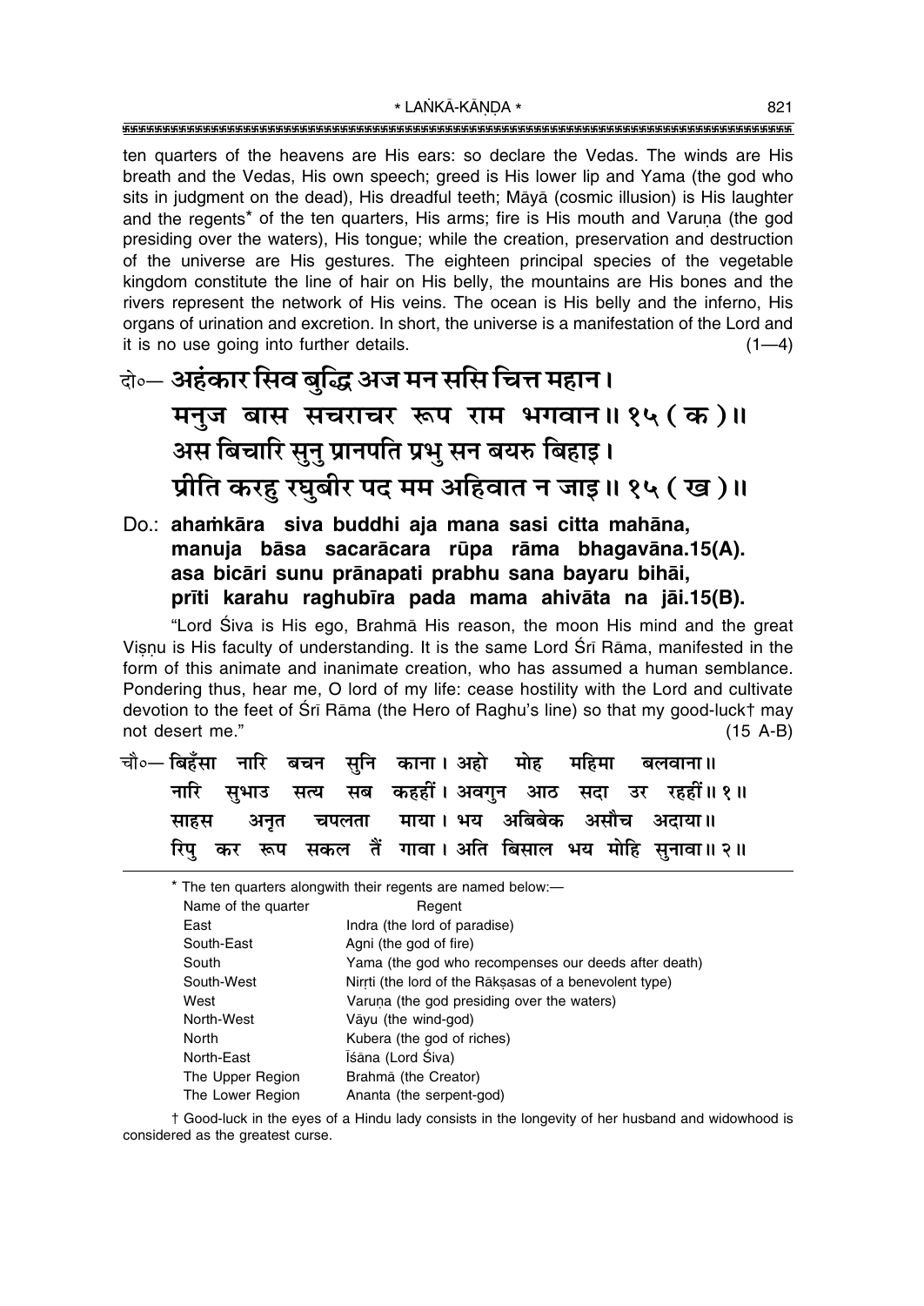ten quarters of the heavens are His ears: so declare the Vedas. The winds are His breath and the Vedas, His own speech; greed is His lower lip and Yama (the god who sits in judgment on the dead), His dreadful teeth; Māyā (cosmic illusion) is His laughter and the regents* of the ten quarters, His arms; fire is His mouth and Varuṇa (the god presiding over the waters), His tongue; while the creation, preservation and destruction of the universe are His gestures. The eighteen principal species of the vegetable kingdom constitute the line of hair on His belly, the mountains are His bones and the rivers represent the network of His veins. The ocean is His belly and the inferno, His organs of urination and excretion. In short, the universe is a manifestation of the Lord and it is no use going into further details. (1—4)

दो०— अहंकार सिव बुद्धि अज मन ससि चित्त महान।
मनुज बास सचराचर रूप राम भगवान॥ १५ ( क )॥
अस बिचारि सुनु प्रानपति प्रभु सन बयरु बिहाइ।
प्रीति करहु रघुबीर पद मम अहिवात न जाइ॥ १५ ( ख )॥

Do.: **ahaṁkāra siva buddhi aja mana sasi citta mahāna,**
**manuja bāsa sacarācara rūpa rāma bhagavāna.15(A).**
**asa bicāri sunu prānapati prabhu sana bayaru bihāi,**
**prīti karahu raghubīra pada mama ahivāta na jāi.15(B).**

"Lord Śiva is His ego, Brahmā His reason, the moon His mind and the great Viṣṇu is His faculty of understanding. It is the same Lord Śrī Rāma, manifested in the form of this animate and inanimate creation, who has assumed a human semblance. Pondering thus, hear me, O lord of my life: cease hostility with the Lord and cultivate devotion to the feet of Śrī Rāma (the Hero of Raghu's line) so that my good-luck† may not desert me." (15 A-B)

चौ०— बिहँसा नारि बचन सुनि काना। अहो मोह महिमा बलवाना॥
नारि सुभाउ सत्य सब कहहीं। अवगुन आठ सदा उर रहहीं॥ १॥
साहस अनृत चपलता माया। भय अबिबेक असौच अदाया॥
रिपु कर रूप सकल तैं गावा। अति बिसाल भय मोहि सुनावा॥ २॥

---

* The ten quarters alongwith their regents are named below:—

| Name of the quarter | Regent |
|---|---|
| East | Indra (the lord of paradise) |
| South-East | Agni (the god of fire) |
| South | Yama (the god who recompenses our deeds after death) |
| South-West | Nirṛti (the lord of the Rākṣasas of a benevolent type) |
| West | Varuṇa (the god presiding over the waters) |
| North-West | Vāyu (the wind-god) |
| North | Kubera (the god of riches) |
| North-East | Īśāna (Lord Śiva) |
| The Upper Region | Brahmā (the Creator) |
| The Lower Region | Ananta (the serpent-god) |

† Good-luck in the eyes of a Hindu lady consists in the longevity of her husband and widowhood is considered as the greatest curse.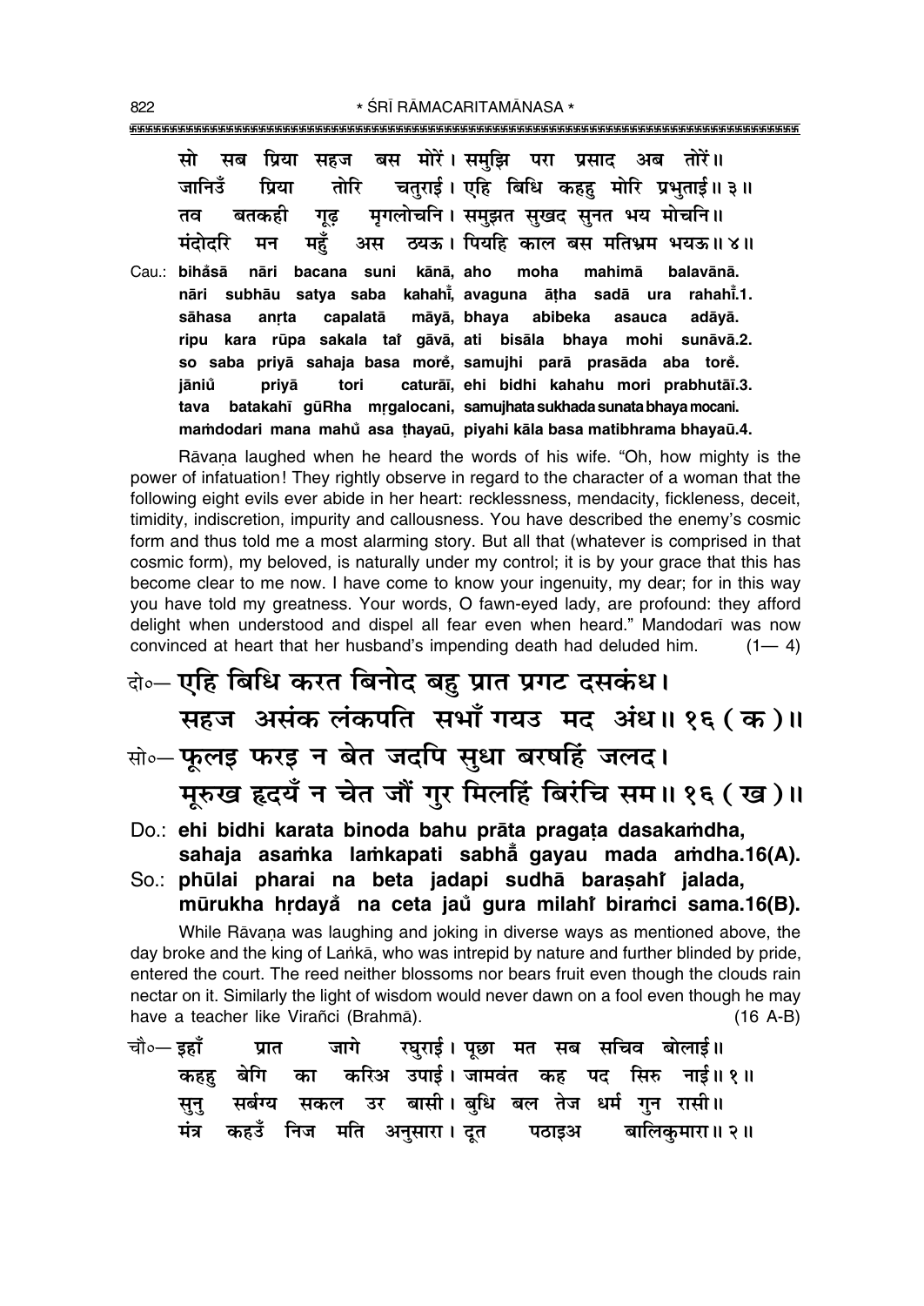सो सब प्रिया सहज बस मोरें। समुझि परा प्रसाद अब तोरें॥
जानिउँ प्रिया तोरि चतुराई। एहि बिधि कहहु मोरि प्रभुताई॥ ३॥
तव बतकही गूढ़ मृगलोचनि। समुझत सुखद सुनत भय मोचनि॥
मंदोदरि मन महुँ अस ठयऊ। पियहि काल बस मतिभ्रम भयऊ॥ ४॥

Cau.: **bihåsā nāri bacana suni kānā, aho moha mahimā balavānā.**
**nāri subhāu satya saba kahahī̃, avaguna āṭha sadā ura rahahī̃.1.**
**sāhasa anṛta capalatā māyā, bhaya abibeka asauca adāyā.**
**ripu kara rūpa sakala taĩ gāvā, ati bisāla bhaya mohi sunāvā.2.**
**so saba priyā sahaja basa morẽ, samujhi parā prasāda aba torẽ.**
**jāniů priyā tori caturāī, ehi bidhi kahahu mori prabhutāī.3.**
**tava batakahī gūRha mṛgalocani, samujhata sukhada sunata bhaya mocani.**
**maṁdodari mana mahů asa ṭhayaū, piyahi kāla basa matibhrama bhayaū.4.**

Rāvaṇa laughed when he heard the words of his wife. "Oh, how mighty is the power of infatuation! They rightly observe in regard to the character of a woman that the following eight evils ever abide in her heart: recklessness, mendacity, fickleness, deceit, timidity, indiscretion, impurity and callousness. You have described the enemy's cosmic form and thus told me a most alarming story. But all that (whatever is comprised in that cosmic form), my beloved, is naturally under my control; it is by your grace that this has become clear to me now. I have come to know your ingenuity, my dear; for in this way you have told my greatness. Your words, O fawn-eyed lady, are profound: they afford delight when understood and dispel all fear even when heard." Mandodarī was now convinced at heart that her husband's impending death had deluded him. (1— 4)

दो०— एहि बिधि करत बिनोद बहु प्रात प्रगट दसकंध।
सहज असंक लंकपति सभाँ गयउ मद अंध॥ १६ (क)॥
सो०— फूलइ फरइ न बेत जदपि सुधा बरषहिं जलद।
मूरुख हृदयँ न चेत जौं गुर मिलहिं बिरंचि सम॥ १६ (ख)॥

Do.: **ehi bidhi karata binoda bahu prāta pragaṭa dasakaṁdha,**
**sahaja asaṁka laṁkapati sabhå̃ gayau mada aṁdha.16(A).**
So.: **phūlai pharai na beta jadapi sudhā barașahī̃ jalada,**
**mūrukha hṛdayå̃ na ceta jaů gura milahī̃ biraṁci sama.16(B).**

While Rāvaṇa was laughing and joking in diverse ways as mentioned above, the day broke and the king of Laṅkā, who was intrepid by nature and further blinded by pride, entered the court. The reed neither blossoms nor bears fruit even though the clouds rain nectar on it. Similarly the light of wisdom would never dawn on a fool even though he may have a teacher like Virañci (Brahmā). (16 A-B)

चौ०— इहाँ प्रात जागे रघुराई। पूछा मत सब सचिव बोलाई॥
कहहु बेगि का करिअ उपाई। जामवंत कह पद सिरु नाई॥ १॥
सुनु सर्बग्य सकल उर बासी। बुधि बल तेज धर्म गुन रासी॥
मंत्र कहउँ निज मति अनुसारा। दूत पठाइअ बालिकुमारा॥ २॥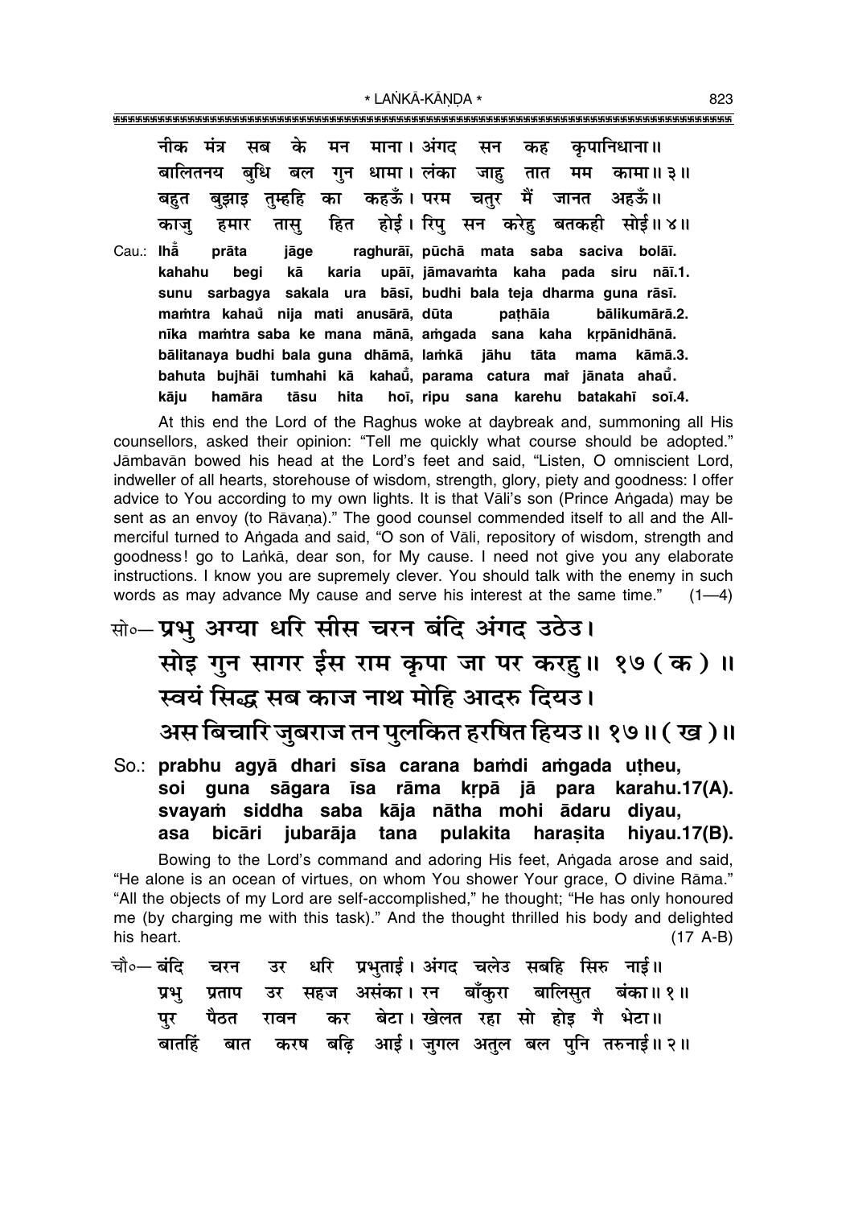नीक मंत्र सब के मन माना। अंगद सन कह कृपानिधाना॥
बालितनय बुधि बल गुन धामा। लंका जाहु तात मम कामा॥ ३॥
बहुत बुझाइ तुम्हहि का कहऊँ। परम चतुर मैं जानत अहऊँ॥
काजु हमार तासु हित होई। रिपु सन करेहु बतकही सोई॥ ४॥

Cau.: **ihā̐ prāta jāge raghurāī, pūchā mata saba saciva bolāī.**
**kahahu begi kā karia upāī, jāmavaṁta kaha pada siru nāī.1.**
**sunu sarbagya sakala ura bāsī, budhi bala teja dharma guna rāsī.**
**maṁtra kahaů nija mati anusārā, dūta paṭhāia bālikumārā.2.**
**nīka maṁtra saba ke mana mānā, aṁgada sana kaha kṛpānidhānā.**
**bālitanaya budhi bala guna dhāmā, laṁkā jāhu tāta mama kāmā.3.**
**bahuta bujhāi tumhahi kā kahaů̐, parama catura maiṁ jānata ahaů̐.**
**kāju hamāra tāsu hita hoī, ripu sana karehu batakahī soī.4.**

At this end the Lord of the Raghus woke at daybreak and, summoning all His counsellors, asked their opinion: "Tell me quickly what course should be adopted." Jāmbavān bowed his head at the Lord's feet and said, "Listen, O omniscient Lord, indweller of all hearts, storehouse of wisdom, strength, glory, piety and goodness: I offer advice to You according to my own lights. It is that Vāli's son (Prince Aṅgada) may be sent as an envoy (to Rāvaṇa)." The good counsel commended itself to all and the All-merciful turned to Aṅgada and said, "O son of Vāli, repository of wisdom, strength and goodness! go to Laṅkā, dear son, for My cause. I need not give you any elaborate instructions. I know you are supremely clever. You should talk with the enemy in such words as may advance My cause and serve his interest at the same time." (1—4)

सो०— **प्रभु अग्या धरि सीस चरन बंदि अंगद उठेउ।**
**सोइ गुन सागर ईस राम कृपा जा पर करहु॥ १७ ( क ) ॥**
**स्वयं सिद्ध सब काज नाथ मोहि आदरु दियउ।**
**अस बिचारि जुबराज तन पुलकित हरषित हियउ॥ १७॥ ( ख )॥**

So.: **prabhu agyā dhari sīsa carana baṁdi aṁgada uṭheu,**
**soi guna sāgara īsa rāma kṛpā jā para karahu.17(A).**
**svayaṁ siddha saba kāja nātha mohi ādaru diyau,**
**asa bicāri jubarāja tana pulakita haraṣita hiyau.17(B).**

Bowing to the Lord's command and adoring His feet, Aṅgada arose and said, "He alone is an ocean of virtues, on whom You shower Your grace, O divine Rāma." "All the objects of my Lord are self-accomplished," he thought; "He has only honoured me (by charging me with this task)." And the thought thrilled his body and delighted his heart. (17 A-B)

चौ०— बंदि चरन उर धरि प्रभुताई। अंगद चलेउ सबहि सिरु नाई॥
प्रभु प्रताप उर सहज असंका। रन बाँकुरा बालिसुत बंका॥ १॥
पुर पैठत रावन कर बेटा। खेलत रहा सो होइ गै भेटा॥
बातहिं बात करष बढ़ि आई। जुगल अतुल बल पुनि तरुनाई॥ २॥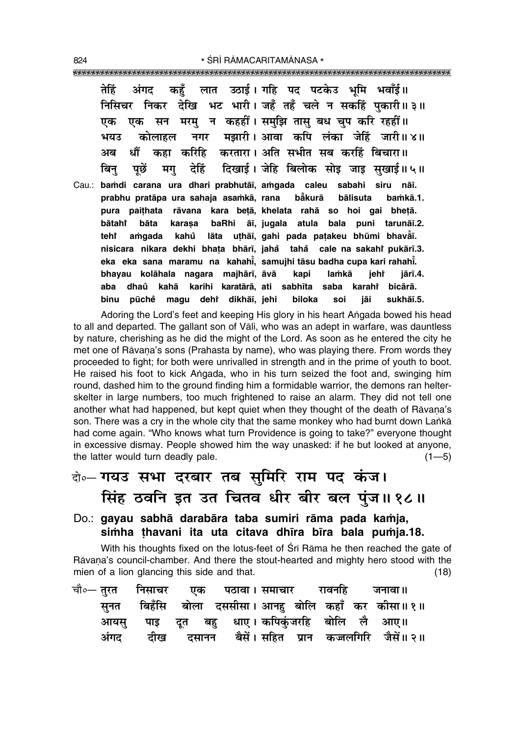तेहिं अंगद कहुँ लात उठाई। गहि पद पटकेउ भूमि भवाँई॥
निसिचर निकर देखि भट भारी। जहँ तहँ चले न सकहिं पुकारी॥ ३॥
एक एक सन मरमु न कहहीं। समुझि तासु बध चुप करि रहहीं॥
भयउ कोलाहल नगर मझारी। आवा कपि लंका जेहिं जारी॥ ४॥
अब धौं कहा करिहि करतारा। अति सभीत सब करहिं बिचारा॥
बिनु पूछें मगु देहिं दिखाई। जेहि बिलोक सोइ जाइ सुखाई॥ ५॥

Cau.: **baṁdi carana ura dhari prabhutāī, aṁgada caleu sabahi siru nāī.**
**prabhu pratāpa ura sahaja asaṁkā, rana b̐kurā bālisuta baṁkā.1.**
**pura paiṭhata rāvana kara beṭā, khelata rahā so hoi gai bheṭā.**
**bātahiṁ bāta karaṣa baRhi āī, jugala atula bala puni tarunāī.2.**
**tehiṁ aṁgada kahu̐ lāta uṭhāī, gahi pada paṭakeu bhūmi bhavā̐ī.**
**nisicara nikara dekhi bhaṭa bhārī, jaha̐ taha̐ cale na sakahiṁ pukārī.3.**
**eka eka sana maramu na kahahī̐, samujhi tāsu badha cupa kari rahahī̐.**
**bhayau kolāhala nagara majhārī, āvā kapi laṁkā jehiṁ jārī.4.**
**aba dhau̐ kahā karihi karatārā, ati sabhīta saba karahiṁ bicārā.**
**binu pūche̐ magu dehiṁ dikhāī, jehi biloka soi jāi sukhāī.5.**

Adoring the Lord's feet and keeping His glory in his heart Aṅgada bowed his head to all and departed. The gallant son of Vāli, who was an adept in warfare, was dauntless by nature, cherishing as he did the might of the Lord. As soon as he entered the city he met one of Rāvaṇa's sons (Prahasta by name), who was playing there. From words they proceeded to fight; for both were unrivalled in strength and in the prime of youth to boot. He raised his foot to kick Aṅgada, who in his turn seized the foot and, swinging him round, dashed him to the ground finding him a formidable warrior, the demons ran helter-skelter in large numbers, too much frightened to raise an alarm. They did not tell one another what had happened, but kept quiet when they thought of the death of Rāvaṇa's son. There was a cry in the whole city that the same monkey who had burnt down Laṅkā had come again. "Who knows what turn Providence is going to take?" everyone thought in excessive dismay. People showed him the way unasked: if he but looked at anyone, the latter would turn deadly pale. (1—5)

दो०— गयउ सभा दरबार तब सुमिरि राम पद कंज।
सिंह ठवनि इत उत चितव धीर बीर बल पुंज॥ १८॥

Do.: **gayau sabhā darabāra taba sumiri rāma pada kaṁja,**
**siṁha ṭhavani ita uta citava dhīra bīra bala puṁja.18.**

With his thoughts fixed on the lotus-feet of Śrī Rāma he then reached the gate of Rāvaṇa's council-chamber. And there the stout-hearted and mighty hero stood with the mien of a lion glancing this side and that. (18)

चौ०— तुरत निसाचर एक पठावा। समाचार रावनहि जनावा॥
सुनत बिहँसि बोला दससीसा। आनहु बोलि कहाँ कर कीसा॥ १॥
आयसु पाइ दूत बहु धाए। कपिकुंजरहि बोलि लै आए॥
अंगद दीख दसानन बैसें। सहित प्रान कज्जलगिरि जैसें॥ २॥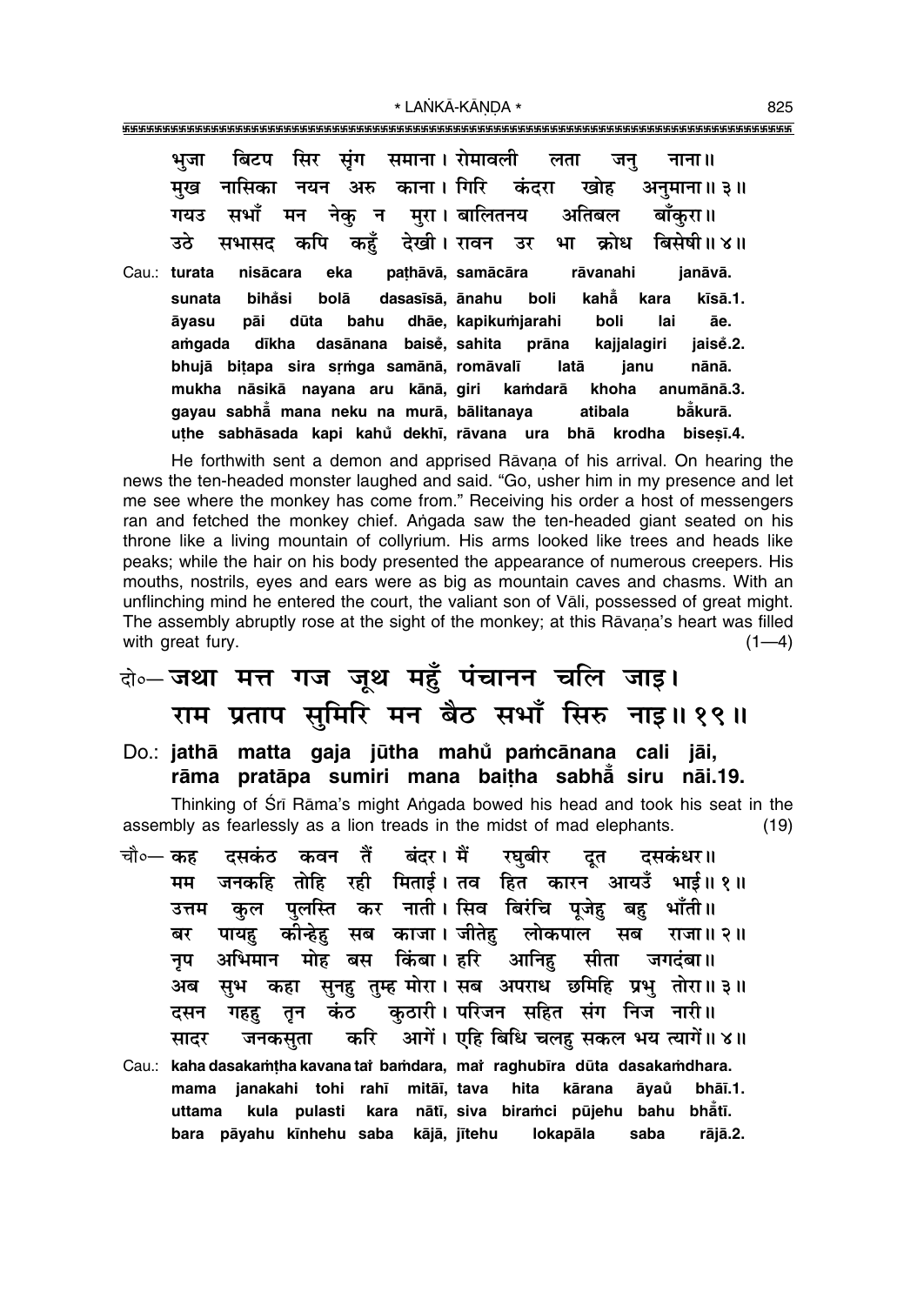भुजा बिटप सिर सृंग समाना। रोमावली लता जनु नाना॥
मुख नासिका नयन अरु काना। गिरि कंदरा खोह अनुमाना॥ ३॥
गयउ सभाँ मन नेकु न मुरा। बालितनय अतिबल बाँकुरा॥
उठे सभासद कपि कहुँ देखी। रावन उर भा क्रोध बिसेषी॥ ४॥

Cau.: turata nisācara eka paṭhāvā, samācāra rāvanahi janāvā.
sunata bihåsi bolā dasasīsā, ānahu boli kahå̐ kara kīsā.1.
āyasu pāi dūta bahu dhāe, kapikuṁjarahi boli lai āe.
aṁgada dīkha dasānana baiseṁ, sahita prāna kajjalagiri jaiseṁ.2.
bhujā biṭapa sira sṛṁga samānā, romāvalī latā janu nānā.
mukha nāsikā nayana aru kānā, giri kaṁdarā khoha anumānā.3.
gayau sabhå̐ mana neku na murā, bālitanaya atibala bå̐kurā.
uṭhe sabhāsada kapi kahů dekhī, rāvana ura bhā krodha biseṣī.4.

He forthwith sent a demon and apprised Rāvaṇa of his arrival. On hearing the news the ten-headed monster laughed and said. "Go, usher him in my presence and let me see where the monkey has come from." Receiving his order a host of messengers ran and fetched the monkey chief. Aṅgada saw the ten-headed giant seated on his throne like a living mountain of collyrium. His arms looked like trees and heads like peaks; while the hair on his body presented the appearance of numerous creepers. His mouths, nostrils, eyes and ears were as big as mountain caves and chasms. With an unflinching mind he entered the court, the valiant son of Vāli, possessed of great might. The assembly abruptly rose at the sight of the monkey; at this Rāvaṇa's heart was filled with great fury. (1—4)

दो०— जथा मत्त गज जूथ महुँ पंचानन चलि जाइ।
राम प्रताप सुमिरि मन बैठ सभाँ सिरु नाइ॥ १९॥

Do.: jathā matta gaja jūtha mahů paṁcānana cali jāi,
rāma pratāpa sumiri mana baiṭha sabhå̐ siru nāi.19.

Thinking of Śrī Rāma's might Aṅgada bowed his head and took his seat in the assembly as fearlessly as a lion treads in the midst of mad elephants. (19)

चौ०— कह दसकंठ कवन तैं बंदर। मैं रघुबीर दूत दसकंधर॥
मम जनकहि तोहि रही मिताई। तव हित कारन आयउँ भाई॥ १॥
उत्तम कुल पुलस्ति कर नाती। सिव बिरंचि पूजेहु बहु भाँती॥
बर पायहु कीन्हेहु सब काजा। जीतेहु लोकपाल सब राजा॥ २॥
नृप अभिमान मोह बस किंबा। हरि आनिहु सीता जगदंबा॥
अब सुभ कहा सुनहु तुम्ह मोरा। सब अपराध छमिहि प्रभु तोरा॥ ३॥
दसन गहहु तृन कंठ कुठारी। परिजन सहित संग निज नारी॥
सादर जनकसुता करि आगें। एहि बिधि चलहु सकल भय त्यागें॥ ४॥

Cau.: kaha dasakaṁṭha kavana taiṁ baṁdara, maiṁ raghubīra dūta dasakaṁdhara.
mama janakahi tohi rahī mitāī, tava hita kārana āyaů bhāī.1.
uttama kula pulasti kara nātī, siva biraṁci pūjehu bahu bhå̐tī.
bara pāyahu kīnhehu saba kājā, jītehu lokapāla saba rājā.2.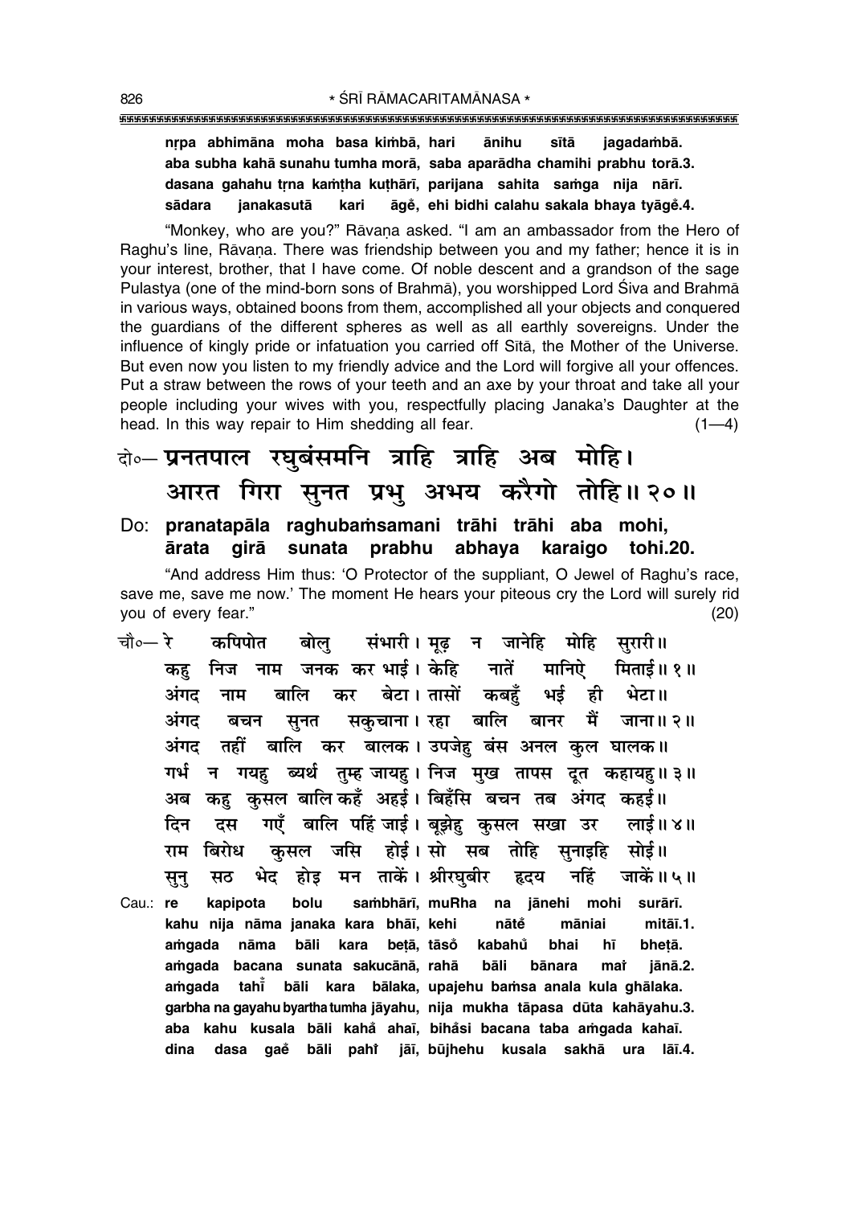**nṛpa abhimāna moha basa kiṁbā, hari ānihu sītā jagadaṁbā.**
**aba subha kahā sunahu tumha morā, saba aparādha chamihi prabhu torā.3.**
**dasana gahahu tṛna kaṁṭha kuṭhārī, parijana sahita saṁga nija nārī.**
**sādara janakasutā kari āgeँ, ehi bidhi calahu sakala bhaya tyāgeँ.4.**

"Monkey, who are you?" Rāvaṇa asked. "I am an ambassador from the Hero of Raghu's line, Rāvaṇa. There was friendship between you and my father; hence it is in your interest, brother, that I have come. Of noble descent and a grandson of the sage Pulastya (one of the mind-born sons of Brahmā), you worshipped Lord Śiva and Brahmā in various ways, obtained boons from them, accomplished all your objects and conquered the guardians of the different spheres as well as all earthly sovereigns. Under the influence of kingly pride or infatuation you carried off Sītā, the Mother of the Universe. But even now you listen to my friendly advice and the Lord will forgive all your offences. Put a straw between the rows of your teeth and an axe by your throat and take all your people including your wives with you, respectfully placing Janaka's Daughter at the head. In this way repair to Him shedding all fear. (1—4)

# दो०— प्रनतपाल रघुबंसमनि त्राहि त्राहि अब मोहि। आरत गिरा सुनत प्रभु अभय करैगो तोहि॥ २०॥

**Do: pranatapāla raghubaṁsamani trāhi trāhi aba mohi,**
**ārata girā sunata prabhu abhaya karaigo tohi.20.**

"And address Him thus: 'O Protector of the suppliant, O Jewel of Raghu's race, save me, save me now.' The moment He hears your piteous cry the Lord will surely rid you of every fear." (20)

चौ०— रे कपिपोत बोलु संभारी। मूढ़ न जानेहि मोहि सुरारी॥
कहु निज नाम जनक कर भाई। केहि नातें मानिऐ मिताई॥ १॥
अंगद नाम बालि कर बेटा। तासों कबहुँ भई ही भेटा॥
अंगद बचन सुनत सकुचाना। रहा बालि बानर मैं जाना॥ २॥
अंगद तहीं बालि कर बालक। उपजेहु बंस अनल कुल घालक॥
गर्भ न गयहु ब्यर्थ तुम्ह जायहु। निज मुख तापस दूत कहायहु॥ ३॥
अब कहु कुसल बालि कहँ अहई। बिहँसि बचन तब अंगद कहई॥
दिन दस गएँ बालि पहिं जाई। बूझेहु कुसल सखा उर लाई॥ ४॥
राम बिरोध कुसल जसि होई। सो सब तोहि सुनाइहि सोई॥
सुनु सठ भेद होइ मन ताकें। श्रीरघुबीर हृदय नहिं जाकें॥ ५॥

**Cau.: re kapipota bolu saṁbhārī, muRha na jānehi mohi surārī.**
**kahu nija nāma janaka kara bhāī, kehi nāteँ māniai mitāī.1.**
**aṁgada nāma bāli kara beṭā, tāsoँ kabahuँ bhai hī bheṭā.**
**aṁgada bacana sunata sakucānā, rahā bāli bānara maiṁ jānā.2.**
**aṁgada tahiँ bāli kara bālaka, upajehu baṁsa anala kula ghālaka.**
**garbha na gayahu byartha tumha jāyahu, nija mukha tāpasa dūta kahāyahu.3.**
**aba kahu kusala bāli kahaँ ahaī, bihaँsi bacana taba aṁgada kahaī.**
**dina dasa gaeँ bāli pahiṁ jāī, būjhehu kusala sakhā ura lāī.4.**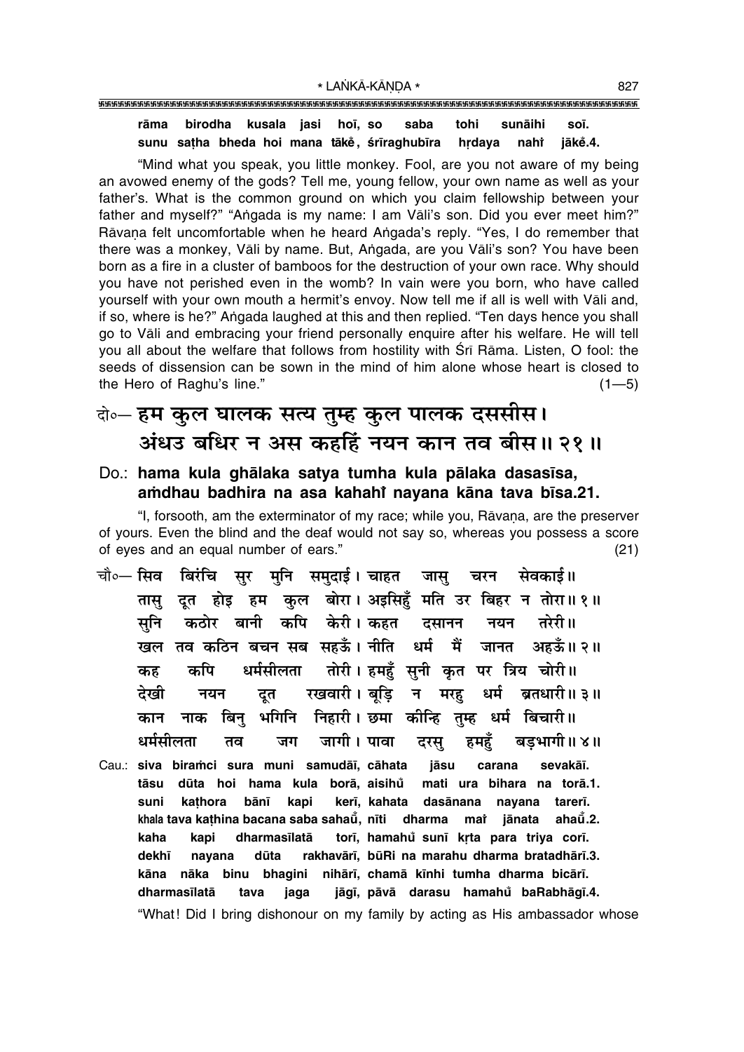**rāma birodha kusala jasi hoī, so saba tohi sunāihi soī.**
**sunu saṭha bheda hoi mana tākeṁ, śrīraghubīra hṛdaya nahiṁ jākeṁ.4.**

"Mind what you speak, you little monkey. Fool, are you not aware of my being an avowed enemy of the gods? Tell me, young fellow, your own name as well as your father's. What is the common ground on which you claim fellowship between your father and myself?" "Aṅgada is my name: I am Vāli's son. Did you ever meet him?" Rāvaṇa felt uncomfortable when he heard Aṅgada's reply. "Yes, I do remember that there was a monkey, Vāli by name. But, Aṅgada, are you Vāli's son? You have been born as a fire in a cluster of bamboos for the destruction of your own race. Why should you have not perished even in the womb? In vain were you born, who have called yourself with your own mouth a hermit's envoy. Now tell me if all is well with Vāli and, if so, where is he?" Aṅgada laughed at this and then replied. "Ten days hence you shall go to Vāli and embracing your friend personally enquire after his welfare. He will tell you all about the welfare that follows from hostility with Śrī Rāma. Listen, O fool: the seeds of dissension can be sown in the mind of him alone whose heart is closed to the Hero of Raghu's line." (1—5)

## दो०— हम कुल घालक सत्य तुम्ह कुल पालक दससीस। अंधउ बधिर न अस कहहिं नयन कान तव बीस॥ २१॥

**Do.: hama kula ghālaka satya tumha kula pālaka dasasīsa,**
**aṁdhau badhira na asa kahahiṁ nayana kāna tava bīsa.21.**

"I, forsooth, am the exterminator of my race; while you, Rāvaṇa, are the preserver of yours. Even the blind and the deaf would not say so, whereas you possess a score of eyes and an equal number of ears." (21)

चौ०— सिव बिरंचि सुर मुनि समुदाई। चाहत जासु चरन सेवकाई॥
तासु दूत होइ हम कुल बोरा। अइसिहुँ मति उर बिहर न तोरा॥ १॥
सुनि कठोर बानी कपि केरी। कहत दसानन नयन तरेरी॥
खल तव कठिन बचन सब सहऊँ। नीति धर्म मैं जानत अहऊँ॥ २॥
कह कपि धर्मसीलता तोरी। हमहुँ सुनी कृत पर त्रिय चोरी॥
देखी नयन दूत रखवारी। बूड़ि न मरहु धर्म ब्रतधारी॥ ३॥
कान नाक बिनु भगिनि निहारी। छमा कीन्हि तुम्ह धर्म बिचारी॥
धर्मसीलता तव जग जागी। पावा दरसु हमहुँ बड़भागी॥ ४॥

Cau.: **siva biraṁci sura muni samudāī, cāhata jāsu carana sevakāī.**
**tāsu dūta hoi hama kula borā, aisihuṁ mati ura bihara na torā.1.**
**suni kaṭhora bānī kapi kerī, kahata dasānana nayana tarerī.**
**khala tava kaṭhina bacana saba sahaūṁ, nīti dharma maiṁ jānata ahaūṁ.2.**
**kaha kapi dharmasīlatā torī, hamahuṁ sunī kṛta para triya corī.**
**dekhī nayana dūta rakhavārī, būRi na marahu dharma bratadhārī.3.**
**kāna nāka binu bhagini nihārī, chamā kīnhi tumha dharma bicārī.**
**dharmasīlatā tava jaga jāgī, pāvā darasu hamahuṁ baRabhāgī.4.**

"What! Did I bring dishonour on my family by acting as His ambassador whose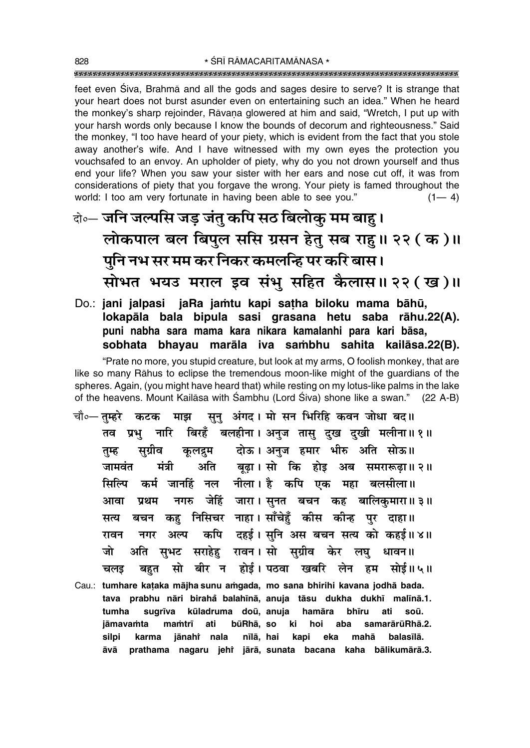feet even Śiva, Brahmā and all the gods and sages desire to serve? It is strange that your heart does not burst asunder even on entertaining such an idea." When he heard the monkey's sharp rejoinder, Rāvaṇa glowered at him and said, "Wretch, I put up with your harsh words only because I know the bounds of decorum and righteousness." Said the monkey, "I too have heard of your piety, which is evident from the fact that you stole away another's wife. And I have witnessed with my own eyes the protection you vouchsafed to an envoy. An upholder of piety, why do you not drown yourself and thus end your life? When you saw your sister with her ears and nose cut off, it was from considerations of piety that you forgave the wrong. Your piety is famed throughout the world: I too am very fortunate in having been able to see you." (1— 4)

दो०— जनि जल्पसि जड़ जंतु कपि सठ बिलोकु मम बाहु।
लोकपाल बल बिपुल ससि ग्रसन हेतु सब राहु॥ २२ ( क )॥
पुनि नभ सर मम कर निकर कमलन्हि पर करि बास।
सोभत भयउ मराल इव संभु सहित कैलास॥ २२ ( ख )॥

Do.: **jani jalpasi jaRa jaṁtu kapi saṭha biloku mama bāhū,**
**lokapāla bala bipula sasi grasana hetu saba rāhu.22(A).**
**puni nabha sara mama kara nikara kamalanhi para kari bāsa,**
**sobhata bhayau marāla iva saṁbhu sahita kailāsa.22(B).**

"Prate no more, you stupid creature, but look at my arms, O foolish monkey, that are like so many Rāhus to eclipse the tremendous moon-like might of the guardians of the spheres. Again, (you might have heard that) while resting on my lotus-like palms in the lake of the heavens. Mount Kailāsa with Śambhu (Lord Śiva) shone like a swan." (22 A-B)

चौ०— तुम्हरे कटक माझ सुनु अंगद। मो सन भिरिहि कवन जोधा बद॥
तव प्रभु नारि बिरहँ बलहीना। अनुज तासु दुख दुखी मलीना॥ १॥
तुम्ह सुग्रीव कूलद्रुम दोऊ। अनुज हमार भीरु अति सोऊ॥
जामवंत मंत्री अति बूढ़ा। सो कि होइ अब समरारूढ़ा॥ २॥
सिल्पि कर्म जानहिं नल नीला। है कपि एक महा बलसीला॥
आवा प्रथम नगरु जेहिं जारा। सुनत बचन कह बालिकुमारा॥ ३॥
सत्य बचन कहु निसिचर नाहा। साँचेहुँ कीस कीन्ह पुर दाहा॥
रावन नगर अल्प कपि दहई। सुनि अस बचन सत्य को कहई॥ ४॥
जो अति सुभट सराहेहु रावन। सो सुग्रीव केर लघु धावन॥
चलइ बहुत सो बीर न होई। पठवा खबरि लेन हम सोई॥ ५॥

Cau.: **tumhare kaṭaka mājha sunu aṁgada, mo sana bhirihi kavana jodhā bada.**
**tava prabhu nāri birahå balahīnā, anuja tāsu dukha dukhī malīnā.1.**
**tumha sugrīva kūladruma doū, anuja hamāra bhīru ati soū.**
**jāmavaṁta maṁtrī ati būRhā, so ki hoi aba samarārūRhā.2.**
**silpi karma jānahiṁ nala nīlā, hai kapi eka mahā balasīlā.**
**āvā prathama nagaru jehiṁ jārā, sunata bacana kaha bālikumārā.3.**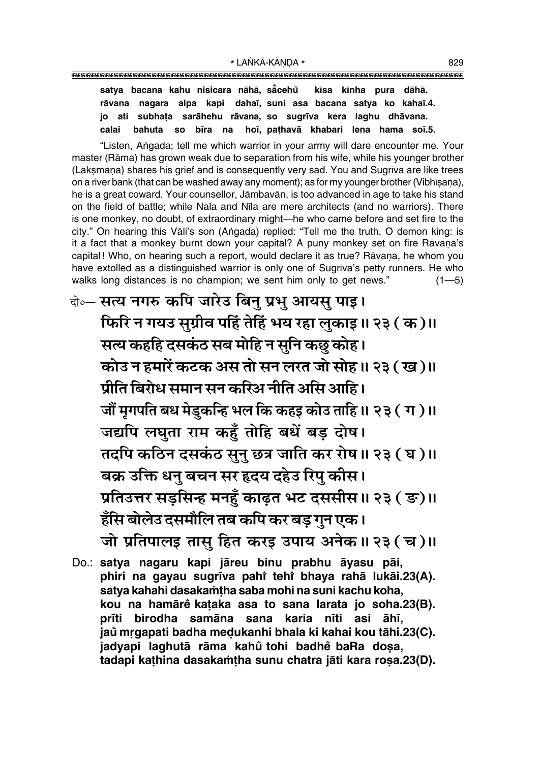**satya bacana kahu nisicara nāhā, sa̐cehu̐ kīsa kīnha pura dāhā.**
**rāvana nagara alpa kapi dahaī, suni asa bacana satya ko kahaī.4.**
**jo ati subhaṭa sarāhehu rāvana, so sugrīva kera laghu dhāvana.**
**calai bahuta so bīra na hoī, paṭhavā khabari lena hama soī.5.**

"Listen, Aṅgada; tell me which warrior in your army will dare encounter me. Your master (Rāma) has grown weak due to separation from his wife, while his younger brother (Lakṣmaṇa) shares his grief and is consequently very sad. You and Sugrīva are like trees on a river bank (that can be washed away any moment); as for my younger brother (Vibhīṣaṇa), he is a great coward. Your counsellor, Jāmbavān, is too advanced in age to take his stand on the field of battle; while Nala and Nīla are mere architects (and no warriors). There is one monkey, no doubt, of extraordinary might—he who came before and set fire to the city." On hearing this Vāli's son (Aṅgada) replied: "Tell me the truth, O demon king: is it a fact that a monkey burnt down your capital? A puny monkey set on fire Rāvaṇa's capital! Who, on hearing such a report, would declare it as true? Rāvaṇa, he whom you have extolled as a distinguished warrior is only one of Sugrīva's petty runners. He who walks long distances is no champion; we sent him only to get news." (1—5)

दो०— सत्य नगरु कपि जारेउ बिनु प्रभु आयसु पाइ।
फिरि न गयउ सुग्रीव पहिं तेहिं भय रहा लुकाइ॥ २३ ( क )॥
सत्य कहहि दसकंठ सब मोहि न सुनि कछु कोह।
कोउ न हमारें कटक अस तो सन लरत जो सोह॥ २३ ( ख )॥
प्रीति बिरोध समान सन करिअ नीति असि आहि।
जौं मृगपति बध मेडुकन्हि भल कि कहइ कोउ ताहि॥ २३ ( ग )॥
जद्यपि लघुता राम कहुँ तोहि बधें बड़ दोष।
तदपि कठिन दसकंठ सुनु छत्र जाति कर रोष॥ २३ ( घ )॥
बक्र उक्ति धनु बचन सर हृदय दहेउ रिपु कीस।
प्रतिउत्तर सड़सिन्ह मनहुँ काढ़त भट दससीस॥ २३ ( ङ )॥
हँसि बोलेउ दसमौलि तब कपि कर बड़ गुन एक।
जो प्रतिपालइ तासु हित करइ उपाय अनेक॥ २३ ( च )॥

Do.: **satya nagaru kapi jāreu binu prabhu āyasu pāi,**
**phiri na gayau sugrīva pahi̐ tehi̐ bhaya rahā lukāi.23(A).**
**satya kahahi dasakaṁṭha saba mohi na suni kachu koha,**
**kou na hamārė̐ kaṭaka asa to sana larata jo soha.23(B).**
**prīti birodha samāna sana karia nīti asi āhī,**
**jau̐ mṛgapati badha meḍukanhi bhala ki kahai kou tāhi.23(C).**
**jadyapi laghutā rāma kahu̐ tohi badhė̐ baRa doṣa,**
**tadapi kaṭhina dasakaṁṭha sunu chatra jāti kara roṣa.23(D).**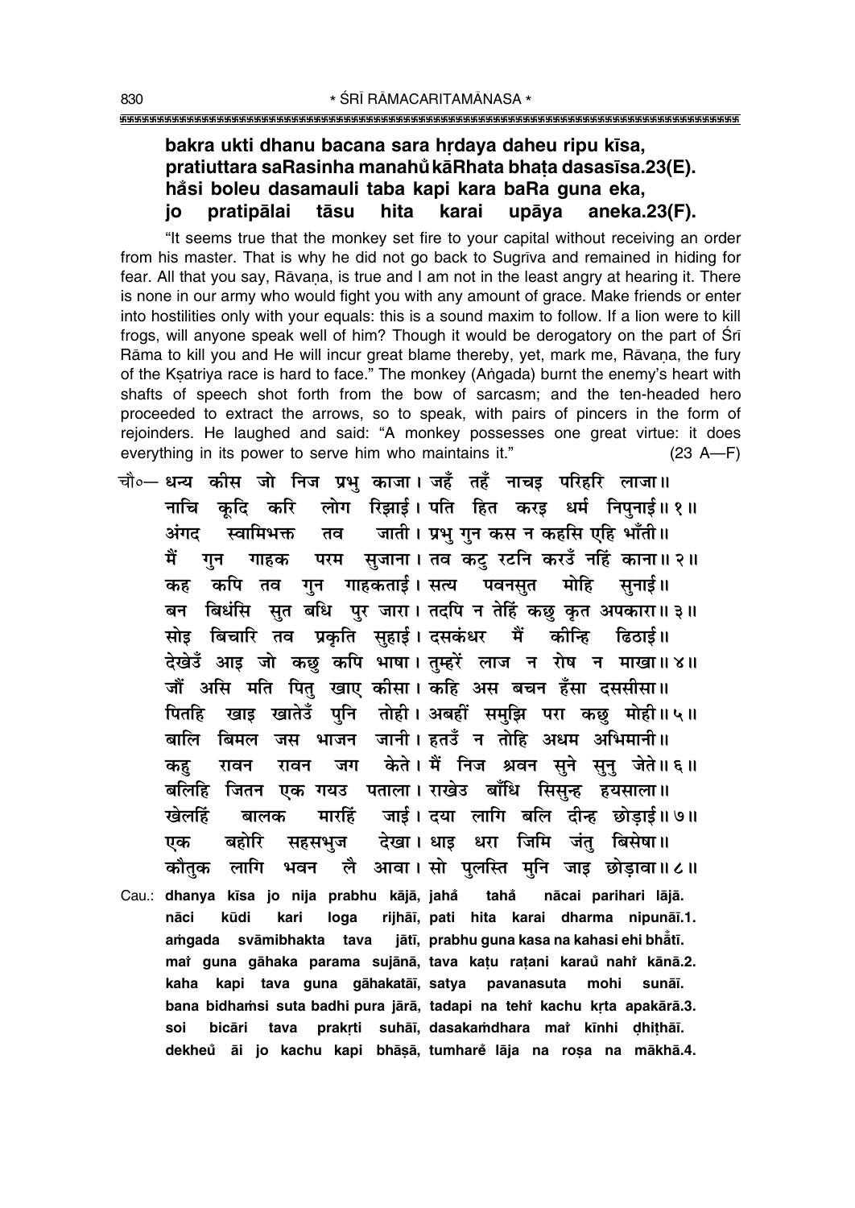**bakra ukti dhanu bacana sara hṛdaya daheu ripu kīsa,**
**pratiuttara saRasinha manahů kāRhata bhaṭa dasasīsa.23(E).**
**hå̃si boleu dasamauli taba kapi kara baRa guna eka,**
**jo pratipālai tāsu hita karai upāya aneka.23(F).**

"It seems true that the monkey set fire to your capital without receiving an order from his master. That is why he did not go back to Sugrīva and remained in hiding for fear. All that you say, Rāvaṇa, is true and I am not in the least angry at hearing it. There is none in our army who would fight you with any amount of grace. Make friends or enter into hostilities only with your equals: this is a sound maxim to follow. If a lion were to kill frogs, will anyone speak well of him? Though it would be derogatory on the part of Śrī Rāma to kill you and He will incur great blame thereby, yet, mark me, Rāvaṇa, the fury of the Kṣatriya race is hard to face." The monkey (Aṅgada) burnt the enemy's heart with shafts of speech shot forth from the bow of sarcasm; and the ten-headed hero proceeded to extract the arrows, so to speak, with pairs of pincers in the form of rejoinders. He laughed and said: "A monkey possesses one great virtue: it does everything in its power to serve him who maintains it." (23 A—F)

चौ०— धन्य कीस जो निज प्रभु काजा। जहँ तहँ नाचइ परिहरि लाजा॥
नाचि कूदि करि लोग रिझाई। पति हित करइ धर्म निपुनाई॥ १॥
अंगद स्वामिभक्त तव जाती। प्रभु गुन कस न कहसि एहि भाँती॥
मैं गुन गाहक परम सुजाना। तव कटु रटनि करउँ नहिं काना॥ २॥
कह कपि तव गुन गाहकताई। सत्य पवनसुत मोहि सुनाई॥
बन बिधंसि सुत बधि पुर जारा। तदपि न तेहिं कछु कृत अपकारा॥ ३॥
सोइ बिचारि तव प्रकृति सुहाई। दसकंधर मैं कीन्हि ढिठाई॥
देखेउँ आइ जो कछु कपि भाषा। तुम्हरें लाज न रोष न माखा॥ ४॥
जौं असि मति पितु खाए कीसा। कहि अस बचन हँसा दससीसा॥
पितहि खाइ खातेउँ पुनि तोही। अबहीं समुझि परा कछु मोही॥ ५॥
बालि बिमल जस भाजन जानी। हतउँ न तोहि अधम अभिमानी॥
कहु रावन रावन जग केते। मैं निज श्रवन सुने सुनु जेते॥ ६॥
बलिहि जितन एक गयउ पताला। राखेउ बाँधि सिसुन्ह हयसाला॥
खेलहिं बालक मारहिं जाई। दया लागि बलि दीन्ह छोड़ाई॥ ७॥
एक बहोरि सहसभुज देखा। धाइ धरा जिमि जंतु बिसेषा॥
कौतुक लागि भवन लै आवा। सो पुलस्ति मुनि जाइ छोड़ावा॥ ८॥

Cau.: **dhanya kīsa jo nija prabhu kājā, jahå̃ tahå̃ nācai parihari lājā.**
**nāci kūdi kari loga rijhāī, pati hita karai dharma nipunāī.1.**
**aṁgada svāmibhakta tava jātī, prabhu guna kasa na kahasi ehi bhå̃tī.**
**maiṅ guna gāhaka parama sujānā, tava kaṭu raṭani karaů nahiṅ kānā.2.**
**kaha kapi tava guna gāhakatāī, satya pavanasuta mohi sunāī.**
**bana bidhaṁsi suta badhi pura jārā, tadapi na tehiṅ kachu kṛta apakārā.3.**
**soi bicāri tava prakṛti suhāī, dasakaṁdhara maiṅ kīnhi ḍhiṭhāī.**
**dekheů āi jo kachu kapi bhāṣā, tumharẽ lāja na roṣa na mākhā.4.**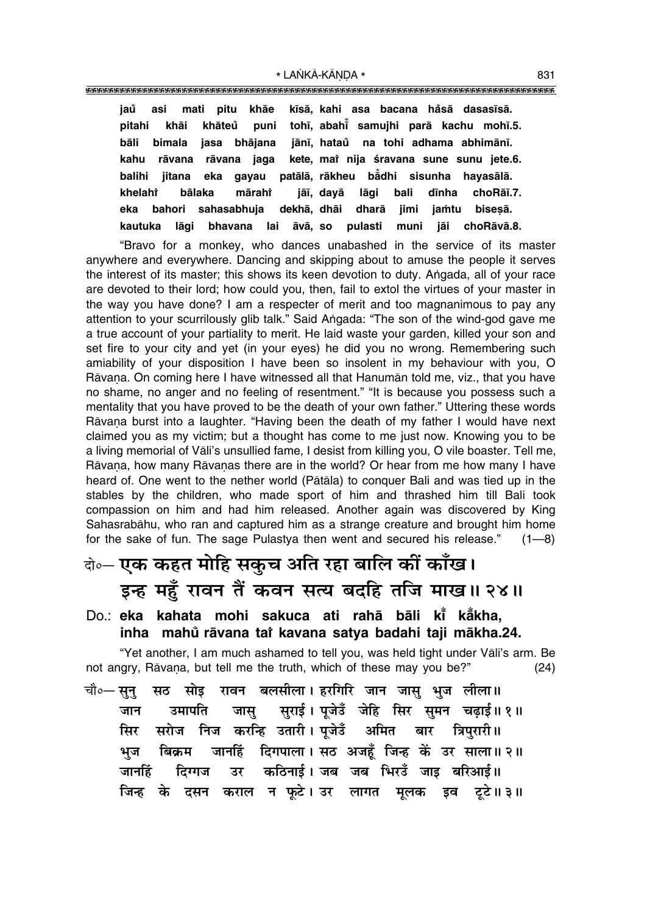jau̐ asi mati pitu khāe kīsā, kahi asa bacana ha̐sā dasasīsā.
pitahi khāi khāteu̐ puni tohī, abahī̐ samujhi parā kachu mohī.5.
bāli bimala jasa bhājana jānī, hatau̐ na tohi adhama abhimānī.
kahu rāvana rāvana jaga kete, maiṅ nija śravana sune sunu jete.6.
balihi jitana eka gayau patālā, rākheu ba̐dhi sisunha hayasālā.
khelahiṅ bālaka mārahiṅ jāī, dayā lāgi bali dīnha choRāī.7.
eka bahori sahasabhuja dekhā, dhāi dharā jimi jaṁtu bisesā.
kautuka lāgi bhavana lai āvā, so pulasti muni jāi choRāvā.8.

"Bravo for a monkey, who dances unabashed in the service of its master anywhere and everywhere. Dancing and skipping about to amuse the people it serves the interest of its master; this shows its keen devotion to duty. Aṅgada, all of your race are devoted to their lord; how could you, then, fail to extol the virtues of your master in the way you have done? I am a respecter of merit and too magnanimous to pay any attention to your scurrilously glib talk." Said Aṅgada: "The son of the wind-god gave me a true account of your partiality to merit. He laid waste your garden, killed your son and set fire to your city and yet (in your eyes) he did you no wrong. Remembering such amiability of your disposition I have been so insolent in my behaviour with you, O Rāvaṇa. On coming here I have witnessed all that Hanumān told me, viz., that you have no shame, no anger and no feeling of resentment." "It is because you possess such a mentality that you have proved to be the death of your own father." Uttering these words Rāvaṇa burst into a laughter. "Having been the death of my father I would have next claimed you as my victim; but a thought has come to me just now. Knowing you to be a living memorial of Vāli's unsullied fame, I desist from killing you, O vile boaster. Tell me, Rāvaṇa, how many Rāvaṇas there are in the world? Or hear from me how many I have heard of. One went to the nether world (Pātāla) to conquer Bali and was tied up in the stables by the children, who made sport of him and thrashed him till Bali took compassion on him and had him released. Another again was discovered by King Sahasrabāhu, who ran and captured him as a strange creature and brought him home for the sake of fun. The sage Pulastya then went and secured his release." (1—8)

दो०— **एक कहत मोहि सकुच अति रहा बालि कीं काँख।**
**इन्ह महुँ रावन तैं कवन सत्य बदहि तजि माख॥ २४॥**

Do.: **eka kahata mohi sakuca ati rahā bāli kī̐ ka̐kha,**
**inha mahu̐ rāvana taiṅ kavana satya badahi taji mākha.24.**

"Yet another, I am much ashamed to tell you, was held tight under Vāli's arm. Be not angry, Rāvaṇa, but tell me the truth, which of these may you be?" (24)

चौ०— सुनु सठ सोइ रावन बलसीला। हरगिरि जान जासु भुज लीला॥
जान उमापति जासु सुराई। पूजेउँ जेहि सिर सुमन चढ़ाई॥ १॥
सिर सरोज निज करन्हि उतारी। पूजेउँ अमित बार त्रिपुरारी॥
भुज बिक्रम जानहिं दिगपाला। सठ अजहूँ जिन्ह कें उर साला॥ २॥
जानहिं दिग्गज उर कठिनाई। जब जब भिरउँ जाइ बरिआई॥
जिन्ह के दसन कराल न फूटे। उर लागत मूलक इव टूटे॥ ३॥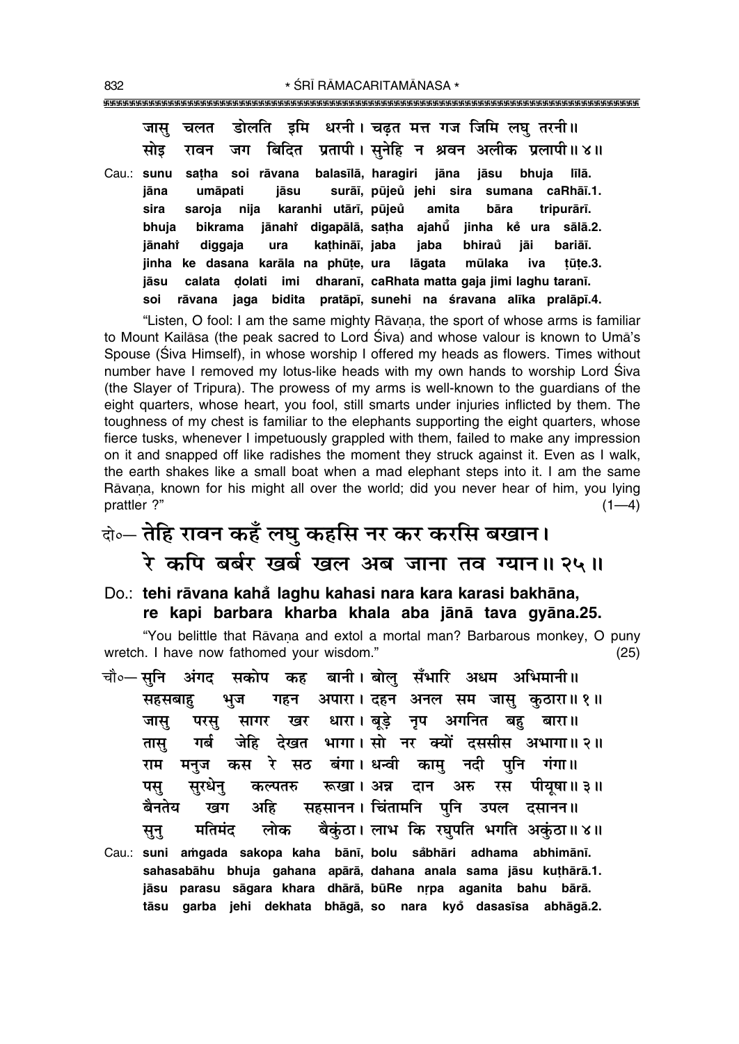जासु चलत डोलति इमि धरनी। चढ़त मत्त गज जिमि लघु तरनी॥
सोइ रावन जग बिदित प्रतापी। सुनेहि न श्रवन अलीक प्रलापी॥ ४॥

Cau.: **sunu saṭha soi rāvana balasīlā, haragiri jāna jāsu bhuja līlā.**
**jāna umāpati jāsu surāī, pūjeũ jehi sira sumana caRhāī.1.**
**sira saroja nija karanhi utārī, pūjeũ amita bāra tripurārī.**
**bhuja bikrama jānahiṁ digapālā, saṭha ajahū̃ jinha kẽ ura sālā.2.**
**jānahiṁ diggaja ura kaṭhināī, jaba jaba bhirau̐ jāi bariāī.**
**jinha ke dasana karāla na phūṭe, ura lāgata mūlaka iva ṭūṭe.3.**
**jāsu calata ḍolati imi dharanī, caRhata matta gaja jimi laghu taranī.**
**soi rāvana jaga bidita pratāpī, sunehi na śravana alīka pralāpī.4.**

"Listen, O fool: I am the same mighty Rāvaṇa, the sport of whose arms is familiar to Mount Kailāsa (the peak sacred to Lord Śiva) and whose valour is known to Umā's Spouse (Śiva Himself), in whose worship I offered my heads as flowers. Times without number have I removed my lotus-like heads with my own hands to worship Lord Śiva (the Slayer of Tripura). The prowess of my arms is well-known to the guardians of the eight quarters, whose heart, you fool, still smarts under injuries inflicted by them. The toughness of my chest is familiar to the elephants supporting the eight quarters, whose fierce tusks, whenever I impetuously grappled with them, failed to make any impression on it and snapped off like radishes the moment they struck against it. Even as I walk, the earth shakes like a small boat when a mad elephant steps into it. I am the same Rāvaṇa, known for his might all over the world; did you never hear of him, you lying prattler ?" (1—4)

दो०— तेहि रावन कहँ लघु कहसि नर कर करसि बखान।
रे कपि बर्बर खर्ब खल अब जाना तव ग्यान॥ २५॥

Do.: **tehi rāvana kahȧ̃ laghu kahasi nara kara karasi bakhāna,**
**re kapi barbara kharba khala aba jānā tava gyāna.25.**

"You belittle that Rāvaṇa and extol a mortal man? Barbarous monkey, O puny wretch. I have now fathomed your wisdom." (25)

चौ०— सुनि अंगद सकोप कह बानी। बोलु सँभारि अधम अभिमानी॥
सहसबाहु भुज गहन अपारा। दहन अनल सम जासु कुठारा॥ १॥
जासु परसु सागर खर धारा। बूड़े नृप अगनित बहु बारा॥
तासु गर्ब जेहि देखत भागा। सो नर क्यों दससीस अभागा॥ २॥
राम मनुज कस रे सठ बंगा। धन्वी कामु नदी पुनि गंगा॥
पसु सुरधेनु कल्पतरु रूखा। अन्न दान अरु रस पीयूषा॥ ३॥
बैनतेय खग अहि सहसानन। चिंतामनि पुनि उपल दसानन॥
सुनु मतिमंद लोक बैकुंठा। लाभ कि रघुपति भगति अकुंठा॥ ४॥

Cau.: **suni aṁgada sakopa kaha bānī, bolu sȧ̃bhāri adhama abhimānī.**
**sahasabāhu bhuja gahana apārā, dahana anala sama jāsu kuṭhārā.1.**
**jāsu parasu sāgara khara dhārā, būRe nṛpa aganita bahu bārā.**
**tāsu garba jehi dekhata bhāgā, so nara kyõ dasasīsa abhāgā.2.**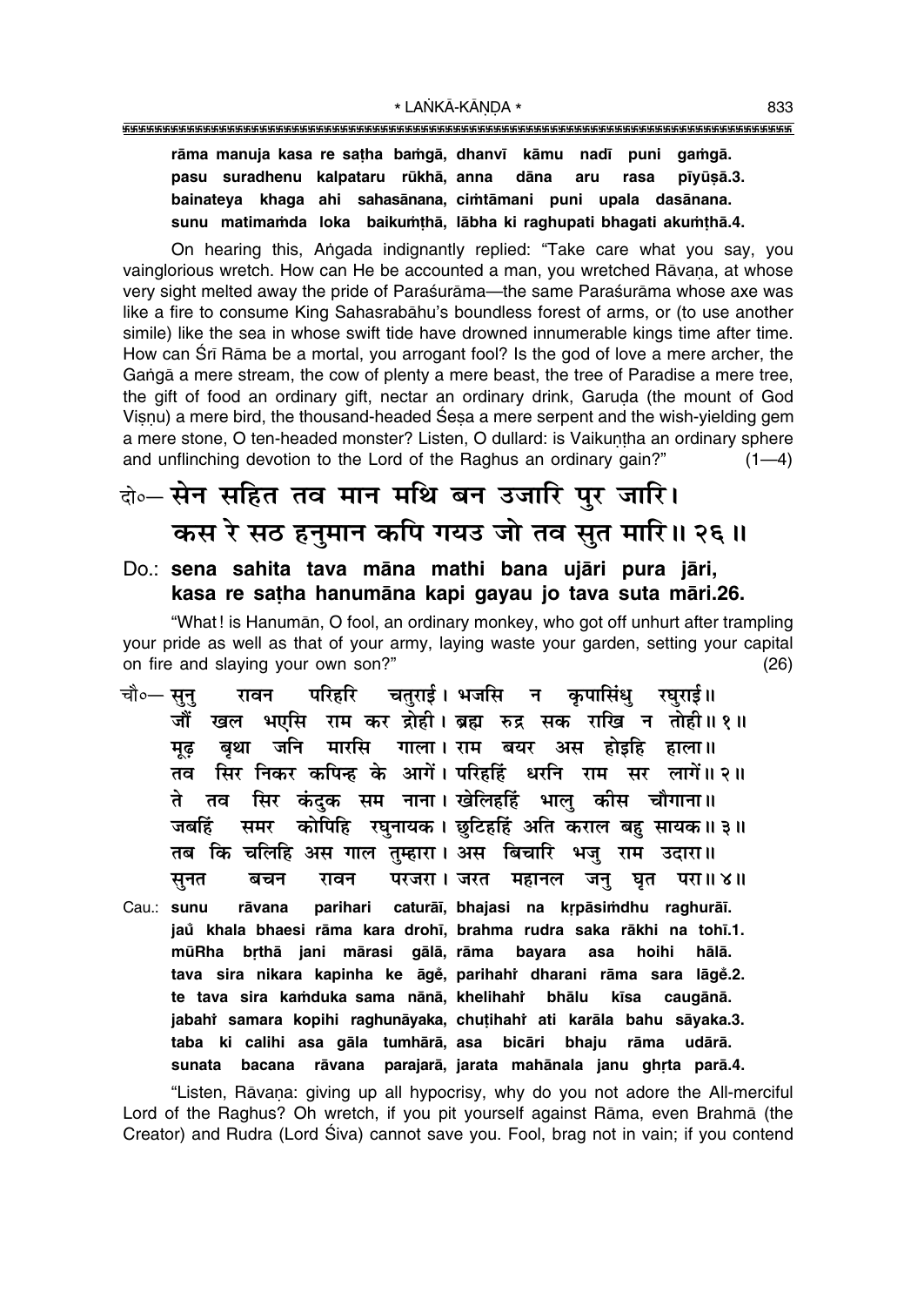**rāma manuja kasa re saṭha baṁgā, dhanvī kāmu nadī puni gaṁgā.**
**pasu suradhenu kalpataru rūkhā, anna dāna aru rasa pīyūṣā.3.**
**bainateya khaga ahi sahasānana, ciṁtāmani puni upala dasānana.**
**sunu matimaṁda loka baikuṁṭhā, lābha ki raghupati bhagati akuṁṭhā.4.**

On hearing this, Aṅgada indignantly replied: "Take care what you say, you vainglorious wretch. How can He be accounted a man, you wretched Rāvaṇa, at whose very sight melted away the pride of Paraśurāma—the same Paraśurāma whose axe was like a fire to consume King Sahasrabāhu's boundless forest of arms, or (to use another simile) like the sea in whose swift tide have drowned innumerable kings time after time. How can Śrī Rāma be a mortal, you arrogant fool? Is the god of love a mere archer, the Gaṅgā a mere stream, the cow of plenty a mere beast, the tree of Paradise a mere tree, the gift of food an ordinary gift, nectar an ordinary drink, Garuḍa (the mount of God Viṣṇu) a mere bird, the thousand-headed Śeṣa a mere serpent and the wish-yielding gem a mere stone, O ten-headed monster? Listen, O dullard: is Vaikuṇṭha an ordinary sphere and unflinching devotion to the Lord of the Raghus an ordinary gain?" (1—4)

## दो०— सेन सहित तव मान मथि बन उजारि पुर जारि। कस रे सठ हनुमान कपि गयउ जो तव सुत मारि॥ २६॥

**Do.: sena sahita tava māna mathi bana ujāri pura jāri, kasa re saṭha hanumāna kapi gayau jo tava suta māri.26.**

"What! is Hanumān, O fool, an ordinary monkey, who got off unhurt after trampling your pride as well as that of your army, laying waste your garden, setting your capital on fire and slaying your own son?" (26)

चौ०— सुनु रावन परिहरि चतुराई। भजसि न कृपासिंधु रघुराई॥
जौं खल भएसि राम कर द्रोही। ब्रह्म रुद्र सक राखि न तोही॥ १॥
मूढ़ बृथा जनि मारसि गाला। राम बयर अस होइहि हाला॥
तव सिर निकर कपिन्ह के आगें। परिहहिं धरनि राम सर लागें॥ २॥
ते तव सिर कंदुक सम नाना। खेलिहहिं भालु कीस चौगाना॥
जबहिं समर कोपिहि रघुनायक। छुटिहहिं अति कराल बहु सायक॥ ३॥
तब कि चलिहि अस गाल तुम्हारा। अस बिचारि भजु राम उदारा॥
सुनत बचन रावन परजरा। जरत महानल जनु घृत परा॥ ४॥

**Cau.: sunu rāvana parihari caturāī, bhajasi na kṛpāsiṁdhu raghurāī.**
**jaů khala bhaesi rāma kara drohī, brahma rudra saka rākhi na tohī.1.**
**mūRha bṛthā jani mārasi gālā, rāma bayara asa hoihi hālā.**
**tava sira nikara kapinha ke āgẽ, parihahiṁ dharani rāma sara lāgẽ.2.**
**te tava sira kaṁduka sama nānā, khelihahiṁ bhālu kīsa caugānā.**
**jabahiṁ samara kopihi raghunāyaka, chuṭihahiṁ ati karāla bahu sāyaka.3.**
**taba ki calihi asa gāla tumhārā, asa bicāri bhaju rāma udārā.**
**sunata bacana rāvana parajarā, jarata mahānala janu ghṛta parā.4.**

"Listen, Rāvaṇa: giving up all hypocrisy, why do you not adore the All-merciful Lord of the Raghus? Oh wretch, if you pit yourself against Rāma, even Brahmā (the Creator) and Rudra (Lord Śiva) cannot save you. Fool, brag not in vain; if you contend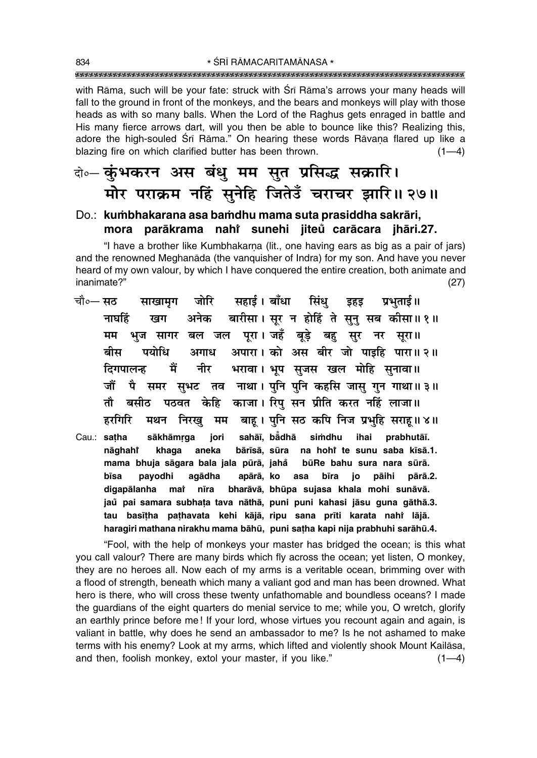with Rāma, such will be your fate: struck with Śrī Rāma's arrows your many heads will fall to the ground in front of the monkeys, and the bears and monkeys will play with those heads as with so many balls. When the Lord of the Raghus gets enraged in battle and His many fierce arrows dart, will you then be able to bounce like this? Realizing this, adore the high-souled Śrī Rāma." On hearing these words Rāvaṇa flared up like a blazing fire on which clarified butter has been thrown. (1—4)

दो०— **कुंभकरन अस बंधु मम सुत प्रसिद्ध सक्रारि।**
**मोर पराक्रम नहिं सुनेहि जितेउँ चराचर झारि॥ २७॥**

Do.: **kuṁbhakarana asa baṁdhu mama suta prasiddha sakrāri,**
**mora parākrama nahiṁ sunehi jiteu carācara jhāri.27.**

"I have a brother like Kumbhakarṇa (lit., one having ears as big as a pair of jars) and the renowned Meghanāda (the vanquisher of Indra) for my son. And have you never heard of my own valour, by which I have conquered the entire creation, both animate and inanimate?" (27)

चौ०— सठ साखामृग जोरि सहाई। बाँधा सिंधु इहइ प्रभुताई॥
नाघहिं खग अनेक बारीसा। सूर न होहिं ते सुनु सब कीसा॥ १॥
मम भुज सागर बल जल पूरा। जहँ बूड़े बहु सुर नर सूरा॥
बीस पयोधि अगाध अपारा। को अस बीर जो पाइहि पारा॥ २॥
दिगपालन्ह मैं नीर भरावा। भूप सुजस खल मोहि सुनावा॥
जौं पै समर सुभट तव नाथा। पुनि पुनि कहसि जासु गुन गाथा॥ ३॥
तौ बसीठ पठवत केहि काजा। रिपु सन प्रीति करत नहिं लाजा॥
हरगिरि मथन निरखु मम बाहू। पुनि सठ कपि निज प्रभुहि सराहू॥ ४॥

Cau.: **saṭha sākhāmṛga jori sahāī, bā̐dhā siṁdhu ihai prabhutāī.**
**nāghahiṁ khaga aneka bārīsā, sūra na hohiṁ te sunu saba kīsā.1.**
**mama bhuja sāgara bala jala pūrā, jaha̐ būRe bahu sura nara sūrā.**
**bīsa payodhi agādha apārā, ko asa bīra jo pāihi pārā.2.**
**digapālanha maiṁ nīra bharāvā, bhūpa sujasa khala mohi sunāvā.**
**jau̐ pai samara subhaṭa tava nāthā, puni puni kahasi jāsu guna gāthā.3.**
**tau basīṭha paṭhavata kehi kājā, ripu sana prīti karata nahiṁ lājā.**
**haragiri mathana nirakhu mama bāhū, puni saṭha kapi nija prabhuhi sarāhū.4.**

"Fool, with the help of monkeys your master has bridged the ocean; is this what you call valour? There are many birds which fly across the ocean; yet listen, O monkey, they are no heroes all. Now each of my arms is a veritable ocean, brimming over with a flood of strength, beneath which many a valiant god and man has been drowned. What hero is there, who will cross these twenty unfathomable and boundless oceans? I made the guardians of the eight quarters do menial service to me; while you, O wretch, glorify an earthly prince before me! If your lord, whose virtues you recount again and again, is valiant in battle, why does he send an ambassador to me? Is he not ashamed to make terms with his enemy? Look at my arms, which lifted and violently shook Mount Kailāsa, and then, foolish monkey, extol your master, if you like." (1—4)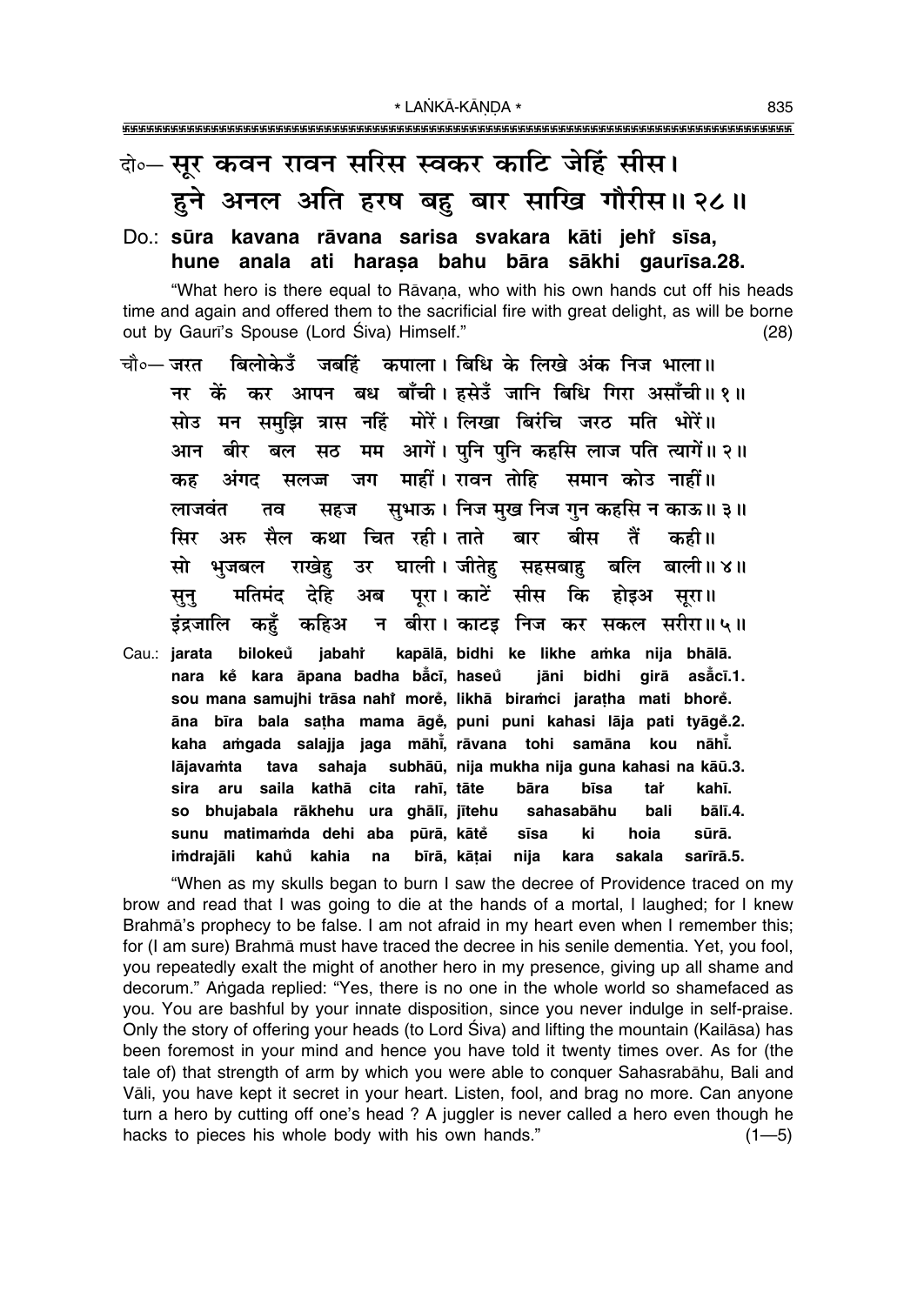दो०— सूर कवन रावन सरिस स्वकर काटि जेहिं सीस।
हुने अनल अति हरष बहु बार साखि गौरीस॥ २८॥

Do.: **sūra kavana rāvana sarisa svakara kāṭi jehi̐ sīsa,**
**hune anala ati haraṣa bahu bāra sākhi gaurīsa.28.**

"What hero is there equal to Rāvaṇa, who with his own hands cut off his heads time and again and offered them to the sacrificial fire with great delight, as will be borne out by Gaurī's Spouse (Lord Śiva) Himself." (28)

चौ०— जरत बिलोकेउँ जबहिं कपाला। बिधि के लिखे अंक निज भाला॥
नर कें कर आपन बध बाँची। हसेउँ जानि बिधि गिरा असाँची॥ १॥
सोउ मन समुझि त्रास नहिं मोरें। लिखा बिरंचि जरठ मति भोरें॥
आन बीर बल सठ मम आगें। पुनि पुनि कहसि लाज पति त्यागें॥ २॥
कह अंगद सलज्ज जग माहीं। रावन तोहि समान कोउ नाहीं॥
लाजवंत तव सहज सुभाऊ। निज मुख निज गुन कहसि न काऊ॥ ३॥
सिर अरु सैल कथा चित रही। ताते बार बीस तैं कही॥
सो भुजबल राखेहु उर घाली। जीतेहु सहसबाहु बलि बाली॥ ४॥
सुनु मतिमंद देहि अब पूरा। काटें सीस कि होइअ सूरा॥
इंद्रजालि कहुँ कहिअ न बीरा। काटइ निज कर सकल सरीरा॥ ५॥

Cau.: **jarata bilokeu̐ jabahi̐ kapālā, bidhi ke likhe aṁka nija bhālā.**
**nara kė̐ kara āpana badha bā̐cī, haseu̐ jāni bidhi girā asā̐cī.1.**
**sou mana samujhi trāsa nahi̐ morė̐, likhā biraṁci jaraṭha mati bhorė̐.**
**āna bīra bala saṭha mama āgė̐, puni puni kahasi lāja pati tyāgė̐.2.**
**kaha aṁgada salajja jaga māhī̐, rāvana tohi samāna kou nāhī̐.**
**lājavaṁta tava sahaja subhāū, nija mukha nija guna kahasi na kāū.3.**
**sira aru saila kathā cita rahī, tāte bāra bīsa tai̐ kahī.**
**so bhujabala rākhehu ura ghālī, jītehu sahasabāhu bali bālī.4.**
**sunu matimaṁda dehi aba pūrā, kāṭė̐ sīsa ki hoia sūrā.**
**iṁdrajāli kahu̐ kahia na bīrā, kāṭai nija kara sakala sarīrā.5.**

"When as my skulls began to burn I saw the decree of Providence traced on my brow and read that I was going to die at the hands of a mortal, I laughed; for I knew Brahmā's prophecy to be false. I am not afraid in my heart even when I remember this; for (I am sure) Brahmā must have traced the decree in his senile dementia. Yet, you fool, you repeatedly exalt the might of another hero in my presence, giving up all shame and decorum." Aṅgada replied: "Yes, there is no one in the whole world so shamefaced as you. You are bashful by your innate disposition, since you never indulge in self-praise. Only the story of offering your heads (to Lord Śiva) and lifting the mountain (Kailāsa) has been foremost in your mind and hence you have told it twenty times over. As for (the tale of) that strength of arm by which you were able to conquer Sahasrabāhu, Bali and Vāli, you have kept it secret in your heart. Listen, fool, and brag no more. Can anyone turn a hero by cutting off one's head ? A juggler is never called a hero even though he hacks to pieces his whole body with his own hands." (1—5)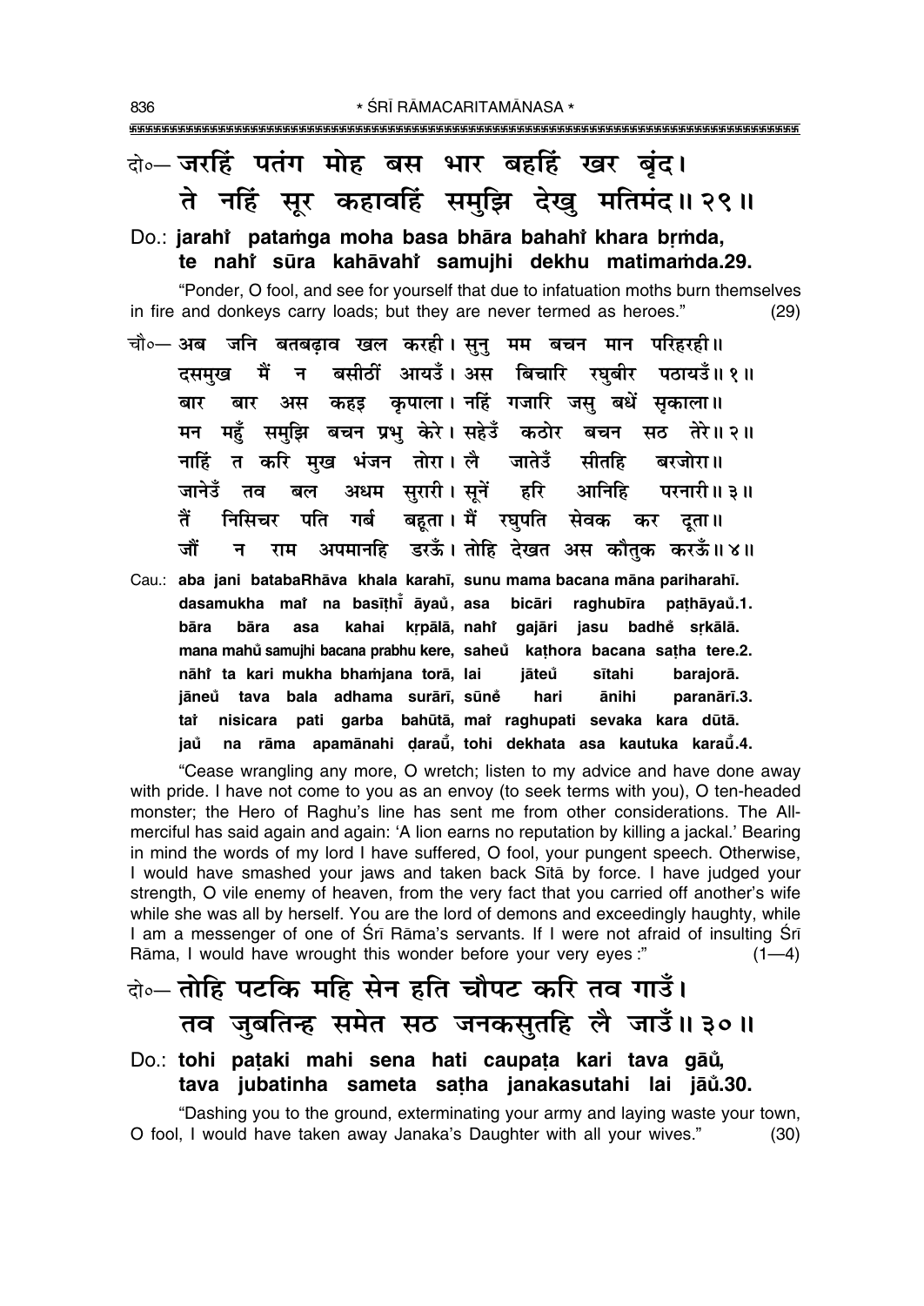दो०— जरहिं पतंग मोह बस भार बहहिं खर बृंद।
ते नहिं सूर कहावहिं समुझि देखु मतिमंद॥ २९॥

Do.: **jarahiँ pataṁga moha basa bhāra bahahiँ khara bṛṁda,**
**te nahiँ sūra kahāvahiँ samujhi dekhu matimaṁda.29.**

"Ponder, O fool, and see for yourself that due to infatuation moths burn themselves in fire and donkeys carry loads; but they are never termed as heroes." (29)

चौ०— अब जनि बतबढ़ाव खल करही। सुनु मम बचन मान परिहरही॥
दसमुख मैं न बसीठीं आयउँ। अस बिचारि रघुबीर पठायउँ॥ १॥
बार बार अस कहइ कृपाला। नहिं गजारि जसु बधें सृकाला॥
मन महुँ समुझि बचन प्रभु केरे। सहेउँ कठोर बचन सठ तेरे॥ २॥
नाहिं त करि मुख भंजन तोरा। लै जातेउँ सीतहि बरजोरा॥
जानेउँ तव बल अधम सुरारी। सूनें हरि आनिहि परनारी॥ ३॥
तैं निसिचर पति गर्ब बहूता। मैं रघुपति सेवक कर दूता॥
जौं न राम अपमानहि डरऊँ। तोहि देखत अस कौतुक करऊँ॥ ४॥

Cau.: **aba jani batabaRhāva khala karahī, sunu mama bacana māna pariharahī.**
**dasamukha maiँ na basīṭhīँ āyaů, asa bicāri raghubīra paṭhāyaů.1.**
**bāra bāra asa kahai kṛpālā, nahiँ gajāri jasu badheँ sṛkālā.**
**mana mahů samujhi bacana prabhu kere, saheů kaṭhora bacana saṭha tere.2.**
**nāhiँ ta kari mukha bhaṁjana torā, lai jāteů sītahi barajorā.**
**jāneů tava bala adhama surārī, sūneँ hari ānihi paranārī.3.**
**taiँ nisicara pati garba bahūtā, maiँ raghupati sevaka kara dūtā.**
**jaů na rāma apamānahi ḍaraů, tohi dekhata asa kautuka karaů.4.**

"Cease wrangling any more, O wretch; listen to my advice and have done away with pride. I have not come to you as an envoy (to seek terms with you), O ten-headed monster; the Hero of Raghu's line has sent me from other considerations. The All-merciful has said again and again: 'A lion earns no reputation by killing a jackal.' Bearing in mind the words of my lord I have suffered, O fool, your pungent speech. Otherwise, I would have smashed your jaws and taken back Sītā by force. I have judged your strength, O vile enemy of heaven, from the very fact that you carried off another's wife while she was all by herself. You are the lord of demons and exceedingly haughty, while I am a messenger of one of Śrī Rāma's servants. If I were not afraid of insulting Śrī Rāma, I would have wrought this wonder before your very eyes:" (1—4)

दो०— तोहि पटकि महि सेन हति चौपट करि तव गाउँ।
तव जुबतिन्ह समेत सठ जनकसुतहि लै जाउँ॥ ३०॥

Do.: **tohi paṭaki mahi sena hati caupaṭa kari tava gāů,**
**tava jubatinha sameta saṭha janakasutahi lai jāů.30.**

"Dashing you to the ground, exterminating your army and laying waste your town, O fool, I would have taken away Janaka's Daughter with all your wives." (30)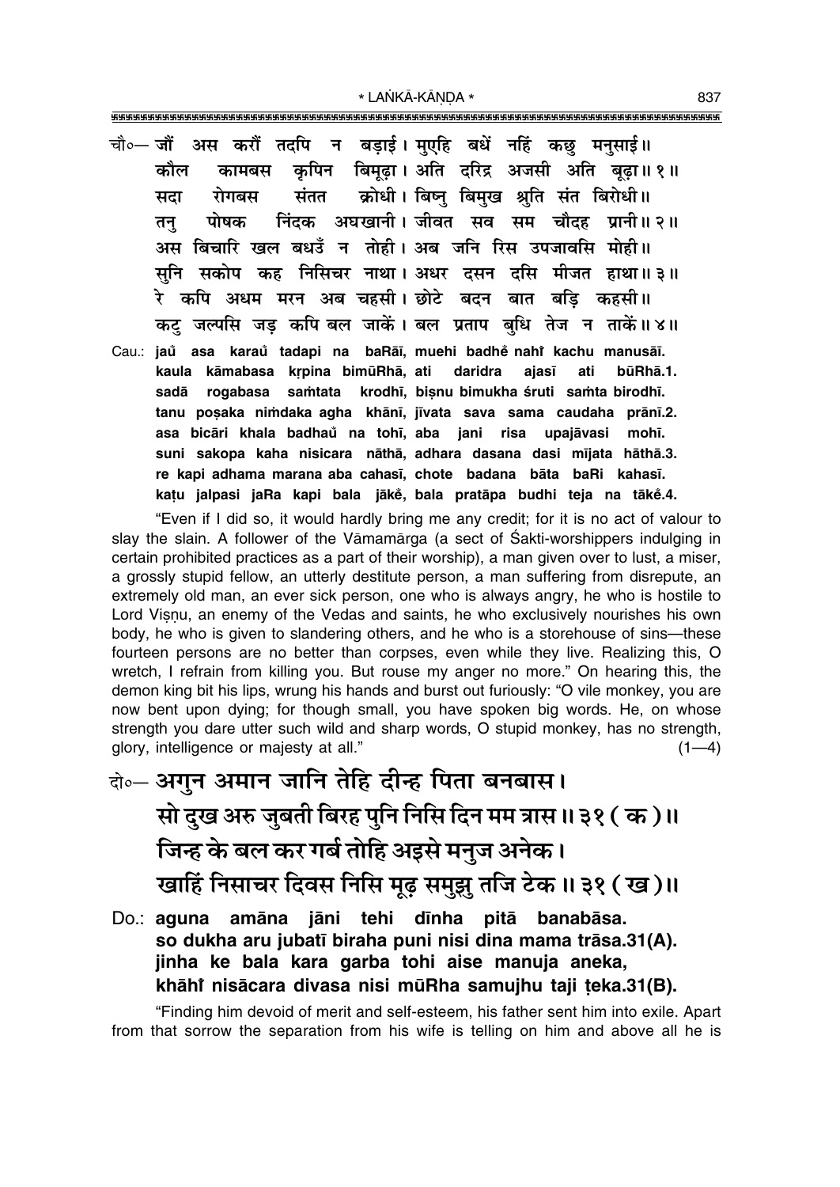चौ०— जौं अस करौं तदपि न बड़ाई। मुएहि बधें नहिं कछु मनुसाई॥
कौल कामबस कृपिन बिमूढ़ा। अति दरिद्र अजसी अति बूढ़ा॥ १॥
सदा रोगबस संतत क्रोधी। बिष्नु बिमुख श्रुति संत बिरोधी॥
तनु पोषक निंदक अघखानी। जीवत सव सम चौदह प्रानी॥ २॥
अस बिचारि खल बधउँ न तोही। अब जनि रिस उपजावसि मोही॥
सुनि सकोप कह निसिचर नाथा। अधर दसन दसि मीजत हाथा॥ ३॥
रे कपि अधम मरन अब चहसी। छोटे बदन बात बड़ि कहसी॥
कटु जल्पसि जड़ कपि बल जाकें। बल प्रताप बुधि तेज न ताकें॥ ४॥

Cau.: **jaů asa karaů tadapi na baRāī, muehi badhẽ nahi̐ kachu manusāī.**
**kaula kāmabasa kṛpina bimūRhā, ati daridra ajasī ati būRhā.1.**
**sadā rogabasa saṁtata krodhī, biṣnu bimukha śruti saṁta birodhī.**
**tanu poṣaka niṁdaka agha khānī, jīvata sava sama caudaha prānī.2.**
**asa bicāri khala badhaů na tohī, aba jani risa upajāvasi mohī.**
**suni sakopa kaha nisicara nāthā, adhara dasana dasi mījata hāthā.3.**
**re kapi adhama marana aba cahasī, chote badana bāta baRi kahasī.**
**kaṭu jalpasi jaRa kapi bala jākẽ, bala pratāpa budhi teja na tākẽ.4.**

"Even if I did so, it would hardly bring me any credit; for it is no act of valour to slay the slain. A follower of the Vāmamārga (a sect of Śakti-worshippers indulging in certain prohibited practices as a part of their worship), a man given over to lust, a miser, a grossly stupid fellow, an utterly destitute person, a man suffering from disrepute, an extremely old man, an ever sick person, one who is always angry, he who is hostile to Lord Viṣṇu, an enemy of the Vedas and saints, he who exclusively nourishes his own body, he who is given to slandering others, and he who is a storehouse of sins—these fourteen persons are no better than corpses, even while they live. Realizing this, O wretch, I refrain from killing you. But rouse my anger no more." On hearing this, the demon king bit his lips, wrung his hands and burst out furiously: "O vile monkey, you are now bent upon dying; for though small, you have spoken big words. He, on whose strength you dare utter such wild and sharp words, O stupid monkey, has no strength, glory, intelligence or majesty at all." (1—4)

दो०— अगुन अमान जानि तेहि दीन्ह पिता बनबास।
सो दुख अरु जुबती बिरह पुनि निसि दिन मम त्रास॥ ३१ (क)॥
जिन्ह के बल कर गर्ब तोहि अइसे मनुज अनेक।
खाहिं निसाचर दिवस निसि मूढ़ समुझु तजि टेक॥ ३१ (ख)॥

Do.: **aguna amāna jāni tehi dīnha pitā banabāsa.**
**so dukha aru jubatī biraha puni nisi dina mama trāsa.31(A).**
**jinha ke bala kara garba tohi aise manuja aneka,**
**khāhi̐ nisācara divasa nisi mūRha samujhu taji ṭeka.31(B).**

"Finding him devoid of merit and self-esteem, his father sent him into exile. Apart from that sorrow the separation from his wife is telling on him and above all he is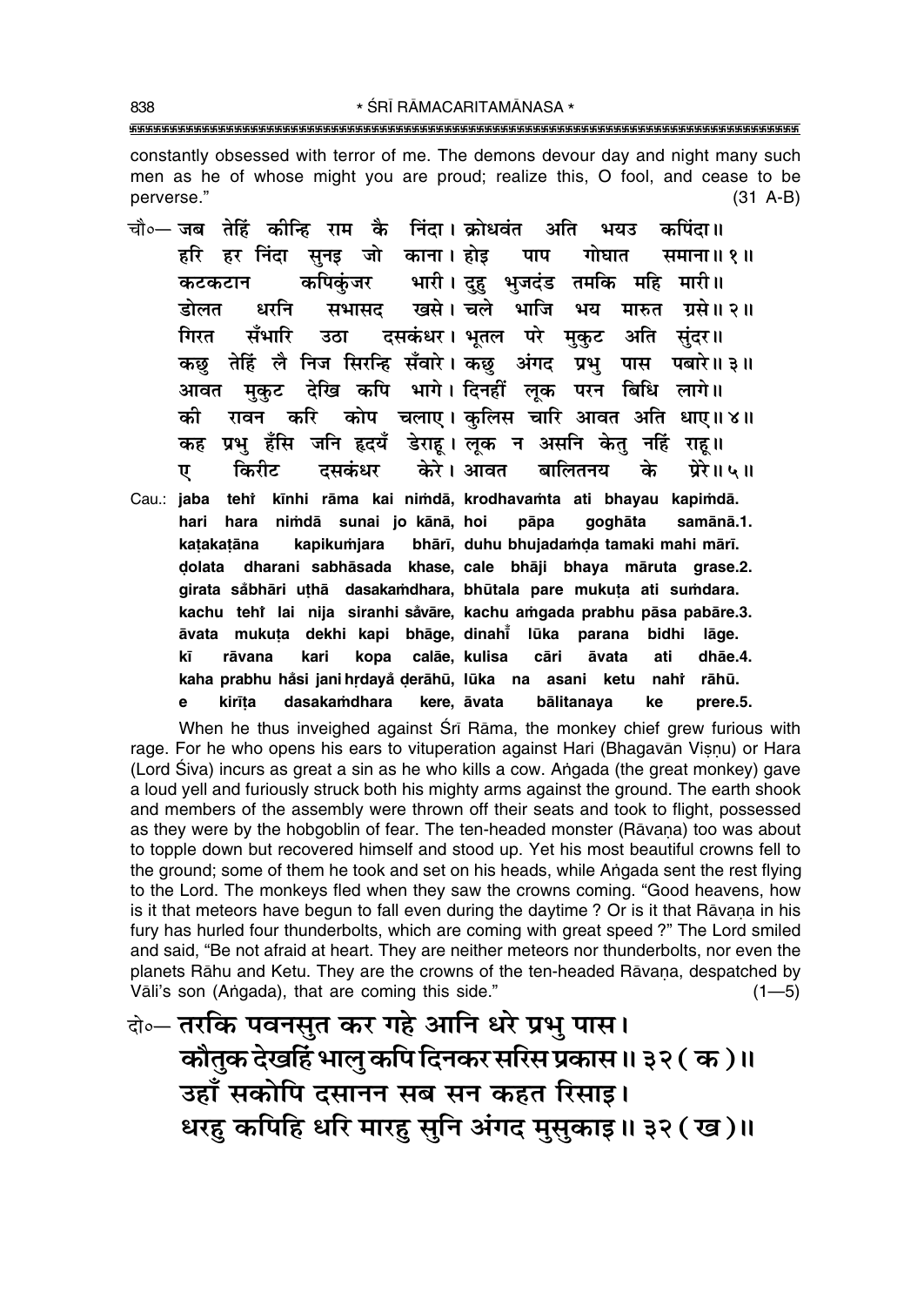constantly obsessed with terror of me. The demons devour day and night many such men as he of whose might you are proud; realize this, O fool, and cease to be perverse." (31 A-B)

चौ०— जब तेहिं कीन्हि राम कै निंदा। क्रोधवंत अति भयउ कपिंदा॥
हरि हर निंदा सुनइ जो काना। होइ पाप गोघात समाना॥ १॥
कटकटान कपिकुंजर भारी। दुहु भुजदंड तमकि महि मारी॥
डोलत धरनि सभासद खसे। चले भाजि भय मारुत ग्रसे॥ २॥
गिरत सँभारि उठा दसकंधर। भूतल परे मुकुट अति सुंदर॥
कछु तेहिं लै निज सिरन्हि सँवारे। कछु अंगद प्रभु पास पबारे॥ ३॥
आवत मुकुट देखि कपि भागे। दिनहीं लूक परन बिधि लागे॥
की रावन करि कोप चलाए। कुलिस चारि आवत अति धाए॥ ४॥
कह प्रभु हँसि जनि हृदयँ डेराहू। लूक न असनि केतु नहिं राहू॥
ए किरीट दसकंधर केरे। आवत बालितनय के प्रेरे॥ ५॥

Cau.: jaba tehiṁ kīnhi rāma kai niṁdā, krodhavaṁta ati bhayau kapiṁdā.
hari hara niṁdā sunai jo kānā, hoi pāpa goghāta samānā.1.
kaṭakaṭāna kapikuṁjara bhārī, duhu bhujadaṁḍa tamaki mahi mārī.
ḍolata dharani sabhāsada khase, cale bhāji bhaya māruta grase.2.
girata sa̐bhāri uṭhā dasakaṁdhara, bhūtala pare mukuṭa ati suṁdara.
kachu tehiṁ lai nija siranhi sa̐vāre, kachu aṁgada prabhu pāsa pabāre.3.
āvata mukuṭa dekhi kapi bhāge, dinahīṁ lūka parana bidhi lāge.
kī rāvana kari kopa calāe, kulisa cāri āvata ati dhāe.4.
kaha prabhu ha̐si jani hṛdaya̐ ḍerāhū, lūka na asani ketu nahiṁ rāhū.
e kirīṭa dasakaṁdhara kere, āvata bālitanaya ke prere.5.

When he thus inveighed against Śrī Rāma, the monkey chief grew furious with rage. For he who opens his ears to vituperation against Hari (Bhagavān Viṣṇu) or Hara (Lord Śiva) incurs as great a sin as he who kills a cow. Aṅgada (the great monkey) gave a loud yell and furiously struck both his mighty arms against the ground. The earth shook and members of the assembly were thrown off their seats and took to flight, possessed as they were by the hobgoblin of fear. The ten-headed monster (Rāvaṇa) too was about to topple down but recovered himself and stood up. Yet his most beautiful crowns fell to the ground; some of them he took and set on his heads, while Aṅgada sent the rest flying to the Lord. The monkeys fled when they saw the crowns coming. "Good heavens, how is it that meteors have begun to fall even during the daytime ? Or is it that Rāvaṇa in his fury has hurled four thunderbolts, which are coming with great speed ?" The Lord smiled and said, "Be not afraid at heart. They are neither meteors nor thunderbolts, nor even the planets Rāhu and Ketu. They are the crowns of the ten-headed Rāvaṇa, despatched by Vāli's son (Aṅgada), that are coming this side." (1—5)

दो०— तरकि पवनसुत कर गहे आनि धरे प्रभु पास।
कौतुक देखहिं भालु कपि दिनकर सरिस प्रकास॥ ३२ ( क )॥
उहाँ सकोपि दसानन सब सन कहत रिसाइ।
धरहु कपिहि धरि मारहु सुनि अंगद मुसुकाइ॥ ३२ ( ख )॥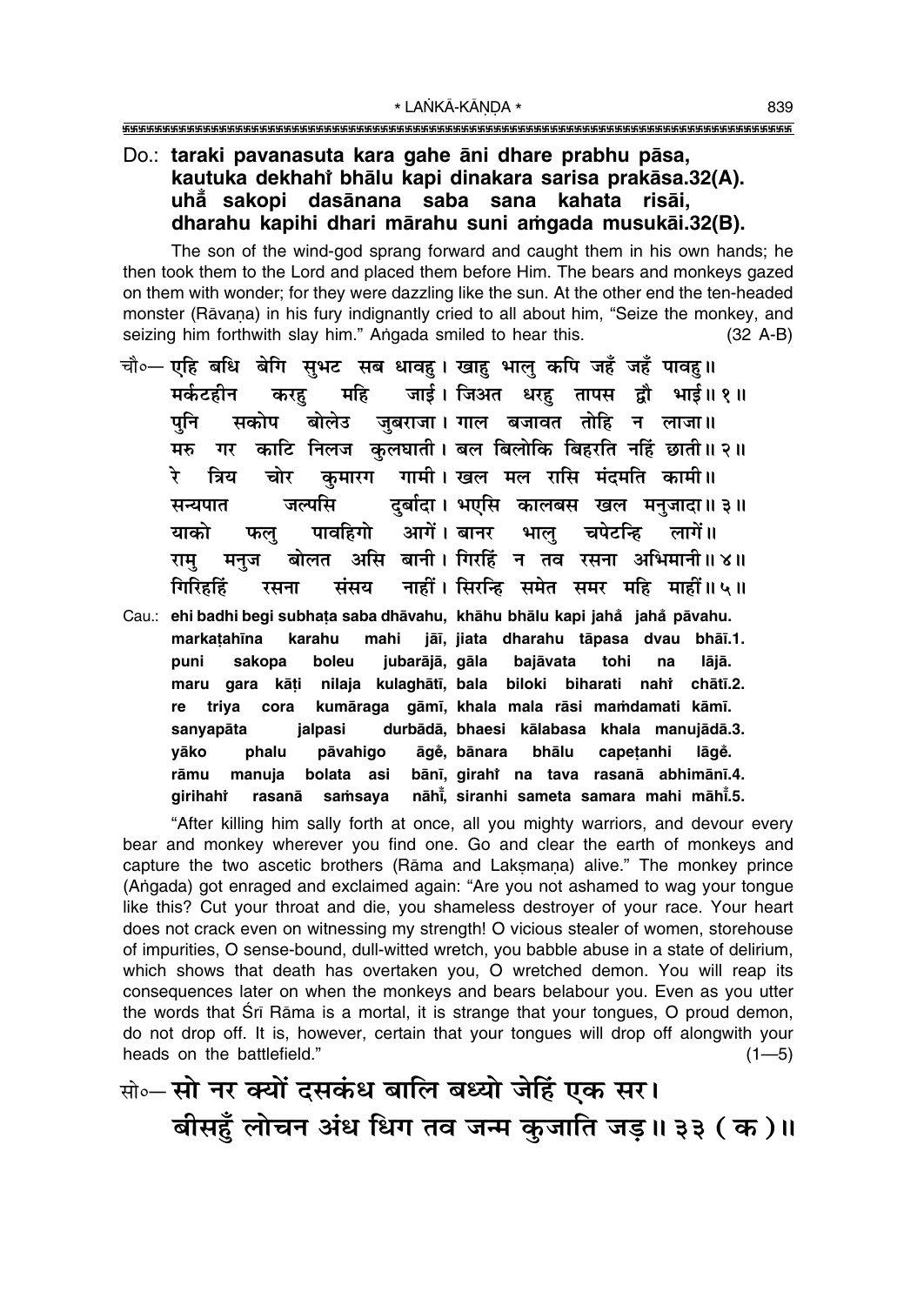**Do.: taraki pavanasuta kara gahe āni dhare prabhu pāsa,**
**kautuka dekhahiṅ bhālu kapi dinakara sarisa prakāsa.32(A).**
**uhā̐ sakopi dasānana saba sana kahata risāi,**
**dharahu kapihi dhari mārahu suni aṁgada musukāi.32(B).**

The son of the wind-god sprang forward and caught them in his own hands; he then took them to the Lord and placed them before Him. The bears and monkeys gazed on them with wonder; for they were dazzling like the sun. At the other end the ten-headed monster (Rāvaṇa) in his fury indignantly cried to all about him, "Seize the monkey, and seizing him forthwith slay him." Aṅgada smiled to hear this. (32 A-B)

चौ०— एहि बधि बेगि सुभट सब धावहु। खाहु भालु कपि जहँ जहँ पावहु॥
मर्कटहीन करहु महि जाई। जिअत धरहु तापस द्वौ भाई॥ १॥
पुनि सकोप बोलेउ जुबराजा। गाल बजावत तोहि न लाजा॥
मरु गर काटि निलज कुलघाती। बल बिलोकि बिहरति नहिं छाती॥ २॥
रे त्रिय चोर कुमारग गामी। खल मल रासि मंदमति कामी॥
सन्यपात जल्पसि दुर्बादा। भएसि कालबस खल मनुजादा॥ ३॥
याको फलु पावहिगो आगें। बानर भालु चपेटन्हि लागें॥
रामु मनुज बोलत असि बानी। गिरहिं न तव रसना अभिमानी॥ ४॥
गिरिहहिं रसना संसय नाहीं। सिरन्हि समेत समर महि माहीं॥ ५॥

Cau.: **ehi badhi begi subhaṭa saba dhāvahu, khāhu bhālu kapi jahā̐ jahā̐ pāvahu.**
**markaṭahīna karahu mahi jāī, jiata dharahu tāpasa dvau bhāī.1.**
**puni sakopa boleu jubarājā, gāla bajāvata tohi na lājā.**
**maru gara kāṭi nilaja kulaghātī, bala biloki biharati nahiṅ chātī.2.**
**re triya cora kumāraga gāmī, khala mala rāsi maṁdamati kāmī.**
**sanyapāta jalpasi durbādā, bhaesi kālabasa khala manujādā.3.**
**yāko phalu pāvahigo āgeṅ, bānara bhālu capeṭanhi lāgeṅ.**
**rāmu manuja bolata asi bānī, girahiṅ na tava rasanā abhimānī.4.**
**girihahiṅ rasanā saṁsaya nāhīṅ, siranhi sameta samara mahi māhīṅ.5.**

"After killing him sally forth at once, all you mighty warriors, and devour every bear and monkey wherever you find one. Go and clear the earth of monkeys and capture the two ascetic brothers (Rāma and Lakṣmaṇa) alive." The monkey prince (Aṅgada) got enraged and exclaimed again: "Are you not ashamed to wag your tongue like this? Cut your throat and die, you shameless destroyer of your race. Your heart does not crack even on witnessing my strength! O vicious stealer of women, storehouse of impurities, O sense-bound, dull-witted wretch, you babble abuse in a state of delirium, which shows that death has overtaken you, O wretched demon. You will reap its consequences later on when the monkeys and bears belabour you. Even as you utter the words that Śrī Rāma is a mortal, it is strange that your tongues, O proud demon, do not drop off. It is, however, certain that your tongues will drop off alongwith your heads on the battlefield." (1—5)

सो०— सो नर क्यों दसकंध बालि बध्यो जेहिं एक सर।
बीसहुँ लोचन अंध धिग तव जन्म कुजाति जड़॥ ३३ (क)॥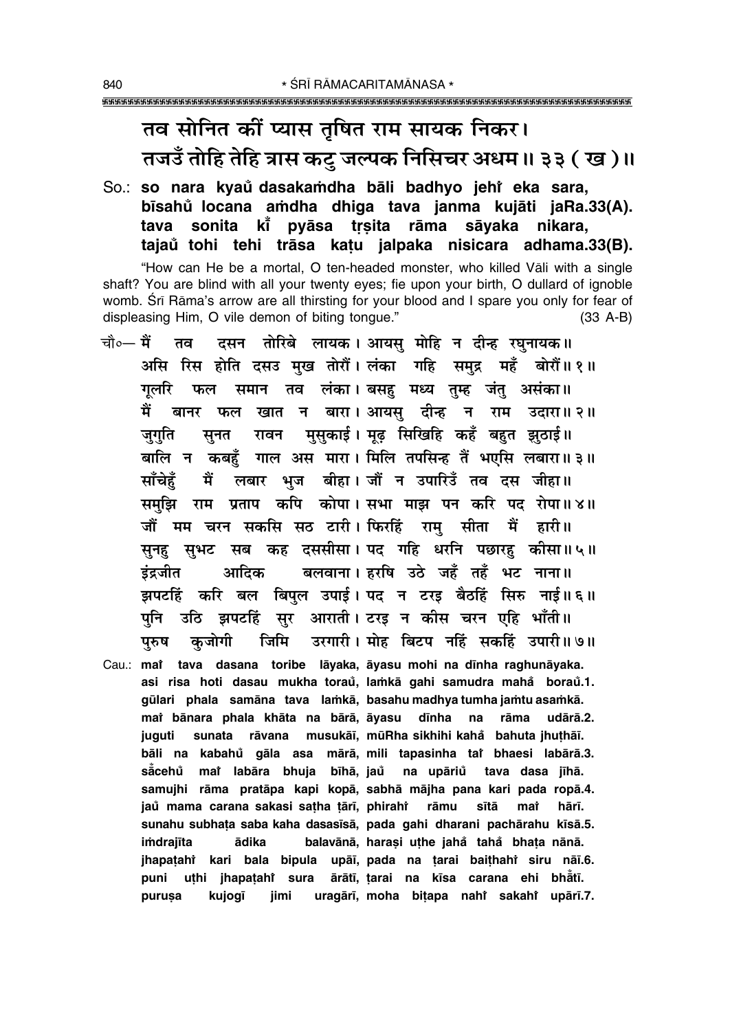**तव सोनित कीं प्यास तृषित राम सायक निकर।**
**तजउँ तोहि तेहि त्रास कटु जल्पक निसिचर अधम॥ ३३ ( ख )॥**

So.: **so nara kyaů dasakaṁdha bāli badhyo jehi eka sara, bīsahů locana aṁdha dhiga tava janma kujāti jaRa.33(A). tava sonita kī̐ pyāsa tṛṣita rāma sāyaka nikara, tajaů tohi tehi trāsa kaṭu jalpaka nisicara adhama.33(B).**

"How can He be a mortal, O ten-headed monster, who killed Vāli with a single shaft? You are blind with all your twenty eyes; fie upon your birth, O dullard of ignoble womb. Śrī Rāma's arrow are all thirsting for your blood and I spare you only for fear of displeasing Him, O vile demon of biting tongue." (33 A-B)

चौ०— मैं तव दसन तोरिबे लायक। आयसु मोहि न दीन्ह रघुनायक॥
असि रिस होति दसउ मुख तोरौं। लंका गहि समुद्र महँ बोरौं॥ १॥
गूलरि फल समान तव लंका। बसहु मध्य तुम्ह जंतु असंका॥
मैं बानर फल खात न बारा। आयसु दीन्ह न राम उदारा॥ २॥
जुगुति सुनत रावन मुसुकाई। मूढ़ सिखिहि कहँ बहुत झुठाई॥
बालि न कबहुँ गाल अस मारा। मिलि तपसिन्ह तैं भएसि लबारा॥ ३॥
साँचेहुँ मैं लबार भुज बीहा। जौं न उपारिउँ तव दस जीहा॥
समुझि राम प्रताप कपि कोपा। सभा माझ पन करि पद रोपा॥ ४॥
जौं मम चरन सकसि सठ टारी। फिरहिं रामु सीता मैं हारी॥
सुनहु सुभट सब कह दससीसा। पद गहि धरनि पछारहु कीसा॥ ५॥
इंद्रजीत आदिक बलवाना। हरषि उठे जहँ तहँ भट नाना॥
झपटहिं करि बल बिपुल उपाई। पद न टरइ बैठहिं सिरु नाई॥ ६॥
पुनि उठि झपटहिं सुर आराती। टरइ न कीस चरन एहि भाँती॥
पुरुष कुजोगी जिमि उरगारी। मोह बिटप नहिं सकहिं उपारी॥ ७॥

Cau.: **maĩ tava dasana toribe lāyaka, āyasu mohi na dīnha raghunāyaka. asi risa hoti dasau mukha torau, laṁkā gahi samudra mahă borau.1. gūlari phala samāna tava laṁkā, basahu madhya tumha jaṁtu asaṁkā. maĩ bānara phala khāta na bārā, āyasu dīnha na rāma udārā.2. juguti sunata rāvana musukāī, mūRha sikhihi kahă bahuta jhuṭhāī. bāli na kabahů gāla asa mārā, mili tapasinha taĩ bhaesi labārā.3. sā̐cehů maĩ labāra bhuja bīhā, jaů na upāriů tava dasa jīhā. samujhi rāma pratāpa kapi kopā, sabhā mājha pana kari pada ropā.4. jaů mama carana sakasi saṭha ṭārī, phirahĩ rāmu sītā maĩ hārī. sunahu subhaṭa saba kaha dasasīsā, pada gahi dharani pachārahu kīsā.5. iṁdrajīta ādika balavānā, haraṣi uṭhe jahă tahă bhaṭa nānā. jhapaṭahĩ kari bala bipula upāī, pada na ṭarai baiṭhahĩ siru nāī.6. puni uṭhi jhapaṭahĩ sura ārātī, ṭarai na kīsa carana ehi bhā̐tī. puruṣa kujogī jimi uragārī, moha biṭapa nahĩ sakahĩ upārī.7.**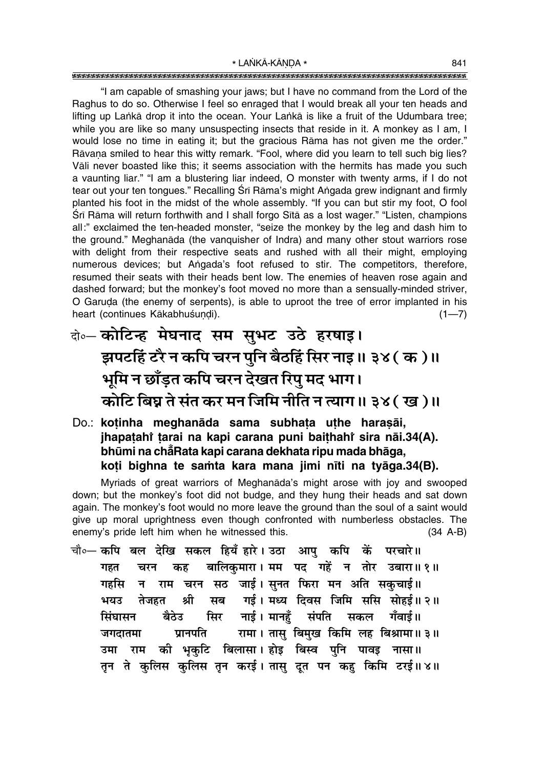"I am capable of smashing your jaws; but I have no command from the Lord of the Raghus to do so. Otherwise I feel so enraged that I would break all your ten heads and lifting up Laṅkā drop it into the ocean. Your Laṅkā is like a fruit of the Udumbara tree; while you are like so many unsuspecting insects that reside in it. A monkey as I am, I would lose no time in eating it; but the gracious Rāma has not given me the order." Rāvaṇa smiled to hear this witty remark. "Fool, where did you learn to tell such big lies? Vāli never boasted like this; it seems association with the hermits has made you such a vaunting liar." "I am a blustering liar indeed, O monster with twenty arms, if I do not tear out your ten tongues." Recalling Śrī Rāma's might Aṅgada grew indignant and firmly planted his foot in the midst of the whole assembly. "If you can but stir my foot, O fool Śrī Rāma will return forthwith and I shall forgo Sītā as a lost wager." "Listen, champions all:" exclaimed the ten-headed monster, "seize the monkey by the leg and dash him to the ground." Meghanāda (the vanquisher of Indra) and many other stout warriors rose with delight from their respective seats and rushed with all their might, employing numerous devices; but Aṅgada's foot refused to stir. The competitors, therefore, resumed their seats with their heads bent low. The enemies of heaven rose again and dashed forward; but the monkey's foot moved no more than a sensually-minded striver, O Garuḍa (the enemy of serpents), is able to uproot the tree of error implanted in his heart (continues Kākabhuśuṇḍi). (1—7)

**दो०— कोटिन्ह मेघनाद सम सुभट उठे हरषाइ।**
**झपटहिं टरै न कपि चरन पुनि बैठहिं सिर नाइ॥ ३४ ( क )॥**
**भूमि न छाँड़त कपि चरन देखत रिपु मद भाग।**
**कोटि बिघ्न ते संत कर मन जिमि नीति न त्याग॥ ३४ ( ख )॥**

**Do.: koṭinha meghanāda sama subhaṭa uṭhe haraṣāi, jhapaṭahi̐ ṭarai na kapi carana puni baiṭhahi̐ sira nāi.34(A). bhūmi na cha̐Rata kapi carana dekhata ripu mada bhāga, koṭi bighna te saṁta kara mana jimi nīti na tyāga.34(B).**

Myriads of great warriors of Meghanāda's might arose with joy and swooped down; but the monkey's foot did not budge, and they hung their heads and sat down again. The monkey's foot would no more leave the ground than the soul of a saint would give up moral uprightness even though confronted with numberless obstacles. The enemy's pride left him when he witnessed this. (34 A-B)

चौ०— कपि बल देखि सकल हियँ हारे। उठा आपु कपि कें परचारे॥
गहत चरन कह बालिकुमारा। मम पद गहें न तोर उबारा॥ १॥
गहसि न राम चरन सठ जाई। सुनत फिरा मन अति सकुचाई॥
भयउ तेजहत श्री सब गई। मध्य दिवस जिमि ससि सोहई॥ २॥
सिंघासन बैठेउ सिर नाई। मानहुँ संपति सकल गँवाई॥
जगदातमा प्रानपति रामा। तासु बिमुख किमि लह बिश्रामा॥ ३॥
उमा राम की भृकुटि बिलासा। होइ बिस्व पुनि पावइ नासा॥
तृन ते कुलिस कुलिस तृन करई। तासु दूत पन कहु किमि टरई॥ ४॥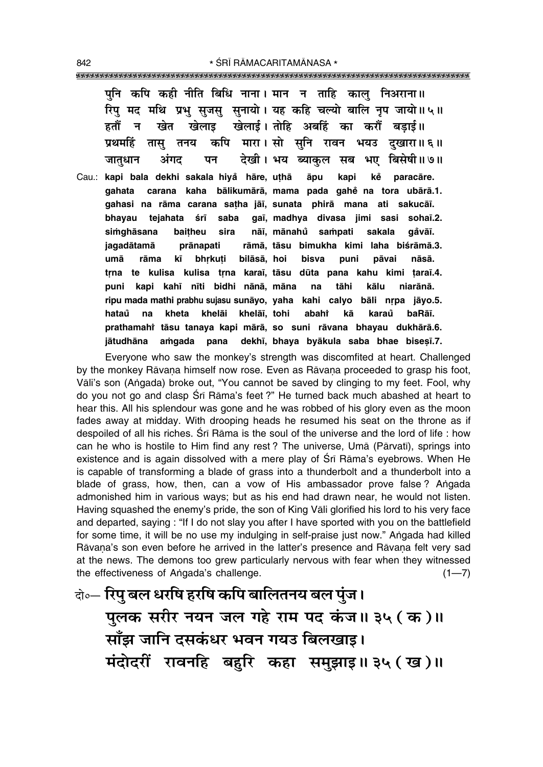पुनि कपि कही नीति बिधि नाना। मान न ताहि कालु निअराना॥
रिपु मद मथि प्रभु सुजसु सुनायो। यह कहि चल्यो बालि नृप जायो॥ ५॥
हतौं न खेत खेलाइ खेलाई। तोहि अबहिं का करौं बड़ाई॥
प्रथमहिं तासु तनय कपि मारा। सो सुनि रावन भयउ दुखारा॥ ६॥
जातुधान अंगद पन देखी। भय ब्याकुल सब भए बिसेषी॥ ७॥

Cau.: **kapi bala dekhi sakala hiyå̐ hāre, uṭhā āpu kapi kė̃ paracāre.**
**gahata carana kaha bālikumārā, mama pada gahė̃ na tora ubārā.1.**
**gahasi na rāma carana saṭha jāī, sunata phirā mana ati sakucāī.**
**bhayau tejahata śrī saba gaī, madhya divasa jimi sasi sohaī.2.**
**siṁghāsana baiṭheu sira nāī, mānahů̐ saṁpati sakala gå̐vāī.**
**jagadātamā prānapati rāmā, tāsu bimukha kimi laha biśrāmā.3.**
**umā rāma kī bhṛkuṭi bilāsā, hoi bisva puni pāvai nāsā.**
**tṛna te kulisa kulisa tṛna karaī, tāsu dūta pana kahu kimi ṭaraī.4.**
**puni kapi kahī nīti bidhi nānā, māna na tāhi kālu niarānā.**
**ripu mada mathi prabhu sujasu sunāyo, yaha kahi calyo bāli nṛpa jāyo.5.**
**hataů̐ na kheta khelāi khelāī, tohi abahi̐ kā karaů̐ baRāī.**
**prathamahi̐ tāsu tanaya kapi mārā, so suni rāvana bhayau dukhārā.6.**
**jātudhāna aṁgada pana dekhī, bhaya byākula saba bhae biseṣī.7.**

Everyone who saw the monkey's strength was discomfited at heart. Challenged by the monkey Rāvaṇa himself now rose. Even as Rāvaṇa proceeded to grasp his foot, Vāli's son (Aṅgada) broke out, "You cannot be saved by clinging to my feet. Fool, why do you not go and clasp Śrī Rāma's feet ?" He turned back much abashed at heart to hear this. All his splendour was gone and he was robbed of his glory even as the moon fades away at midday. With drooping heads he resumed his seat on the throne as if despoiled of all his riches. Śrī Rāma is the soul of the universe and the lord of life : how can he who is hostile to Him find any rest ? The universe, Umā (Pārvatī), springs into existence and is again dissolved with a mere play of Śrī Rāma's eyebrows. When He is capable of transforming a blade of grass into a thunderbolt and a thunderbolt into a blade of grass, how, then, can a vow of His ambassador prove false ? Aṅgada admonished him in various ways; but as his end had drawn near, he would not listen. Having squashed the enemy's pride, the son of King Vāli glorified his lord to his very face and departed, saying : "If I do not slay you after I have sported with you on the battlefield for some time, it will be no use my indulging in self-praise just now." Aṅgada had killed Rāvaṇa's son even before he arrived in the latter's presence and Rāvaṇa felt very sad at the news. The demons too grew particularly nervous with fear when they witnessed the effectiveness of Aṅgada's challenge. (1—7)

दो०— **रिपु बल धरषि हरषि कपि बालितनय बल पुंज।**
**पुलक सरीर नयन जल गहे राम पद कंज॥ ३५ ( क )॥**
**साँझ जानि दसकंधर भवन गयउ बिलखाइ।**
**मंदोदरीं रावनहि बहुरि कहा समुझाइ॥ ३५ ( ख )॥**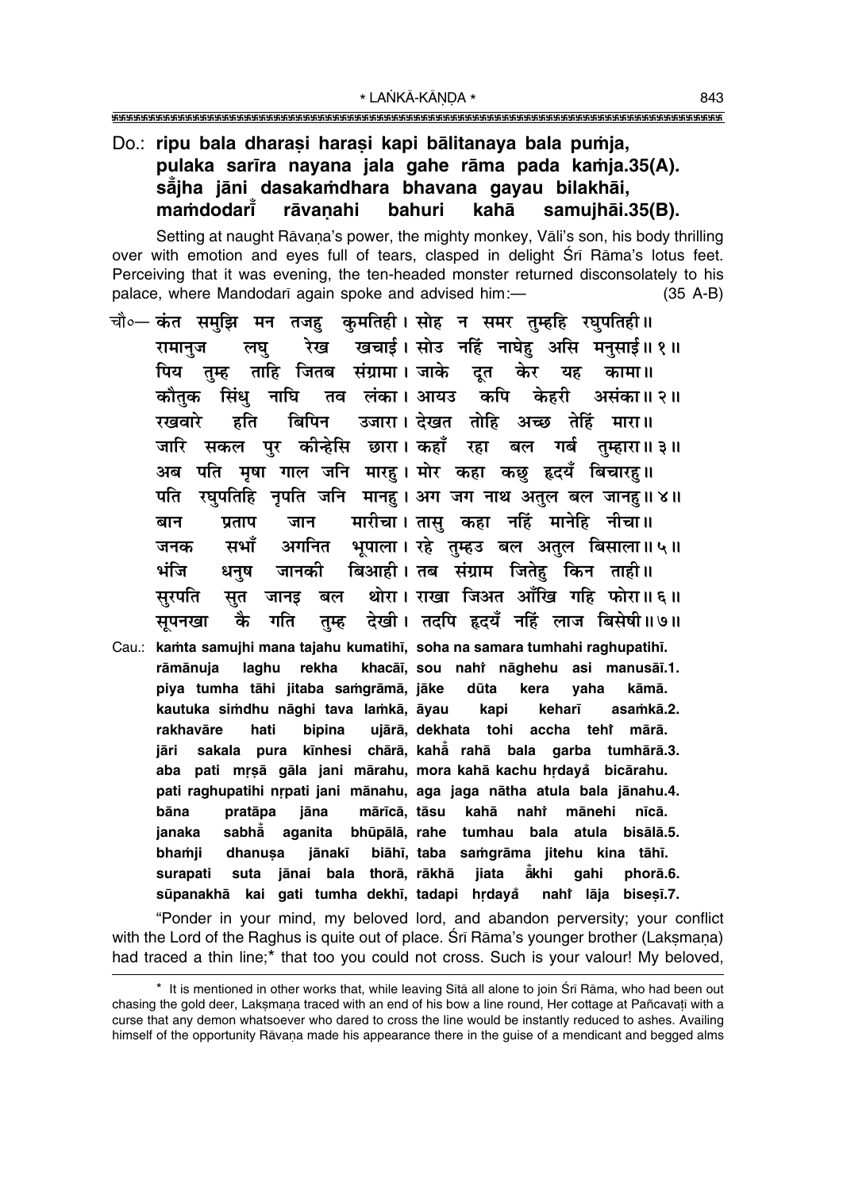Do.: **ripu bala dharaṣi haraṣi kapi bālitanaya bala puṁja,**
**pulaka sarīra nayana jala gahe rāma pada kaṁja.35(A).**
**sā̐jha jāni dasakaṁdhara bhavana gayau bilakhāi,**
**maṁdodarī̐ rāvaṇahi bahuri kahā samujhāi.35(B).**

Setting at naught Rāvaṇa's power, the mighty monkey, Vāli's son, his body thrilling over with emotion and eyes full of tears, clasped in delight Śrī Rāma's lotus feet. Perceiving that it was evening, the ten-headed monster returned disconsolately to his palace, where Mandodarī again spoke and advised him:— (35 A-B)

चौ०— कंत समुझि मन तजहु कुमतिही। सोह न समर तुम्हहि रघुपतिही॥
रामानुज लघु रेख खचाई। सोउ नहिं नाघेहु असि मनुसाई॥ १॥
पिय तुम्ह ताहि जितब संग्रामा। जाके दूत केर यह कामा॥
कौतुक सिंधु नाघि तव लंका। आयउ कपि केहरी असंका॥ २॥
रखवारे हति बिपिन उजारा। देखत तोहि अच्छ तेहिं मारा॥
जारि सकल पुर कीन्हेसि छारा। कहाँ रहा बल गर्ब तुम्हारा॥ ३॥
अब पति मृषा गाल जनि मारहु। मोर कहा कछु हृदयँ बिचारहु॥
पति रघुपतिहि नृपति जनि मानहु। अग जग नाथ अतुल बल जानहु॥ ४॥
बान प्रताप जान मारीचा। तासु कहा नहिं मानेहि नीचा॥
जनक सभाँ अगनित भूपाला। रहे तुम्हउ बल अतुल बिसाला॥ ५॥
भंजि धनुष जानकी बिआही। तब संग्राम जितेहु किन ताही॥
सुरपति सुत जानइ बल थोरा। राखा जिअत आँखि गहि फोरा॥ ६॥
सूपनखा कै गति तुम्ह देखी। तदपि हृदयँ नहिं लाज बिसेषी॥ ७॥

Cau.: **kaṁta samujhi mana tajahu kumatihī, soha na samara tumhahi raghupatihī.**
**rāmānuja laghu rekha khacāī, sou nahi̐ nāghehu asi manusāī.1.**
**piya tumha tāhi jitaba saṁgrāmā, jāke dūta kera yaha kāmā.**
**kautuka siṁdhu nāghi tava laṁkā, āyau kapi keharī asaṁkā.2.**
**rakhavāre hati bipina ujārā, dekhata tohi accha tehi̐ mārā.**
**jāri sakala pura kīnhesi chārā, kahā̐ rahā bala garba tumhārā.3.**
**aba pati mṛṣā gāla jani mārahu, mora kahā kachu hṛdayā̐ bicārahu.**
**pati raghupatihi nṛpati jani mānahu, aga jaga nātha atula bala jānahu.4.**
**bāna pratāpa jāna mārīcā, tāsu kahā nahi̐ mānehi nīcā.**
**janaka sabhā̐ aganita bhūpālā, rahe tumhau bala atula bisālā.5.**
**bhaṁji dhanuṣa jānakī biāhī, taba saṁgrāma jitehu kina tāhī.**
**surapati suta jānai bala thorā, rākhā jiata ā̐khi gahi phorā.6.**
**sūpanakhā kai gati tumha dekhī, tadapi hṛdayā̐ nahi̐ lāja biseṣī.7.**

"Ponder in your mind, my beloved lord, and abandon perversity; your conflict with the Lord of the Raghus is quite out of place. Śrī Rāma's younger brother (Lakṣmaṇa) had traced a thin line;* that too you could not cross. Such is your valour! My beloved,

---

\* It is mentioned in other works that, while leaving Sītā all alone to join Śrī Rāma, who had been out chasing the gold deer, Lakṣmaṇa traced with an end of his bow a line round, Her cottage at Pañcavaṭī with a curse that any demon whatsoever who dared to cross the line would be instantly reduced to ashes. Availing himself of the opportunity Rāvaṇa made his appearance there in the guise of a mendicant and begged alms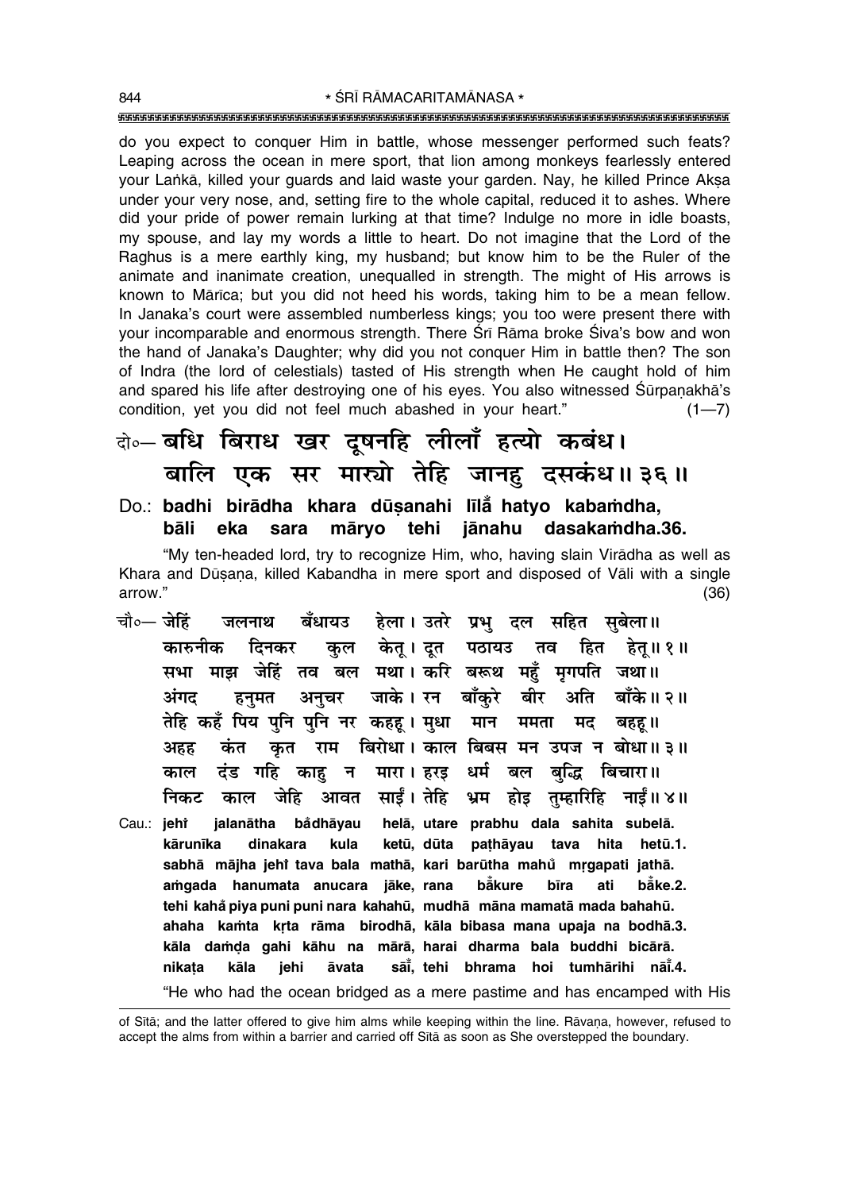do you expect to conquer Him in battle, whose messenger performed such feats? Leaping across the ocean in mere sport, that lion among monkeys fearlessly entered your Laṅkā, killed your guards and laid waste your garden. Nay, he killed Prince Akṣa under your very nose, and, setting fire to the whole capital, reduced it to ashes. Where did your pride of power remain lurking at that time? Indulge no more in idle boasts, my spouse, and lay my words a little to heart. Do not imagine that the Lord of the Raghus is a mere earthly king, my husband; but know him to be the Ruler of the animate and inanimate creation, unequalled in strength. The might of His arrows is known to Mārīca; but you did not heed his words, taking him to be a mean fellow. In Janaka's court were assembled numberless kings; you too were present there with your incomparable and enormous strength. There Śrī Rāma broke Śiva's bow and won the hand of Janaka's Daughter; why did you not conquer Him in battle then? The son of Indra (the lord of celestials) tasted of His strength when He caught hold of him and spared his life after destroying one of his eyes. You also witnessed Śūrpaṇakhā's condition, yet you did not feel much abashed in your heart." (1—7)

दो०— बधि बिराध खर दूषनहि लीलाँ हत्यो कबंध।
बालि एक सर मार्‌यो तेहि जानहु दसकंध॥ ३६॥

Do.: **badhi birādha khara dūṣanahi līlā̐ hatyo kabaṁdha,**
**bāli eka sara māryo tehi jānahu dasakaṁdha.36.**

"My ten-headed lord, try to recognize Him, who, having slain Virādha as well as Khara and Dūṣaṇa, killed Kabandha in mere sport and disposed of Vāli with a single arrow." (36)

चौ०— जेहिं जलनाथ बँधायउ हेला। उतरे प्रभु दल सहित सुबेला॥
कारुनीक दिनकर कुल केतू। दूत पठायउ तव हित हेतू॥ १॥
सभा माझ जेहिं तव बल मथा। करि बरूथ महुँ मृगपति जथा॥
अंगद हनुमत अनुचर जाके। रन बाँकुरे बीर अति बाँके॥ २॥
तेहि कहँ पिय पुनि पुनि नर कहहू। मुधा मान ममता मद बहहू॥
अहह कंत कृत राम बिरोधा। काल बिबस मन उपज न बोधा॥ ३॥
काल दंड गहि काहु न मारा। हरइ धर्म बल बुद्धि बिचारा॥
निकट काल जेहि आवत साईं। तेहि भ्रम होइ तुम्हारिहि नाईं॥ ४॥

Cau.: **jehiṁ jalanātha ba̐dhāyau helā, utare prabhu dala sahita subelā.**
**kārunīka dinakara kula ketū, dūta paṭhāyau tava hita hetū.1.**
**sabhā mājha jehiṁ tava bala mathā, kari barūtha mahu̐ mṛgapati jathā.**
**aṁgada hanumata anucara jāke, rana bā̐kure bīra ati bā̐ke.2.**
**tehi kaha̐ piya puni puni nara kahahū, mudhā māna mamatā mada bahahū.**
**ahaha kaṁta kṛta rāma birodhā, kāla bibasa mana upaja na bodhā.3.**
**kāla daṁḍa gahi kāhu na mārā, harai dharma bala buddhi bicārā.**
**nikaṭa kāla jehi āvata sāī̐, tehi bhrama hoi tumhārihi nāī̐.4.**

"He who had the ocean bridged as a mere pastime and has encamped with His

of Sītā; and the latter offered to give him alms while keeping within the line. Rāvaṇa, however, refused to accept the alms from within a barrier and carried off Sītā as soon as She overstepped the boundary.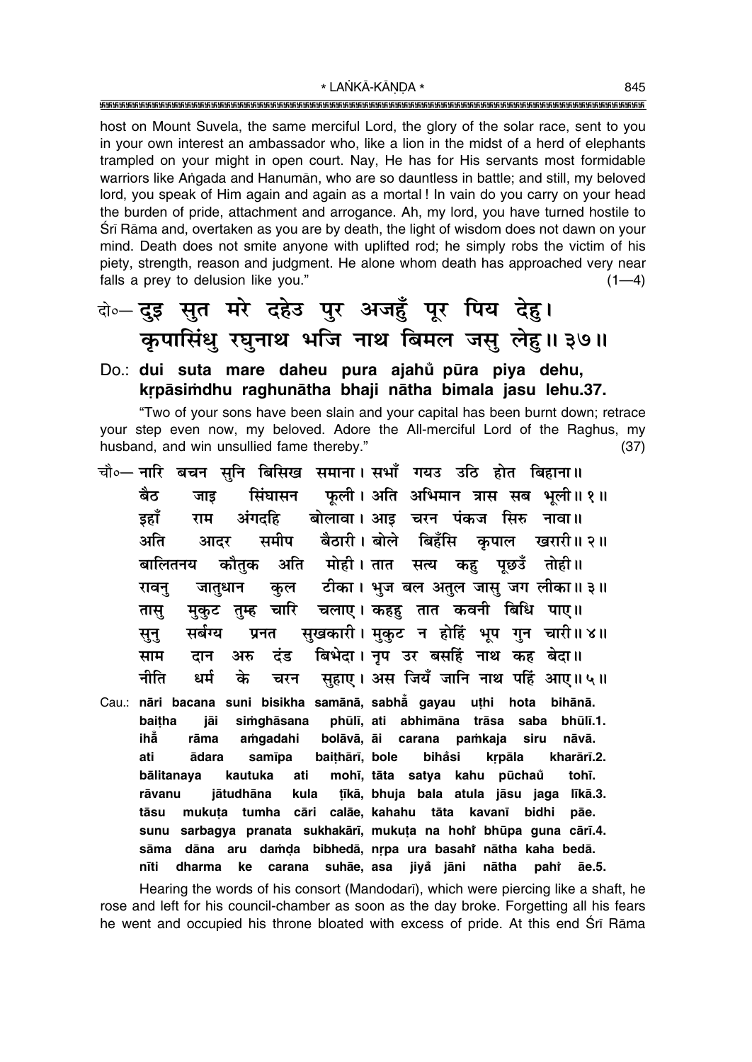host on Mount Suvela, the same merciful Lord, the glory of the solar race, sent to you in your own interest an ambassador who, like a lion in the midst of a herd of elephants trampled on your might in open court. Nay, He has for His servants most formidable warriors like Aṅgada and Hanumān, who are so dauntless in battle; and still, my beloved lord, you speak of Him again and again as a mortal ! In vain do you carry on your head the burden of pride, attachment and arrogance. Ah, my lord, you have turned hostile to Śrī Rāma and, overtaken as you are by death, the light of wisdom does not dawn on your mind. Death does not smite anyone with uplifted rod; he simply robs the victim of his piety, strength, reason and judgment. He alone whom death has approached very near falls a prey to delusion like you." (1—4)

**दो०— दुइ सुत मरे दहेउ पुर अजहुँ पूर पिय देहु।**
**कृपासिंधु रघुनाथ भजि नाथ बिमल जसु लेहु॥ ३७॥**

**Do.: dui suta mare daheu pura ajahũ pūra piya dehu,**
**kṛpāsiṁdhu raghunātha bhaji nātha bimala jasu lehu.37.**

"Two of your sons have been slain and your capital has been burnt down; retrace your step even now, my beloved. Adore the All-merciful Lord of the Raghus, my husband, and win unsullied fame thereby." (37)

चौ०— नारि बचन सुनि बिसिख समाना। सभाँ गयउ उठि होत बिहाना॥
बैठ जाइ सिंघासन फूली। अति अभिमान त्रास सब भूली॥ १॥
इहाँ राम अंगदहि बोलावा। आइ चरन पंकज सिरु नावा॥
अति आदर समीप बैठारी। बोले बिहँसि कृपाल खरारी॥ २॥
बालितनय कौतुक अति मोही। तात सत्य कहु पूछउँ तोही॥
रावनु जातुधान कुल टीका। भुज बल अतुल जासु जग लीका॥ ३॥
तासु मुकुट तुम्ह चारि चलाए। कहहु तात कवनी बिधि पाए॥
सुनु सर्बग्य प्रनत सुखकारी। मुकुट न होहिं भूप गुन चारी॥ ४॥
साम दान अरु दंड बिभेदा। नृप उर बसहिं नाथ कह बेदा॥
नीति धर्म के चरन सुहाए। अस जियँ जानि नाथ पहिं आए॥ ५॥

**Cau.: nāri bacana suni bisikha samānā, sabhā̃ gayau uṭhi hota bihānā.**
**baiṭha jāi siṁghāsana phūlī, ati abhimāna trāsa saba bhūlī.1.**
**ihā̃ rāma aṁgadahi bolāvā, āi carana paṁkaja siru nāvā.**
**ati ādara samīpa baiṭhārī, bole bihãsi kṛpāla kharārī.2.**
**bālitanaya kautuka ati mohī, tāta satya kahu pūchaũ tohī.**
**rāvanu jātudhāna kula ṭīkā, bhuja bala atula jāsu jaga līkā.3.**
**tāsu mukuṭa tumha cāri calāe, kahahu tāta kavanī bidhi pāe.**
**sunu sarbagya pranata sukhakārī, mukuṭa na hohiṁ bhūpa guna cārī.4.**
**sāma dāna aru daṁḍa bibhedā, nṛpa ura basahiṁ nātha kaha bedā.**
**nīti dharma ke carana suhāe, asa jiyã jāni nātha pahiṁ āe.5.**

Hearing the words of his consort (Mandodarī), which were piercing like a shaft, he rose and left for his council-chamber as soon as the day broke. Forgetting all his fears he went and occupied his throne bloated with excess of pride. At this end Śrī Rāma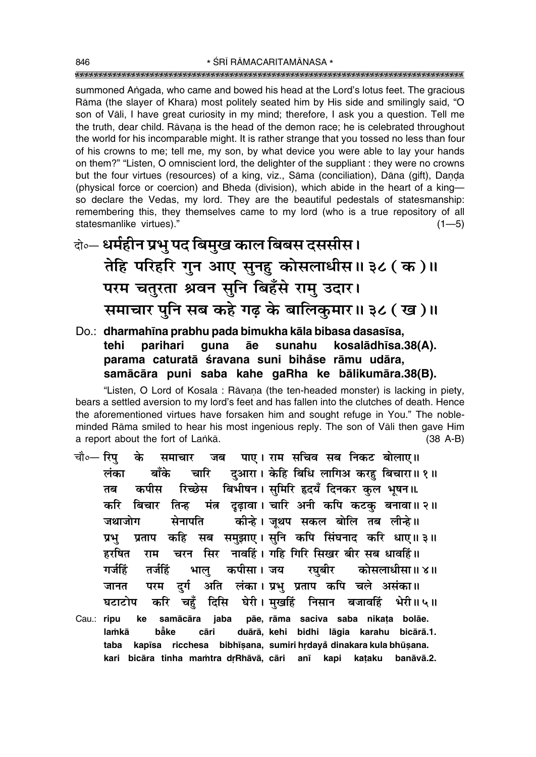summoned Aṅgada, who came and bowed his head at the Lord's lotus feet. The gracious Rāma (the slayer of Khara) most politely seated him by His side and smilingly said, "O son of Vāli, I have great curiosity in my mind; therefore, I ask you a question. Tell me the truth, dear child. Rāvaṇa is the head of the demon race; he is celebrated throughout the world for his incomparable might. It is rather strange that you tossed no less than four of his crowns to me; tell me, my son, by what device you were able to lay your hands on them?" "Listen, O omniscient lord, the delighter of the suppliant : they were no crowns but the four virtues (resources) of a king, viz., Sāma (conciliation), Dāna (gift), Daṇḍa (physical force or coercion) and Bheda (division), which abide in the heart of a king—so declare the Vedas, my lord. They are the beautiful pedestals of statesmanship: remembering this, they themselves came to my lord (who is a true repository of all statesmanlike virtues)." (1—5)

दो०— **धर्महीन प्रभु पद बिमुख काल बिबस दससीस।**
**तेहि परिहरि गुन आए सुनहु कोसलाधीस॥ ३८ ( क )॥**
**परम चतुरता श्रवन सुनि बिहँसे रामु उदार।**
**समाचार पुनि सब कहे गढ़ के बालिकुमार॥ ३८ ( ख )॥**

Do.: **dharmahīna prabhu pada bimukha kāla bibasa dasasīsa,**
**tehi parihari guna āe sunahu kosalādhīsa.38(A).**
**parama caturatā śravana suni bihåse rāmu udāra,**
**samācāra puni saba kahe gaRha ke bālikumāra.38(B).**

"Listen, O Lord of Kosala : Rāvaṇa (the ten-headed monster) is lacking in piety, bears a settled aversion to my lord's feet and has fallen into the clutches of death. Hence the aforementioned virtues have forsaken him and sought refuge in You." The noble-minded Rāma smiled to hear his most ingenious reply. The son of Vāli then gave Him a report about the fort of Laṅkā. (38 A-B)

चौ०— रिपु के समाचार जब पाए। राम सचिव सब निकट बोलाए॥
लंका बाँके चारि दुआरा। केहि बिधि लागिअ करहु बिचारा॥ १॥
तब कपीस रिच्छेस बिभीषन। सुमिरि हृदयँ दिनकर कुल भूषन॥
करि बिचार तिन्ह मंत्र दृढ़ावा। चारि अनी कपि कटकु बनावा॥ २॥
जथाजोग सेनापति कीन्हे। जूथप सकल बोलि तब लीन्हे॥
प्रभु प्रताप कहि सब समुझाए। सुनि कपि सिंघनाद करि धाए॥ ३॥
हरषित राम चरन सिर नावहिं। गहि गिरि सिखर बीर सब धावहिं॥
गर्जहिं तर्जहिं भालु कपीसा। जय रघुबीर कोसलाधीसा॥ ४॥
जानत परम दुर्ग अति लंका। प्रभु प्रताप कपि चले असंका॥
घटाटोप करि चहुँ दिसि घेरी। मुखहिं निसान बजावहिं भेरी॥ ५॥

Cau.: **ripu ke samācāra jaba pāe, rāma saciva saba nikaṭa bolāe.**
**laṁkā båke cāri duārā, kehi bidhi lāgia karahu bicārā.1.**
**taba kapīsa ricchesa bibhīṣana, sumiri hṛdayå dinakara kula bhūṣana.**
**kari bicāra tinha maṁtra dṛRhāvā, cāri anī kapi kaṭaku banāvā.2.**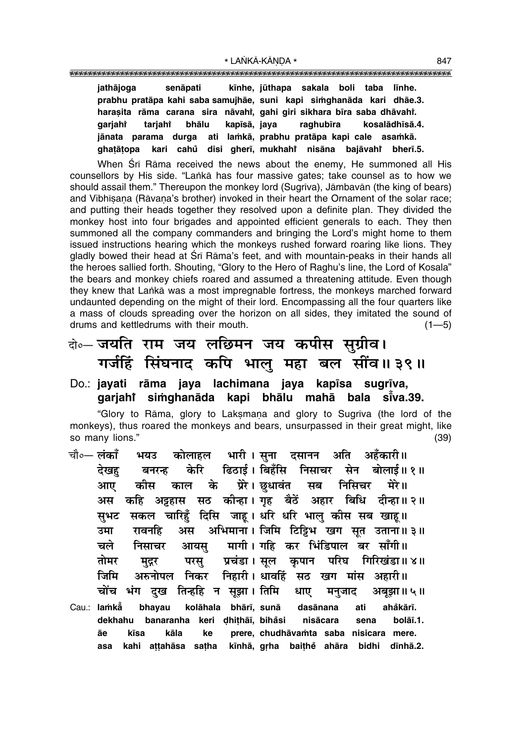**jathājoga senāpati kīnhe, jūthapa sakala boli taba līnhe.**
**prabhu pratāpa kahi saba samujhāe, suni kapi siṁghanāda kari dhāe.3.**
**haraṣita rāma carana sira nāvahiṁ, gahi giri sikhara bīra saba dhāvahiṁ.**
**garjahiṁ tarjahiṁ bhālu kapīsā, jaya raghubīra kosalādhīsā.4.**
**jānata parama durga ati laṁkā, prabhu pratāpa kapi cale asaṁkā.**
**ghaṭāṭopa kari cahu̐ disi gherī, mukhahiṁ nisāna bajāvahiṁ bherī.5.**

When Śrī Rāma received the news about the enemy, He summoned all His counsellors by His side. "Laṅkā has four massive gates; take counsel as to how we should assail them." Thereupon the monkey lord (Sugrīva), Jāmbavān (the king of bears) and Vibhīṣaṇa (Rāvaṇa's brother) invoked in their heart the Ornament of the solar race; and putting their heads together they resolved upon a definite plan. They divided the monkey host into four brigades and appointed efficient generals to each. They then summoned all the company commanders and bringing the Lord's might home to them issued instructions hearing which the monkeys rushed forward roaring like lions. They gladly bowed their head at Śrī Rāma's feet, and with mountain-peaks in their hands all the heroes sallied forth. Shouting, "Glory to the Hero of Raghu's line, the Lord of Kosala" the bears and monkey chiefs roared and assumed a threatening attitude. Even though they knew that Laṅkā was a most impregnable fortress, the monkeys marched forward undaunted depending on the might of their lord. Encompassing all the four quarters like a mass of clouds spreading over the horizon on all sides, they imitated the sound of drums and kettledrums with their mouth. (1—5)

## दो०— जयति राम जय लछिमन जय कपीस सुग्रीव। गर्जहिं सिंघनाद कपि भालु महा बल सींव॥ ३९॥

**Do.: jayati rāma jaya lachimana jaya kapīsa sugrīva, garjahiṁ siṁghanāda kapi bhālu mahā bala sīṁva.39.**

"Glory to Rāma, glory to Lakṣmaṇa and glory to Sugrīva (the lord of the monkeys), thus roared the monkeys and bears, unsurpassed in their great might, like so many lions." (39)

चौ०— लंकाँ भयउ कोलाहल भारी। सुना दसानन अति अहँकारी॥
देखहु बनरन्ह केरि ढिठाई। बिहँसि निसाचर सेन बोलाई॥ १॥
आए कीस काल के प्रेरे। छुधावंत सब निसिचर मेरे॥
अस कहि अट्टहास सठ कीन्हा। गृह बैठें अहार बिधि दीन्हा॥ २॥
सुभट सकल चारिहुँ दिसि जाहू। धरि धरि भालु कीस सब खाहू॥
उमा रावनहि अस अभिमाना। जिमि टिट्टिभ खग सूत उताना॥ ३॥
चले निसाचर आयसु मागी। गहि कर भिंडिपाल बर साँगी॥
तोमर मुद्गर परसु प्रचंडा। सूल कृपान परिघ गिरिखंडा॥ ४॥
जिमि अरुनोपल निकर निहारी। धावहिं सठ खग मांस अहारी॥
चोंच भंग दुख तिन्हहि न सूझा। तिमि धाए मनुजाद अबूझा॥ ५॥

**Cau.: laṁkā̐ bhayau kolāhala bhārī, sunā dasānana ati aha̐kārī.**
**dekhahu banaranha keri ḍhiṭhāī, biha̐si nisācara sena bolāī.1.**
**āe kīsa kāla ke prere, chudhāvaṁta saba nisicara mere.**
**asa kahi aṭṭahāsa saṭha kīnhā, gṛha baiṭhe̐ ahāra bidhi dīnhā.2.**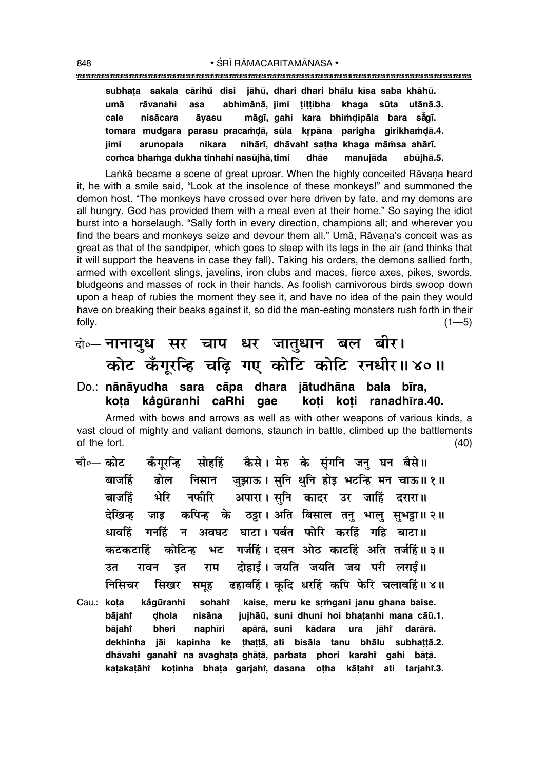**subhaṭa sakala cārihů disi jāhū, dhari dhari bhālu kīsa saba khāhū.**
**umā rāvanahi asa abhimānā, jimi ṭiṭṭibha khaga sūta utānā.3.**
**cale nisācara āyasu māgī, gahi kara bhiṁḍipāla bara sāँgī.**
**tomara mudgara parasu pracaṁḍā, sūla kṛpāna parigha girikhaṁḍā.4.**
**jimi arunopala nikara nihārī, dhāvahiṁ saṭha khaga māṁsa ahārī.**
**coṁca bhaṁga dukha tinhahi nasūjhā, timi dhāe manujāda abūjhā.5.**

Laṅkā became a scene of great uproar. When the highly conceited Rāvaṇa heard it, he with a smile said, "Look at the insolence of these monkeys!" and summoned the demon host. "The monkeys have crossed over here driven by fate, and my demons are all hungry. God has provided them with a meal even at their home." So saying the idiot burst into a horselaugh. "Sally forth in every direction, champions all; and wherever you find the bears and monkeys seize and devour them all." Umā, Rāvaṇa's conceit was as great as that of the sandpiper, which goes to sleep with its legs in the air (and thinks that it will support the heavens in case they fall). Taking his orders, the demons sallied forth, armed with excellent slings, javelins, iron clubs and maces, fierce axes, pikes, swords, bludgeons and masses of rock in their hands. As foolish carnivorous birds swoop down upon a heap of rubies the moment they see it, and have no idea of the pain they would have on breaking their beaks against it, so did the man-eating monsters rush forth in their folly. (1—5)

दो०— **नानायुध सर चाप धर जातुधान बल बीर।**
**कोट कँगूरन्हि चढ़ि गए कोटि कोटि रनधीर॥ ४०॥**

Do.: **nānāyudha sara cāpa dhara jātudhāna bala bīra,**
**koṭa kågūranhi caRhi gae koṭi koṭi ranadhīra.40.**

Armed with bows and arrows as well as with other weapons of various kinds, a vast cloud of mighty and valiant demons, staunch in battle, climbed up the battlements of the fort. (40)

चौ०— **कोट कँगूरन्हि सोहहिं कैसे। मेरु के सृंगनि जनु घन बैसे॥**
**बाजहिं ढोल निसान जुझाऊ। सुनि धुनि होइ भटन्हि मन चाऊ॥ १॥**
**बाजहिं भेरि नफीरि अपारा। सुनि कादर उर जाहिं दरारा॥**
**देखिन्ह जाइ कपिन्ह के ठट्टा। अति बिसाल तनु भालु सुभट्टा॥ २॥**
**धावहिं गनहिं न अवघट घाटा। पर्बत फोरि करहिं गहि बाटा॥**
**कटकटाहिं कोटिन्ह भट गर्जहिं। दसन ओठ काटहिं अति तर्जहिं॥ ३॥**
**उत रावन इत राम दोहाई। जयति जयति जय परी लराई॥**
**निसिचर सिखर समूह ढहावहिं। कूदि धरहिं कपि फेरि चलावहिं॥ ४॥**

Cau.: **koṭa kågūranhi sohahiṁ kaise, meru ke sṛṁgani janu ghana baise.**
**bājahiṁ ḍhola nisāna jujhāū, suni dhuni hoi bhaṭanhi mana cāū.1.**
**bājahiṁ bheri naphīri apārā, suni kādara ura jāhiṁ darārā.**
**dekhinha jāi kapinha ke ṭhaṭṭā, ati bisāla tanu bhālu subhaṭṭā.2.**
**dhāvahiṁ ganahiṁ na avaghaṭa ghāṭā, parbata phori karahiṁ gahi bāṭā.**
**kaṭakaṭāhiṁ koṭinha bhaṭa garjahiṁ, dasana oṭha kāṭahiṁ ati tarjahiṁ.3.**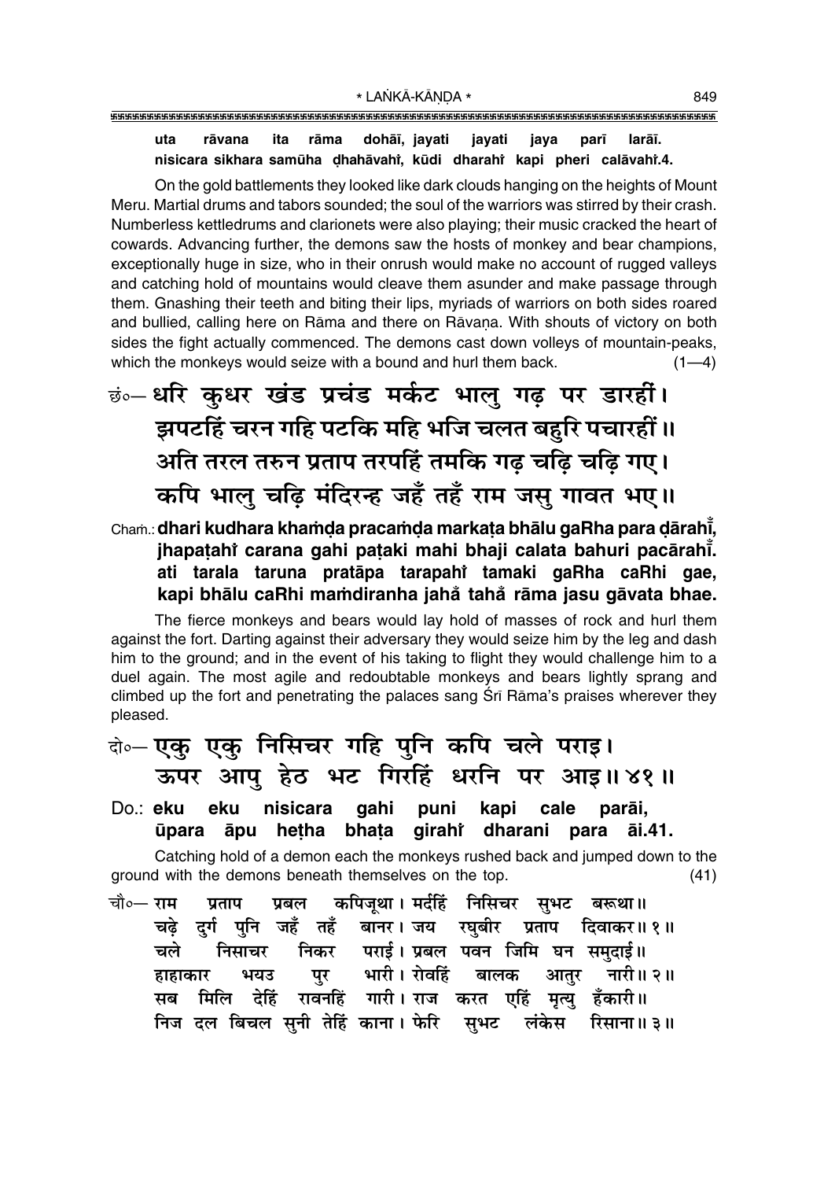**uta rāvana ita rāma dohāī, jayati jayati jaya parī larāī.**
**nisicara sikhara samūha ḍhahāvahi̐, kūdi dharahi̐ kapi pheri calāvahi̐.4.**

On the gold battlements they looked like dark clouds hanging on the heights of Mount Meru. Martial drums and tabors sounded; the soul of the warriors was stirred by their crash. Numberless kettledrums and clarionets were also playing; their music cracked the heart of cowards. Advancing further, the demons saw the hosts of monkey and bear champions, exceptionally huge in size, who in their onrush would make no account of rugged valleys and catching hold of mountains would cleave them asunder and make passage through them. Gnashing their teeth and biting their lips, myriads of warriors on both sides roared and bullied, calling here on Rāma and there on Rāvaṇa. With shouts of victory on both sides the fight actually commenced. The demons cast down volleys of mountain-peaks, which the monkeys would seize with a bound and hurl them back. (1—4)

छं०— धरि कुधर खंड प्रचंड मर्कट भालु गढ़ पर डारहीं।
झपटहिं चरन गहि पटकि महि भजि चलत बहुरि पचारहीं॥
अति तरल तरुन प्रताप तरपहिं तमकि गढ़ चढ़ि चढ़ि गए।
कपि भालु चढ़ि मंदिरन्ह जहँ तहँ राम जसु गावत भए॥

Chaṁ.: **dhari kudhara khaṁḍa pracaṁḍa markaṭa bhālu gaRha para ḍārahī̐,**
**jhapaṭahi̐ carana gahi paṭaki mahi bhaji calata bahuri pacārahī̐.**
**ati tarala taruna pratāpa tarapahi̐ tamaki gaRha caRhi gae,**
**kapi bhālu caRhi maṁdiranha jaha̐ taha̐ rāma jasu gāvata bhae.**

The fierce monkeys and bears would lay hold of masses of rock and hurl them against the fort. Darting against their adversary they would seize him by the leg and dash him to the ground; and in the event of his taking to flight they would challenge him to a duel again. The most agile and redoubtable monkeys and bears lightly sprang and climbed up the fort and penetrating the palaces sang Śrī Rāma's praises wherever they pleased.

दो०— एकु एकु निसिचर गहि पुनि कपि चले पराइ।
ऊपर आपु हेठ भट गिरहिं धरनि पर आइ॥ ४१॥

Do.: **eku eku nisicara gahi puni kapi cale parāi,**
**ūpara āpu heṭha bhaṭa girahi̐ dharani para āi.41.**

Catching hold of a demon each the monkeys rushed back and jumped down to the ground with the demons beneath themselves on the top. (41)

चौ०— राम प्रताप प्रबल कपिजूथा। मर्दहिं निसिचर सुभट बरूथा॥
चढ़े दुर्ग पुनि जहँ तहँ बानर। जय रघुबीर प्रताप दिवाकर॥ १॥
चले निसाचर निकर पराई। प्रबल पवन जिमि घन समुदाई॥
हाहाकार भयउ पुर भारी। रोवहिं बालक आतुर नारी॥ २॥
सब मिलि देहिं रावनहिं गारी। राज करत एहिं मृत्यु हँकारी॥
निज दल बिचल सुनी तेहिं काना। फेरि सुभट लंकेस रिसाना॥ ३॥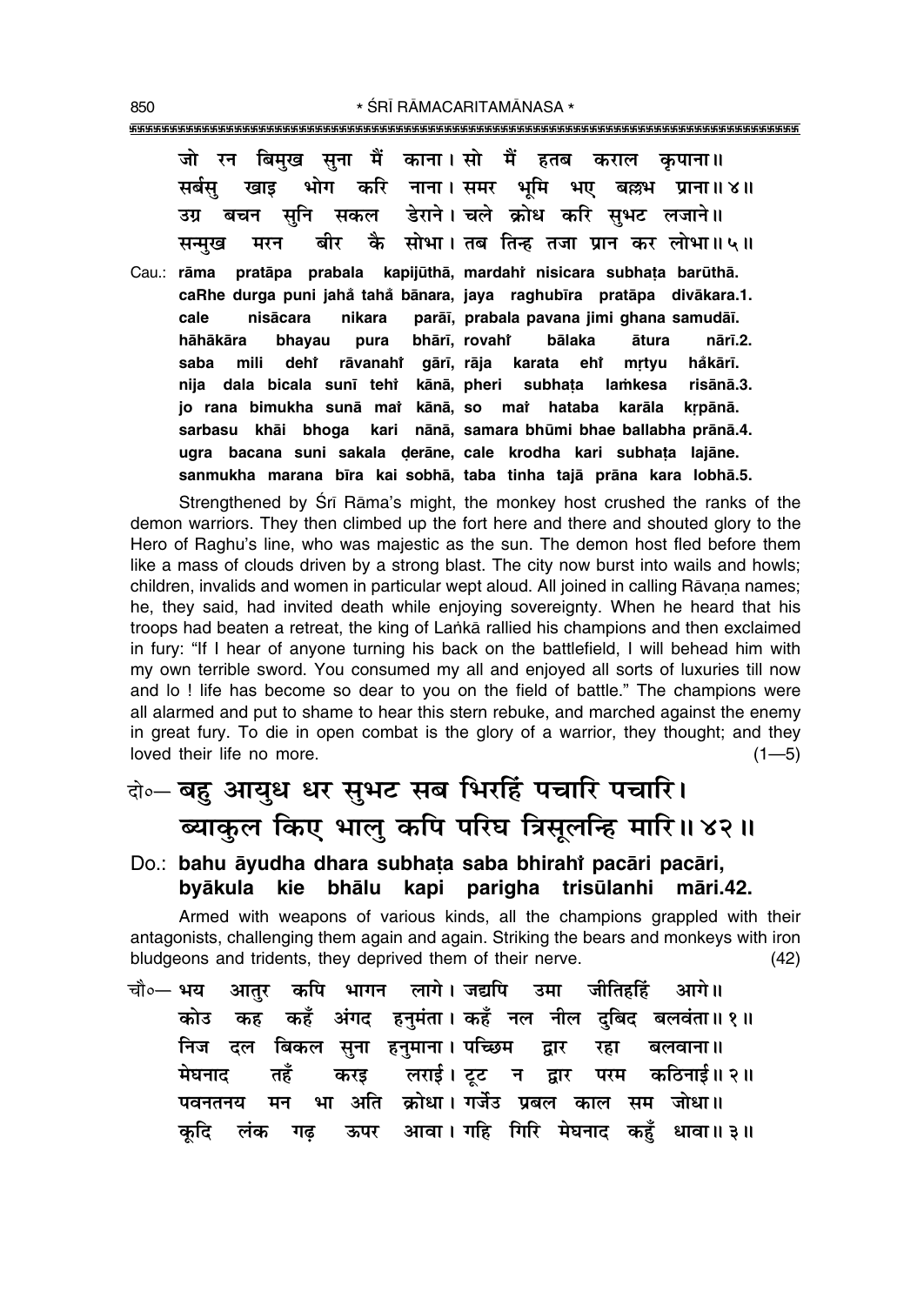जो रन बिमुख सुना मैं काना। सो मैं हतब कराल कृपाना॥
सर्बसु खाइ भोग करि नाना। समर भूमि भए बल्लभ प्राना॥ ४॥
उग्र बचन सुनि सकल डेराने। चले क्रोध करि सुभट लजाने॥
सन्मुख मरन बीर कै सोभा। तब तिन्ह तजा प्रान कर लोभा॥ ५॥

Cau.: **rāma pratāpa prabala kapijūthā, mardahi̐ nisicara subhaṭa barūthā.**
**caRhe durga puni jaha̐ taha̐ bānara, jaya raghubīra pratāpa divākara.1.**
**cale nisācara nikara parāī, prabala pavana jimi ghana samudāī.**
**hāhākāra bhayau pura bhārī, rovahi̐ bālaka ātura nārī.2.**
**saba mili dehi̐ rāvanahi̐ gārī, rāja karata ehi̐ mṛtyu ha̐kārī.**
**nija dala bicala sunī tehi̐ kānā, pheri subhaṭa laṁkesa risānā.3.**
**jo rana bimukha sunā mai̐ kānā, so mai̐ hataba karāla kṛpānā.**
**sarbasu khāi bhoga kari nānā, samara bhūmi bhae ballabha prānā.4.**
**ugra bacana suni sakala ḍerāne, cale krodha kari subhaṭa lajāne.**
**sanmukha marana bīra kai sobhā, taba tinha tajā prāna kara lobhā.5.**

Strengthened by Śrī Rāma's might, the monkey host crushed the ranks of the demon warriors. They then climbed up the fort here and there and shouted glory to the Hero of Raghu's line, who was majestic as the sun. The demon host fled before them like a mass of clouds driven by a strong blast. The city now burst into wails and howls; children, invalids and women in particular wept aloud. All joined in calling Rāvaṇa names; he, they said, had invited death while enjoying sovereignty. When he heard that his troops had beaten a retreat, the king of Laṅkā rallied his champions and then exclaimed in fury: "If I hear of anyone turning his back on the battlefield, I will behead him with my own terrible sword. You consumed my all and enjoyed all sorts of luxuries till now and lo ! life has become so dear to you on the field of battle." The champions were all alarmed and put to shame to hear this stern rebuke, and marched against the enemy in great fury. To die in open combat is the glory of a warrior, they thought; and they loved their life no more. (1—5)

## दो०— बहु आयुध धर सुभट सब भिरहिं पचारि पचारि। ब्याकुल किए भालु कपि परिघ त्रिसूलन्हि मारि॥ ४२॥

Do.: **bahu āyudha dhara subhaṭa saba bhirahi̐ pacāri pacāri,**
**byākula kie bhālu kapi parigha trisūlanhi māri.42.**

Armed with weapons of various kinds, all the champions grappled with their antagonists, challenging them again and again. Striking the bears and monkeys with iron bludgeons and tridents, they deprived them of their nerve. (42)

चौ०— भय आतुर कपि भागन लागे। जद्यपि उमा जीतिहहिं आगे॥
कोउ कह कहँ अंगद हनुमंता। कहँ नल नील दुबिद बलवंता॥ १॥
निज दल बिकल सुना हनुमाना। पच्छिम द्वार रहा बलवाना॥
मेघनाद तहँ करइ लराई। टूट न द्वार परम कठिनाई॥ २॥
पवनतनय मन भा अति क्रोधा। गर्जेउ प्रबल काल सम जोधा॥
कूदि लंक गढ़ ऊपर आवा। गहि गिरि मेघनाद कहुँ धावा॥ ३॥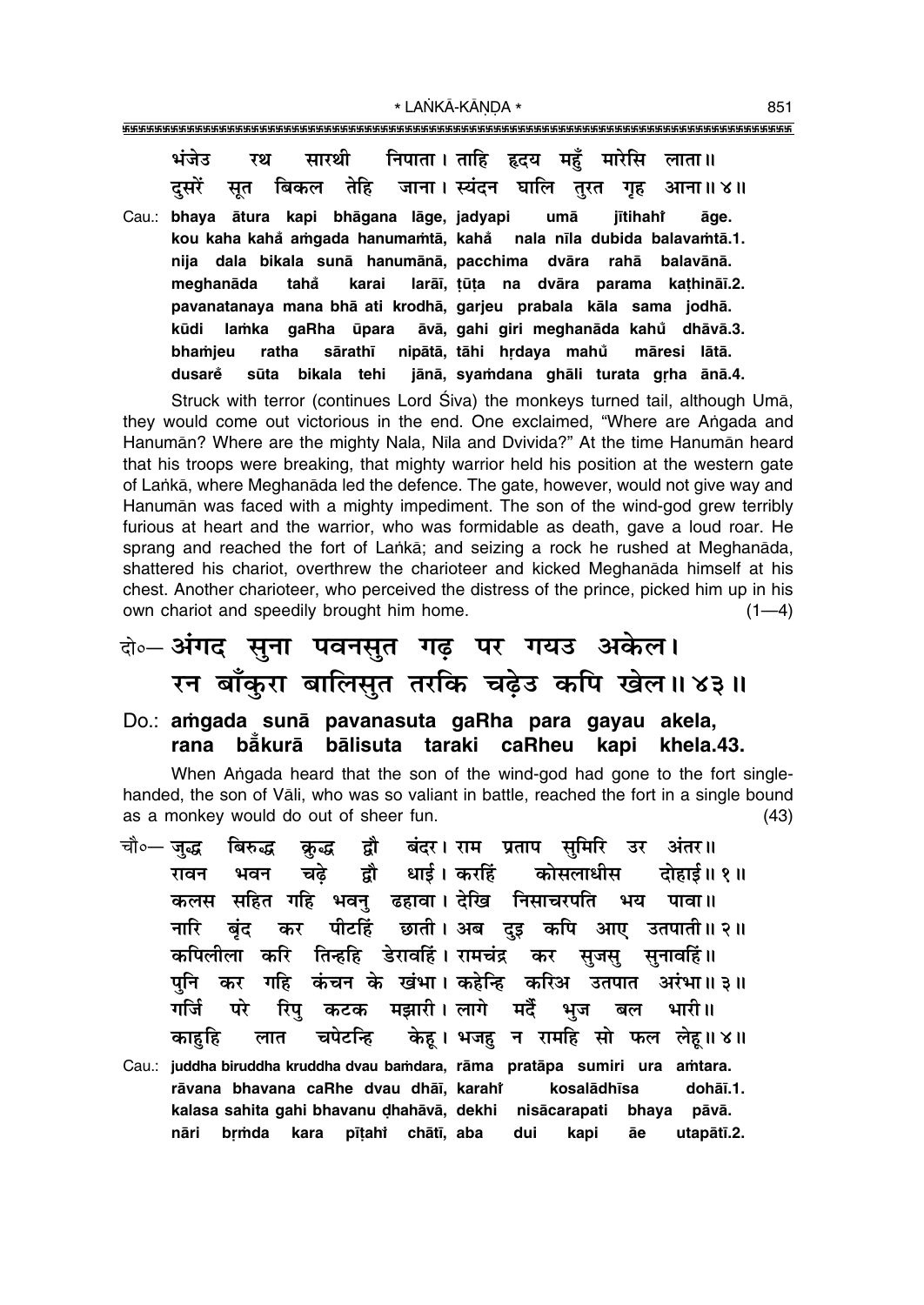भंजेउ रथ सारथी निपाता। ताहि हृदय महुँ मारेसि लाता॥
दुसरें सूत बिकल तेहि जाना। स्यंदन घालि तुरत गृह आना॥ ४॥

Cau.: **bhaya ātura kapi bhāgana lāge, jadyapi umā jītihahiṁ āge.**
**kou kaha kahaiṁ aṁgada hanumaṁtā, kahaiṁ nala nīla dubida balavaṁtā.1.**
**nija dala bikala sunā hanumānā, pacchima dvāra rahā balavānā.**
**meghanāda tahaiṁ karai larāī, ṭūṭa na dvāra parama kaṭhināī.2.**
**pavanatanaya mana bhā ati krodhā, garjeu prabala kāla sama jodhā.**
**kūdi laṁka gaRha ūpara āvā, gahi giri meghanāda kahuṁ dhāvā.3.**
**bhaṁjeu ratha sārathī nipātā, tāhi hṛdaya mahuṁ māresi lātā.**
**dusareṁ sūta bikala tehi jānā, syaṁdana ghāli turata gṛha ānā.4.**

Struck with terror (continues Lord Śiva) the monkeys turned tail, although Umā, they would come out victorious in the end. One exclaimed, "Where are Aṅgada and Hanumān? Where are the mighty Nala, Nīla and Dvivida?" At the time Hanumān heard that his troops were breaking, that mighty warrior held his position at the western gate of Laṅkā, where Meghanāda led the defence. The gate, however, would not give way and Hanumān was faced with a mighty impediment. The son of the wind-god grew terribly furious at heart and the warrior, who was formidable as death, gave a loud roar. He sprang and reached the fort of Laṅkā; and seizing a rock he rushed at Meghanāda, shattered his chariot, overthrew the charioteer and kicked Meghanāda himself at his chest. Another charioteer, who perceived the distress of the prince, picked him up in his own chariot and speedily brought him home. (1—4)

## दो०— अंगद सुना पवनसुत गढ़ पर गयउ अकेल। रन बाँकुरा बालिसुत तरकि चढ़ेउ कपि खेल॥ ४३॥

### Do.: aṁgada sunā pavanasuta gaRha para gayau akela, rana bāṁkurā bālisuta taraki caRheu kapi khela.43.

When Aṅgada heard that the son of the wind-god had gone to the fort single-handed, the son of Vāli, who was so valiant in battle, reached the fort in a single bound as a monkey would do out of sheer fun. (43)

चौ०— जुद्ध बिरुद्ध क्रुद्ध द्वौ बंदर। राम प्रताप सुमिरि उर अंतर॥
रावन भवन चढ़े द्वौ धाई। करहिं कोसलाधीस दोहाई॥ १॥
कलस सहित गहि भवनु ढहावा। देखि निसाचरपति भय पावा॥
नारि बृंद कर पीटहिं छाती। अब दुइ कपि आए उतपाती॥ २॥
कपिलीला करि तिन्हहि डेरावहिं। रामचंद्र कर सुजसु सुनावहिं॥
पुनि कर गहि कंचन के खंभा। कहेन्हि करिअ उतपात अरंभा॥ ३॥
गर्जि परे रिपु कटक मझारी। लागे मर्दैं भुज बल भारी॥
काहुहि लात चपेटन्हि केहू। भजहु न रामहि सो फल लेहू॥ ४॥

Cau.: **juddha biruddha kruddha dvau baṁdara, rāma pratāpa sumiri ura aṁtara.**
**rāvana bhavana caRhe dvau dhāī, karahiṁ kosalādhīsa dohāī.1.**
**kalasa sahita gahi bhavanu ḍhahāvā, dekhi nisācarapati bhaya pāvā.**
**nāri bṛṁda kara pīṭahiṁ chātī, aba dui kapi āe utapātī.2.**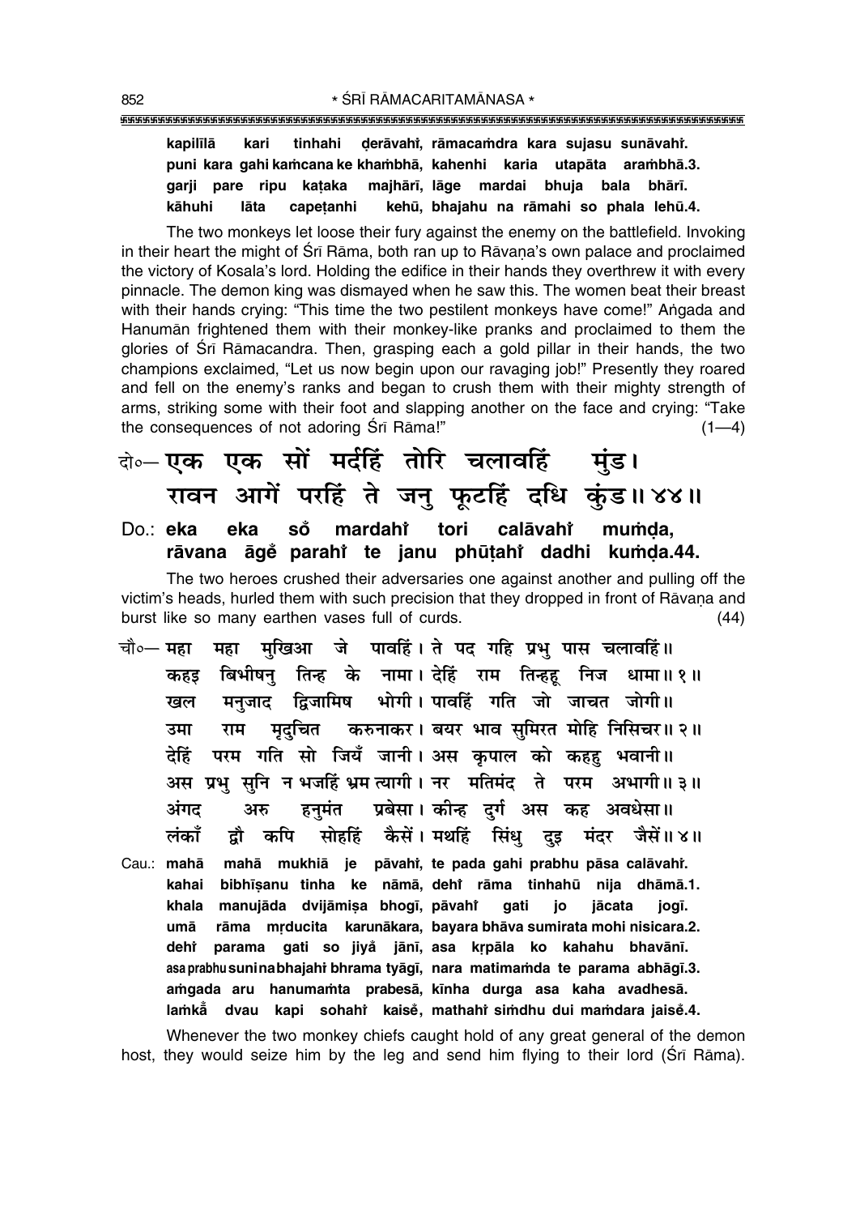**kapilīlā kari tinhahi ḍerāvahi̐, rāmacaṁdra kara sujasu sunāvahi̐.**
**puni kara gahi kaṁcana ke khaṁbhā, kahenhi karia utapāta araṁbhā.3.**
**garji pare ripu kaṭaka majhārī, lāge mardai bhuja bala bhārī.**
**kāhuhi lāta capeṭanhi kehū, bhajahu na rāmahi so phala lehū.4.**

The two monkeys let loose their fury against the enemy on the battlefield. Invoking in their heart the might of Śrī Rāma, both ran up to Rāvaṇa's own palace and proclaimed the victory of Kosala's lord. Holding the edifice in their hands they overthrew it with every pinnacle. The demon king was dismayed when he saw this. The women beat their breast with their hands crying: "This time the two pestilent monkeys have come!" Aṅgada and Hanumān frightened them with their monkey-like pranks and proclaimed to them the glories of Śrī Rāmacandra. Then, grasping each a gold pillar in their hands, the two champions exclaimed, "Let us now begin upon our ravaging job!" Presently they roared and fell on the enemy's ranks and began to crush them with their mighty strength of arms, striking some with their foot and slapping another on the face and crying: "Take the consequences of not adoring Śrī Rāma!" (1—4)

दो०— एक एक सों मर्दहिं तोरि चलावहिं मुंड।
रावन आगें परहिं ते जनु फूटहिं दधि कुंड॥ ४४॥

**Do.: eka eka so̐ mardahi̐ tori calāvahi̐ muṁḍa,**
**rāvana āge̐ parahi̐ te janu phūṭahi̐ dadhi kuṁḍa.44.**

The two heroes crushed their adversaries one against another and pulling off the victim's heads, hurled them with such precision that they dropped in front of Rāvaṇa and burst like so many earthen vases full of curds. (44)

चौ०— महा महा मुखिआ जे पावहिं। ते पद गहि प्रभु पास चलावहिं॥
कहइ बिभीषनु तिन्ह के नामा। देहिं राम तिन्हहू निज धामा॥ १॥
खल मनुजाद द्विजामिष भोगी। पावहिं गति जो जाचत जोगी॥
उमा राम मृदुचित करुनाकर। बयर भाव सुमिरत मोहि निसिचर॥ २॥
देहिं परम गति सो जियँ जानी। अस कृपाल को कहहु भवानी॥
अस प्रभु सुनि न भजहिं भ्रम त्यागी। नर मतिमंद ते परम अभागी॥ ३॥
अंगद अरु हनुमंत प्रबेसा। कीन्ह दुर्ग अस कह अवधेसा॥
लंकाँ द्वौ कपि सोहहिं कैसें। मथहिं सिंधु दुइ मंदर जैसें॥ ४॥

**Cau.: mahā mahā mukhiā je pāvahi̐, te pada gahi prabhu pāsa calāvahi̐.**
**kahai bibhīṣanu tinha ke nāmā, dehi̐ rāma tinhahū nija dhāmā.1.**
**khala manujāda dvijāmiṣa bhogī, pāvahi̐ gati jo jācata jogī.**
**umā rāma mṛducita karunākara, bayara bhāva sumirata mohi nisicara.2.**
**dehi̐ parama gati so jiya̐ jānī, asa kṛpāla ko kahahu bhavānī.**
**asa prabhu suni na bhajahi̐ bhrama tyāgī, nara matimaṁda te parama abhāgī.3.**
**aṁgada aru hanumaṁta prabesā, kīnha durga asa kaha avadhesā.**
**laṁkā̐ dvau kapi sohahi̐ kaise̐, mathahi̐ siṁdhu dui maṁdara jaise̐.4.**

Whenever the two monkey chiefs caught hold of any great general of the demon host, they would seize him by the leg and send him flying to their lord (Śrī Rāma).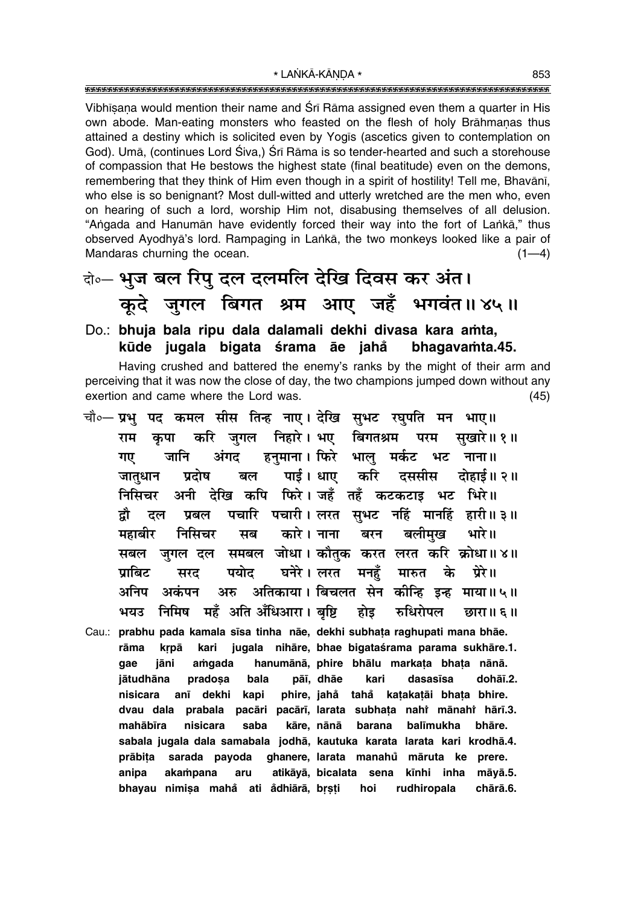Vibhīṣaṇa would mention their name and Śrī Rāma assigned even them a quarter in His own abode. Man-eating monsters who feasted on the flesh of holy Brāhmaṇas thus attained a destiny which is solicited even by Yogīs (ascetics given to contemplation on God). Umā, (continues Lord Śiva,) Śrī Rāma is so tender-hearted and such a storehouse of compassion that He bestows the highest state (final beatitude) even on the demons, remembering that they think of Him even though in a spirit of hostility! Tell me, Bhavānī, who else is so benignant? Most dull-witted and utterly wretched are the men who, even on hearing of such a lord, worship Him not, disabusing themselves of all delusion. "Aṅgada and Hanumān have evidently forced their way into the fort of Laṅkā," thus observed Ayodhyā's lord. Rampaging in Laṅkā, the two monkeys looked like a pair of Mandaras churning the ocean. (1—4)

**दो०— भुज बल रिपु दल दलमलि देखि दिवस कर अंत।**
**कूदे जुगल बिगत श्रम आए जहँ भगवंत॥ ४५॥**

**Do.: bhuja bala ripu dala dalamali dekhi divasa kara aṁta,**
**kūde jugala bigata śrama āe jahå̐ bhagavaṁta.45.**

Having crushed and battered the enemy's ranks by the might of their arm and perceiving that it was now the close of day, the two champions jumped down without any exertion and came where the Lord was. (45)

चौ०— प्रभु पद कमल सीस तिन्ह नाए। देखि सुभट रघुपति मन भाए॥
राम कृपा करि जुगल निहारे। भए बिगतश्रम परम सुखारे॥ १॥
गए जानि अंगद हनुमाना। फिरे भालु मर्कट भट नाना॥
जातुधान प्रदोष बल पाई। धाए करि दससीस दोहाई॥ २॥
निसिचर अनी देखि कपि फिरे। जहँ तहँ कटकटाइ भट भिरे॥
द्वौ दल प्रबल पचारि पचारी। लरत सुभट नहिं मानहिं हारी॥ ३॥
महाबीर निसिचर सब कारे। नाना बरन बलीमुख भारे॥
सबल जुगल दल समबल जोधा। कौतुक करत लरत करि क्रोधा॥ ४॥
प्राबिट सरद पयोद घनेरे। लरत मनहुँ मारुत के प्रेरे॥
अनिप अकंपन अरु अतिकाया। बिचलत सेन कीन्हि इन्ह माया॥ ५॥
भयउ निमिष महँ अति अँधिआरा। बृष्टि होइ रुधिरोपल छारा॥ ६॥

Cau.: prabhu pada kamala sīsa tinha nāe, dekhi subhaṭa raghupati mana bhāe.
rāma kṛpā kari jugala nihāre, bhae bigataśrama parama sukhāre.1.
gae jāni aṁgada hanumānā, phire bhālu markaṭa bhaṭa nānā.
jātudhāna pradoṣa bala pāī, dhāe kari dasasīsa dohāī.2.
nisicara anī dekhi kapi phire, jahå̐ tahå̐ kaṭakaṭāi bhaṭa bhire.
dvau dala prabala pacāri pacārī, larata subhaṭa nahiṁ mānahiṁ hārī.3.
mahābīra nisicara saba kāre, nānā barana balīmukha bhāre.
sabala jugala dala samabala jodhā, kautuka karata larata kari krodhā.4.
prābiṭa sarada payoda ghanere, larata manahů̐ māruta ke prere.
anipa akaṁpana aru atikāyā, bicalata sena kīnhi inha māyā.5.
bhayau nimiṣa mahå̐ ati å̐dhiārā, bṛṣṭi hoi rudhiropala chārā.6.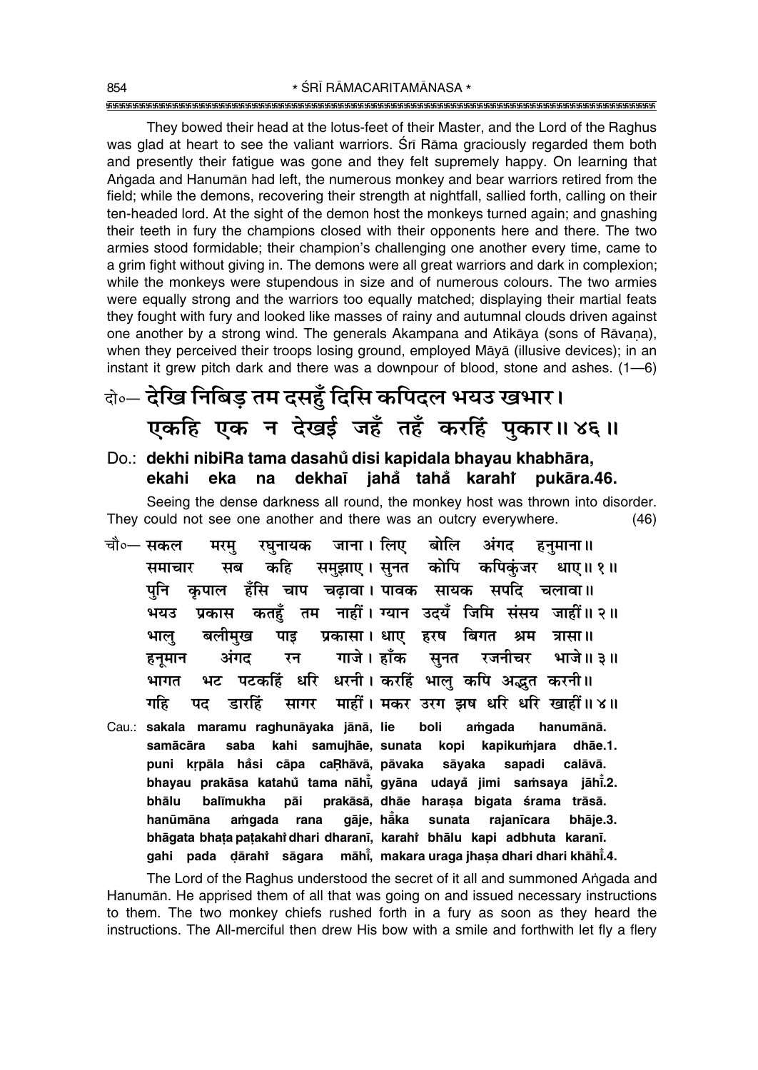They bowed their head at the lotus-feet of their Master, and the Lord of the Raghus was glad at heart to see the valiant warriors. Śrī Rāma graciously regarded them both and presently their fatigue was gone and they felt supremely happy. On learning that Aṅgada and Hanumān had left, the numerous monkey and bear warriors retired from the field; while the demons, recovering their strength at nightfall, sallied forth, calling on their ten-headed lord. At the sight of the demon host the monkeys turned again; and gnashing their teeth in fury the champions closed with their opponents here and there. The two armies stood formidable; their champion's challenging one another every time, came to a grim fight without giving in. The demons were all great warriors and dark in complexion; while the monkeys were stupendous in size and of numerous colours. The two armies were equally strong and the warriors too equally matched; displaying their martial feats they fought with fury and looked like masses of rainy and autumnal clouds driven against one another by a strong wind. The generals Akampana and Atikāya (sons of Rāvaṇa), when they perceived their troops losing ground, employed Māyā (illusive devices); in an instant it grew pitch dark and there was a downpour of blood, stone and ashes. (1—6)

**दो०— देखि निबिड़ तम दसहुँ दिसि कपिदल भयउ खभार।**
**एकहि एक न देखई जहँ तहँ करहिं पुकार॥ ४६॥**

**Do.: dekhi nibiRa tama dasahu̐ disi kapidala bhayau khabhāra,**
**ekahi eka na dekhaī jaha̐ taha̐ karahiṁ pukāra.46.**

Seeing the dense darkness all round, the monkey host was thrown into disorder. They could not see one another and there was an outcry everywhere. (46)

**चौ०— सकल मरमु रघुनायक जाना। लिए बोलि अंगद हनुमाना॥**
**समाचार सब कहि समुझाए। सुनत कोपि कपिकुंजर धाए॥ १॥**
**पुनि कृपाल हँसि चाप चढ़ावा। पावक सायक सपदि चलावा॥**
**भयउ प्रकास कतहुँ तम नाहीं। ग्यान उदयँ जिमि संसय जाहीं॥ २॥**
**भालु बलीमुख पाइ प्रकासा। धाए हरष बिगत श्रम त्रासा॥**
**हनूमान अंगद रन गाजे। हाँक सुनत रजनीचर भाजे॥ ३॥**
**भागत भट पटकहिं धरि धरनी। करहिं भालु कपि अद्भुत करनी॥**
**गहि पद डारहिं सागर माहीं। मकर उरग झष धरि धरि खाहीं॥ ४॥**

**Cau.: sakala maramu raghunāyaka jānā, lie boli aṁgada hanumānā.**
**samācāra saba kahi samujhāe, sunata kopi kapikuṁjara dhāe.1.**
**puni kṛpāla ha̐si cāpa caRhāvā, pāvaka sāyaka sapadi calāvā.**
**bhayau prakāsa katahu̐ tama nāhī̐, gyāna udaya̐ jimi saṁsaya jāhī̐.2.**
**bhālu balīmukha pāi prakāsā, dhāe haraṣa bigata śrama trāsā.**
**hanūmāna aṁgada rana gāje, hā̐ka sunata rajanīcara bhāje.3.**
**bhāgata bhaṭa paṭakahiṁ dhari dharanī, karahiṁ bhālu kapi adbhuta karanī.**
**gahi pada ḍārahiṁ sāgara māhī̐, makara uraga jhaṣa dhari dhari khāhī̐.4.**

The Lord of the Raghus understood the secret of it all and summoned Aṅgada and Hanumān. He apprised them of all that was going on and issued necessary instructions to them. The two monkey chiefs rushed forth in a fury as soon as they heard the instructions. The All-merciful then drew His bow with a smile and forthwith let fly a fiery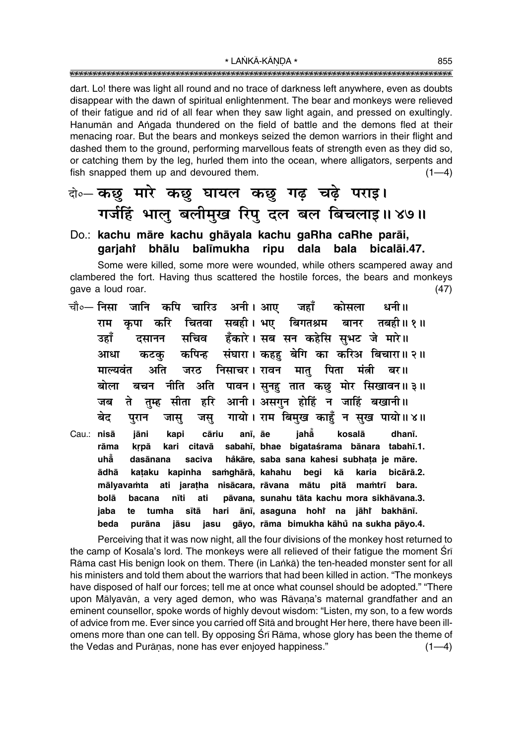dart. Lo! there was light all round and no trace of darkness left anywhere, even as doubts disappear with the dawn of spiritual enlightenment. The bear and monkeys were relieved of their fatigue and rid of all fear when they saw light again, and pressed on exultingly. Hanumān and Aṅgada thundered on the field of battle and the demons fled at their menacing roar. But the bears and monkeys seized the demon warriors in their flight and dashed them to the ground, performing marvellous feats of strength even as they did so, or catching them by the leg, hurled them into the ocean, where alligators, serpents and fish snapped them up and devoured them. (1—4)

**दो०— कछु मारे कछु घायल कछु गढ़ चढ़े पराइ।**
**गर्जहिं भालु बलीमुख रिपु दल बल बिचलाइ॥ ४७॥**

**Do.: kachu māre kachu ghāyala kachu gaRha caRhe parāi,**
**garjahiṁ bhālu balīmukha ripu dala bala bicalāi.47.**

Some were killed, some more were wounded, while others scampered away and clambered the fort. Having thus scattered the hostile forces, the bears and monkeys gave a loud roar. (47)

चौ०— निसा जानि कपि चारिउ अनी। आए जहाँ कोसला धनी॥
राम कृपा करि चितवा सबही। भए बिगतश्रम बानर तबही॥ १॥
उहाँ दसानन सचिव हँकारे। सब सन कहेसि सुभट जे मारे॥
आधा कटकु कपिन्ह संघारा। कहहु बेगि का करिअ बिचारा॥ २॥
माल्यवंत अति जरठ निसाचर। रावन मातु पिता मंत्री बर॥
बोला बचन नीति अति पावन। सुनहु तात कछु मोर सिखावन॥ ३॥
जब ते तुम्ह सीता हरि आनी। असगुन होहिं न जाहिं बखानी॥
बेद पुरान जासु जसु गायो। राम बिमुख काहुँ न सुख पायो॥ ४॥

Cau.: nisā jāni kapi cāriu anī, āe jahā̃ kosalā dhanī.
rāma kṛpā kari citavā sabahī, bhae bigataśrama bānara tabahī.1.
uhā̃ dasānana saciva ha̐kāre, saba sana kahesi subhaṭa je māre.
ādhā kaṭaku kapinha saṁghārā, kahahu begi kā karia bicārā.2.
mālyavaṁta ati jaraṭha nisācara, rāvana mātu pitā maṁtrī bara.
bolā bacana nīti ati pāvana, sunahu tāta kachu mora sikhāvana.3.
jaba te tumha sītā hari ānī, asaguna hohiṁ na jāhiṁ bakhānī.
beda purāna jāsu jasu gāyo, rāma bimukha kāhũ na sukha pāyo.4.

Perceiving that it was now night, all the four divisions of the monkey host returned to the camp of Kosala's lord. The monkeys were all relieved of their fatigue the moment Śrī Rāma cast His benign look on them. There (in Laṅkā) the ten-headed monster sent for all his ministers and told them about the warriors that had been killed in action. "The monkeys have disposed of half our forces; tell me at once what counsel should be adopted." Thereupon Mālyavān, a very aged demon, who was Rāvaṇa's maternal grandfather and an eminent counsellor, spoke words of highly devout wisdom: "Listen, my son, to a few words of advice from me. Ever since you carried off Sītā and brought Her here, there have been ill-omens more than one can tell. By opposing Śrī Rāma, whose glory has been the theme of the Vedas and Purāṇas, none has ever enjoyed happiness." (1—4)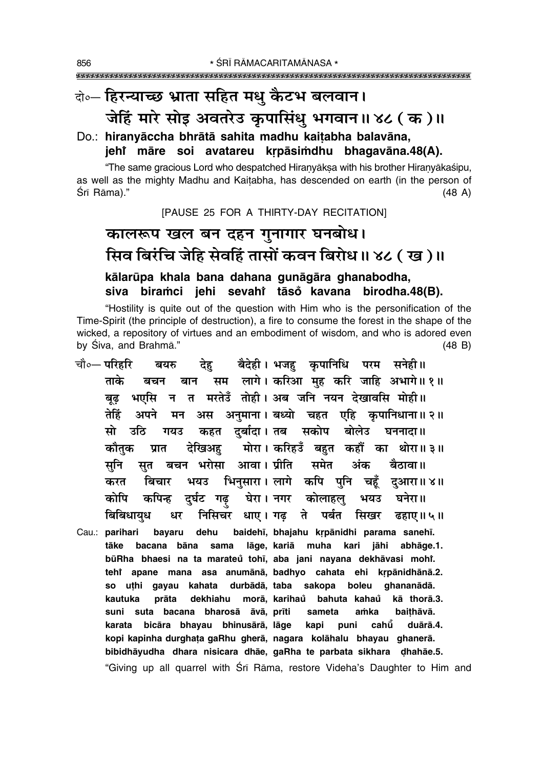दो०— हिरन्याच्छ भ्राता सहित मधु कैटभ बलवान।
जेहिं मारे सोइ अवतरेउ कृपासिंधु भगवान॥ ४८ (क)॥

Do.: **hiranyāccha bhrātā sahita madhu kaiṭabha balavāna,**
**jehi̐ māre soi avatareu kṛpāsiṁdhu bhagavāna.48(A).**

"The same gracious Lord who despatched Hiraṇyākṣa with his brother Hiraṇyākaśipu, as well as the mighty Madhu and Kaiṭabha, has descended on earth (in the person of Śrī Rāma)." (48 A)

[PAUSE 25 FOR A THIRTY-DAY RECITATION]

कालरूप खल बन दहन गुनागार घनबोध।
सिव बिरंचि जेहि सेवहिं तासों कवन बिरोध॥ ४८ (ख)॥

**kālarūpa khala bana dahana gunāgāra ghanabodha,**
**siva biraṁci jehi sevahi̐ tāso̐ kavana birodha.48(B).**

"Hostility is quite out of the question with Him who is the personification of the Time-Spirit (the principle of destruction), a fire to consume the forest in the shape of the wicked, a repository of virtues and an embodiment of wisdom, and who is adored even by Śiva, and Brahmā." (48 B)

चौ०— परिहरि बयरु देहु बैदेही। भजहु कृपानिधि परम सनेही॥
ताके बचन बान सम लागे। करिआ मुह करि जाहि अभागे॥ १॥
बूढ़ भएसि न त मरतेउँ तोही। अब जनि नयन देखावसि मोही॥
तेहिं अपने मन अस अनुमाना। बध्यो चहत एहि कृपानिधाना॥ २॥
सो उठि गयउ कहत दुर्बादा। तब सकोप बोलेउ घननादा॥
कौतुक प्रात देखिअहु मोरा। करिहउँ बहुत कहौं का थोरा॥ ३॥
सुनि सुत बचन भरोसा आवा। प्रीति समेत अंक बैठावा॥
करत बिचार भयउ भिनुसारा। लागे कपि पुनि चहूँ दुआरा॥ ४॥
कोपि कपिन्ह दुर्घट गढ़ु घेरा। नगर कोलाहलु भयउ घनेरा॥
बिबिधायुध धर निसिचर धाए। गढ़ ते पर्बत सिखर ढहाए॥ ५॥

Cau.: **parihari bayaru dehu baidehī, bhajahu kṛpānidhi parama sanehī.**
**tāke bacana bāna sama lāge, kariā muha kari jāhi abhāge.1.**
**būRha bhaesi na ta marateu̐ tohī, aba jani nayana dekhāvasi mohī̐.**
**tehi̐ apane mana asa anumānā, badhyo cahata ehi kṛpānidhānā.2.**
**so uṭhi gayau kahata durbādā, taba sakopa boleu ghananādā.**
**kautuka prāta dekhiahu morā, karihau̐ bahuta kahau̐ kā thorā.3.**
**suni suta bacana bharosā āvā, prīti sameta aṁka baiṭhāvā.**
**karata bicāra bhayau bhinusārā, lāge kapi puni cahū̐ duārā.4.**
**kopi kapinha durghaṭa gaRhu gherā, nagara kolāhalu bhayau ghanerā.**
**bibidhāyudha dhara nisicara dhāe, gaRha te parbata sikhara ḍhahāe.5.**

"Giving up all quarrel with Śrī Rāma, restore Videha's Daughter to Him and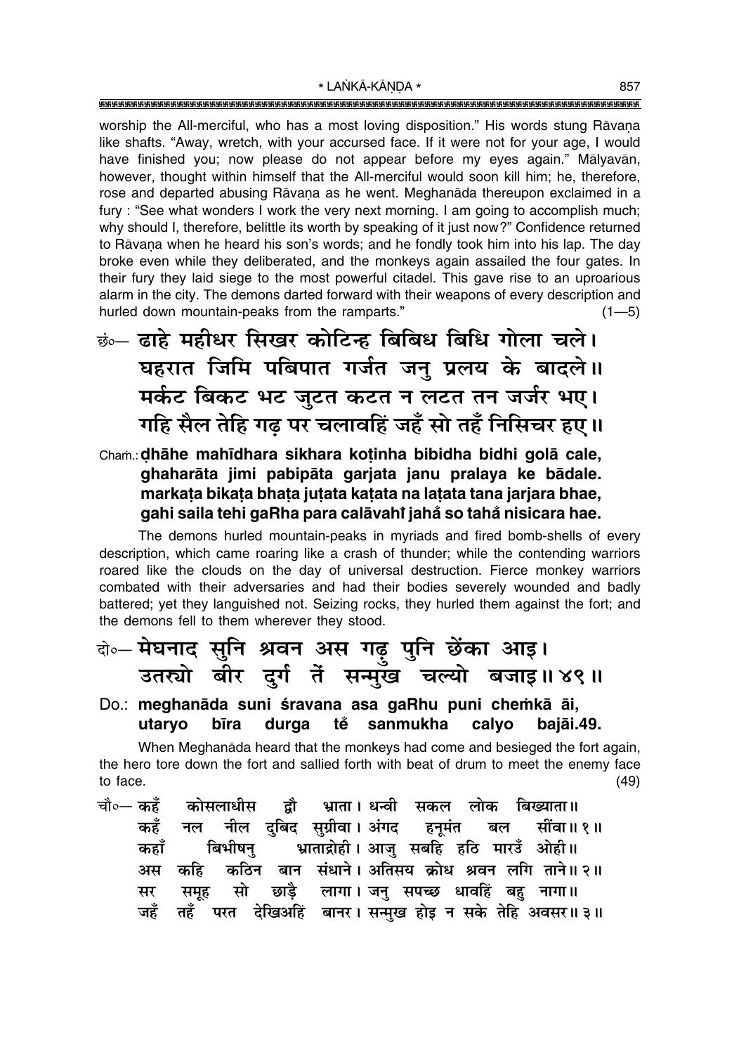worship the All-merciful, who has a most loving disposition." His words stung Rāvaṇa like shafts. "Away, wretch, with your accursed face. If it were not for your age, I would have finished you; now please do not appear before my eyes again." Mālyavān, however, thought within himself that the All-merciful would soon kill him; he, therefore, rose and departed abusing Rāvaṇa as he went. Meghanāda thereupon exclaimed in a fury : "See what wonders I work the very next morning. I am going to accomplish much; why should I, therefore, belittle its worth by speaking of it just now?" Confidence returned to Rāvaṇa when he heard his son's words; and he fondly took him into his lap. The day broke even while they deliberated, and the monkeys again assailed the four gates. In their fury they laid siege to the most powerful citadel. This gave rise to an uproarious alarm in the city. The demons darted forward with their weapons of every description and hurled down mountain-peaks from the ramparts." (1—5)

छं०— **ढाहे महीधर सिखर कोटिन्ह बिबिध बिधि गोला चले।**
**घहरात जिमि पबिपात गर्जत जनु प्रलय के बादले॥**
**मर्कट बिकट भट जुटत कटत न लटत तन जर्जर भए।**
**गहि सैल तेहि गढ़ पर चलावहिं जहँ सो तहँ निसिचर हए॥**

Chaṁ.: **ḍhāhe mahīdhara sikhara koṭinha bibidha bidhi golā cale, ghaharāta jimi pabipāta garjata janu pralaya ke bādale. markaṭa bikaṭa bhaṭa juṭata kaṭata na laṭata tana jarjara bhae, gahi saila tehi gaRha para calāvahiṁ jahaṇ so tahaṇ nisicara hae.**

The demons hurled mountain-peaks in myriads and fired bomb-shells of every description, which came roaring like a crash of thunder; while the contending warriors roared like the clouds on the day of universal destruction. Fierce monkey warriors combated with their adversaries and had their bodies severely wounded and badly battered; yet they languished not. Seizing rocks, they hurled them against the fort; and the demons fell to them wherever they stood.

दो०— **मेघनाद सुनि श्रवन अस गढ़ु पुनि छेंका आइ।**
**उतर्यो बीर दुर्ग तें सन्मुख चल्यो बजाइ॥ ४९॥**

Do.: **meghanāda suni śravana asa gaRhu puni cheṁkā āi, utaryo bīra durga teṁ sanmukha calyo bajāi.49.**

When Meghanāda heard that the monkeys had come and besieged the fort again, the hero tore down the fort and sallied forth with beat of drum to meet the enemy face to face. (49)

चौ०— कहँ कोसलाधीस द्वौ भ्राता। धन्वी सकल लोक बिख्याता॥
कहँ नल नील दुबिद सुग्रीवा। अंगद हनूमंत बल सींवा॥ १॥
कहाँ बिभीषनु भ्राताद्रोही। आजु सबहि हठि मारउँ ओही॥
अस कहि कठिन बान संधाने। अतिसय क्रोध श्रवन लगि ताने॥ २॥
सर समूह सो छाड़ै लागा। जनु सपच्छ धावहिं बहु नागा॥
जहँ तहँ परत देखिअहिं बानर। सन्मुख होइ न सके तेहि अवसर॥ ३॥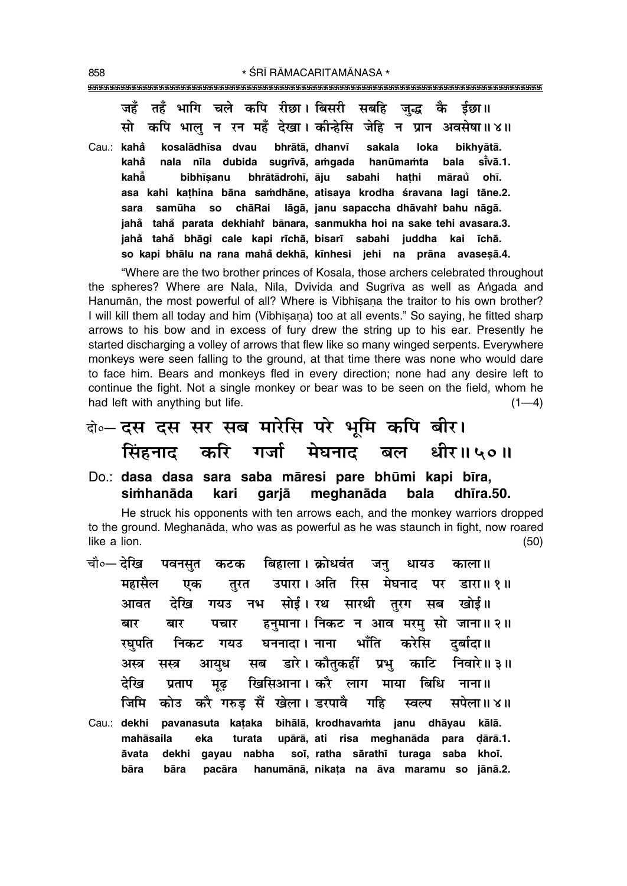जहँ तहँ भागि चले कपि रीछा। बिसरी सबहि जुद्ध कै ईछा॥
सो कपि भालु न रन महँ देखा। कीन्हेसि जेहि न प्रान अवसेषा॥ ४॥

Cau.: **kahå̃ kosalādhīsa dvau bhrātā, dhanvī sakala loka bikhyātā.**
**kahå̃ nala nīla dubida sugrīvā, aṁgada hanūmaṁta bala sī̃vā.1.**
**kahå̃ bibhīṣanu bhrātādrohī, āju sabahi haṭhi mārau̐ ohī.**
**asa kahi kaṭhina bāna saṁdhāne, atisaya krodha śravana lagi tāne.2.**
**sara samūha so chāRai lāgā, janu sapaccha dhāvahiṁ bahu nāgā.**
**jahå̃ tahå̃ parata dekhiahiṁ bānara, sanmukha hoi na sake tehi avasara.3.**
**jahå̃ tahå̃ bhāgi cale kapi rīchā, bisarī sabahi juddha kai īchā.**
**so kapi bhālu na rana mahå̃ dekhā, kīnhesi jehi na prāna avaseṣā.4.**

"Where are the two brother princes of Kosala, those archers celebrated throughout the spheres? Where are Nala, Nīla, Dvivida and Sugrīva as well as Aṅgada and Hanumān, the most powerful of all? Where is Vibhīṣaṇa the traitor to his own brother? I will kill them all today and him (Vibhīṣaṇa) too at all events." So saying, he fitted sharp arrows to his bow and in excess of fury drew the string up to his ear. Presently he started discharging a volley of arrows that flew like so many winged serpents. Everywhere monkeys were seen falling to the ground, at that time there was none who would dare to face him. Bears and monkeys fled in every direction; none had any desire left to continue the fight. Not a single monkey or bear was to be seen on the field, whom he had left with anything but life. (1—4)

## दो०— दस दस सर सब मारेसि परे भूमि कपि बीर।
## सिंहनाद करि गर्जा मेघनाद बल धीर॥ ५०॥

Do.: **dasa dasa sara saba māresi pare bhūmi kapi bīra,**
**siṁhanāda kari garjā meghanāda bala dhīra.50.**

He struck his opponents with ten arrows each, and the monkey warriors dropped to the ground. Meghanāda, who was as powerful as he was staunch in fight, now roared like a lion. (50)

चौ०— देखि पवनसुत कटक बिहाला। क्रोधवंत जनु धायउ काला॥
महासैल एक तुरत उपारा। अति रिस मेघनाद पर डारा॥ १॥
आवत देखि गयउ नभ सोई। रथ सारथी तुरग सब खोई॥
बार बार पचार हनुमाना। निकट न आव मरमु सो जाना॥ २॥
रघुपति निकट गयउ घननादा। नाना भाँति करेसि दुर्बादा॥
अस्त्र सस्त्र आयुध सब डारे। कौतुकहीं प्रभु काटि निवारे॥ ३॥
देखि प्रताप मूढ़ खिसिआना। करै लाग माया बिधि नाना॥
जिमि कोउ करै गरुड़ सैं खेला। डरपावै गहि स्वल्प सपेला॥ ४॥

Cau.: **dekhi pavanasuta kaṭaka bihālā, krodhavaṁta janu dhāyau kālā.**
**mahāsaila eka turata upārā, ati risa meghanāda para ḍārā.1.**
**āvata dekhi gayau nabha soī, ratha sārathī turaga saba khoī.**
**bāra bāra pacāra hanumānā, nikaṭa na āva maramu so jānā.2.**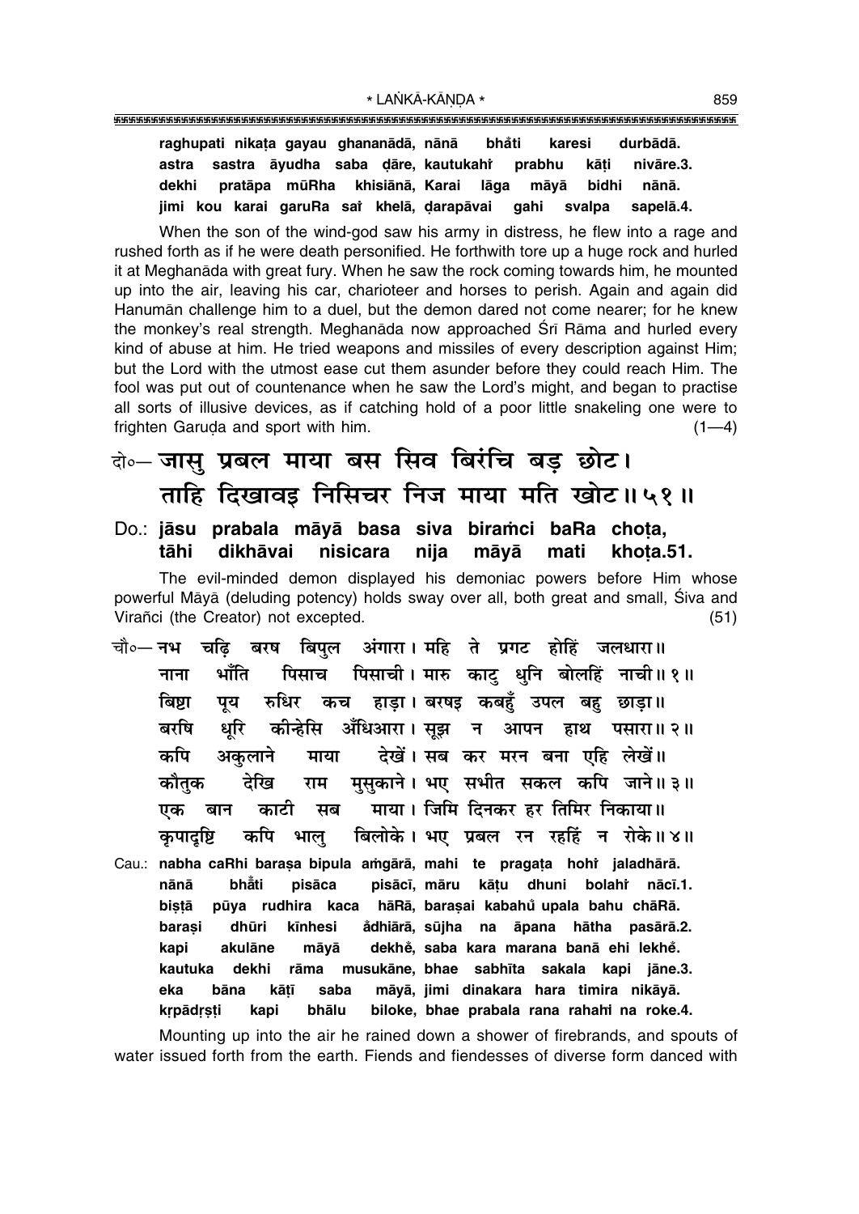**raghupati nikaṭa gayau ghananādā, nānā bhā̐ti karesi durbādā.**
**astra sastra āyudha saba ḍāre, kautukahi̐ prabhu kāṭi nivāre.3.**
**dekhi pratāpa mūRha khisiānā, Karai lāga māyā bidhi nānā.**
**jimi kou karai garuRa sa̐ khelā, ḍarapāvai gahi svalpa sapelā.4.**

When the son of the wind-god saw his army in distress, he flew into a rage and rushed forth as if he were death personified. He forthwith tore up a huge rock and hurled it at Meghanāda with great fury. When he saw the rock coming towards him, he mounted up into the air, leaving his car, charioteer and horses to perish. Again and again did Hanumān challenge him to a duel, but the demon dared not come nearer; for he knew the monkey's real strength. Meghanāda now approached Śrī Rāma and hurled every kind of abuse at him. He tried weapons and missiles of every description against Him; but the Lord with the utmost ease cut them asunder before they could reach Him. The fool was put out of countenance when he saw the Lord's might, and began to practise all sorts of illusive devices, as if catching hold of a poor little snakeling one were to frighten Garuḍa and sport with him. (1—4)

दो०— जासु प्रबल माया बस सिव बिरंचि बड़ छोट।
ताहि दिखावइ निसिचर निज माया मति खोट॥५१॥

Do.: **jāsu prabala māyā basa siva biraṁci baRa choṭa,**
**tāhi dikhāvai nisicara nija māyā mati khoṭa.51.**

The evil-minded demon displayed his demoniac powers before Him whose powerful Māyā (deluding potency) holds sway over all, both great and small, Śiva and Virañci (the Creator) not excepted. (51)

चौ०— नभ चढ़ि बरष बिपुल अंगारा। महि ते प्रगट होहिं जलधारा॥
नाना भाँति पिसाच पिसाची। मारु काटु धुनि बोलहिं नाची॥१॥
बिष्टा पूय रुधिर कच हाड़ा। बरषइ कबहुँ उपल बहु छाड़ा॥
बरषि धूरि कीन्हेसि अँधिआरा। सूझ न आपन हाथ पसारा॥२॥
कपि अकुलाने माया देखें। सब कर मरन बना एहि लेखें॥
कौतुक देखि राम मुसुकाने। भए सभीत सकल कपि जाने॥३॥
एक बान काटी सब माया। जिमि दिनकर हर तिमिर निकाया॥
कृपादृष्टि कपि भालु बिलोके। भए प्रबल रन रहहिं न रोके॥४॥

Cau.: **nabha caRhi baraṣa bipula aṁgārā, mahi te pragaṭa hohi̐ jaladhārā.**
**nānā bhā̐ti pisāca pisācī, māru kāṭu dhuni bolahi̐ nācī.1.**
**biṣṭā pūya rudhira kaca hāRā, baraṣai kabahu̐ upala bahu chāRā.**
**baraṣi dhūri kīnhesi a̐dhiārā, sūjha na āpana hātha pasārā.2.**
**kapi akulāne māyā dekhe̐, saba kara marana banā ehi lekhe̐.**
**kautuka dekhi rāma musukāne, bhae sabhīta sakala kapi jāne.3.**
**eka bāna kāṭī saba māyā, jimi dinakara hara timira nikāyā.**
**kṛpādṛṣṭi kapi bhālu biloke, bhae prabala rana rahahi̐ na roke.4.**

Mounting up into the air he rained down a shower of firebrands, and spouts of water issued forth from the earth. Fiends and fiendesses of diverse form danced with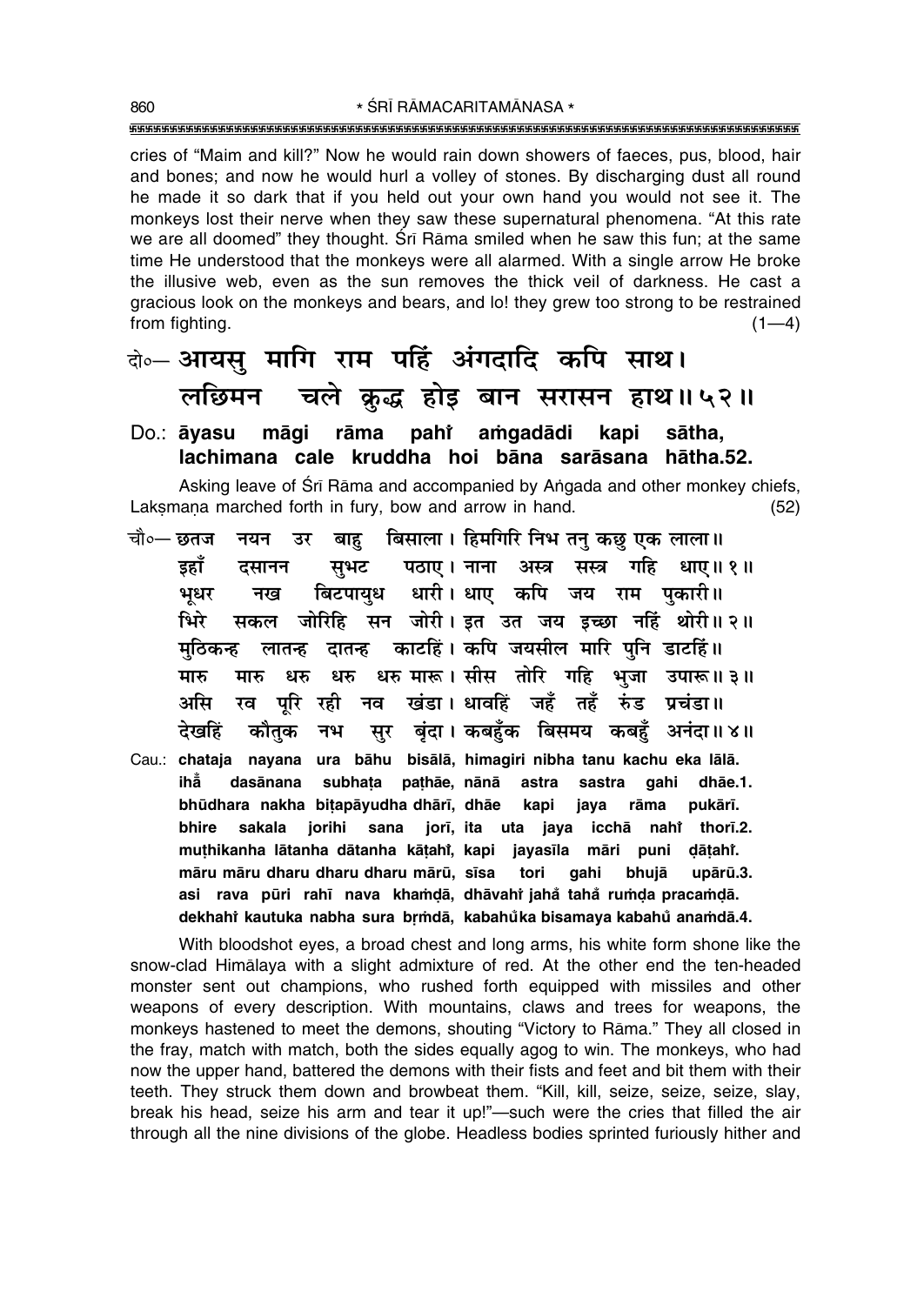cries of "Maim and kill?" Now he would rain down showers of faeces, pus, blood, hair and bones; and now he would hurl a volley of stones. By discharging dust all round he made it so dark that if you held out your own hand you would not see it. The monkeys lost their nerve when they saw these supernatural phenomena. "At this rate we are all doomed" they thought. Śrī Rāma smiled when he saw this fun; at the same time He understood that the monkeys were all alarmed. With a single arrow He broke the illusive web, even as the sun removes the thick veil of darkness. He cast a gracious look on the monkeys and bears, and lo! they grew too strong to be restrained from fighting. (1—4)

दो०— **आयसु मागि राम पहिं अंगदादि कपि साथ।**
**लछिमन चले क्रुद्ध होइ बान सरासन हाथ॥५२॥**

Do.: **āyasu māgi rāma pahi̐ aṁgadādi kapi sātha,**
**lachimana cale kruddha hoi bāna sarāsana hātha.52.**

Asking leave of Śrī Rāma and accompanied by Aṅgada and other monkey chiefs, Lakṣmaṇa marched forth in fury, bow and arrow in hand. (52)

चौ०— **छतज नयन उर बाहु बिसाला। हिमगिरि निभ तनु कछु एक लाला॥**
**इहाँ दसानन सुभट पठाए। नाना अस्त्र सस्त्र गहि धाए॥१॥**
**भूधर नख बिटपायुध धारी। धाए कपि जय राम पुकारी॥**
**भिरे सकल जोरिहि सन जोरी। इत उत जय इच्छा नहिं थोरी॥२॥**
**मुठिकन्ह लातन्ह दातन्ह काटहिं। कपि जयसील मारि पुनि डाटहिं॥**
**मारु मारु धरु धरु धरु मारू। सीस तोरि गहि भुजा उपारू॥३॥**
**असि रव पूरि रही नव खंडा। धावहिं जहँ तहँ रुंड प्रचंडा॥**
**देखहिं कौतुक नभ सुर बृंदा। कबहुँक बिसमय कबहुँ अनंदा॥४॥**

Cau.: **chataja nayana ura bāhu bisālā, himagiri nibha tanu kachu eka lālā.**
**ihā̐ dasānana subhaṭa paṭhāe, nānā astra sastra gahi dhāe.1.**
**bhūdhara nakha biṭapāyudha dhārī, dhāe kapi jaya rāma pukārī.**
**bhire sakala jorihi sana jorī, ita uta jaya icchā nahi̐ thorī.2.**
**muṭhikanha lātanha dātanha kāṭahi̐, kapi jayasīla māri puni ḍāṭahi̐.**
**māru māru dharu dharu dharu mārū, sīsa tori gahi bhujā upārū.3.**
**asi rava pūri rahī nava khaṁḍā, dhāvahi̐ jaha̐ taha̐ ruṁḍa pracaṁḍā.**
**dekhahi̐ kautuka nabha sura br̥ṁdā, kabahu̐ka bisamaya kabahu̐ anaṁdā.4.**

With bloodshot eyes, a broad chest and long arms, his white form shone like the snow-clad Himālaya with a slight admixture of red. At the other end the ten-headed monster sent out champions, who rushed forth equipped with missiles and other weapons of every description. With mountains, claws and trees for weapons, the monkeys hastened to meet the demons, shouting "Victory to Rāma." They all closed in the fray, match with match, both the sides equally agog to win. The monkeys, who had now the upper hand, battered the demons with their fists and feet and bit them with their teeth. They struck them down and browbeat them. "Kill, kill, seize, seize, seize, slay, break his head, seize his arm and tear it up!"—such were the cries that filled the air through all the nine divisions of the globe. Headless bodies sprinted furiously hither and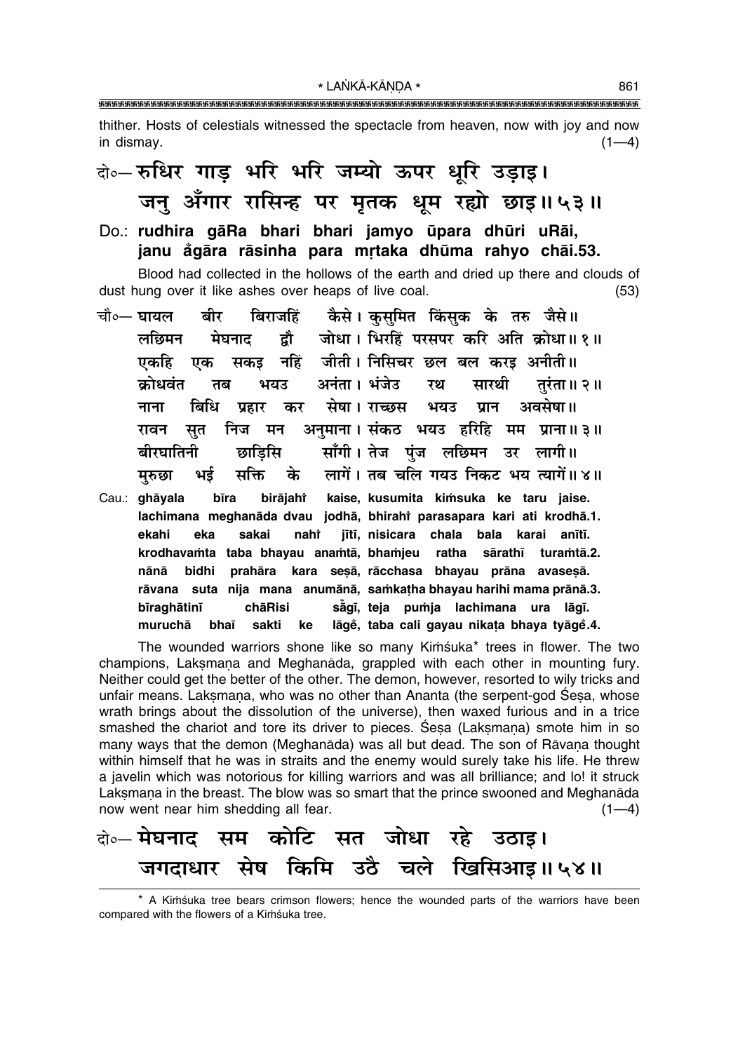thither. Hosts of celestials witnessed the spectacle from heaven, now with joy and now in dismay. (1—4)

दो०– रुधिर गाड़ भरि भरि जम्यो ऊपर धूरि उड़ाइ।
जनु अँगार रासिन्ह पर मृतक धूम रह्यो छाइ॥ ५३॥

**Do.: rudhira gāRa bhari bhari jamyo ūpara dhūri uRāi,
janu ā̐gāra rāsinha para mṛtaka dhūma rahyo chāi.53.**

Blood had collected in the hollows of the earth and dried up there and clouds of dust hung over it like ashes over heaps of live coal. (53)

चौ०– घायल बीर बिराजहिं कैसे। कुसुमित किंसुक के तरु जैसे॥
लछिमन मेघनाद द्वौ जोधा। भिरहिं परसपर करि अति क्रोधा॥ १॥
एकहि एक सकइ नहिं जीती। निसिचर छल बल करइ अनीती॥
क्रोधवंत तब भयउ अनंता। भंजेउ रथ सारथी तुरंता॥ २॥
नाना बिधि प्रहार कर सेषा। राच्छस भयउ प्रान अवसेषा॥
रावन सुत निज मन अनुमाना। संकठ भयउ हरिहि मम प्राना॥ ३॥
बीरघातिनी छाड़िसि साँगी। तेज पुंज लछिमन उर लागी॥
मुरुछा भई सक्ति के लागें। तब चलि गयउ निकट भय त्यागें॥ ४॥

**Cau.: ghāyala bīra birājahi̐ kaise, kusumita kiṁsuka ke taru jaise.
lachimana meghanāda dvau jodhā, bhirahi̐ parasapara kari ati krodhā.1.
ekahi eka sakai nahi̐ jītī, nisicara chala bala karai anītī.
krodhavaṁta taba bhayau anaṁtā, bhaṁjeu ratha sārathī turaṁtā.2.
nānā bidhi prahāra kara seṣā, rācchasa bhayau prāna avaseṣā.
rāvana suta nija mana anumānā, saṁkaṭha bhayau harihi mama prānā.3.
bīraghātinī chāRisi sā̐gī, teja puṁja lachimana ura lāgī.
muruchā bhaī sakti ke lāge̐, taba cali gayau nikaṭa bhaya tyāge̐.4.**

The wounded warriors shone like so many Kiṁśuka* trees in flower. The two champions, Lakṣmaṇa and Meghanāda, grappled with each other in mounting fury. Neither could get the better of the other. The demon, however, resorted to wily tricks and unfair means. Lakṣmaṇa, who was no other than Ananta (the serpent-god Śeṣa, whose wrath brings about the dissolution of the universe), then waxed furious and in a trice smashed the chariot and tore its driver to pieces. Śeṣa (Lakṣmaṇa) smote him in so many ways that the demon (Meghanāda) was all but dead. The son of Rāvaṇa thought within himself that he was in straits and the enemy would surely take his life. He threw a javelin which was notorious for killing warriors and was all brilliance; and lo! it struck Lakṣmaṇa in the breast. The blow was so smart that the prince swooned and Meghanāda now went near him shedding all fear. (1—4)

दो०– मेघनाद सम कोटि सत जोधा रहे उठाइ।
जगदाधार सेष किमि उठै चले खिसिआइ॥ ५४॥

---

* A Kiṁśuka tree bears crimson flowers; hence the wounded parts of the warriors have been compared with the flowers of a Kiṁśuka tree.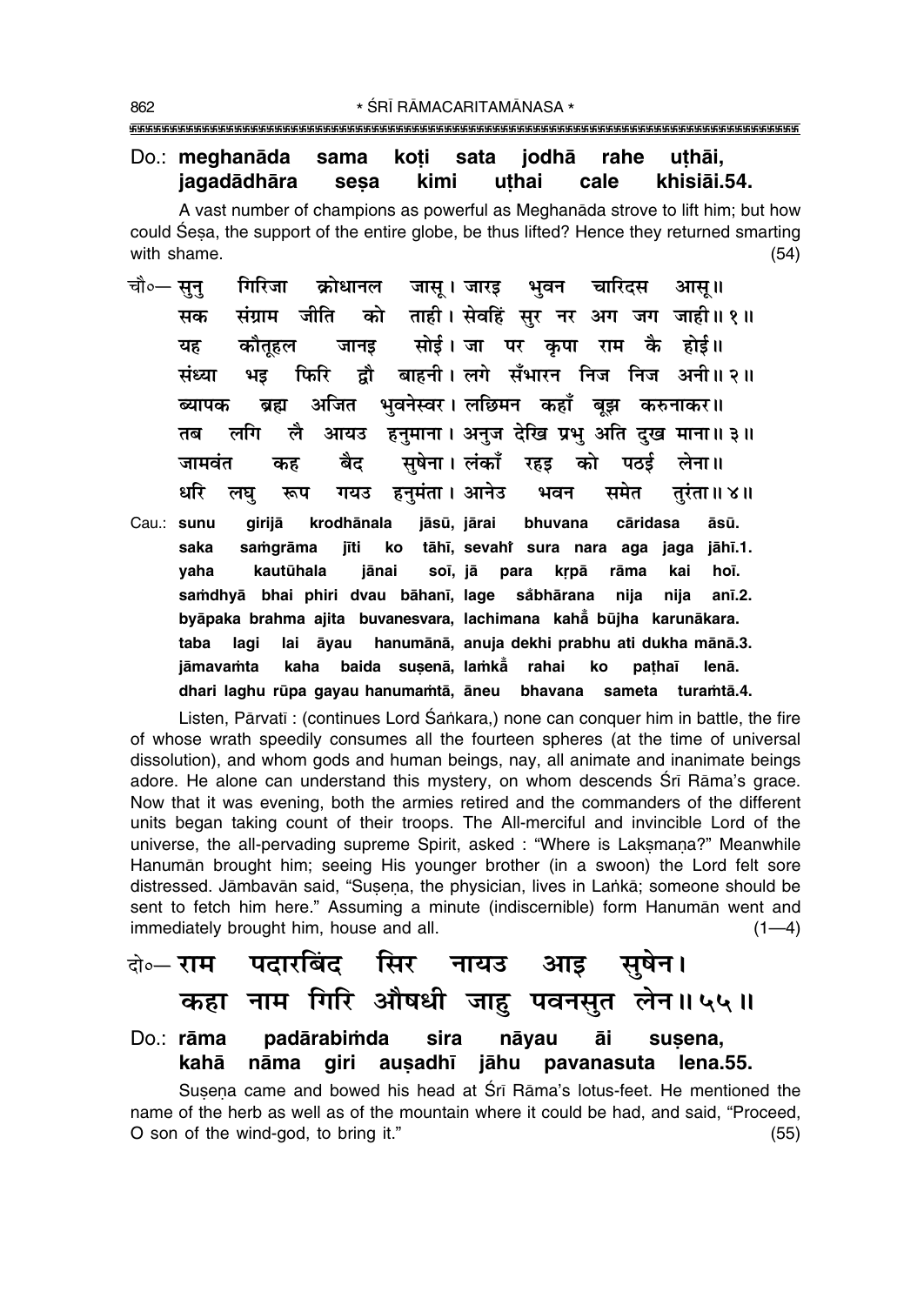Do.: **meghanāda sama koṭi sata jodhā rahe uṭhāi,**
**jagadādhāra seṣa kimi uṭhai cale khisiāi.54.**

A vast number of champions as powerful as Meghanāda strove to lift him; but how could Śeṣa, the support of the entire globe, be thus lifted? Hence they returned smarting with shame. (54)

चौ०— सुनु गिरिजा क्रोधानल जासू। जारइ भुवन चारिदस आसू॥
सक संग्राम जीति को ताही। सेवहिं सुर नर अग जग जाही॥ १॥
यह कौतूहल जानइ सोई। जा पर कृपा राम कै होई॥
संध्या भइ फिरि द्वौ बाहनी। लगे सँभारन निज निज अनी॥ २॥
ब्यापक ब्रह्म अजित भुवनेस्वर। लछिमन कहाँ बूझ करुनाकर॥
तब लगि लै आयउ हनुमाना। अनुज देखि प्रभु अति दुख माना॥ ३॥
जामवंत कह बैद सुषेना। लंकाँ रहइ को पठई लेना॥
धरि लघु रूप गयउ हनुमंता। आनेउ भवन समेत तुरंता॥ ४॥

Cau.: **sunu girijā krodhānala jāsū, jārai bhuvana cāridasa āsū.**
**saka saṁgrāma jīti ko tāhī, sevahiṅ sura nara aga jaga jāhī.1.**
**yaha kautūhala jānai soī, jā para kṛpā rāma kai hoī.**
**saṁdhyā bhai phiri dvau bāhanī, lage sa̐bhārana nija nija anī.2.**
**byāpaka brahma ajita buvanesvara, lachimana kahā̐ būjha karunākara.**
**taba lagi lai āyau hanumānā, anuja dekhi prabhu ati dukha mānā.3.**
**jāmavaṁta kaha baida suṣenā, laṁkā̐ rahai ko paṭhaī lenā.**
**dhari laghu rūpa gayau hanumaṁtā, āneu bhavana sameta turaṁtā.4.**

Listen, Pārvatī : (continues Lord Śaṅkara,) none can conquer him in battle, the fire of whose wrath speedily consumes all the fourteen spheres (at the time of universal dissolution), and whom gods and human beings, nay, all animate and inanimate beings adore. He alone can understand this mystery, on whom descends Śrī Rāma's grace. Now that it was evening, both the armies retired and the commanders of the different units began taking count of their troops. The All-merciful and invincible Lord of the universe, the all-pervading supreme Spirit, asked : "Where is Lakṣmaṇa?" Meanwhile Hanumān brought him; seeing His younger brother (in a swoon) the Lord felt sore distressed. Jāmbavān said, "Suṣeṇa, the physician, lives in Laṅkā; someone should be sent to fetch him here." Assuming a minute (indiscernible) form Hanumān went and immediately brought him, house and all. (1—4)

दो०— राम पदारबिंद सिर नायउ आइ सुषेन।
कहा नाम गिरि औषधी जाहु पवनसुत लेन॥ ५५॥

Do.: **rāma padārabiṁda sira nāyau āi suṣena,**
**kahā nāma giri auṣadhī jāhu pavanasuta lena.55.**

Suṣeṇa came and bowed his head at Śrī Rāma's lotus-feet. He mentioned the name of the herb as well as of the mountain where it could be had, and said, "Proceed, O son of the wind-god, to bring it." (55)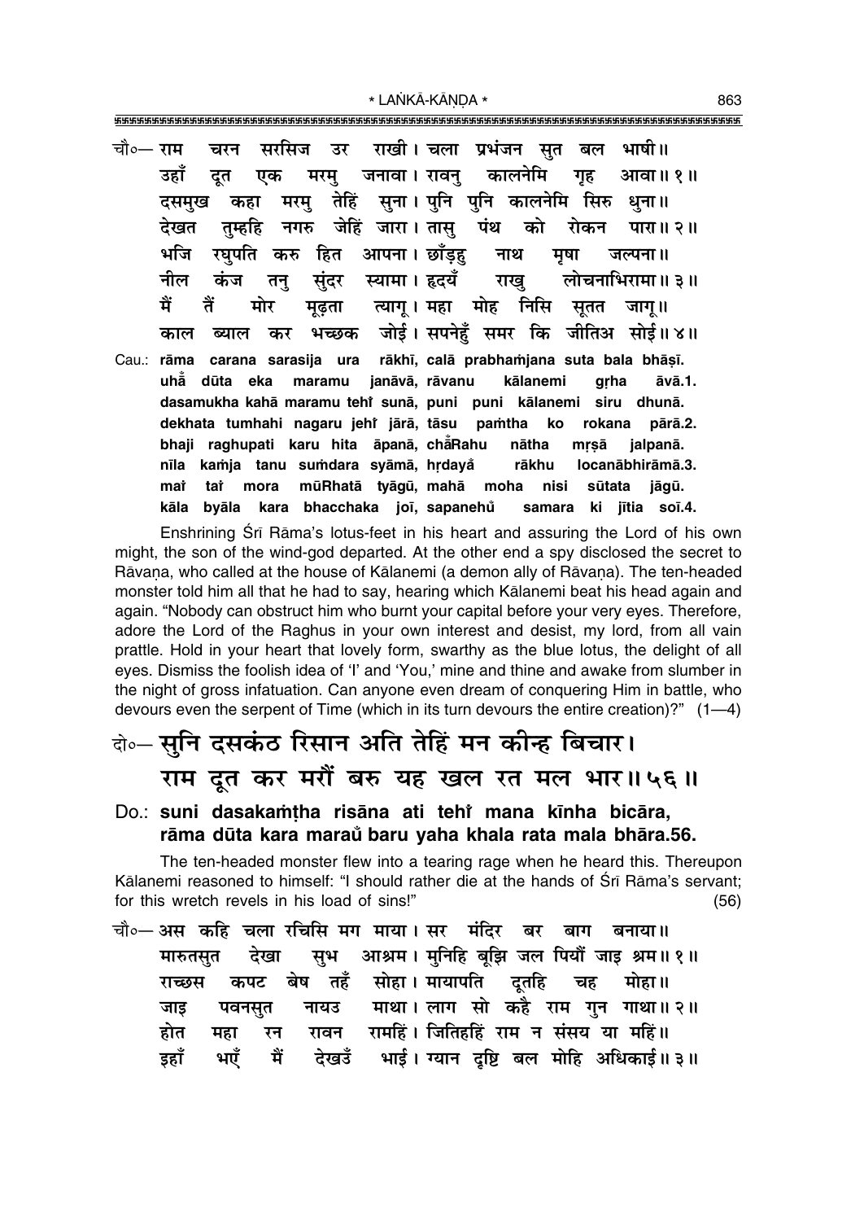चौ०— राम चरन सरसिज उर राखी। चला प्रभंजन सुत बल भाषी॥
उहाँ दूत एक मरमु जनावा। रावनु कालनेमि गृह आवा॥ १॥
दसमुख कहा मरमु तेहिं सुना। पुनि पुनि कालनेमि सिरु धुना॥
देखत तुम्हहि नगरु जेहिं जारा। तासु पंथ को रोकन पारा॥ २॥
भजि रघुपति करु हित आपना। छाँड़हु नाथ मृषा जल्पना॥
नील कंज तनु सुंदर स्यामा। हृदयँ राखु लोचनाभिरामा॥ ३॥
मैं तैं मोर मूढ़ता त्यागू। महा मोह निसि सूतत जागू॥
काल ब्याल कर भच्छक जोई। सपनेहुँ समर कि जीतिअ सोई॥ ४॥

Cau.: **rāma carana sarasija ura rākhī, calā prabhaṁjana suta bala bhāṣī.**
**uhā̐ dūta eka maramu janāvā, rāvanu kālanemi gṛha āvā.1.**
**dasamukha kahā maramu tehiṁ sunā, puni puni kālanemi siru dhunā.**
**dekhata tumhahi nagaru jehiṁ jārā, tāsu paṁtha ko rokana pārā.2.**
**bhaji raghupati karu hita āpanā, chā̐Rahu nātha mṛṣā jalpanā.**
**nīla kaṁja tanu suṁdara syāmā, hṛdayā̐ rākhu locanābhirāmā.3.**
**maiṁ taiṁ mora mūRhatā tyāgū, mahā moha nisi sūtata jāgū.**
**kāla byāla kara bhacchaka joī, sapanehũ samara ki jītia soī.4.**

Enshrining Śrī Rāma's lotus-feet in his heart and assuring the Lord of his own might, the son of the wind-god departed. At the other end a spy disclosed the secret to Rāvaṇa, who called at the house of Kālanemi (a demon ally of Rāvaṇa). The ten-headed monster told him all that he had to say, hearing which Kālanemi beat his head again and again. "Nobody can obstruct him who burnt your capital before your very eyes. Therefore, adore the Lord of the Raghus in your own interest and desist, my lord, from all vain prattle. Hold in your heart that lovely form, swarthy as the blue lotus, the delight of all eyes. Dismiss the foolish idea of 'I' and 'You,' mine and thine and awake from slumber in the night of gross infatuation. Can anyone even dream of conquering Him in battle, who devours even the serpent of Time (which in its turn devours the entire creation)?" (1—4)

## दो०— सुनि दसकंठ रिसान अति तेहिं मन कीन्ह बिचार।
## राम दूत कर मरौं बरु यह खल रत मल भार॥ ५६॥

Do.: **suni dasakaṁṭha risāna ati tehiṁ mana kīnha bicāra,**
**rāma dūta kara marauṁ baru yaha khala rata mala bhāra.56.**

The ten-headed monster flew into a tearing rage when he heard this. Thereupon Kālanemi reasoned to himself: "I should rather die at the hands of Śrī Rāma's servant; for this wretch revels in his load of sins!" (56)

चौ०— अस कहि चला रचिसि मग माया। सर मंदिर बर बाग बनाया॥
मारुतसुत देखा सुभ आश्रम। मुनिहि बूझि जल पियौं जाइ श्रम॥ १॥
राच्छस कपट बेष तहँ सोहा। मायापति दूतहि चह मोहा॥
जाइ पवनसुत नायउ माथा। लाग सो कहै राम गुन गाथा॥ २॥
होत महा रन रावन रामहिं। जितिहहिं राम न संसय या महिं॥
इहाँ भएँ मैं देखउँ भाई। ग्यान दृष्टि बल मोहि अधिकाई॥ ३॥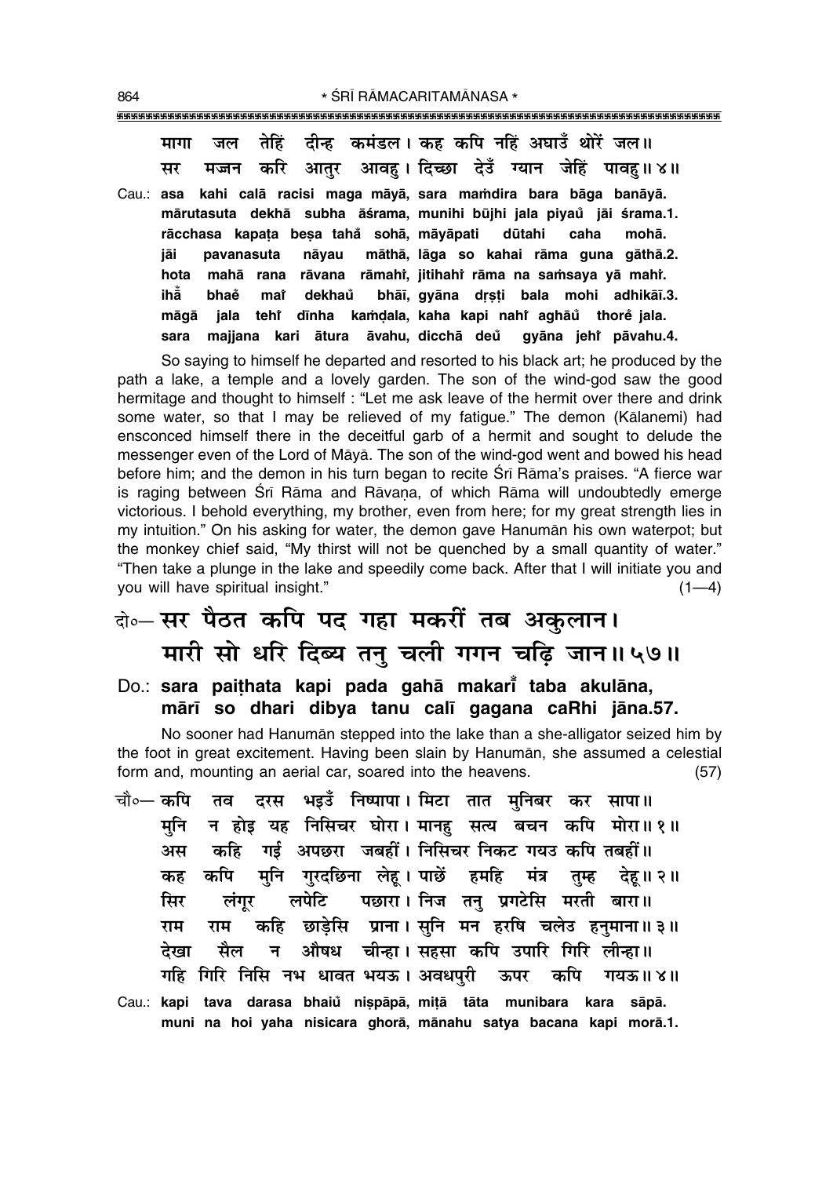मागा जल तेहिं दीन्ह कमंडल। कह कपि नहिं अघाउँ थोरें जल॥
सर मज्जन करि आतुर आवहु। दिच्छा देउँ ग्यान जेहिं पावहु॥ ४॥

Cau.: **asa kahi calā racisi maga māyā, sara maṁdira bara bāga banāyā.**
**mārutasuta dekhā subha āśrama, munihi būjhi jala piyaů jāi śrama.1.**
**rācchasa kapaṭa beṣa taha̐ sohā, māyāpati dūtahi caha mohā.**
**jāi pavanasuta nāyau māthā, lāga so kahai rāma guna gāthā.2.**
**hota mahā rana rāvana rāmahi̐, jitihahi̐ rāma na saṁsaya yā mahi̐.**
**iha̐ bhae̐ mai̐ dekhaů bhāī, gyāna dṛṣṭi bala mohi adhikāī.3.**
**māgā jala tehi̐ dīnha kaṁḍala, kaha kapi nahi̐ aghāů thore̐ jala.**
**sara majjana kari ātura āvahu, dicchā deů gyāna jehi̐ pāvahu.4.**

So saying to himself he departed and resorted to his black art; he produced by the path a lake, a temple and a lovely garden. The son of the wind-god saw the good hermitage and thought to himself : "Let me ask leave of the hermit over there and drink some water, so that I may be relieved of my fatigue." The demon (Kālanemi) had ensconced himself there in the deceitful garb of a hermit and sought to delude the messenger even of the Lord of Māyā. The son of the wind-god went and bowed his head before him; and the demon in his turn began to recite Śrī Rāma's praises. "A fierce war is raging between Śrī Rāma and Rāvaṇa, of which Rāma will undoubtedly emerge victorious. I behold everything, my brother, even from here; for my great strength lies in my intuition." On his asking for water, the demon gave Hanumān his own waterpot; but the monkey chief said, "My thirst will not be quenched by a small quantity of water." "Then take a plunge in the lake and speedily come back. After that I will initiate you and you will have spiritual insight." (1—4)

दो०— **सर पैठत कपि पद गहा मकरीं तब अकुलान।**
**मारी सो धरि दिब्य तनु चली गगन चढ़ि जान॥ ५७॥**

Do.: **sara paiṭhata kapi pada gahā makarī̐ taba akulāna,**
**mārī so dhari dibya tanu calī gagana caRhi jāna.57.**

No sooner had Hanumān stepped into the lake than a she-alligator seized him by the foot in great excitement. Having been slain by Hanumān, she assumed a celestial form and, mounting an aerial car, soared into the heavens. (57)

चौ०— कपि तव दरस भइउँ निष्पापा। मिटा तात मुनिबर कर सापा॥
मुनि न होइ यह निसिचर घोरा। मानहु सत्य बचन कपि मोरा॥ १॥
अस कहि गई अपछरा जबहीं। निसिचर निकट गयउ कपि तबहीं॥
कह कपि मुनि गुरदछिना लेहू। पाछें हमहि मंत्र तुम्ह देहू॥ २॥
सिर लंगूर लपेटि पछारा। निज तनु प्रगटेसि मरती बारा॥
राम राम कहि छाड़ेसि प्राना। सुनि मन हरषि चलेउ हनुमाना॥ ३॥
देखा सैल न औषध चीन्हा। सहसा कपि उपारि गिरि लीन्हा॥
गहि गिरि निसि नभ धावत भयऊ। अवधपुरी ऊपर कपि गयऊ॥ ४॥

Cau.: **kapi tava darasa bhaiů niṣpāpā, miṭā tāta munibara kara sāpā.**
**muni na hoi yaha nisicara ghorā, mānahu satya bacana kapi morā.1.**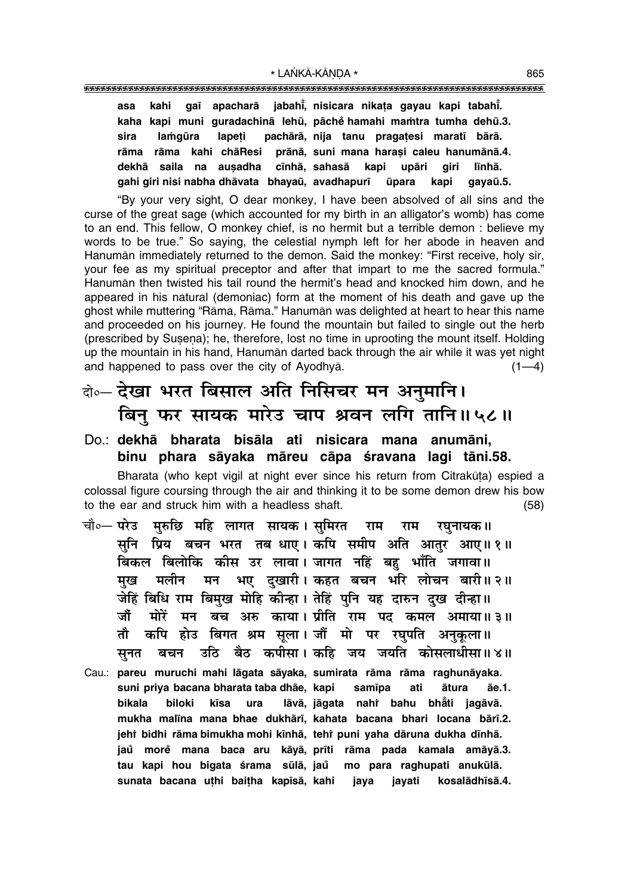**asa kahi gaī apacharā jabahi̐, nisicara nikaṭa gayau kapi tabahi̐.**
**kaha kapi muni guradachinā lehū, pāche̐ hamahi maṁtra tumha dehū.3.**
**sira laṁgūra lapeṭi pachārā, nija tanu pragaṭesi maratī bārā.**
**rāma rāma kahi chāResi prānā, suni mana haraṣi caleu hanumānā.4.**
**dekhā saila na auṣadha cīnhā, sahasā kapi upāri giri līnhā.**
**gahi giri nisi nabha dhāvata bhayaū, avadhapurī ūpara kapi gayaū.5.**

"By your very sight, O dear monkey, I have been absolved of all sins and the curse of the great sage (which accounted for my birth in an alligator's womb) has come to an end. This fellow, O monkey chief, is no hermit but a terrible demon : believe my words to be true." So saying, the celestial nymph left for her abode in heaven and Hanumān immediately returned to the demon. Said the monkey: "First receive, holy sir, your fee as my spiritual preceptor and after that impart to me the sacred formula." Hanumān then twisted his tail round the hermit's head and knocked him down, and he appeared in his natural (demoniac) form at the moment of his death and gave up the ghost while muttering "Rāma, Rāma." Hanumān was delighted at heart to hear this name and proceeded on his journey. He found the mountain but failed to single out the herb (prescribed by Suṣeṇa); he, therefore, lost no time in uprooting the mount itself. Holding up the mountain in his hand, Hanumān darted back through the air while it was yet night and happened to pass over the city of Ayodhyā. (1—4)

## दो०— देखा भरत बिसाल अति निसिचर मन अनुमानि। बिनु फर सायक मारेउ चाप श्रवन लगि तानि॥ ५८॥

**Do.: dekhā bharata bisāla ati nisicara mana anumāni,**
**binu phara sāyaka māreu cāpa śravana lagi tāni.58.**

Bharata (who kept vigil at night ever since his return from Citrakūṭa) espied a colossal figure coursing through the air and thinking it to be some demon drew his bow to the ear and struck him with a headless shaft. (58)

चौ०— परेउ मुरुछि महि लागत सायक। सुमिरत राम राम रघुनायक॥
सुनि प्रिय बचन भरत तब धाए। कपि समीप अति आतुर आए॥ १॥
बिकल बिलोकि कीस उर लावा। जागत नहिं बहु भाँति जगावा॥
मुख मलीन मन भए दुखारी। कहत बचन भरि लोचन बारी॥ २॥
जेहिं बिधि राम बिमुख मोहि कीन्हा। तेहिं पुनि यह दारुन दुख दीन्हा॥
जौं मोरें मन बच अरु काया। प्रीति राम पद कमल अमाया॥ ३॥
तौ कपि होउ बिगत श्रम सूला। जौं मो पर रघुपति अनुकूला॥
सुनत बचन उठि बैठ कपीसा। कहि जय जयति कोसलाधीसा॥ ४॥

**Cau.: pareu muruchi mahi lāgata sāyaka, sumirata rāma rāma raghunāyaka.**
**suni priya bacana bharata taba dhāe, kapi samīpa ati ātura āe.1.**
**bikala biloki kīsa ura lāvā, jāgata nahi̐ bahu bhā̐ti jagāvā.**
**mukha malīna mana bhae dukhārī, kahata bacana bhari locana bārī.2.**
**jehi̐ bidhi rāma bimukha mohi kīnhā, tehi̐ puni yaha dāruna dukha dīnhā.**
**jau̐ more̐ mana baca aru kāyā, prīti rāma pada kamala amāyā.3.**
**tau kapi hou bigata śrama sūlā, jau̐ mo para raghupati anukūlā.**
**sunata bacana uṭhi baiṭha kapīsā, kahi jaya jayati kosalādhīsā.4.**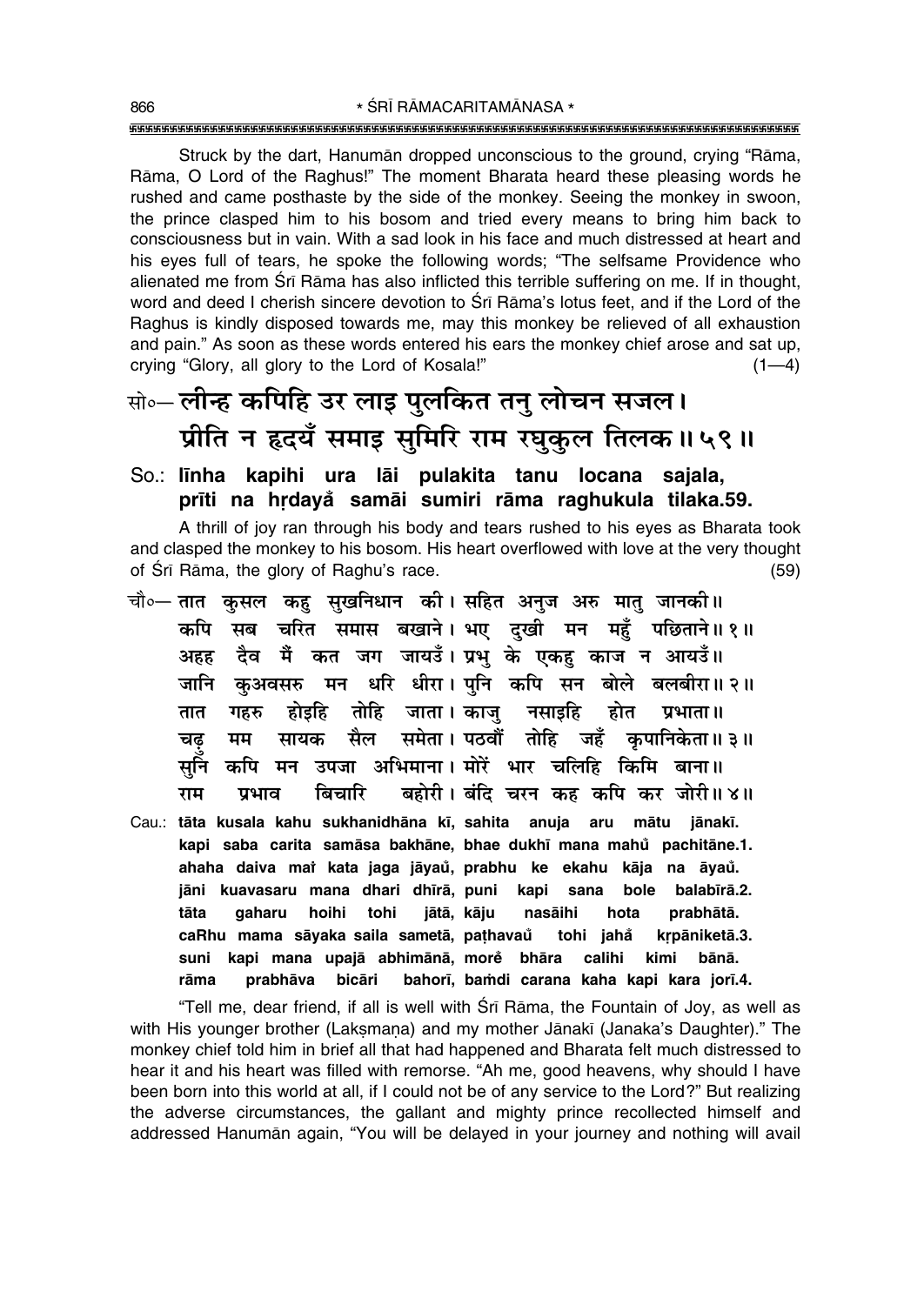Struck by the dart, Hanumān dropped unconscious to the ground, crying "Rāma, Rāma, O Lord of the Raghus!" The moment Bharata heard these pleasing words he rushed and came posthaste by the side of the monkey. Seeing the monkey in swoon, the prince clasped him to his bosom and tried every means to bring him back to consciousness but in vain. With a sad look in his face and much distressed at heart and his eyes full of tears, he spoke the following words; "The selfsame Providence who alienated me from Śrī Rāma has also inflicted this terrible suffering on me. If in thought, word and deed I cherish sincere devotion to Śrī Rāma's lotus feet, and if the Lord of the Raghus is kindly disposed towards me, may this monkey be relieved of all exhaustion and pain." As soon as these words entered his ears the monkey chief arose and sat up, crying "Glory, all glory to the Lord of Kosala!" (1—4)

**सो०— लीन्ह कपिहि उर लाइ पुलकित तनु लोचन सजल।**
**प्रीति न हृदयँ समाइ सुमिरि राम रघुकुल तिलक॥ ५९॥**

**So.: līnha kapihi ura lāi pulakita tanu locana sajala, prīti na hṛdayå samāi sumiri rāma raghukula tilaka.59.**

A thrill of joy ran through his body and tears rushed to his eyes as Bharata took and clasped the monkey to his bosom. His heart overflowed with love at the very thought of Śrī Rāma, the glory of Raghu's race. (59)

**चौ०— तात कुसल कहु सुखनिधान की। सहित अनुज अरु मातु जानकी॥**
**कपि सब चरित समास बखाने। भए दुखी मन महुँ पछिताने॥ १॥**
**अहह दैव मैं कत जग जायउँ। प्रभु के एकहु काज न आयउँ॥**
**जानि कुअवसरु मन धरि धीरा। पुनि कपि सन बोले बलबीरा॥ २॥**
**तात गहरु होइहि तोहि जाता। काजु नसाइहि होत प्रभाता॥**
**चढ़ु मम सायक सैल समेता। पठवौं तोहि जहँ कृपानिकेता॥ ३॥**
**सुनि कपि मन उपजा अभिमाना। मोरें भार चलिहि किमि बाना॥**
**राम प्रभाव बिचारि बहोरी। बंदि चरन कह कपि कर जोरी॥ ४॥**

**Cau.: tāta kusala kahu sukhanidhāna kī, sahita anuja aru mātu jānakī.**
**kapi saba carita samāsa bakhāne, bhae dukhī mana mahů pachitāne.1.**
**ahaha daiva maĩ kata jaga jāyaů, prabhu ke ekahu kāja na āyaů.**
**jāni kuavasaru mana dhari dhīrā, puni kapi sana bole balabīrā.2.**
**tāta gaharu hoihi tohi jātā, kāju nasāihi hota prabhātā.**
**caRhu mama sāyaka saila sametā, paṭhavaů tohi jahå kṛpāniketā.3.**
**suni kapi mana upajā abhimānā, morẽ bhāra calihi kimi bānā.**
**rāma prabhāva bicāri bahorī, baṁdi carana kaha kapi kara jorī.4.**

"Tell me, dear friend, if all is well with Śrī Rāma, the Fountain of Joy, as well as with His younger brother (Lakṣmaṇa) and my mother Jānakī (Janaka's Daughter)." The monkey chief told him in brief all that had happened and Bharata felt much distressed to hear it and his heart was filled with remorse. "Ah me, good heavens, why should I have been born into this world at all, if I could not be of any service to the Lord?" But realizing the adverse circumstances, the gallant and mighty prince recollected himself and addressed Hanumān again, "You will be delayed in your journey and nothing will avail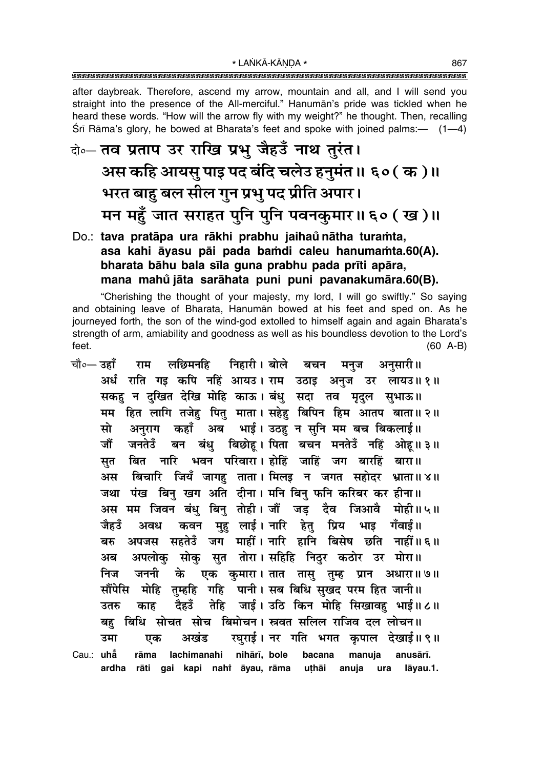after daybreak. Therefore, ascend my arrow, mountain and all, and I will send you straight into the presence of the All-merciful." Hanumān's pride was tickled when he heard these words. "How will the arrow fly with my weight?" he thought. Then, recalling Śrī Rāma's glory, he bowed at Bharata's feet and spoke with joined palms:— (1—4)

**दो०— तव प्रताप उर राखि प्रभु जैहउँ नाथ तुरंत।**
**अस कहि आयसु पाइ पद बंदि चलेउ हनुमंत॥ ६०(क)॥**
**भरत बाहु बल सील गुन प्रभु पद प्रीति अपार।**
**मन महुँ जात सराहत पुनि पुनि पवनकुमार॥ ६०(ख)॥**

**Do.: tava pratāpa ura rākhi prabhu jaihaů nātha turaṁta,**
**asa kahi āyasu pāi pada baṁdi caleu hanumaṁta.60(A).**
**bharata bāhu bala sīla guna prabhu pada prīti apāra,**
**mana mahů jāta sarāhata puni puni pavanakumāra.60(B).**

"Cherishing the thought of your majesty, my lord, I will go swiftly." So saying and obtaining leave of Bharata, Hanumān bowed at his feet and sped on. As he journeyed forth, the son of the wind-god extolled to himself again and again Bharata's strength of arm, amiability and goodness as well as his boundless devotion to the Lord's feet. (60 A-B)

चौ०— उहाँ राम लछिमनहि निहारी। बोले बचन मनुज अनुसारी॥
अर्ध राति गइ कपि नहिं आयउ। राम उठाइ अनुज उर लायउ॥ १॥
सकहु न दुखित देखि मोहि काऊ। बंधु सदा तव मृदुल सुभाऊ॥
मम हित लागि तजेहु पितु माता। सहेहु बिपिन हिम आतप बाता॥ २॥
सो अनुराग कहाँ अब भाई। उठहु न सुनि मम बच बिकलाई॥
जौं जनतेउँ बन बंधु बिछोहू। पिता बचन मनतेउँ नहिं ओहू॥ ३॥
सुत बित नारि भवन परिवारा। होहिं जाहिं जग बारहिं बारा॥
अस बिचारि जियँ जागहु ताता। मिलइ न जगत सहोदर भ्राता॥ ४॥
जथा पंख बिनु खग अति दीना। मनि बिनु फनि करिबर कर हीना॥
अस मम जिवन बंधु बिनु तोही। जौं जड़ दैव जिआवै मोही॥ ५॥
जैहउँ अवध कवन मुहु लाई। नारि हेतु प्रिय भाइ गँवाई॥
बरु अपजस सहतेउँ जग माहीं। नारि हानि बिसेष छति नाहीं॥ ६॥
अब अपलोकु सोकु सुत तोरा। सहिहि निठुर कठोर उर मोरा॥
निज जननी के एक कुमारा। तात तासु तुम्ह प्रान अधारा॥ ७॥
सौंपेसि मोहि तुम्हहि गहि पानी। सब बिधि सुखद परम हित जानी॥
उतरु काह दैहउँ तेहि जाई। उठि किन मोहि सिखावहु भाई॥ ८॥
बहु बिधि सोचत सोच बिमोचन। स्रवत सलिल राजिव दल लोचन॥
उमा एक अखंड रघुराई। नर गति भगत कृपाल देखाई॥ ९॥

Cau.: uhā̐ rāma lachimanahi nihārī, bole bacana manuja anusārī.
ardha rāti gai kapi nahi̐ āyau, rāma uṭhāi anuja ura lāyau.1.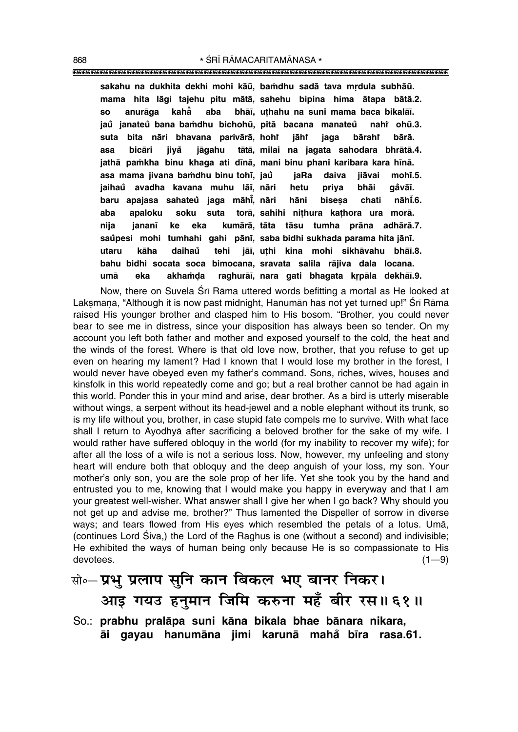**sakahu na dukhita dekhi mohi kāū, baṁdhu sadā tava mṛdula subhāū.**
**mama hita lāgi tajehu pitu mātā, sahehu bipina hima ātapa bātā.2.**
**so anurāga kahā̐ aba bhāī, uṭhahu na suni mama baca bikalāī.**
**jaů janateů bana baṁdhu bichohū, pitā bacana manateů nahiṁ ohū.3.**
**suta bita nāri bhavana parivārā, hohiṁ jāhiṁ jaga bārahiṁ bārā.**
**asa bicāri jiyå̐ jāgahu tātā, milai na jagata sahodara bhrātā.4.**
**jathā paṁkha binu khaga ati dīnā, mani binu phani karibara kara hīnā.**
**asa mama jivana baṁdhu binu tohī, jaů jaRa daiva jiāvai mohī.5.**
**jaihaů avadha kavana muhu lāī, nāri hetu priya bhāi gå̐vāī.**
**baru apajasa sahateů jaga māhīṁ, nāri hāni biseṣa chati nāhīṁ.6.**
**aba apaloku soku suta torā, sahihi niṭhura kaṭhora ura morā.**
**nija jananī ke eka kumārā, tāta tāsu tumha prāna adhārā.7.**
**saůpesi mohi tumhahi gahi pānī, saba bidhi sukhada parama hita jānī.**
**utaru kāha daihaů tehi jāī, uṭhi kina mohi sikhāvahu bhāī.8.**
**bahu bidhi socata soca bimocana, sravata salila rājiva dala locana.**
**umā eka akhaṁḍa raghurāī, nara gati bhagata kṛpāla dekhāī.9.**

Now, there on Suvela Śrī Rāma uttered words befitting a mortal as He looked at Lakṣmaṇa, "Although it is now past midnight, Hanumān has not yet turned up!" Śrī Rāma raised His younger brother and clasped him to His bosom. "Brother, you could never bear to see me in distress, since your disposition has always been so tender. On my account you left both father and mother and exposed yourself to the cold, the heat and the winds of the forest. Where is that old love now, brother, that you refuse to get up even on hearing my lament? Had I known that I would lose my brother in the forest, I would never have obeyed even my father's command. Sons, riches, wives, houses and kinsfolk in this world repeatedly come and go; but a real brother cannot be had again in this world. Ponder this in your mind and arise, dear brother. As a bird is utterly miserable without wings, a serpent without its head-jewel and a noble elephant without its trunk, so is my life without you, brother, in case stupid fate compels me to survive. With what face shall I return to Ayodhyā after sacrificing a beloved brother for the sake of my wife. I would rather have suffered obloquy in the world (for my inability to recover my wife); for after all the loss of a wife is not a serious loss. Now, however, my unfeeling and stony heart will endure both that obloquy and the deep anguish of your loss, my son. Your mother's only son, you are the sole prop of her life. Yet she took you by the hand and entrusted you to me, knowing that I would make you happy in everyway and that I am your greatest well-wisher. What answer shall I give her when I go back? Why should you not get up and advise me, brother?" Thus lamented the Dispeller of sorrow in diverse ways; and tears flowed from His eyes which resembled the petals of a lotus. Umā, (continues Lord Śiva,) the Lord of the Raghus is one (without a second) and indivisible; He exhibited the ways of human being only because He is so compassionate to His devotees. (1—9)

सो०– प्रभु प्रलाप सुनि कान बिकल भए बानर निकर।
आइ गयउ हनुमान जिमि करुना महँ बीर रस॥ ६१॥

So.: **prabhu pralāpa suni kāna bikala bhae bānara nikara,**
**āi gayau hanumāna jimi karunā mahå̐ bīra rasa.61.**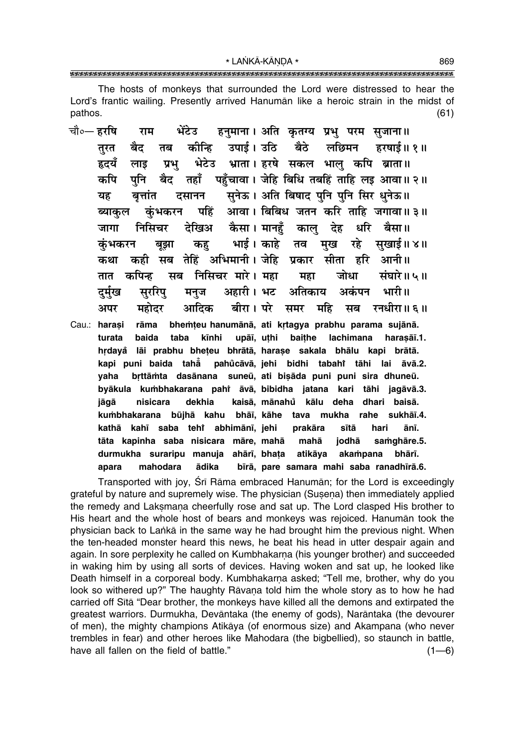The hosts of monkeys that surrounded the Lord were distressed to hear the Lord's frantic wailing. Presently arrived Hanumān like a heroic strain in the midst of pathos. (61)

चौ०— हरषि राम भेंटेउ हनुमाना। अति कृतग्य प्रभु परम सुजाना॥
तुरत बैद तब कीन्हि उपाई। उठि बैठे लछिमन हरषाई॥ १॥
हृदयँ लाइ प्रभु भेटेउ भ्राता। हरषे सकल भालु कपि ब्राता॥
कपि पुनि बैद तहाँ पहुँचावा। जेहि बिधि तबहिं ताहि लइ आवा॥ २॥
यह बृत्तांत दसानन सुनेऊ। अति बिषाद पुनि पुनि सिर धुनेऊ॥
ब्याकुल कुंभकरन पहिं आवा। बिबिध जतन करि ताहि जगावा॥ ३॥
जागा निसिचर देखिअ कैसा। मानहुँ कालु देह धरि बैसा॥
कुंभकरन बूझा कहु भाई। काहे तव मुख रहे सुखाई॥ ४॥
कथा कही सब तेहिं अभिमानी। जेहि प्रकार सीता हरि आनी॥
तात कपिन्ह सब निसिचर मारे। महा महा जोधा संघारे॥ ५॥
दुर्मुख सुररिपु मनुज अहारी। भट अतिकाय अकंपन भारी॥
अपर महोदर आदिक बीरा। परे समर महि सब रनधीरा॥ ६॥

Cau.: haraṣi rāma bhem̐ṭeu hanumānā, ati kṛtagya prabhu parama sujānā.
turata baida taba kīnhi upāī, uṭhi baiṭhe lachimana haraṣāī.1.
hṛdayam̐ lāi prabhu bheṭeu bhrātā, haraṣe sakala bhālu kapi brātā.
kapi puni baida tahām̐ pahum̐cāvā, jehi bidhi tabahim̐ tāhi lai āvā.2.
yaha bṛttāṁta dasānana suneū, ati biṣāda puni puni sira dhuneū.
byākula kumbhakarana pahim̐ āvā, bibidha jatana kari tāhi jagāvā.3.
jāgā nisicara dekhia kaisā, mānahum̐ kālu deha dhari baisā.
kumbhakarana būjhā kahu bhāī, kāhe tava mukha rahe sukhāī.4.
kathā kahī saba tehim̐ abhimānī, jehi prakāra sītā hari ānī.
tāta kapinha saba nisicara māre, mahā mahā jodhā saṁghāre.5.
durmukha suraripu manuja ahārī, bhaṭa atikāya akaṁpana bhārī.
apara mahodara ādika bīrā, pare samara mahi saba ranadhīrā.6.

Transported with joy, Śrī Rāma embraced Hanumān; for the Lord is exceedingly grateful by nature and supremely wise. The physician (Suṣeṇa) then immediately applied the remedy and Lakṣmaṇa cheerfully rose and sat up. The Lord clasped His brother to His heart and the whole host of bears and monkeys was rejoiced. Hanumān took the physician back to Laṅkā in the same way he had brought him the previous night. When the ten-headed monster heard this news, he beat his head in utter despair again and again. In sore perplexity he called on Kumbhakarṇa (his younger brother) and succeeded in waking him by using all sorts of devices. Having woken and sat up, he looked like Death himself in a corporeal body. Kumbhakarṇa asked; "Tell me, brother, why do you look so withered up?" The haughty Rāvaṇa told him the whole story as to how he had carried off Sītā "Dear brother, the monkeys have killed all the demons and extirpated the greatest warriors. Durmukha, Devāntaka (the enemy of gods), Narāntaka (the devourer of men), the mighty champions Atikāya (of enormous size) and Akampana (who never trembles in fear) and other heroes like Mahodara (the bigbellied), so staunch in battle, have all fallen on the field of battle." (1—6)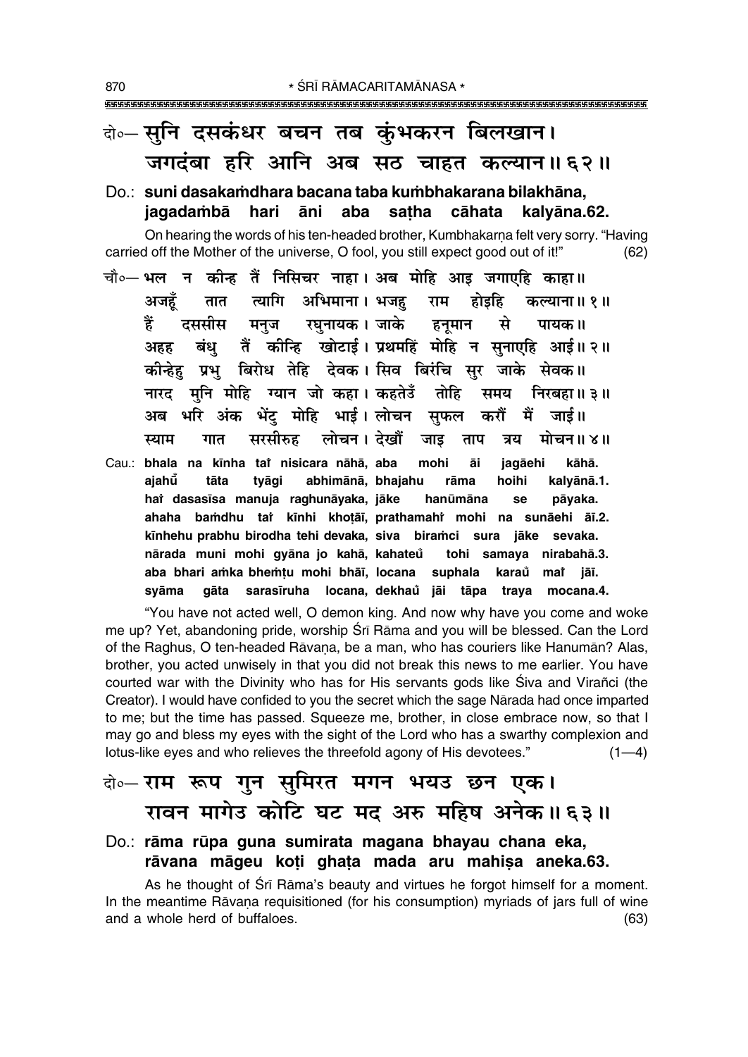दो०— सुनि दसकंधर बचन तब कुंभकरन बिलखान।
जगदंबा हरि आनि अब सठ चाहत कल्यान॥ ६२॥

Do.: **suni dasakaṁdhara bacana taba kuṁbhakarana bilakhāna, jagadaṁbā hari āni aba saṭha cāhata kalyāna.62.**

On hearing the words of his ten-headed brother, Kumbhakarṇa felt very sorry. "Having carried off the Mother of the universe, O fool, you still expect good out of it!" (62)

चौ०— भल न कीन्ह तैं निसिचर नाहा। अब मोहि आइ जगाएहि काहा॥
अजहूँ तात त्यागि अभिमाना। भजहु राम होइहि कल्याना॥ १॥
हैं दससीस मनुज रघुनायक। जाके हनूमान से पायक॥
अहह बंधु तैं कीन्हि खोटाई। प्रथमहिं मोहि न सुनाएहि आई॥ २॥
कीन्हेहु प्रभु बिरोध तेहि देवक। सिव बिरंचि सुर जाके सेवक॥
नारद मुनि मोहि ग्यान जो कहा। कहतेउँ तोहि समय निरबहा॥ ३॥
अब भरि अंक भेंटु मोहि भाई। लोचन सुफल करौं मैं जाई॥
स्याम गात सरसीरुह लोचन। देखौं जाइ ताप त्रय मोचन॥ ४॥

Cau.: **bhala na kīnha taiṁ nisicara nāhā, aba mohi āi jagāehi kāhā.
ajahū̐ tāta tyāgi abhimānā, bhajahu rāma hoihi kalyānā.1.
haiṁ dasasīsa manuja raghunāyaka, jāke hanūmāna se pāyaka.
ahaha baṁdhu taiṁ kīnhi khoṭāī, prathamahiṁ mohi na sunāehi āī.2.
kīnhehu prabhu birodha tehi devaka, siva biraṁci sura jāke sevaka.
nārada muni mohi gyāna jo kahā, kahateu̐ tohi samaya nirabahā.3.
aba bhari aṁka bheṁṭu mohi bhāī, locana suphala karau̐ maiṁ jāī.
syāma gāta sarasīruha locana, dekhau̐ jāi tāpa traya mocana.4.**

"You have not acted well, O demon king. And now why have you come and woke me up? Yet, abandoning pride, worship Śrī Rāma and you will be blessed. Can the Lord of the Raghus, O ten-headed Rāvaṇa, be a man, who has couriers like Hanumān? Alas, brother, you acted unwisely in that you did not break this news to me earlier. You have courted war with the Divinity who has for His servants gods like Śiva and Virañci (the Creator). I would have confided to you the secret which the sage Nārada had once imparted to me; but the time has passed. Squeeze me, brother, in close embrace now, so that I may go and bless my eyes with the sight of the Lord who has a swarthy complexion and lotus-like eyes and who relieves the threefold agony of His devotees." (1—4)

दो०— राम रूप गुन सुमिरत मगन भयउ छन एक।
रावन मागेउ कोटि घट मद अरु महिष अनेक॥ ६३॥

Do.: **rāma rūpa guna sumirata magana bhayau chana eka, rāvana māgeu koṭi ghaṭa mada aru mahiṣa aneka.63.**

As he thought of Śrī Rāma's beauty and virtues he forgot himself for a moment. In the meantime Rāvaṇa requisitioned (for his consumption) myriads of jars full of wine and a whole herd of buffaloes. (63)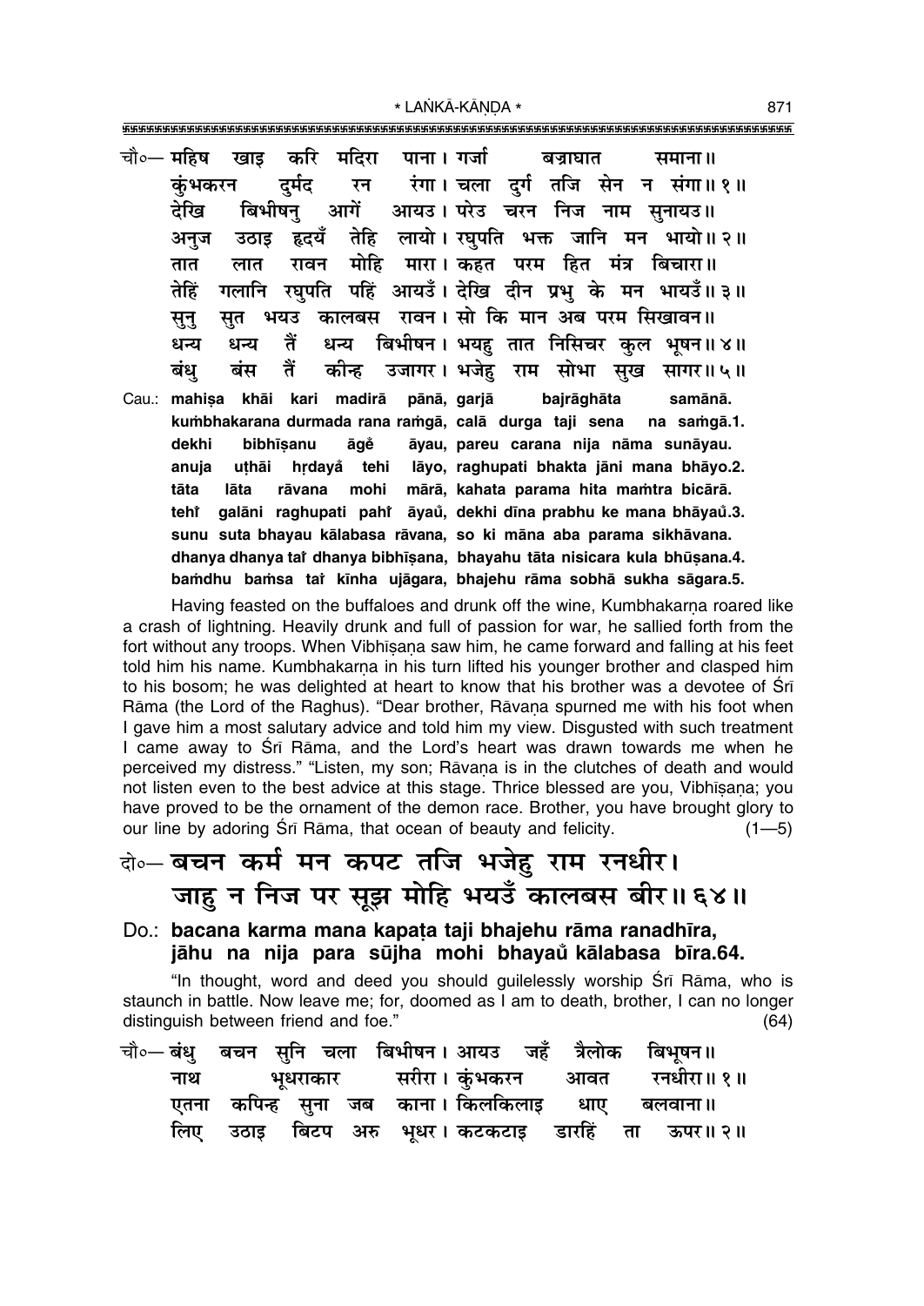चौ०— महिष खाइ करि मदिरा पाना। गर्जा बज्राघात समाना॥
कुंभकरन दुर्मद रन रंगा। चला दुर्ग तजि सेन न संगा॥ १॥
देखि बिभीषनु आगें आयउ। परेउ चरन निज नाम सुनायउ॥
अनुज उठाइ हृदयँ तेहि लायो। रघुपति भक्त जानि मन भायो॥ २॥
तात लात रावन मोहि मारा। कहत परम हित मंत्र बिचारा॥
तेहिं गलानि रघुपति पहिं आयउँ। देखि दीन प्रभु के मन भायउँ॥ ३॥
सुनु सुत भयउ कालबस रावन। सो कि मान अब परम सिखावन॥
धन्य धन्य तैं धन्य बिभीषन। भयहु तात निसिचर कुल भूषन॥ ४॥
बंधु बंस तैं कीन्ह उजागर। भजेहु राम सोभा सुख सागर॥ ५॥

Cau.: **mahiṣa khāi kari madirā pānā, garjā bajrāghāta samānā.**
**kuṁbhakarana durmada rana raṁgā, calā durga taji sena na saṁgā.1.**
**dekhi bibhīṣanu āgeṁ āyau, pareu carana nija nāma sunāyau.**
**anuja uṭhāi hṛdayaṁ tehi lāyo, raghupati bhakta jāni mana bhāyo.2.**
**tāta lāta rāvana mohi mārā, kahata parama hita maṁtra bicārā.**
**tehiṁ galāni raghupati pahiṁ āyauṁ, dekhi dīna prabhu ke mana bhāyauṁ.3.**
**sunu suta bhayau kālabasa rāvana, so ki māna aba parama sikhāvana.**
**dhanya dhanya taiṁ dhanya bibhīṣana, bhayahu tāta nisicara kula bhūṣana.4.**
**baṁdhu baṁsa taiṁ kīnha ujāgara, bhajehu rāma sobhā sukha sāgara.5.**

Having feasted on the buffaloes and drunk off the wine, Kumbhakarṇa roared like a crash of lightning. Heavily drunk and full of passion for war, he sallied forth from the fort without any troops. When Vibhīṣaṇa saw him, he came forward and falling at his feet told him his name. Kumbhakarṇa in his turn lifted his younger brother and clasped him to his bosom; he was delighted at heart to know that his brother was a devotee of Śrī Rāma (the Lord of the Raghus). "Dear brother, Rāvaṇa spurned me with his foot when I gave him a most salutary advice and told him my view. Disgusted with such treatment I came away to Śrī Rāma, and the Lord's heart was drawn towards me when he perceived my distress." "Listen, my son; Rāvaṇa is in the clutches of death and would not listen even to the best advice at this stage. Thrice blessed are you, Vibhīṣaṇa; you have proved to be the ornament of the demon race. Brother, you have brought glory to our line by adoring Śrī Rāma, that ocean of beauty and felicity. (1—5)

## दो०— बचन कर्म मन कपट तजि भजेहु राम रनधीर। जाहु न निज पर सूझ मोहि भयउँ कालबस बीर॥ ६४॥

Do.: **bacana karma mana kapaṭa taji bhajehu rāma ranadhīra, jāhu na nija para sūjha mohi bhayauṁ kālabasa bīra.64.**

"In thought, word and deed you should guilelessly worship Śrī Rāma, who is staunch in battle. Now leave me; for, doomed as I am to death, brother, I can no longer distinguish between friend and foe." (64)

चौ०— बंधु बचन सुनि चला बिभीषन। आयउ जहँ त्रैलोक बिभूषन॥
नाथ भूधराकार सरीरा। कुंभकरन आवत रनधीरा॥ १॥
एतना कपिन्ह सुना जब काना। किलकिलाइ धाए बलवाना॥
लिए उठाइ बिटप अरु भूधर। कटकटाइ डारहिं ता ऊपर॥ २॥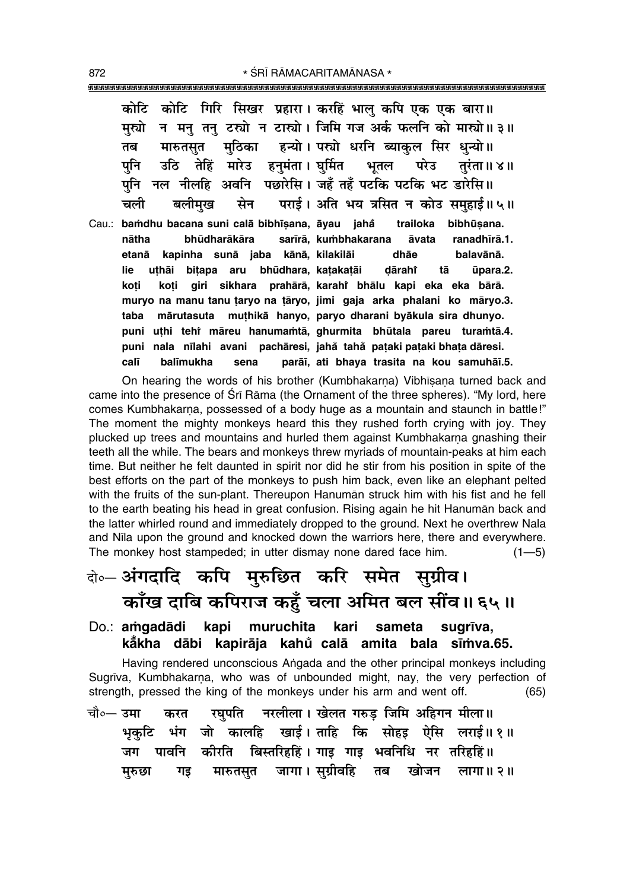कोटि कोटि गिरि सिखर प्रहारा। करहिं भालु कपि एक एक बारा॥
मुर्‍यो न मनु तनु टर्‍यो न टार्‍यो। जिमि गज अर्क फलनि को मार्‍यो॥ ३॥
तब मारुतसुत मुठिका हन्यो। पर्‍यो धरनि ब्याकुल सिर धुन्यो॥
पुनि उठि तेहिं मारेउ हनुमंता। घुर्मित भूतल परेउ तुरंता॥ ४॥
पुनि नल नीलहि अवनि पछारेसि। जहँ तहँ पटकि पटकि भट डारेसि॥
चली बलीमुख सेन पराई। अति भय त्रसित न कोउ समुहाई॥ ५॥

Cau.: **baṁdhu bacana suni calā bibhīṣana, āyau jahå̐ trailoka bibhūṣana.**
**nātha bhūdharākāra sarīrā, kuṁbhakarana āvata ranadhīrā.1.**
**etanā kapinha sunā jaba kānā, kilakilāi dhāe balavānā.**
**lie uṭhāi biṭapa aru bhūdhara, kaṭakaṭāi ḍārahiṁ tā ūpara.2.**
**koṭi koṭi giri sikhara prahārā, karahiṁ bhālu kapi eka eka bārā.**
**muryo na manu tanu ṭaryo na ṭāryo, jimi gaja arka phalani ko māryo.3.**
**taba mārutasuta muṭhikā hanyo, paryo dharani byākula sira dhunyo.**
**puni uṭhi tehiṁ māreu hanumaṁtā, ghurmita bhūtala pareu turaṁtā.4.**
**puni nala nīlahi avani pachāresi, jahå̐ tahå̐ paṭaki paṭaki bhaṭa ḍāresi.**
**calī balīmukha sena parāī, ati bhaya trasita na kou samuhāī.5.**

On hearing the words of his brother (Kumbhakarṇa) Vibhīṣaṇa turned back and came into the presence of Śrī Rāma (the Ornament of the three spheres). "My lord, here comes Kumbhakarṇa, possessed of a body huge as a mountain and staunch in battle!" The moment the mighty monkeys heard this they rushed forth crying with joy. They plucked up trees and mountains and hurled them against Kumbhakarṇa gnashing their teeth all the while. The bears and monkeys threw myriads of mountain-peaks at him each time. But neither he felt daunted in spirit nor did he stir from his position in spite of the best efforts on the part of the monkeys to push him back, even like an elephant pelted with the fruits of the sun-plant. Thereupon Hanumān struck him with his fist and he fell to the earth beating his head in great confusion. Rising again he hit Hanumān back and the latter whirled round and immediately dropped to the ground. Next he overthrew Nala and Nīla upon the ground and knocked down the warriors here, there and everywhere. The monkey host stampeded; in utter dismay none dared face him. (1—5)

## दो०— अंगदादि कपि मुरुछित करि समेत सुग्रीव। काँख दाबि कपिराज कहुँ चला अमित बल सींव॥ ६५॥

Do.: **aṁgadādi kapi muruchita kari sameta sugrīva,**
**kå̐kha dābi kapirāja kahů̐ calā amita bala sīṁva.65.**

Having rendered unconscious Aṅgada and the other principal monkeys including Sugrīva, Kumbhakarṇa, who was of unbounded might, nay, the very perfection of strength, pressed the king of the monkeys under his arm and went off. (65)

चौ०— उमा करत रघुपति नरलीला। खेलत गरुड़ जिमि अहिगन मीला॥
भृकुटि भंग जो कालहि खाई। ताहि कि सोहइ ऐसि लराई॥ १॥
जग पावनि कीरति बिस्तरिहहिं। गाइ गाइ भवनिधि नर तरिहहिं॥
मुरुछा गइ मारुतसुत जागा। सुग्रीवहि तब खोजन लागा॥ २॥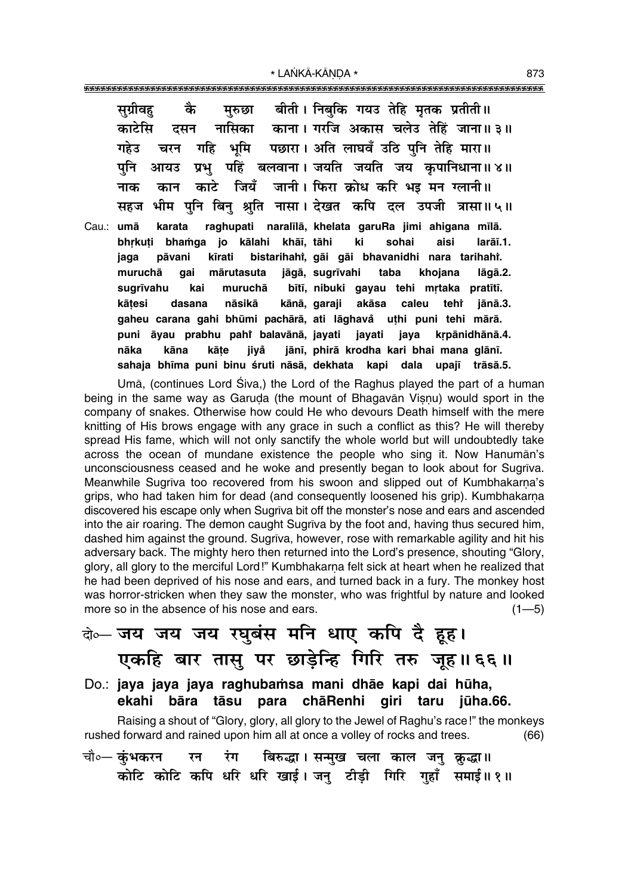सुग्रीवहु कै मुरुछा बीती। निबुकि गयउ तेहि मृतक प्रतीती॥
काटेसि दसन नासिका काना। गरजि अकास चलेउ तेहिं जाना॥ ३॥
गहेउ चरन गहि भूमि पछारा। अति लाघवँ उठि पुनि तेहि मारा॥
पुनि आयउ प्रभु पहिं बलवाना। जयति जयति जय कृपानिधाना॥ ४॥
नाक कान काटे जियँ जानी। फिरा क्रोध करि भइ मन ग्लानी॥
सहज भीम पुनि बिनु श्रुति नासा। देखत कपि दल उपजी त्रासा॥ ५॥

Cau.: umā karata raghupati naralīlā, khelata garuRa jimi ahigana mīlā.
bhṛkuṭi bhaṁga jo kālahi khāī, tāhi ki sohai aisi larāī.1.
jaga pāvani kīrati bistarihahiँ, gāi gāi bhavanidhi nara tarihahiँ.
muruchā gai mārutasuta jāgā, sugrīvahi taba khojana lāgā.2.
sugrīvahu kai muruchā bītī, nibuki gayau tehi mṛtaka pratītī.
kāṭesi dasana nāsikā kānā, garaji akāsa caleu tehiँ jānā.3.
gaheu carana gahi bhūmi pachārā, ati lāghavaँ uṭhi puni tehi mārā.
puni āyau prabhu pahiँ balavānā, jayati jayati jaya kṛpānidhānā.4.
nāka kāna kāṭe jiyaँ jānī, phirā krodha kari bhai mana glānī.
sahaja bhīma puni binu śruti nāsā, dekhata kapi dala upajī trāsā.5.

Umā, (continues Lord Śiva,) the Lord of the Raghus played the part of a human being in the same way as Garuḍa (the mount of Bhagavān Viṣṇu) would sport in the company of snakes. Otherwise how could He who devours Death himself with the mere knitting of His brows engage with any grace in such a conflict as this? He will thereby spread His fame, which will not only sanctify the whole world but will undoubtedly take across the ocean of mundane existence the people who sing it. Now Hanumān's unconsciousness ceased and he woke and presently began to look about for Sugrīva. Meanwhile Sugrīva too recovered from his swoon and slipped out of Kumbhakarṇa's grips, who had taken him for dead (and consequently loosened his grip). Kumbhakarṇa discovered his escape only when Sugrīva bit off the monster's nose and ears and ascended into the air roaring. The demon caught Sugrīva by the foot and, having thus secured him, dashed him against the ground. Sugrīva, however, rose with remarkable agility and hit his adversary back. The mighty hero then returned into the Lord's presence, shouting "Glory, glory, all glory to the merciful Lord!" Kumbhakarṇa felt sick at heart when he realized that he had been deprived of his nose and ears, and turned back in a fury. The monkey host was horror-stricken when they saw the monster, who was frightful by nature and looked more so in the absence of his nose and ears. (1—5)

**दो०— जय जय जय रघुबंस मनि धाए कपि दै हूह।**
**एकहि बार तासु पर छाड़ेन्हि गिरि तरु जूह॥ ६६॥**

**Do.: jaya jaya jaya raghubaṁsa mani dhāe kapi dai hūha,**
**ekahi bāra tāsu para chāRenhi giri taru jūha.66.**

Raising a shout of "Glory, glory, all glory to the Jewel of Raghu's race!" the monkeys rushed forward and rained upon him all at once a volley of rocks and trees. (66)

चौ०— कुंभकरन रन रंग बिरुद्धा। सन्मुख चला काल जनु क्रुद्धा॥
कोटि कोटि कपि धरि धरि खाई। जनु टीड़ी गिरि गुहाँ समाई॥ १॥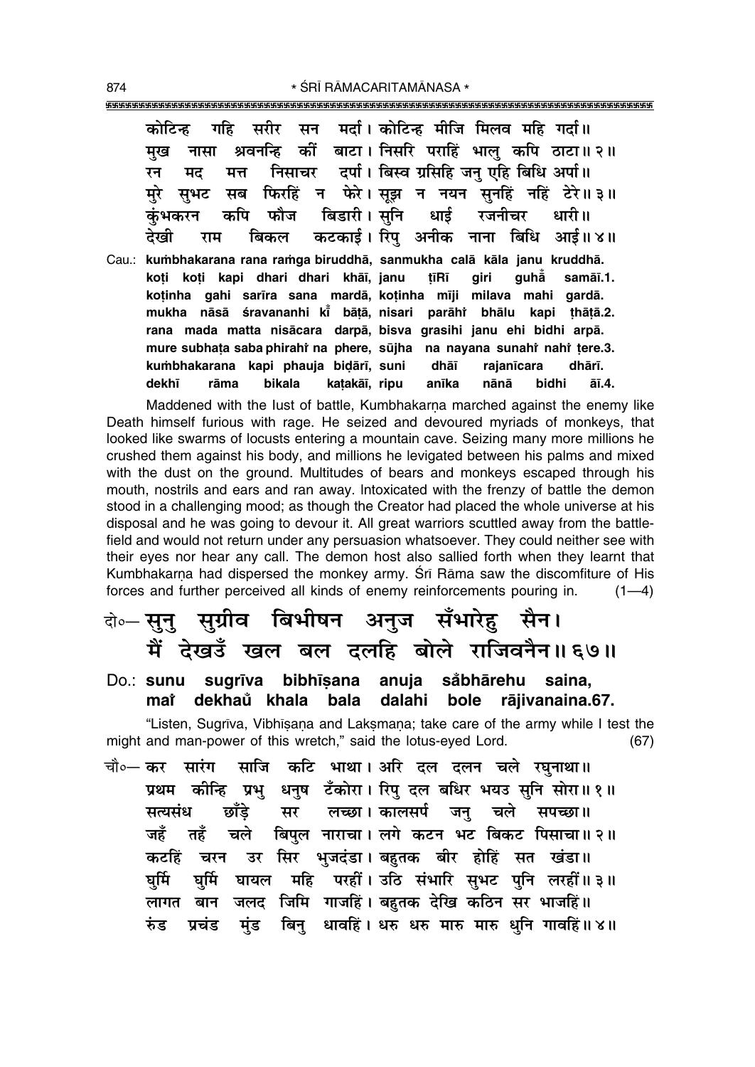कोटिन्ह गहि सरीर सन मर्दा। कोटिन्ह मीजि मिलव महि गर्दा॥
मुख नासा श्रवनन्हि कीं बाटा। निसरि पराहिं भालु कपि ठाटा॥२॥
रन मद मत्त निसाचर दर्पा। बिस्व ग्रसिहि जनु एहि बिधि अर्पा॥
मुरे सुभट सब फिरहिं न फेरे। सूझ न नयन सुनहिं नहिं टेरे॥३॥
कुंभकरन कपि फौज बिडारी। सुनि धाई रजनीचर धारी॥
देखी राम बिकल कटकाई। रिपु अनीक नाना बिधि आई॥४॥

Cau.: **kuṁbhakarana rana raṁga biruddhā, sanmukha calā kāla janu kruddhā.**
**koṭi koṭi kapi dhari dhari khāī, janu ṭīṛī giri guhā̐ samāī.1.**
**koṭinha gahi sarīra sana mardā, koṭinha mīji milava mahi gardā.**
**mukha nāsā śravananhi kī̐ bāṭā, nisari parāhi̐ bhālu kapi ṭhāṭā.2.**
**rana mada matta nisācara darpā, bisva grasihi janu ehi bidhi arpā.**
**mure subhaṭa saba phirahi̐ na phere, sūjha na nayana sunahi̐ nahi̐ ṭere.3.**
**kuṁbhakarana kapi phauja biḍārī, suni dhāī rajanīcara dhārī.**
**dekhī rāma bikala kaṭakāī, ripu anīka nānā bidhi āī.4.**

Maddened with the lust of battle, Kumbhakarṇa marched against the enemy like Death himself furious with rage. He seized and devoured myriads of monkeys, that looked like swarms of locusts entering a mountain cave. Seizing many more millions he crushed them against his body, and millions he levigated between his palms and mixed with the dust on the ground. Multitudes of bears and monkeys escaped through his mouth, nostrils and ears and ran away. Intoxicated with the frenzy of battle the demon stood in a challenging mood; as though the Creator had placed the whole universe at his disposal and he was going to devour it. All great warriors scuttled away from the battle-field and would not return under any persuasion whatsoever. They could neither see with their eyes nor hear any call. The demon host also sallied forth when they learnt that Kumbhakarṇa had dispersed the monkey army. Śrī Rāma saw the discomfiture of His forces and further perceived all kinds of enemy reinforcements pouring in. (1—4)

दो०— सुनु सुग्रीव बिभीषन अनुज सँभारेहु सैन।
मैं देखउँ खल बल दलहि बोले राजिवनैन॥६७॥

Do.: **sunu sugrīva bibhīṣana anuja sa̐bhārehu saina,**
**mai̐ dekhau̐ khala bala dalahi bole rājivanaina.67.**

"Listen, Sugrīva, Vibhīṣaṇa and Lakṣmaṇa; take care of the army while I test the might and man-power of this wretch," said the lotus-eyed Lord. (67)

चौ०— कर सारंग साजि कटि भाथा। अरि दल दलन चले रघुनाथा॥
प्रथम कीन्हि प्रभु धनुष टँकोरा। रिपु दल बधिर भयउ सुनि सोरा॥१॥
सत्यसंध छाँड़े सर लच्छा। कालसर्प जनु चले सपच्छा॥
जहँ तहँ चले बिपुल नाराचा। लगे कटन भट बिकट पिसाचा॥२॥
कटहिं चरन उर सिर भुजदंडा। बहुतक बीर होहिं सत खंडा॥
घुर्मि घुर्मि घायल महि परहीं। उठि संभारि सुभट पुनि लरहीं॥३॥
लागत बान जलद जिमि गाजहिं। बहुतक देखि कठिन सर भाजहिं॥
रुंड प्रचंड मुंड बिनु धावहिं। धरु धरु मारु मारु धुनि गावहिं॥४॥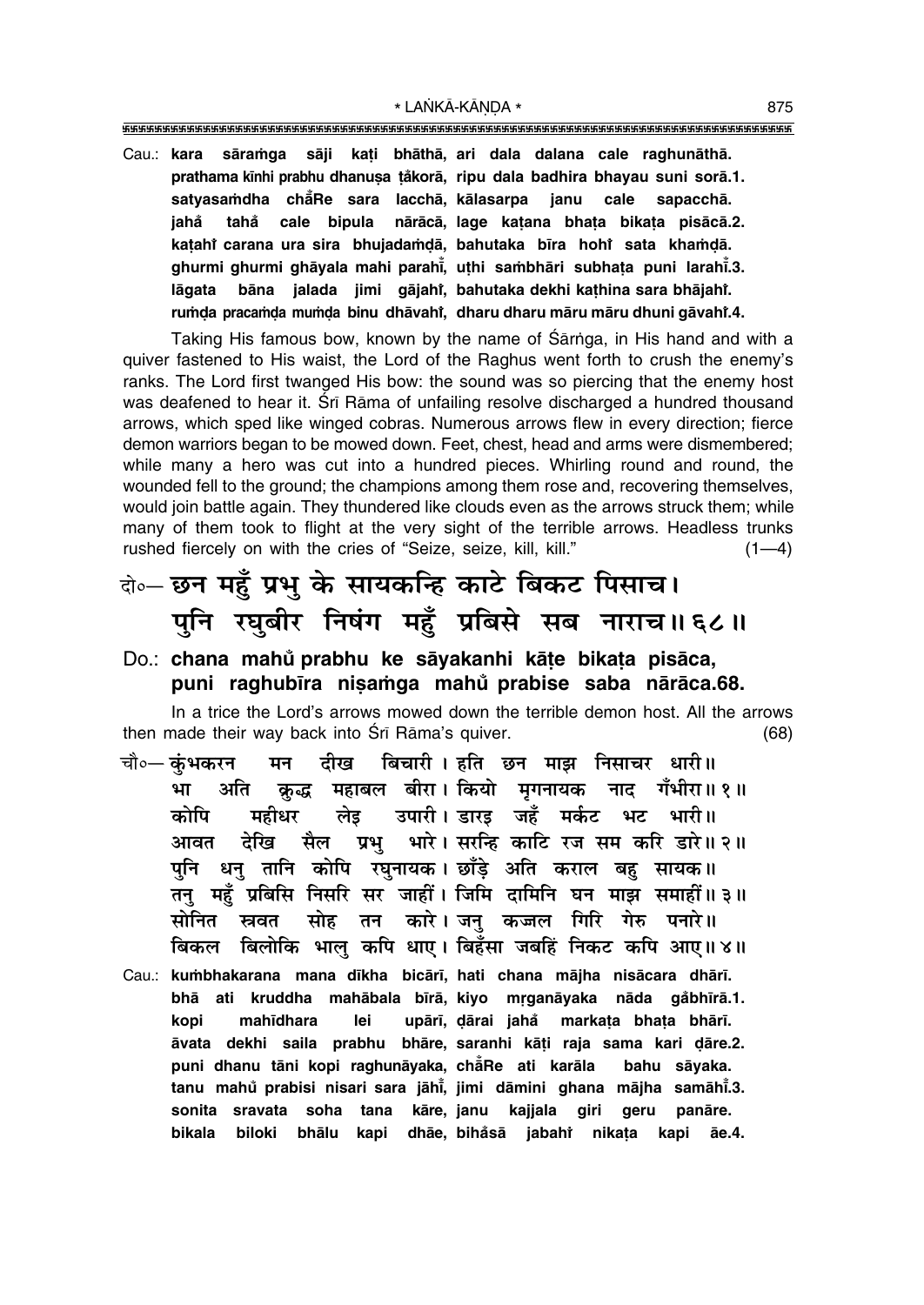Cau.: **kara sāraṁga sāji kaṭi bhāthā, ari dala dalana cale raghunāthā.**
**prathama kīnhi prabhu dhanuṣa ṭa̐korā, ripu dala badhira bhayau suni sorā.1.**
**satyasaṁdha chā̐Re sara lacchā, kālasarpa janu cale sapacchā.**
**jahā̐ tahā̐ cale bipula nārācā, lage kaṭana bhaṭa bikaṭa pisācā.2.**
**kaṭahi̐ carana ura sira bhujadaṁḍā, bahutaka bīra hohi̐ sata khaṁḍā.**
**ghurmi ghurmi ghāyala mahi parahi̐, uṭhi saṁbhāri subhaṭa puni larahi̐.3.**
**lāgata bāna jalada jimi gājahi̐, bahutaka dekhi kaṭhina sara bhājahi̐.**
**ruṁḍa pracaṁḍa muṁḍa binu dhāvahi̐, dharu dharu māru māru dhuni gāvahi̐.4.**

Taking His famous bow, known by the name of Śārṅga, in His hand and with a quiver fastened to His waist, the Lord of the Raghus went forth to crush the enemy's ranks. The Lord first twanged His bow: the sound was so piercing that the enemy host was deafened to hear it. Śrī Rāma of unfailing resolve discharged a hundred thousand arrows, which sped like winged cobras. Numerous arrows flew in every direction; fierce demon warriors began to be mowed down. Feet, chest, head and arms were dismembered; while many a hero was cut into a hundred pieces. Whirling round and round, the wounded fell to the ground; the champions among them rose and, recovering themselves, would join battle again. They thundered like clouds even as the arrows struck them; while many of them took to flight at the very sight of the terrible arrows. Headless trunks rushed fiercely on with the cries of "Seize, seize, kill, kill." (1—4)

दो०— छन महुँ प्रभु के सायकन्हि काटे बिकट पिसाच।
पुनि रघुबीर निषंग महुँ प्रबिसे सब नाराच॥ ६८॥

Do.: **chana mahu̐ prabhu ke sāyakanhi kāṭe bikaṭa pisāca,**
**puni raghubīra niṣaṁga mahu̐ prabise saba nārāca.68.**

In a trice the Lord's arrows mowed down the terrible demon host. All the arrows then made their way back into Śrī Rāma's quiver. (68)

चौ०— कुंभकरन मन दीख बिचारी। हति छन माझ निसाचर धारी॥
भा अति क्रुद्ध महाबल बीरा। कियो मृगनायक नाद गँभीरा॥ १॥
कोपि महीधर लेइ उपारी। डारइ जहँ मर्कट भट भारी॥
आवत देखि सैल प्रभु भारे। सरन्हि काटि रज सम करि डारे॥ २॥
पुनि धनु तानि कोपि रघुनायक। छाँड़े अति कराल बहु सायक॥
तनु महुँ प्रबिसि निसरि सर जाहीं। जिमि दामिनि घन माझ समाहीं॥ ३॥
सोनित स्रवत सोह तन कारे। जनु कज्जल गिरि गेरु पनारे॥
बिकल बिलोकि भालु कपि धाए। बिहँसा जबहिं निकट कपि आए॥ ४॥

Cau.: **kuṁbhakarana mana dīkha bicārī, hati chana mājha nisācara dhārī.**
**bhā ati kruddha mahābala bīrā, kiyo mṛganāyaka nāda ga̐bhīrā.1.**
**kopi mahīdhara lei upārī, ḍārai jahā̐ markaṭa bhaṭa bhārī.**
**āvata dekhi saila prabhu bhāre, saranhi kāṭi raja sama kari ḍāre.2.**
**puni dhanu tāni kopi raghunāyaka, chā̐Re ati karāla bahu sāyaka.**
**tanu mahu̐ prabisi nisari sara jāhi̐, jimi dāmini ghana mājha samāhi̐.3.**
**sonita sravata soha tana kāre, janu kajjala giri geru panāre.**
**bikala biloki bhālu kapi dhāe, biha̐sā jabahi̐ nikaṭa kapi āe.4.**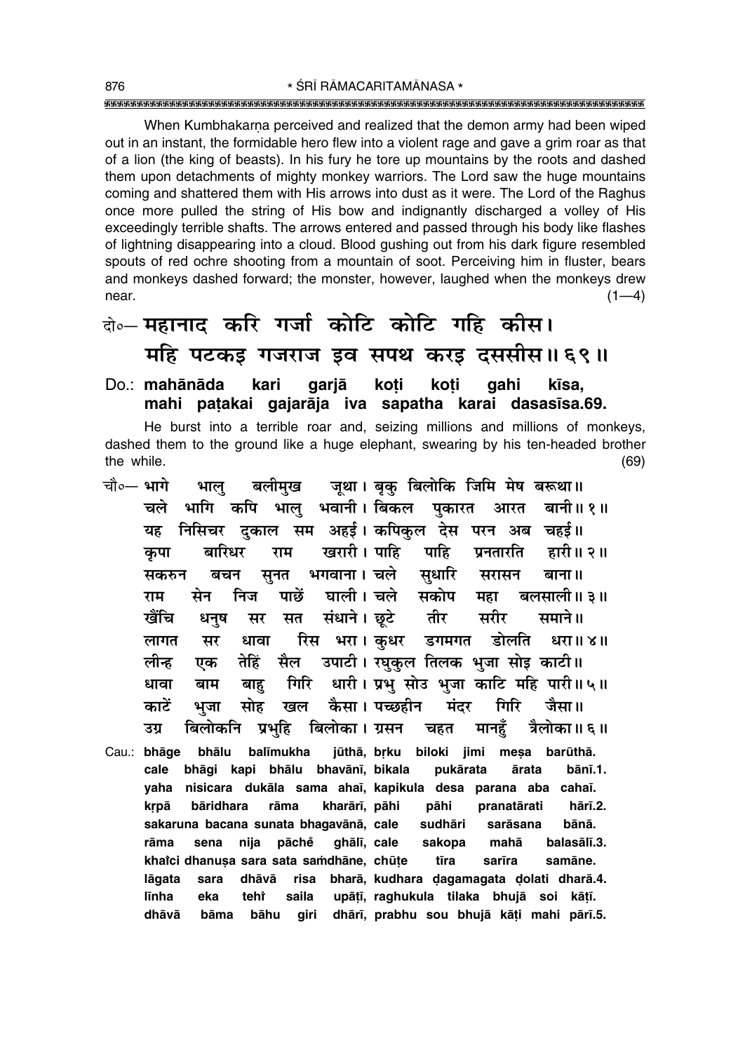When Kumbhakarṇa perceived and realized that the demon army had been wiped out in an instant, the formidable hero flew into a violent rage and gave a grim roar as that of a lion (the king of beasts). In his fury he tore up mountains by the roots and dashed them upon detachments of mighty monkey warriors. The Lord saw the huge mountains coming and shattered them with His arrows into dust as it were. The Lord of the Raghus once more pulled the string of His bow and indignantly discharged a volley of His exceedingly terrible shafts. The arrows entered and passed through his body like flashes of lightning disappearing into a cloud. Blood gushing out from his dark figure resembled spouts of red ochre shooting from a mountain of soot. Perceiving him in fluster, bears and monkeys dashed forward; the monster, however, laughed when the monkeys drew near. (1—4)

दो०— **महानाद करि गर्जा कोटि कोटि गहि कीस।**
**महि पटकइ गजराज इव सपथ करइ दससीस॥ ६९॥**

Do.: **mahānāda kari garjā koṭi koṭi gahi kīsa,**
**mahi paṭakai gajarāja iva sapatha karai dasasīsa.69.**

He burst into a terrible roar and, seizing millions and millions of monkeys, dashed them to the ground like a huge elephant, swearing by his ten-headed brother the while. (69)

चौ०— भागे भालु बलीमुख जूथा। बृकु बिलोकि जिमि मेष बरूथा॥
चले भागि कपि भालु भवानी। बिकल पुकारत आरत बानी॥ १॥
यह निसिचर दुकाल सम अहई। कपिकुल देस परन अब चहई॥
कृपा बारिधर राम खरारी। पाहि पाहि प्रनतारति हारी॥ २॥
सकरुन बचन सुनत भगवाना। चले सुधारि सरासन बाना॥
राम सेन निज पाछें घाली। चले सकोप महा बलसाली॥ ३॥
खैंचि धनुष सर सत संधाने। छूटे तीर सरीर समाने॥
लागत सर धावा रिस भरा। कुधर डगमगत डोलति धरा॥ ४॥
लीन्ह एक तेहिं सैल उपाटी। रघुकुल तिलक भुजा सोइ काटी॥
धावा बाम बाहु गिरि धारी। प्रभु सोउ भुजा काटि महि पारी॥ ५॥
काटें भुजा सोह खल कैसा। पच्छहीन मंदर गिरि जैसा॥
उग्र बिलोकनि प्रभुहि बिलोका। ग्रसन चहत मानहुँ त्रैलोका॥ ६॥

Cau.: **bhāge bhālu balīmukha jūthā, bṛku biloki jimi meṣa barūthā.**
**cale bhāgi kapi bhālu bhavānī, bikala pukārata ārata bānī.1.**
**yaha nisicara dukāla sama ahaī, kapikula desa parana aba cahaī.**
**kṛpā bāridhara rāma kharārī, pāhi pāhi pranatārati hārī.2.**
**sakaruna bacana sunata bhagavānā, cale sudhāri sarāsana bānā.**
**rāma sena nija pāche ghālī, cale sakopa mahā balasālī.3.**
**khaĩci dhanuṣa sara sata saṁdhāne, chūṭe tīra sarīra samāne.**
**lāgata sara dhāvā risa bharā, kudhara ḍagamagata ḍolati dharā.4.**
**līnha eka tehiṁ saila upāṭī, raghukula tilaka bhujā soi kāṭī.**
**dhāvā bāma bāhu giri dhārī, prabhu sou bhujā kāṭi mahi pārī.5.**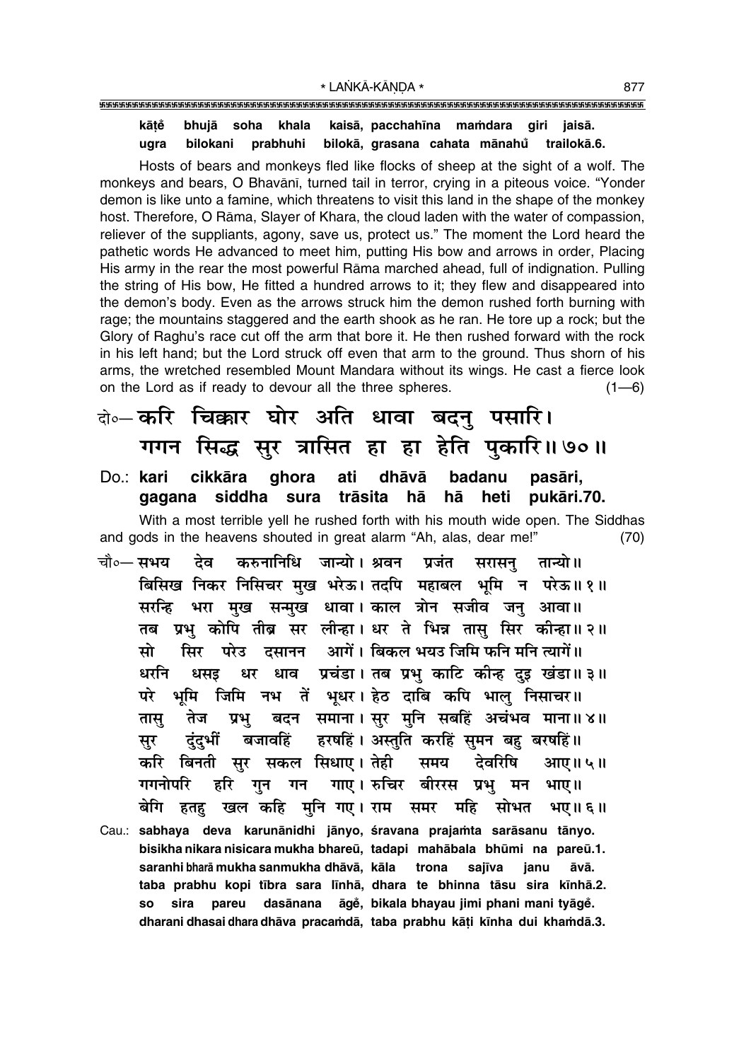**kāṭe̐ bhujā soha khala kaisā, pacchahīna maṁdara giri jaisā.**
**ugra bilokani prabhuhi bilokā, grasana cahata mānahu̐ trailokā.6.**

Hosts of bears and monkeys fled like flocks of sheep at the sight of a wolf. The monkeys and bears, O Bhavānī, turned tail in terror, crying in a piteous voice. "Yonder demon is like unto a famine, which threatens to visit this land in the shape of the monkey host. Therefore, O Rāma, Slayer of Khara, the cloud laden with the water of compassion, reliever of the suppliants, agony, save us, protect us." The moment the Lord heard the pathetic words He advanced to meet him, putting His bow and arrows in order, Placing His army in the rear the most powerful Rāma marched ahead, full of indignation. Pulling the string of His bow, He fitted a hundred arrows to it; they flew and disappeared into the demon's body. Even as the arrows struck him the demon rushed forth burning with rage; the mountains staggered and the earth shook as he ran. He tore up a rock; but the Glory of Raghu's race cut off the arm that bore it. He then rushed forward with the rock in his left hand; but the Lord struck off even that arm to the ground. Thus shorn of his arms, the wretched resembled Mount Mandara without its wings. He cast a fierce look on the Lord as if ready to devour all the three spheres. (1—6)

**दो०— करि चिक्कार घोर अति धावा बदनु पसारि।**
**गगन सिद्ध सुर त्रासित हा हा हेति पुकारि॥७०॥**

**Do.: kari cikkāra ghora ati dhāvā badanu pasāri,**
**gagana siddha sura trāsita hā hā heti pukāri.70.**

With a most terrible yell he rushed forth with his mouth wide open. The Siddhas and gods in the heavens shouted in great alarm "Ah, alas, dear me!" (70)

चौ०— सभय देव करुनानिधि जान्यो। श्रवन प्रजंत सरासनु तान्यो॥
बिसिख निकर निसिचर मुख भरेऊ। तदपि महाबल भूमि न परेऊ॥१॥
सरन्हि भरा मुख सन्मुख धावा। काल त्रोन सजीव जनु आवा॥
तब प्रभु कोपि तीब्र सर लीन्हा। धर ते भिन्न तासु सिर कीन्हा॥२॥
सो सिर परेउ दसानन आगें। बिकल भयउ जिमि फनि मनि त्यागें॥
धरनि धसइ धर धाव प्रचंडा। तब प्रभु काटि कीन्ह दुइ खंडा॥३॥
परे भूमि जिमि नभ तें भूधर। हेठ दाबि कपि भालु निसाचर॥
तासु तेज प्रभु बदन समाना। सुर मुनि सबहिं अचंभव माना॥४॥
सुर दुंदुभीं बजावहिं हरषहिं। अस्तुति करहिं सुमन बहु बरषहिं॥
करि बिनती सुर सकल सिधाए। तेही समय देवरिषि आए॥५॥
गगनोपरि हरि गुन गन गाए। रुचिर बीररस प्रभु मन भाए॥
बेगि हतहु खल कहि मुनि गए। राम समर महि सोभत भए॥६॥

**Cau.: sabhaya deva karunānidhi jānyo, śravana prajaṁta sarāsanu tānyo.**
**bisikha nikara nisicara mukha bhareū, tadapi mahābala bhūmi na pareū.1.**
**saranhi bharā mukha sanmukha dhāvā, kāla trona sajīva janu āvā.**
**taba prabhu kopi tībra sara līnhā, dhara te bhinna tāsu sira kīnhā.2.**
**so sira pareu dasānana āge̐, bikala bhayau jimi phani mani tyāge̐.**
**dharani dhasai dhara dhāva pracaṁdā, taba prabhu kāṭi kīnha dui khaṁdā.3.**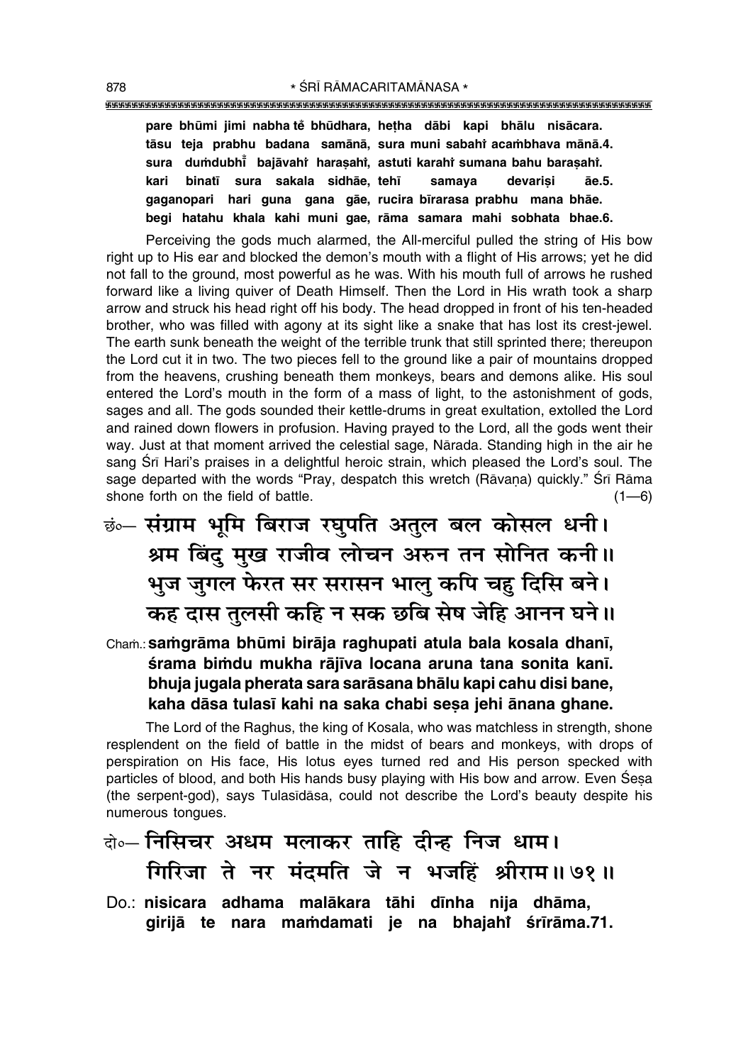**pare bhūmi jimi nabha te̐ bhūdhara, heṭha dābi kapi bhālu nisācara.**
**tāsu teja prabhu badana samānā, sura muni sabahi̐ acaṁbhava mānā.4.**
**sura duṁdubhī̐ bajāvahi̐ haraṣahi̐, astuti karahi̐ sumana bahu baraṣahi̐.**
**kari binatī sura sakala sidhāe, tehī samaya devariṣi āe.5.**
**gaganopari hari guna gana gāe, rucira bīrarasa prabhu mana bhāe.**
**begi hatahu khala kahi muni gae, rāma samara mahi sobhata bhae.6.**

Perceiving the gods much alarmed, the All-merciful pulled the string of His bow right up to His ear and blocked the demon's mouth with a flight of His arrows; yet he did not fall to the ground, most powerful as he was. With his mouth full of arrows he rushed forward like a living quiver of Death Himself. Then the Lord in His wrath took a sharp arrow and struck his head right off his body. The head dropped in front of his ten-headed brother, who was filled with agony at its sight like a snake that has lost its crest-jewel. The earth sunk beneath the weight of the terrible trunk that still sprinted there; thereupon the Lord cut it in two. The two pieces fell to the ground like a pair of mountains dropped from the heavens, crushing beneath them monkeys, bears and demons alike. His soul entered the Lord's mouth in the form of a mass of light, to the astonishment of gods, sages and all. The gods sounded their kettle-drums in great exultation, extolled the Lord and rained down flowers in profusion. Having prayed to the Lord, all the gods went their way. Just at that moment arrived the celestial sage, Nārada. Standing high in the air he sang Śrī Hari's praises in a delightful heroic strain, which pleased the Lord's soul. The sage departed with the words "Pray, despatch this wretch (Rāvaṇa) quickly." Śrī Rāma shone forth on the field of battle. (1—6)

छं०— संग्राम भूमि बिराज रघुपति अतुल बल कोसल धनी।
श्रम बिंदु मुख राजीव लोचन अरुन तन सोनित कनी॥
भुज जुगल फेरत सर सरासन भालु कपि चहु दिसि बने।
कह दास तुलसी कहि न सक छबि सेष जेहि आनन घने॥

Chaṁ.: **saṁgrāma bhūmi birāja raghupati atula bala kosala dhanī,**
**śrama biṁdu mukha rājīva locana aruna tana sonita kanī.**
**bhuja jugala pherata sara sarāsana bhālu kapi cahu disi bane,**
**kaha dāsa tulasī kahi na saka chabi seṣa jehi ānana ghane.**

The Lord of the Raghus, the king of Kosala, who was matchless in strength, shone resplendent on the field of battle in the midst of bears and monkeys, with drops of perspiration on His face, His lotus eyes turned red and His person specked with particles of blood, and both His hands busy playing with His bow and arrow. Even Śeṣa (the serpent-god), says Tulasīdāsa, could not describe the Lord's beauty despite his numerous tongues.

दो०— निसिचर अधम मलाकर ताहि दीन्ह निज धाम।
गिरिजा ते नर मंदमति जे न भजहिं श्रीराम॥७१॥

Do.: **nisicara adhama malākara tāhi dīnha nija dhāma,**
**girijā te nara maṁdamati je na bhajahi̐ śrīrāma.71.**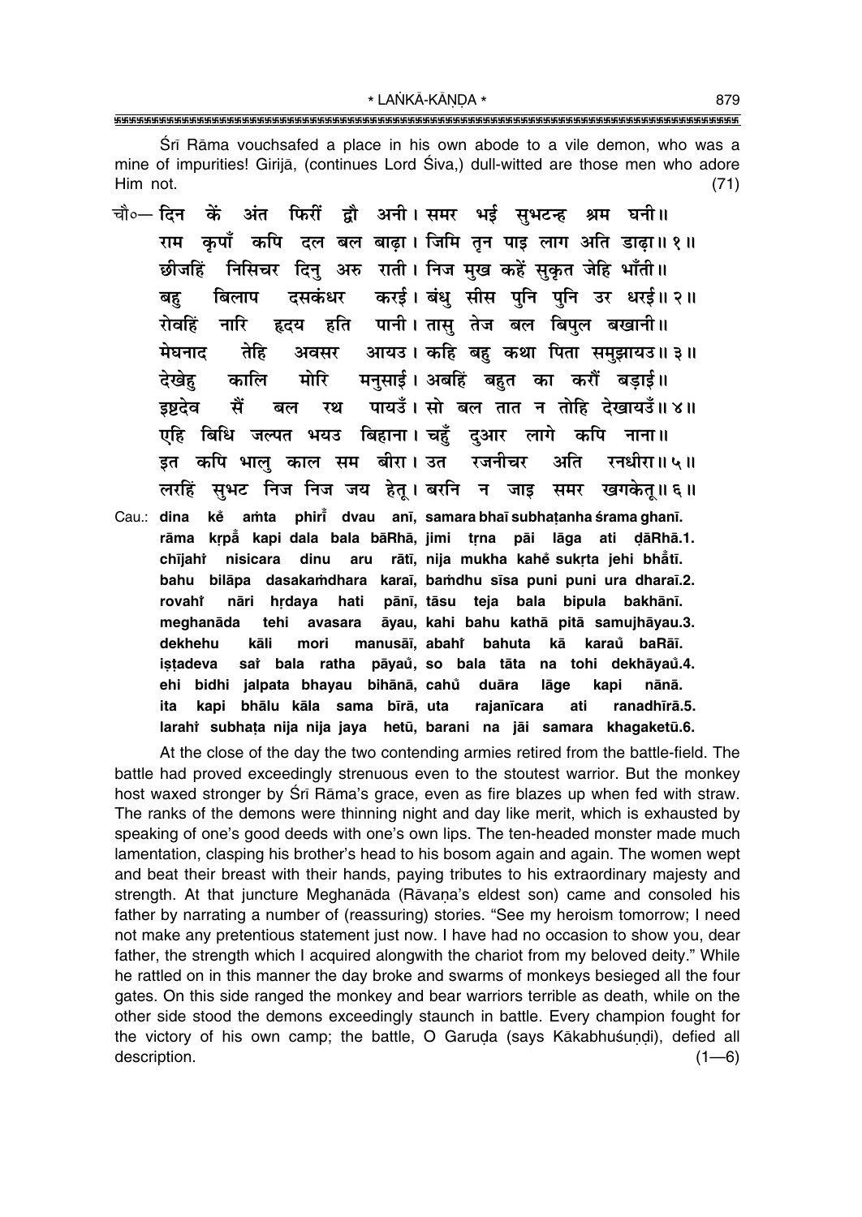Śrī Rāma vouchsafed a place in his own abode to a vile demon, who was a mine of impurities! Girijā, (continues Lord Śiva,) dull-witted are those men who adore Him not. (71)

चौ०— दिन कें अंत फिरीं द्वौ अनी। समर भई सुभटन्ह श्रम घनी॥
राम कृपाँ कपि दल बल बाढ़ा। जिमि तृन पाइ लाग अति डाढ़ा॥ १॥
छीजहिं निसिचर दिनु अरु राती। निज मुख कहें सुकृत जेहि भाँती॥
बहु बिलाप दसकंधर करई। बंधु सीस पुनि पुनि उर धरई॥ २॥
रोवहिं नारि हृदय हति पानी। तासु तेज बल बिपुल बखानी॥
मेघनाद तेहि अवसर आयउ। कहि बहु कथा पिता समुझायउ॥ ३॥
देखेहु कालि मोरि मनुसाई। अबहिं बहुत का करौं बड़ाई॥
इष्टदेव सैं बल रथ पायउँ। सो बल तात न तोहि देखायउँ॥ ४॥
एहि बिधि जल्पत भयउ बिहाना। चहुँ दुआर लागे कपि नाना॥
इत कपि भालु काल सम बीरा। उत रजनीचर अति रनधीरा॥ ५॥
लरहिं सुभट निज निज जय हेतू। बरनि न जाइ समर खगकेतू॥ ६॥

Cau.: dina kė̃ aṁta phirī̃ dvau anī, samara bhaī subhaṭanha śrama ghanī.
rāma kṛpā̃ kapi dala bala bāRhā, jimi tṛna pāi lāga ati ḍāRhā.1.
chījahi̇̃ nisicara dinu aru rātī, nija mukha kahė̃ sukṛta jehi bhā̃tī.
bahu bilāpa dasakaṁdhara karaī, baṁdhu sīsa puni puni ura dharaī.2.
rovahi̇̃ nāri hṛdaya hati pānī, tāsu teja bala bipula bakhānī.
meghanāda tehi avasara āyau, kahi bahu kathā pitā samujhāyau.3.
dekhehu kāli mori manusāī, abahi̇̃ bahuta kā karaů baRāī.
iṣṭadeva sai̇̃ bala ratha pāyaů, so bala tāta na tohi dekhāyaů.4.
ehi bidhi jalpata bhayau bihānā, cahů duāra lāge kapi nānā.
ita kapi bhālu kāla sama bīrā, uta rajanīcara ati ranadhīrā.5.
larahi̇̃ subhaṭa nija nija jaya hetū, barani na jāi samara khagaketū.6.

At the close of the day the two contending armies retired from the battle-field. The battle had proved exceedingly strenuous even to the stoutest warrior. But the monkey host waxed stronger by Śrī Rāma's grace, even as fire blazes up when fed with straw. The ranks of the demons were thinning night and day like merit, which is exhausted by speaking of one's good deeds with one's own lips. The ten-headed monster made much lamentation, clasping his brother's head to his bosom again and again. The women wept and beat their breast with their hands, paying tributes to his extraordinary majesty and strength. At that juncture Meghanāda (Rāvaṇa's eldest son) came and consoled his father by narrating a number of (reassuring) stories. "See my heroism tomorrow; I need not make any pretentious statement just now. I have had no occasion to show you, dear father, the strength which I acquired alongwith the chariot from my beloved deity." While he rattled on in this manner the day broke and swarms of monkeys besieged all the four gates. On this side ranged the monkey and bear warriors terrible as death, while on the other side stood the demons exceedingly staunch in battle. Every champion fought for the victory of his own camp; the battle, O Garuḍa (says Kākabhuśuṇḍi), defied all description. (1—6)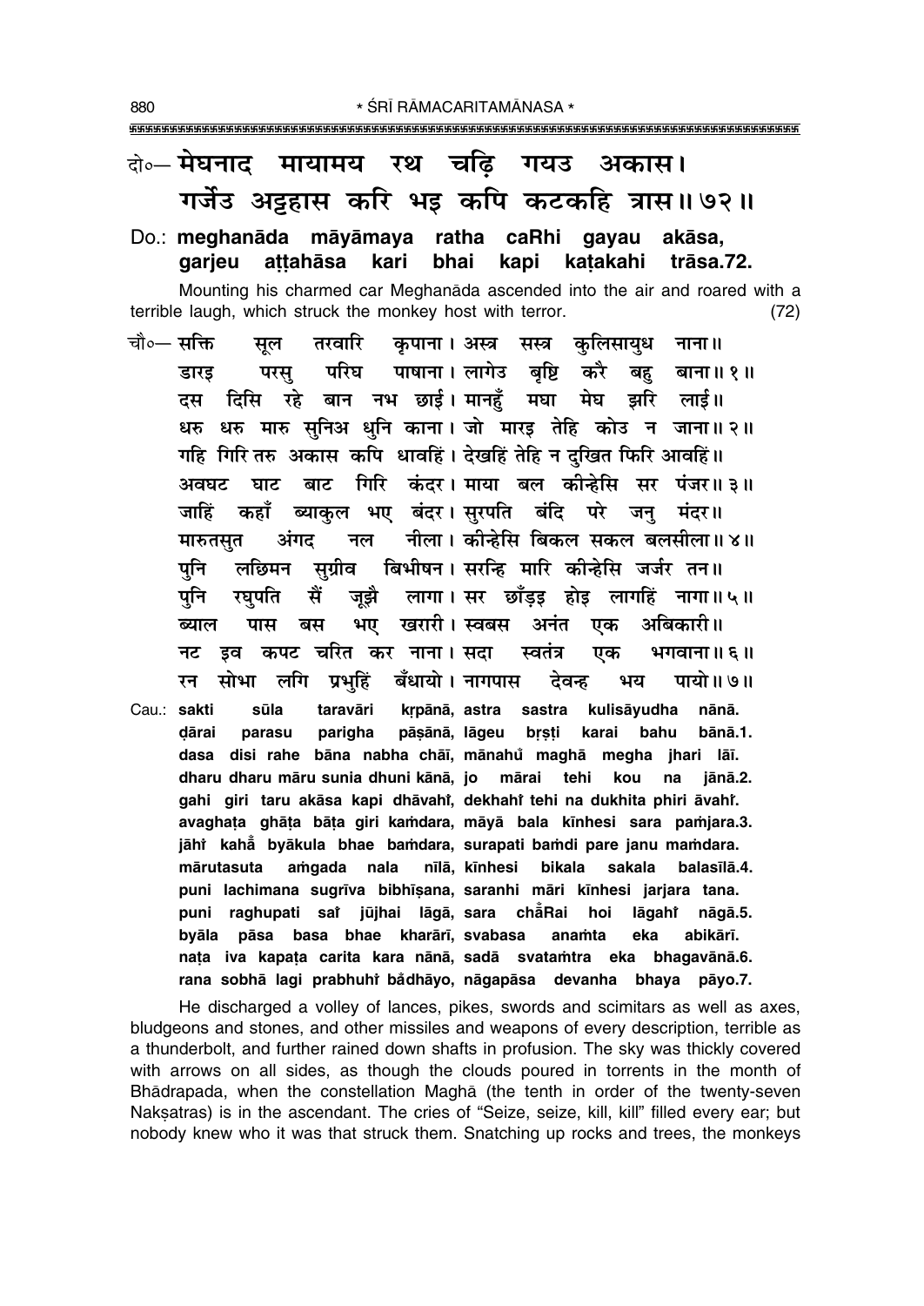दो०— मेघनाद मायामय रथ चढ़ि गयउ अकास।
गर्जेउ अट्टहास करि भइ कपि कटकहि त्रास॥ ७२॥

Do.: **meghanāda māyāmaya ratha caRhi gayau akāsa,**
**garjeu aṭṭahāsa kari bhai kapi kaṭakahi trāsa.72.**

Mounting his charmed car Meghanāda ascended into the air and roared with a terrible laugh, which struck the monkey host with terror. (72)

चौ०— सक्ति सूल तरवारि कृपाना। अस्त्र सस्त्र कुलिसायुध नाना॥
डारइ परसु परिघ पाषाना। लागेउ बृष्टि करै बहु बाना॥ १॥
दस दिसि रहे बान नभ छाई। मानहुँ मघा मेघ झरि लाई॥
धरु धरु मारु सुनिअ धुनि काना। जो मारइ तेहि कोउ न जाना॥ २॥
गहि गिरि तरु अकास कपि धावहिं। देखहिं तेहि न दुखित फिरि आवहिं॥
अवघट घाट बाट गिरि कंदर। माया बल कीन्हेसि सर पंजर॥ ३॥
जाहिं कहाँ ब्याकुल भए बंदर। सुरपति बंदि परे जनु मंदर॥
मारुतसुत अंगद नल नीला। कीन्हेसि बिकल सकल बलसीला॥ ४॥
पुनि लछिमन सुग्रीव बिभीषन। सरन्हि मारि कीन्हेसि जर्जर तन॥
पुनि रघुपति सैं जूझै लागा। सर छाँड़इ होइ लागहिं नागा॥ ५॥
ब्याल पास बस भए खरारी। स्वबस अनंत एक अबिकारी॥
नट इव कपट चरित कर नाना। सदा स्वतंत्र एक भगवाना॥ ६॥
रन सोभा लगि प्रभुहिं बँधायो। नागपास देवन्ह भय पायो॥ ७॥

Cau.: **sakti sūla taravāri kṛpānā, astra sastra kulisāyudha nānā.**
**ḍārai parasu parigha pāṣānā, lāgeu bṛṣṭi karai bahu bānā.1.**
**dasa disi rahe bāna nabha chāī, mānahu̐ maghā megha jhari lāī.**
**dharu dharu māru sunia dhuni kānā, jo mārai tehi kou na jānā.2.**
**gahi giri taru akāsa kapi dhāvahi̐, dekhahi̐ tehi na dukhita phiri āvahi̐.**
**avaghaṭa ghāṭa bāṭa giri kaṁdara, māyā bala kīnhesi sara paṁjara.3.**
**jāhi̐ kahā̐ byākula bhae baṁdara, surapati baṁdi pare janu maṁdara.**
**mārutasuta aṁgada nala nīlā, kīnhesi bikala sakala balasīlā.4.**
**puni lachimana sugrīva bibhīṣana, saranhi māri kīnhesi jarjara tana.**
**puni raghupati sai̐ jūjhai lāgā, sara chā̐Rai hoi lāgahi̐ nāgā.5.**
**byāla pāsa basa bhae kharārī, svabasa anaṁta eka abikārī.**
**naṭa iva kapaṭa carita kara nānā, sadā svataṁtra eka bhagavānā.6.**
**rana sobhā lagi prabhuhi̐ ba̐dhāyo, nāgapāsa devanha bhaya pāyo.7.**

He discharged a volley of lances, pikes, swords and scimitars as well as axes, bludgeons and stones, and other missiles and weapons of every description, terrible as a thunderbolt, and further rained down shafts in profusion. The sky was thickly covered with arrows on all sides, as though the clouds poured in torrents in the month of Bhādrapada, when the constellation Maghā (the tenth in order of the twenty-seven Nakṣatras) is in the ascendant. The cries of "Seize, seize, kill, kill" filled every ear; but nobody knew who it was that struck them. Snatching up rocks and trees, the monkeys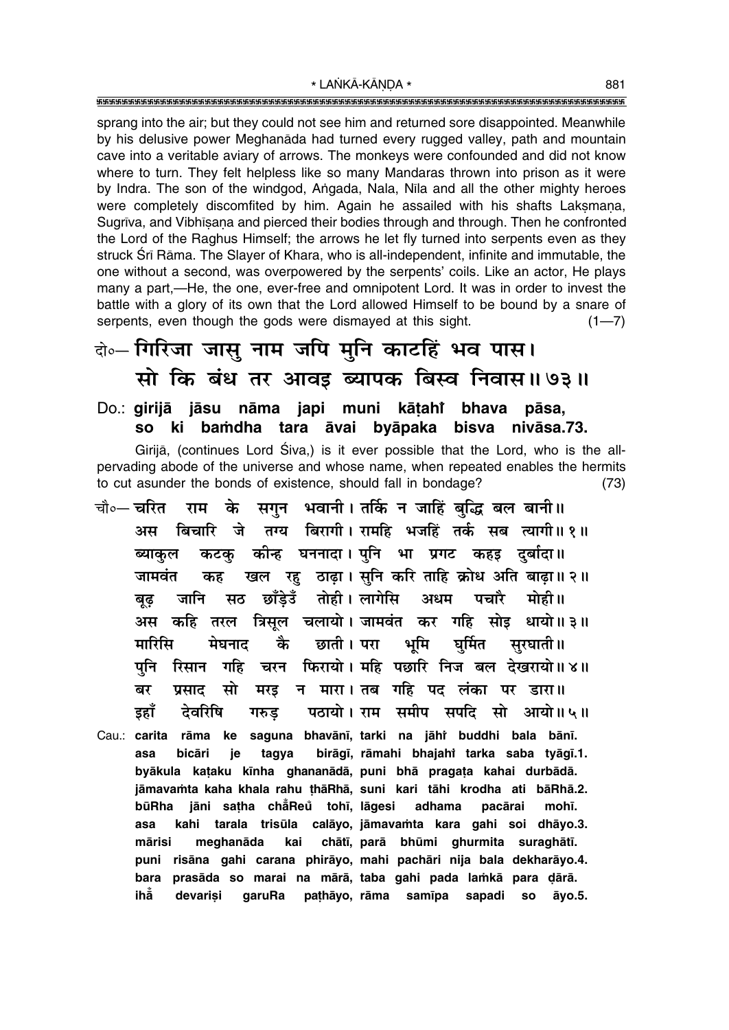sprang into the air; but they could not see him and returned sore disappointed. Meanwhile by his delusive power Meghanāda had turned every rugged valley, path and mountain cave into a veritable aviary of arrows. The monkeys were confounded and did not know where to turn. They felt helpless like so many Mandaras thrown into prison as it were by Indra. The son of the windgod, Aṅgada, Nala, Nīla and all the other mighty heroes were completely discomfited by him. Again he assailed with his shafts Lakṣmaṇa, Sugrīva, and Vibhīṣaṇa and pierced their bodies through and through. Then he confronted the Lord of the Raghus Himself; the arrows he let fly turned into serpents even as they struck Śrī Rāma. The Slayer of Khara, who is all-independent, infinite and immutable, the one without a second, was overpowered by the serpents' coils. Like an actor, He plays many a part,—He, the one, ever-free and omnipotent Lord. It was in order to invest the battle with a glory of its own that the Lord allowed Himself to be bound by a snare of serpents, even though the gods were dismayed at this sight. (1—7)

दो०— गिरिजा जासु नाम जपि मुनि काटहिं भव पास।
सो कि बंध तर आवइ ब्यापक बिस्व निवास॥ ७३॥

Do.: **girijā jāsu nāma japi muni kāṭahi̐ bhava pāsa,**
**so ki baṁdha tara āvai byāpaka bisva nivāsa.73.**

Girijā, (continues Lord Śiva,) is it ever possible that the Lord, who is the all-pervading abode of the universe and whose name, when repeated enables the hermits to cut asunder the bonds of existence, should fall in bondage? (73)

चौ०— चरित राम के सगुन भवानी। तर्कि न जाहिं बुद्धि बल बानी॥
अस बिचारि जे तग्य बिरागी। रामहि भजहिं तर्क सब त्यागी॥ १॥
ब्याकुल कटकु कीन्ह घननादा। पुनि भा प्रगट कहइ दुर्बादा॥
जामवंत कह खल रहु ठाढ़ा। सुनि करि ताहि क्रोध अति बाढ़ा॥ २॥
बूढ़ जानि सठ छाँड़ेउँ तोही। लागेसि अधम पचारै मोही॥
अस कहि तरल त्रिसूल चलायो। जामवंत कर गहि सोइ धायो॥ ३॥
मारिसि मेघनाद कै छाती। परा भूमि घुर्मित सुरघाती॥
पुनि रिसान गहि चरन फिरायो। महि पछारि निज बल देखरायो॥ ४॥
बर प्रसाद सो मरइ न मारा। तब गहि पद लंका पर डारा॥
इहाँ देवरिषि गरुड़ पठायो। राम समीप सपदि सो आयो॥ ५॥

Cau.: **carita rāma ke saguna bhavānī, tarki na jāhi̐ buddhi bala bānī.**
**asa bicāri je tagya birāgī, rāmahi bhajahi̐ tarka saba tyāgī.1.**
**byākula kaṭaku kīnha ghananādā, puni bhā pragaṭa kahai durbādā.**
**jāmavaṁta kaha khala rahu ṭhāRhā, suni kari tāhi krodha ati bāRhā.2.**
**būRha jāni saṭha cha̐Reu̐ tohī, lāgesi adhama pacārai mohī.**
**asa kahi tarala trisūla calāyo, jāmavaṁta kara gahi soi dhāyo.3.**
**mārisi meghanāda kai chātī, parā bhūmi ghurmita suraghātī.**
**puni risāna gahi carana phirāyo, mahi pachāri nija bala dekharāyo.4.**
**bara prasāda so marai na mārā, taba gahi pada laṁkā para ḍārā.**
**ihā̐ devariṣi garuRa paṭhāyo, rāma samīpa sapadi so āyo.5.**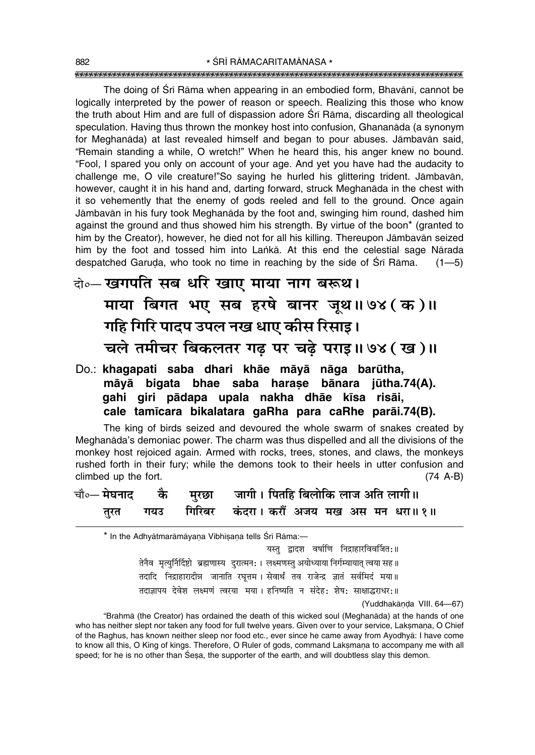The doing of Śrī Rāma when appearing in an embodied form, Bhavānī, cannot be logically interpreted by the power of reason or speech. Realizing this those who know the truth about Him and are full of dispassion adore Śrī Rāma, discarding all theological speculation. Having thus thrown the monkey host into confusion, Ghananāda (a synonym for Meghanāda) at last revealed himself and began to pour abuses. Jāmbavān said, "Remain standing a while, O wretch!" When he heard this, his anger knew no bound. "Fool, I spared you only on account of your age. And yet you have had the audacity to challenge me, O vile creature!"So saying he hurled his glittering trident. Jāmbavān, however, caught it in his hand and, darting forward, struck Meghanāda in the chest with it so vehemently that the enemy of gods reeled and fell to the ground. Once again Jāmbavān in his fury took Meghanāda by the foot and, swinging him round, dashed him against the ground and thus showed him his strength. By virtue of the boon* (granted to him by the Creator), however, he died not for all his killing. Thereupon Jāmbavān seized him by the foot and tossed him into Laṅkā. At this end the celestial sage Nārada despatched Garuḍa, who took no time in reaching by the side of Śrī Rāma. (1—5)

दो०— खगपति सब धरि खाए माया नाग बरूथ।
माया बिगत भए सब हरषे बानर जूथ॥ ७४ ( क )॥
गहि गिरि पादप उपल नख धाए कीस रिसाइ।
चले तमीचर बिकलतर गढ़ पर चढ़े पराइ॥ ७४ ( ख )॥

Do.: **khagapati saba dhari khāe māyā nāga barūtha,**
**māyā bigata bhae saba haraṣe bānara jūtha.74(A).**
**gahi giri pādapa upala nakha dhāe kīsa risāi,**
**cale tamīcara bikalatara gaRha para caRhe parāi.74(B).**

The king of birds seized and devoured the whole swarm of snakes created by Meghanāda's demoniac power. The charm was thus dispelled and all the divisions of the monkey host rejoiced again. Armed with rocks, trees, stones, and claws, the monkeys rushed forth in their fury; while the demons took to their heels in utter confusion and climbed up the fort. (74 A-B)

चौ०— मेघनाद के मुरछा जागी। पितहि बिलोकि लाज अति लागी॥
तुरत गयउ गिरिबर कंदरा। करौं अजय मख अस मन धरा॥ १॥

---

* In the Adhyātmarāmāyaṇa Vibhīṣaṇa tells Śrī Rāma:—

यस्तु द्वादश वर्षाणि निद्राहारविवर्जितः॥
तेनैव मृत्युर्निर्दिष्टो ब्रह्मणास्य दुरात्मनः। लक्ष्मणस्तु अयोध्याया निर्गम्यायात् त्वया सह॥
तदादि निद्राहारादीन्न जानाति रघूत्तम। सेवार्थं तव राजेन्द्र ज्ञातं सर्वमिदं मया॥
तदाज्ञापय देवेश लक्ष्मणं त्वरया मया। हनिष्यति न संदेहः शेषः साक्षाद्धराधरः॥

(Yuddhakāṇḍa VIII. 64—67)

"Brahmā (the Creator) has ordained the death of this wicked soul (Meghanāda) at the hands of one who has neither slept nor taken any food for full twelve years. Given over to your service, Lakṣmaṇa, O Chief of the Raghus, has known neither sleep nor food etc., ever since he came away from Ayodhyā: I have come to know all this, O King of kings. Therefore, O Ruler of gods, command Lakṣmaṇa to accompany me with all speed; for he is no other than Śeṣa, the supporter of the earth, and will doubtless slay this demon.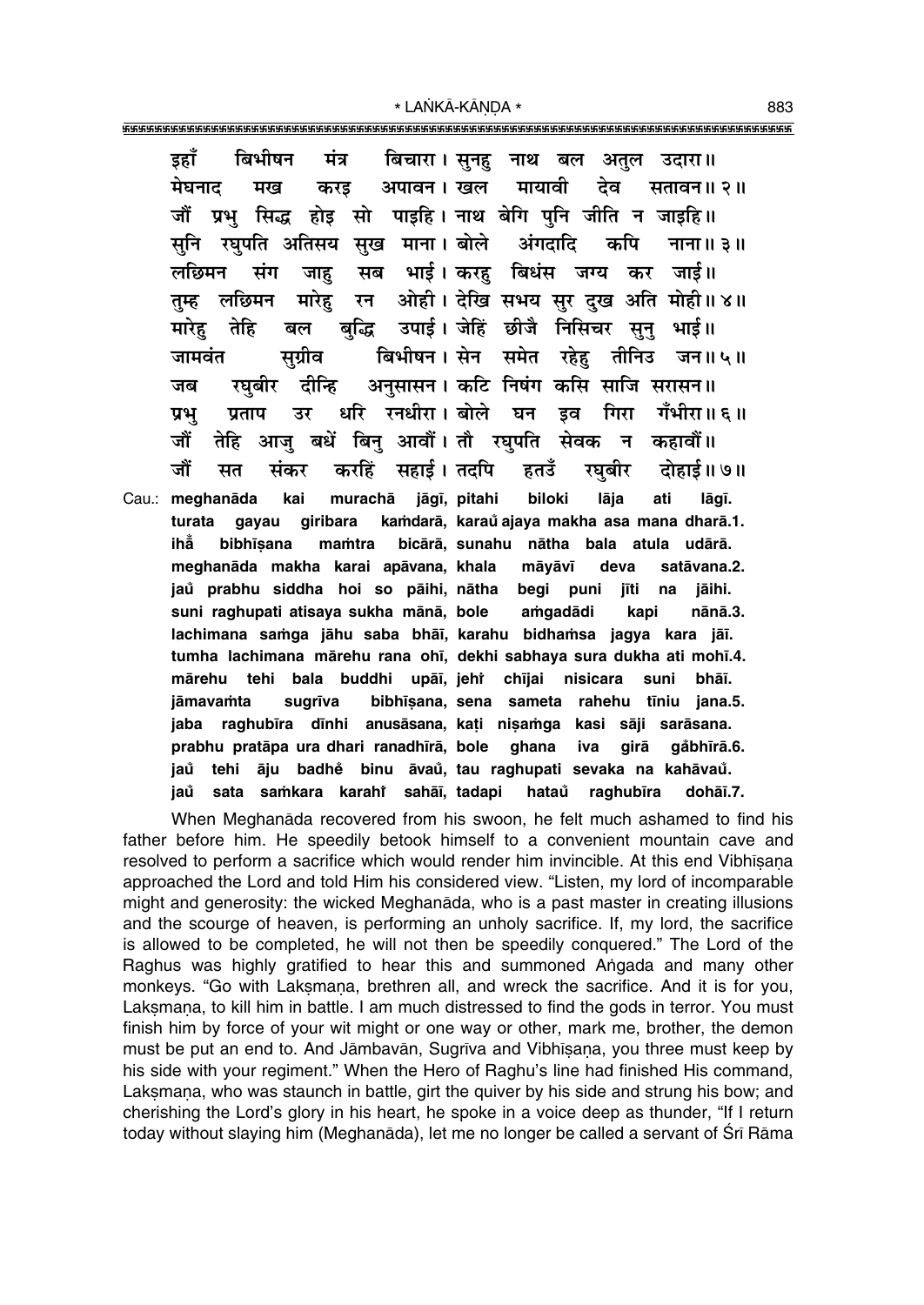इहाँ बिभीषन मंत्र बिचारा। सुनहु नाथ बल अतुल उदारा॥
मेघनाद मख करइ अपावन। खल मायावी देव सतावन॥ २॥
जौं प्रभु सिद्ध होइ सो पाइहि। नाथ बेगि पुनि जीति न जाइहि॥
सुनि रघुपति अतिसय सुख माना। बोले अंगदादि कपि नाना॥ ३॥
लछिमन संग जाहु सब भाई। करहु बिधंस जग्य कर जाई॥
तुम्ह लछिमन मारेहु रन ओही। देखि सभय सुर दुख अति मोही॥ ४॥
मारेहु तेहि बल बुद्धि उपाई। जेहिं छीजै निसिचर सुनु भाई॥
जामवंत सुग्रीव बिभीषन। सेन समेत रहेहु तीनिउ जन॥ ५॥
जब रघुबीर दीन्हि अनुसासन। कटि निषंग कसि साजि सरासन॥
प्रभु प्रताप उर धरि रनधीरा। बोले घन इव गिरा गँभीरा॥ ६॥
जौं तेहि आजु बधें बिनु आवौं। तौ रघुपति सेवक न कहावौं॥
जौं सत संकर करहिं सहाई। तदपि हतउँ रघुबीर दोहाई॥ ७॥

Cau.: **meghanāda kai murachā jāgī, pitahi biloki lāja ati lāgī.**
**turata gayau giribara kaṁdarā, karaů ajaya makha asa mana dharā.1.**
**ihā̐ bibhīṣana maṁtra bicārā, sunahu nātha bala atula udārā.**
**meghanāda makha karai apāvana, khala māyāvī deva satāvana.2.**
**jaů prabhu siddha hoi so pāihi, nātha begi puni jīti na jāihi.**
**suni raghupati atisaya sukha mānā, bole aṁgadādi kapi nānā.3.**
**lachimana saṁga jāhu saba bhāī, karahu bidhaṁsa jagya kara jāī.**
**tumha lachimana mārehu rana ohī, dekhi sabhaya sura dukha ati mohī.4.**
**mārehu tehi bala buddhi upāī, jehiṅ chījai nisicara suni bhāī.**
**jāmavaṁta sugrīva bibhīṣana, sena sameta rahehu tīniu jana.5.**
**jaba raghubīra dīnhi anusāsana, kaṭi niṣaṁga kasi sāji sarāsana.**
**prabhu pratāpa ura dhari ranadhīrā, bole ghana iva girā gåbhīrā.6.**
**jaů tehi āju badhẽ binu āvaů, tau raghupati sevaka na kahāvaů.**
**jaů sata saṁkara karahiṅ sahāī, tadapi hataů raghubīra dohāī.7.**

When Meghanāda recovered from his swoon, he felt much ashamed to find his father before him. He speedily betook himself to a convenient mountain cave and resolved to perform a sacrifice which would render him invincible. At this end Vibhīṣaṇa approached the Lord and told Him his considered view. "Listen, my lord of incomparable might and generosity: the wicked Meghanāda, who is a past master in creating illusions and the scourge of heaven, is performing an unholy sacrifice. If, my lord, the sacrifice is allowed to be completed, he will not then be speedily conquered." The Lord of the Raghus was highly gratified to hear this and summoned Aṅgada and many other monkeys. "Go with Lakṣmaṇa, brethren all, and wreck the sacrifice. And it is for you, Lakṣmaṇa, to kill him in battle. I am much distressed to find the gods in terror. You must finish him by force of your wit might or one way or other, mark me, brother, the demon must be put an end to. And Jāmbavān, Sugrīva and Vibhīṣaṇa, you three must keep by his side with your regiment." When the Hero of Raghu's line had finished His command, Lakṣmaṇa, who was staunch in battle, girt the quiver by his side and strung his bow; and cherishing the Lord's glory in his heart, he spoke in a voice deep as thunder, "If I return today without slaying him (Meghanāda), let me no longer be called a servant of Śrī Rāma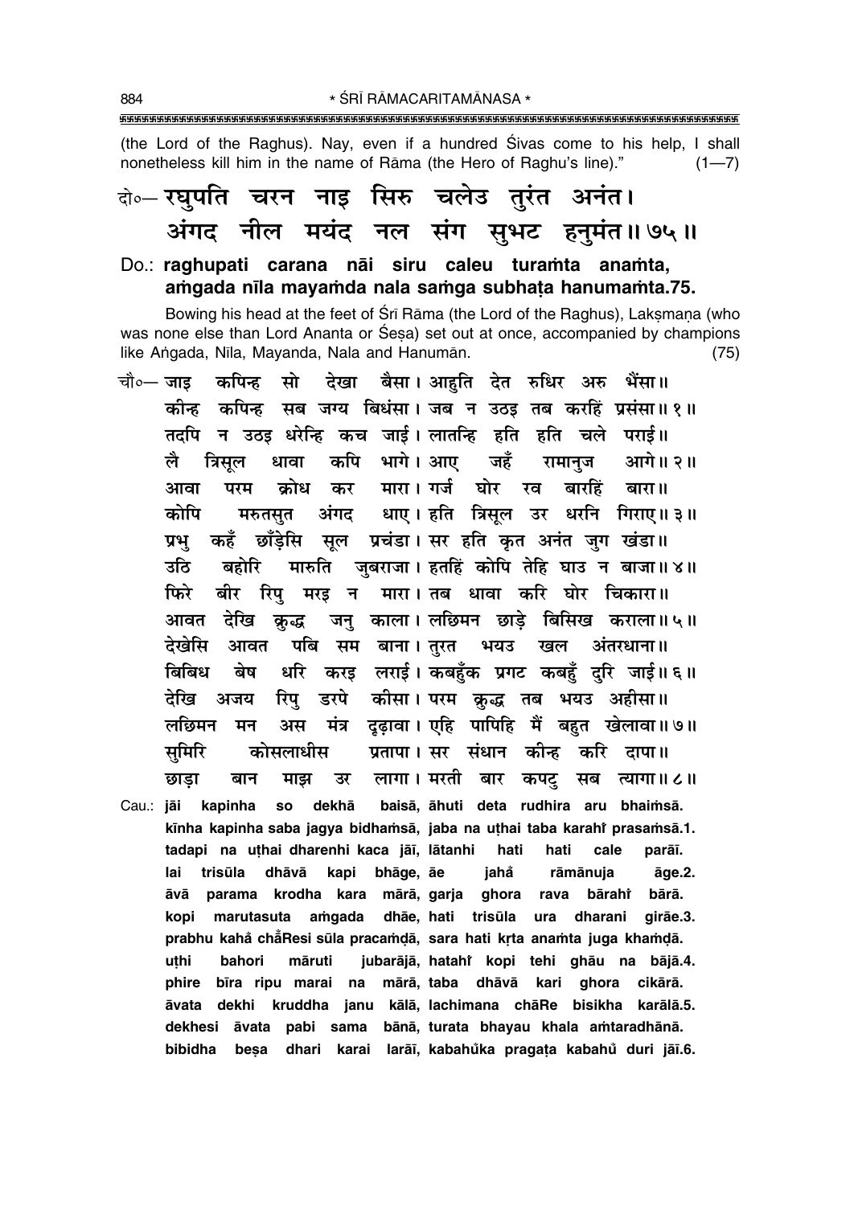(the Lord of the Raghus). Nay, even if a hundred Śivas come to his help, I shall nonetheless kill him in the name of Rāma (the Hero of Raghu's line)." (1—7)

दो०— रघुपति चरन नाइ सिरु चलेउ तुरंत अनंत।
अंगद नील मयंद नल संग सुभट हनुमंत॥ ७५॥

**Do.: raghupati carana nāi siru caleu turaṁta anaṁta,**
**aṁgada nīla mayaṁda nala saṁga subhaṭa hanumaṁta.75.**

Bowing his head at the feet of Śrī Rāma (the Lord of the Raghus), Lakṣmaṇa (who was none else than Lord Ananta or Śeṣa) set out at once, accompanied by champions like Aṅgada, Nīla, Mayanda, Nala and Hanumān. (75)

चौ०— जाइ कपिन्ह सो देखा बैसा। आहुति देत रुधिर अरु भैंसा॥
कीन्ह कपिन्ह सब जग्य बिधंसा। जब न उठइ तब करहिं प्रसंसा॥ १॥
तदपि न उठइ धरेन्हि कच जाई। लातन्हि हति हति चले पराई॥
लै त्रिसूल धावा कपि भागे। आए जहँ रामानुज आगे॥ २॥
आवा परम क्रोध कर मारा। गर्ज घोर रव बारहिं बारा॥
कोपि मरुतसुत अंगद धाए। हति त्रिसूल उर धरनि गिराए॥ ३॥
प्रभु कहँ छाँड़ेसि सूल प्रचंडा। सर हति कृत अनंत जुग खंडा॥
उठि बहोरि मारुति जुबराजा। हतहिं कोपि तेहि घाउ न बाजा॥ ४॥
फिरे बीर रिपु मरइ न मारा। तब धावा करि घोर चिकारा॥
आवत देखि क्रुद्ध जनु काला। लछिमन छाड़े बिसिख कराला॥ ५॥
देखेसि आवत पबि सम बाना। तुरत भयउ खल अंतरधाना॥
बिबिध बेष धरि करइ लराई। कबहुँक प्रगट कबहुँ दुरि जाई॥ ६॥
देखि अजय रिपु डरपे कीसा। परम क्रुद्ध तब भयउ अहीसा॥
लछिमन मन अस मंत्र दृढ़ावा। एहि पापिहि मैं बहुत खेलावा॥ ७॥
सुमिरि कोसलाधीस प्रतापा। सर संधान कीन्ह करि दापा॥
छाड़ा बान माझ उर लागा। मरती बार कपटु सब त्यागा॥ ८॥

**Cau.: jāi kapinha so dekhā baisā, āhuti deta rudhira aru bhaiṁsā.**
**kīnha kapinha saba jagya bidhaṁsā, jaba na uṭhai taba karahiṁ prasaṁsā.1.**
**tadapi na uṭhai dharenhi kaca jāī, lātanhi hati hati cale parāī.**
**lai trisūla dhāvā kapi bhāge, āe jahå rāmānuja āge.2.**
**āvā parama krodha kara mārā, garja ghora rava bārahiṁ bārā.**
**kopi marutasuta aṁgada dhāe, hati trisūla ura dharani girāe.3.**
**prabhu kahå chåResi sūla pracaṁḍā, sara hati kṛta anaṁta juga khaṁḍā.**
**uṭhi bahori māruti jubarājā, hatahiṁ kopi tehi ghāu na bājā.4.**
**phire bīra ripu marai na mārā, taba dhāvā kari ghora cikārā.**
**āvata dekhi kruddha janu kālā, lachimana chāRe bisikha karālā.5.**
**dekhesi āvata pabi sama bānā, turata bhayau khala aṁtaradhānā.**
**bibidha beṣa dhari karai larāī, kabahůka pragaṭa kabahů duri jāī.6.**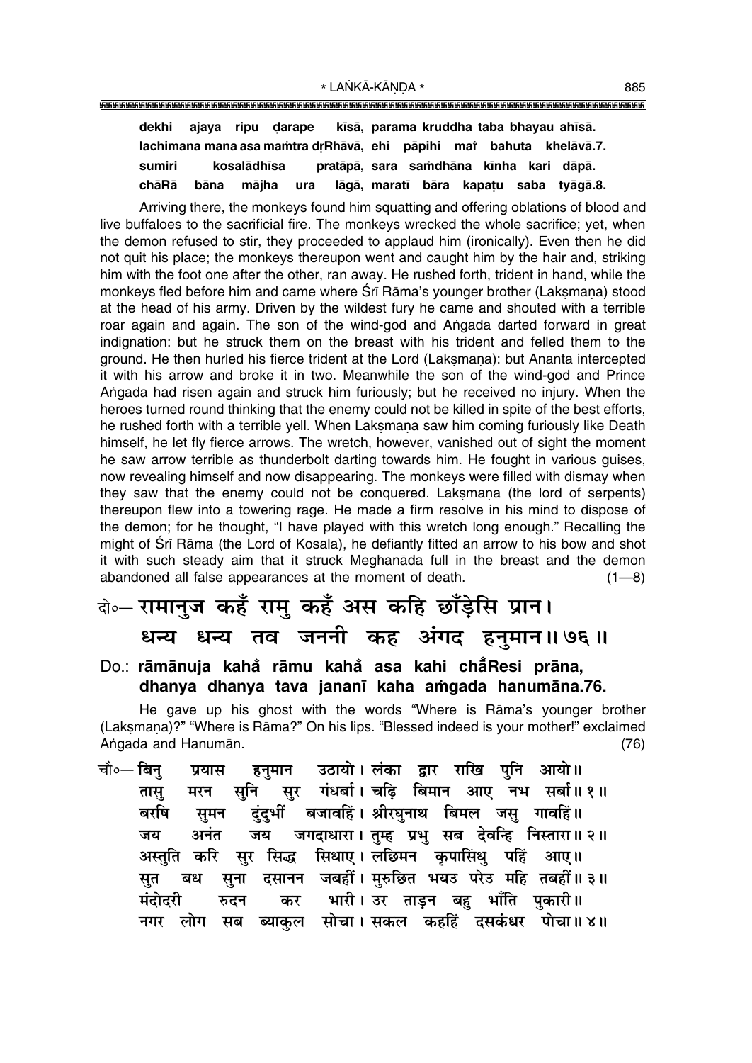**dekhi ajaya ripu ḍarape kīsā, parama kruddha taba bhayau ahīsā.**
**lachimana mana asa maṁtra dṛRhāvā, ehi pāpihi maiṁ bahuta khelāvā.7.**
**sumiri kosalādhīsa pratāpā, sara saṁdhāna kīnha kari dāpā.**
**chāRā bāna mājha ura lāgā, maratī bāra kapaṭu saba tyāgā.8.**

Arriving there, the monkeys found him squatting and offering oblations of blood and live buffaloes to the sacrificial fire. The monkeys wrecked the whole sacrifice; yet, when the demon refused to stir, they proceeded to applaud him (ironically). Even then he did not quit his place; the monkeys thereupon went and caught him by the hair and, striking him with the foot one after the other, ran away. He rushed forth, trident in hand, while the monkeys fled before him and came where Śrī Rāma's younger brother (Lakṣmaṇa) stood at the head of his army. Driven by the wildest fury he came and shouted with a terrible roar again and again. The son of the wind-god and Aṅgada darted forward in great indignation: but he struck them on the breast with his trident and felled them to the ground. He then hurled his fierce trident at the Lord (Lakṣmaṇa): but Ananta intercepted it with his arrow and broke it in two. Meanwhile the son of the wind-god and Prince Aṅgada had risen again and struck him furiously; but he received no injury. When the heroes turned round thinking that the enemy could not be killed in spite of the best efforts, he rushed forth with a terrible yell. When Lakṣmaṇa saw him coming furiously like Death himself, he let fly fierce arrows. The wretch, however, vanished out of sight the moment he saw arrow terrible as thunderbolt darting towards him. He fought in various guises, now revealing himself and now disappearing. The monkeys were filled with dismay when they saw that the enemy could not be conquered. Lakṣmaṇa (the lord of serpents) thereupon flew into a towering rage. He made a firm resolve in his mind to dispose of the demon; for he thought, "I have played with this wretch long enough." Recalling the might of Śrī Rāma (the Lord of Kosala), he defiantly fitted an arrow to his bow and shot it with such steady aim that it struck Meghanāda full in the breast and the demon abandoned all false appearances at the moment of death. (1—8)

दो०— **रामानुज कहँ रामु कहँ अस कहि छाँड़ेसि प्रान।**
**धन्य धन्य तव जननी कह अंगद हनुमान॥ ७६॥**

Do.: **rāmānuja kahaiṁ rāmu kahaiṁ asa kahi chaiṁResi prāna,**
**dhanya dhanya tava jananī kaha aṁgada hanumāna.76.**

He gave up his ghost with the words "Where is Rāma's younger brother (Lakṣmaṇa)?" "Where is Rāma?" On his lips. "Blessed indeed is your mother!" exclaimed Aṅgada and Hanumān. (76)

चौ०— बिनु प्रयास हनुमान उठायो। लंका द्वार राखि पुनि आयो॥
तासु मरन सुनि सुर गंधर्बा। चढ़ि बिमान आए नभ सर्बा॥ १॥
बरषि सुमन दुंदुभीं बजावहिं। श्रीरघुनाथ बिमल जसु गावहिं॥
जय अनंत जय जगदाधारा। तुम्ह प्रभु सब देवन्हि निस्तारा॥ २॥
अस्तुति करि सुर सिद्ध सिधाए। लछिमन कृपासिंधु पहिं आए॥
सुत बध सुना दसानन जबहीं। मुरुछित भयउ परेउ महि तबहीं॥ ३॥
मंदोदरी रुदन कर भारी। उर ताड़न बहु भाँति पुकारी॥
नगर लोग सब ब्याकुल सोचा। सकल कहहिं दसकंधर पोचा॥ ४॥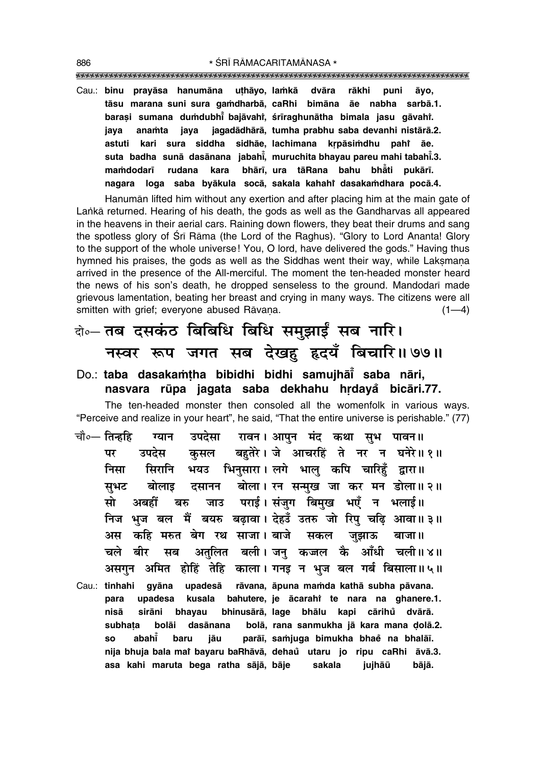Cau.: **binu prayāsa hanumāna uṭhāyo, laṁkā dvāra rākhi puni āyo,**
**tāsu marana suni sura gaṁdharbā, caRhi bimāna āe nabha sarbā.1.**
**baraṣi sumana duṁdubhīं bajāvahiṁ, śrīraghunātha bimala jasu gāvahiṁ.**
**jaya anaṁta jaya jagadādhārā, tumha prabhu saba devanhi nistārā.2.**
**astuti kari sura siddha sidhāe, lachimana kṛpāsiṁdhu pahiṁ āe.**
**suta badha sunā dasānana jabahiṁ, muruchita bhayau pareu mahi tabahiṁ.3.**
**maṁdodarī rudana kara bhārī, ura tāRana bahu bhāṁti pukārī.**
**nagara loga saba byākula socā, sakala kahahiṁ dasakaṁdhara pocā.4.**

Hanumān lifted him without any exertion and after placing him at the main gate of Laṅkā returned. Hearing of his death, the gods as well as the Gandharvas all appeared in the heavens in their aerial cars. Raining down flowers, they beat their drums and sang the spotless glory of Śrī Rāma (the Lord of the Raghus). "Glory to Lord Ananta! Glory to the support of the whole universe! You, O lord, have delivered the gods." Having thus hymned his praises, the gods as well as the Siddhas went their way, while Lakṣmaṇa arrived in the presence of the All-merciful. The moment the ten-headed monster heard the news of his son's death, he dropped senseless to the ground. Mandodarī made grievous lamentation, beating her breast and crying in many ways. The citizens were all smitten with grief; everyone abused Rāvaṇa. (1—4)

दो०— **तब दसकंठ बिबिधि बिधि समुझाईं सब नारि।**
**नस्वर रूप जगत सब देखहु हृदयँ बिचारि॥ ७७॥**

Do.: **taba dasakaṁṭha bibidhi bidhi samujhāīṁ saba nāri,**
**nasvara rūpa jagata saba dekhahu hṛdayaँ bicāri.77.**

The ten-headed monster then consoled all the womenfolk in various ways. "Perceive and realize in your heart", he said, "That the entire universe is perishable." (77)

चौ०— तिन्हहि ग्यान उपदेसा रावन। आपुन मंद कथा सुभ पावन॥
पर उपदेस कुसल बहुतेरे। जे आचरहिं ते नर न घनेरे॥ १॥
निसा सिरानि भयउ भिनुसारा। लगे भालु कपि चारिहुँ द्वारा॥
सुभट बोलाइ दसानन बोला। रन सन्मुख जा कर मन डोला॥ २॥
सो अबहीं बरु जाउ पराई। संजुग बिमुख भएँ न भलाई॥
निज भुज बल मैं बयरु बढ़ावा। देहउँ उतरु जो रिपु चढ़ि आवा॥ ३॥
अस कहि मरुत बेग रथ साजा। बाजे सकल जुझाऊ बाजा॥
चले बीर सब अतुलित बली। जनु कज्जल कै आँधी चली॥ ४॥
असगुन अमित होहिं तेहि काला। गनइ न भुज बल गर्ब बिसाला॥ ५॥

Cau.: **tinhahi gyāna upadesā rāvana, āpuna maṁda kathā subha pāvana.**
**para upadesa kusala bahutere, je ācarahiṁ te nara na ghanere.1.**
**nisā sirāni bhayau bhinusārā, lage bhālu kapi cārihuँ dvārā.**
**subhaṭa bolāi dasānana bolā, rana sanmukha jā kara mana ḍolā.2.**
**so abahīं baru jāu parāī, saṁjuga bimukha bhaeँ na bhalāī.**
**nija bhuja bala maiṁ bayaru baRhāvā, dehauँ utaru jo ripu caRhi āvā.3.**
**asa kahi maruta bega ratha sājā, bāje sakala jujhāū bājā.**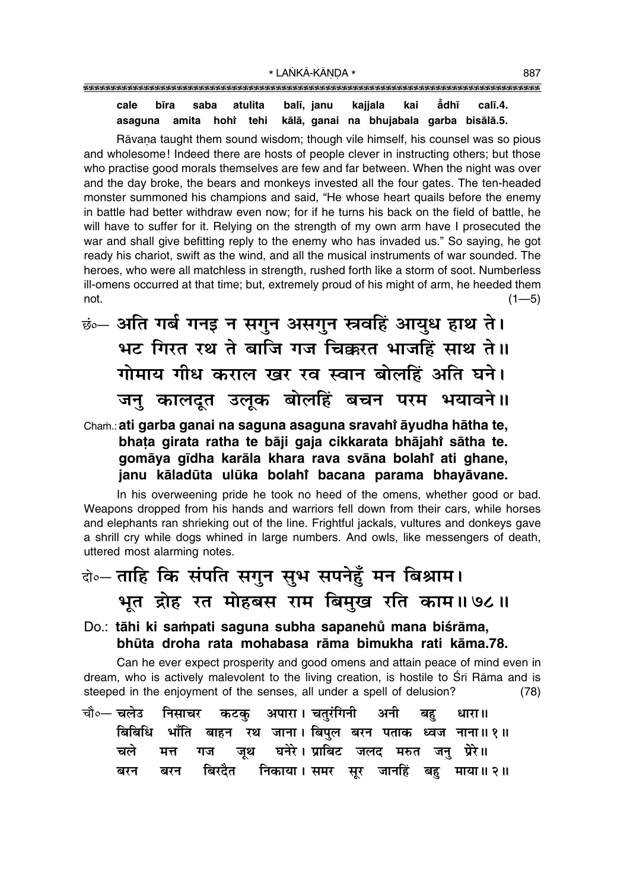**cale bīra saba atulita balī, janu kajjala kai ā̐dhī calī.4.**
**asaguna amita hohi̐ tehi kālā, ganai na bhujabala garba bisālā.5.**

Rāvaṇa taught them sound wisdom; though vile himself, his counsel was so pious and wholesome! Indeed there are hosts of people clever in instructing others; but those who practise good morals themselves are few and far between. When the night was over and the day broke, the bears and monkeys invested all the four gates. The ten-headed monster summoned his champions and said, "He whose heart quails before the enemy in battle had better withdraw even now; for if he turns his back on the field of battle, he will have to suffer for it. Relying on the strength of my own arm have I prosecuted the war and shall give befitting reply to the enemy who has invaded us." So saying, he got ready his chariot, swift as the wind, and all the musical instruments of war sounded. The heroes, who were all matchless in strength, rushed forth like a storm of soot. Numberless ill-omens occurred at that time; but, extremely proud of his might of arm, he heeded them not. (1—5)

छं०— अति गर्ब गनइ न सगुन असगुन स्रवहिं आयुध हाथ ते।
भट गिरत रथ ते बाजि गज चिक्करत भाजहिं साथ ते॥
गोमाय गीध कराल खर रव स्वान बोलहिं अति घने।
जनु कालदूत उलूक बोलहिं बचन परम भयावने॥

Chaṁ.: **ati garba ganai na saguna asaguna sravahi̐ āyudha hātha te,**
**bhaṭa girata ratha te bāji gaja cikkarata bhājahi̐ sātha te.**
**gomāya gīdha karāla khara rava svāna bolahi̐ ati ghane,**
**janu kāladūta ulūka bolahi̐ bacana parama bhayāvane.**

In his overweening pride he took no heed of the omens, whether good or bad. Weapons dropped from his hands and warriors fell down from their cars, while horses and elephants ran shrieking out of the line. Frightful jackals, vultures and donkeys gave a shrill cry while dogs whined in large numbers. And owls, like messengers of death, uttered most alarming notes.

दो०— ताहि कि संपति सगुन सुभ सपनेहुँ मन बिश्राम।
भूत द्रोह रत मोहबस राम बिमुख रति काम॥७८॥

Do.: **tāhi ki saṁpati saguna subha sapanehu̐ mana biśrāma,**
**bhūta droha rata mohabasa rāma bimukha rati kāma.78.**

Can he ever expect prosperity and good omens and attain peace of mind even in dream, who is actively malevolent to the living creation, is hostile to Śrī Rāma and is steeped in the enjoyment of the senses, all under a spell of delusion? (78)

चौ०— चलेउ निसाचर कटकु अपारा। चतुरंगिनी अनी बहु धारा॥
बिबिधि भाँति बाहन रथ जाना। बिपुल बरन पताक ध्वज नाना॥१॥
चले मत्त गज जूथ घनेरे। प्राबिट जलद मरुत जनु प्रेरे॥
बरन बरन बिरदैत निकाया। समर सूर जानहिं बहु माया॥२॥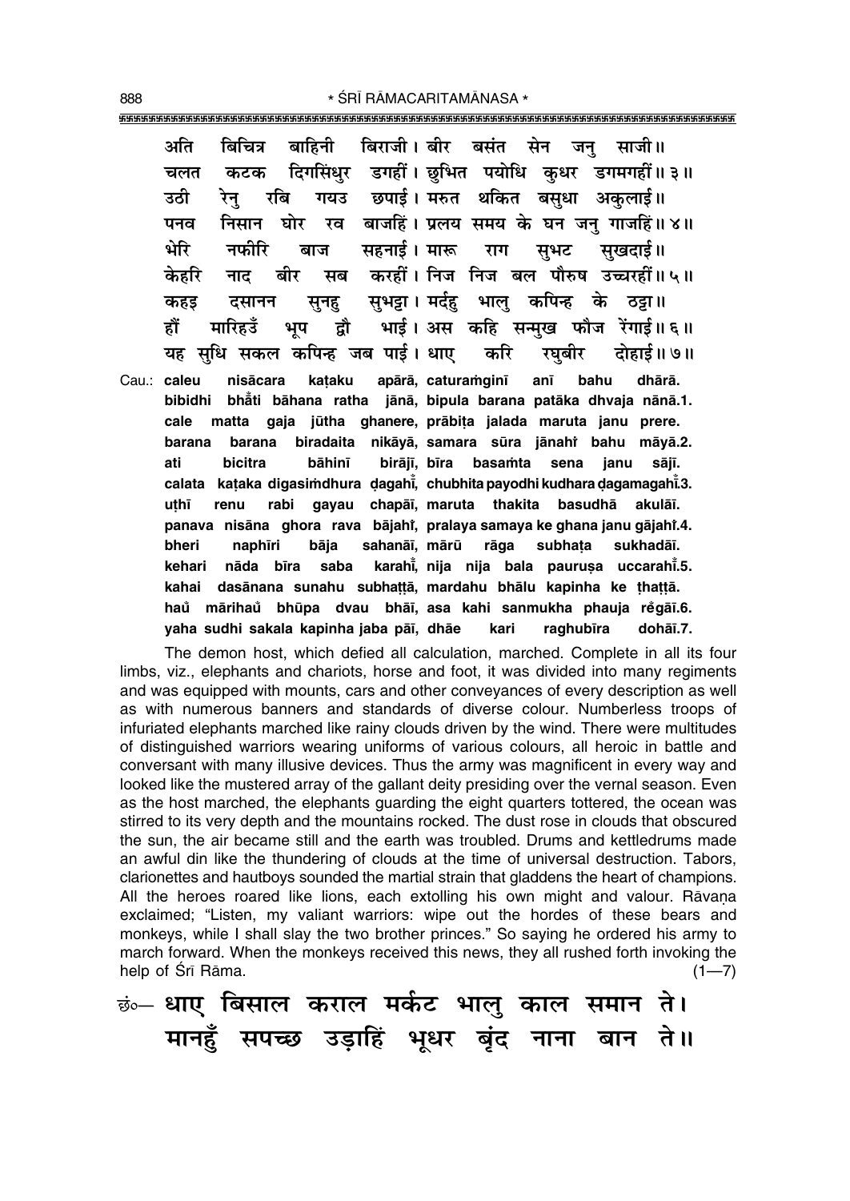अति बिचित्र बाहिनी बिराजी। बीर बसंत सेन जनु साजी॥
चलत कटक दिगसिंधुर डगहीं। छुभित पयोधि कुधर डगमगहीं॥ ३॥
उठी रेनु रबि गयउ छपाई। मरुत थकित बसुधा अकुलाई॥
पनव निसान घोर रव बाजहिं। प्रलय समय के घन जनु गाजहिं॥ ४॥
भेरि नफीरि बाज सहनाई। मारू राग सुभट सुखदाई॥
केहरि नाद बीर सब करहीं। निज निज बल पौरुष उच्चरहीं॥ ५॥
कहइ दसानन सुनहु सुभट्टा। मर्दहु भालु कपिन्ह के ठट्टा॥
हौं मारिहउँ भूप द्वौ भाई। अस कहि सन्मुख फौज रेंगाई॥ ६॥
यह सुधि सकल कपिन्ह जब पाई। धाए करि रघुबीर दोहाई॥ ७॥

Cau.: caleu nisācara kaṭaku apārā, caturaṁginī anī bahu dhārā.
bibidhi bhā̐ti bāhana ratha jānā, bipula barana patāka dhvaja nānā.1.
cale matta gaja jūtha ghanere, prābiṭa jalada maruta janu prere.
barana barana biradaita nikāyā, samara sūra jānahiṁ bahu māyā.2.
ati bicitra bāhinī birājī, bīra basaṁta sena janu sājī.
calata kaṭaka digasiṁdhura ḍagahī̐, chubhita payodhi kudhara ḍagamagahī̐.3.
uṭhī renu rabi gayau chapāī, maruta thakita basudhā akulāī.
panava nisāna ghora rava bājahiṁ, pralaya samaya ke ghana janu gājahiṁ.4.
bheri naphīri bāja sahanāī, mārū rāga subhaṭa sukhadāī.
kehari nāda bīra saba karahī̐, nija nija bala pauruṣa uccarahī̐.5.
kahai dasānana sunahu subhaṭṭā, mardahu bhālu kapinha ke ṭhaṭṭā.
hau̐ mārihau̐ bhūpa dvau bhāī, asa kahi sanmukha phauja rẽgāī.6.
yaha sudhi sakala kapinha jaba pāī, dhāe kari raghubīra dohāī.7.

The demon host, which defied all calculation, marched. Complete in all its four limbs, viz., elephants and chariots, horse and foot, it was divided into many regiments and was equipped with mounts, cars and other conveyances of every description as well as with numerous banners and standards of diverse colour. Numberless troops of infuriated elephants marched like rainy clouds driven by the wind. There were multitudes of distinguished warriors wearing uniforms of various colours, all heroic in battle and conversant with many illusive devices. Thus the army was magnificent in every way and looked like the mustered array of the gallant deity presiding over the vernal season. Even as the host marched, the elephants guarding the eight quarters tottered, the ocean was stirred to its very depth and the mountains rocked. The dust rose in clouds that obscured the sun, the air became still and the earth was troubled. Drums and kettledrums made an awful din like the thundering of clouds at the time of universal destruction. Tabors, clarionettes and hautboys sounded the martial strain that gladdens the heart of champions. All the heroes roared like lions, each extolling his own might and valour. Rāvaṇa exclaimed; "Listen, my valiant warriors: wipe out the hordes of these bears and monkeys, while I shall slay the two brother princes." So saying he ordered his army to march forward. When the monkeys received this news, they all rushed forth invoking the help of Śrī Rāma. (1—7)

छं०— धाए बिसाल कराल मर्कट भालु काल समान ते।
मानहुँ सपच्छ उड़ाहिं भूधर बृंद नाना बान ते॥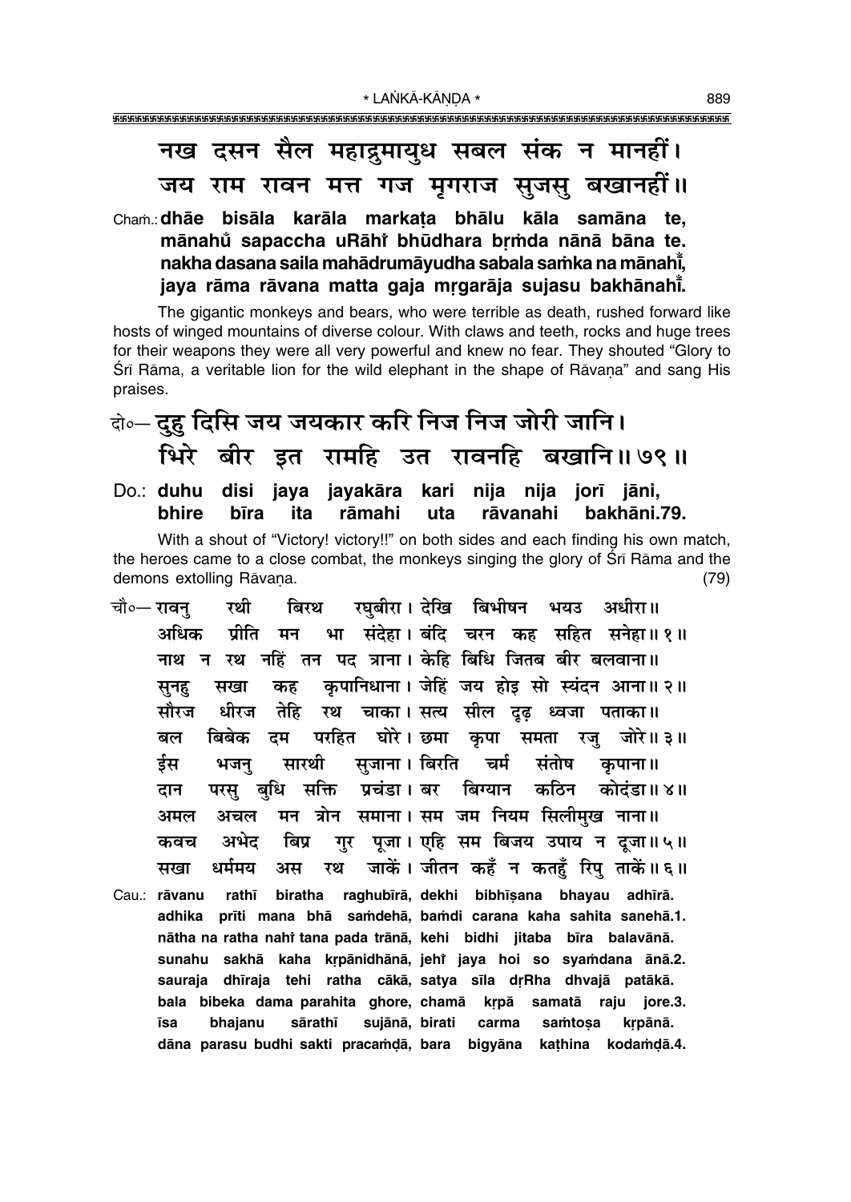नख दसन सैल महाद्रुमायुध सबल संक न मानहीं।
जय राम रावन मत्त गज मृगराज सुजसु बखानहीं॥

Chaṁ.: **dhāe bisāla karāla markaṭa bhālu kāla samāna te,**
**mānahů sapaccha uRāhi̐ bhūdhara bṛṁda nānā bāna te.**
**nakha dasana saila mahādrumāyudha sabala saṁka na mānahi̐,**
**jaya rāma rāvana matta gaja mṛgarāja sujasu bakhānahi̐.**

The gigantic monkeys and bears, who were terrible as death, rushed forward like hosts of winged mountains of diverse colour. With claws and teeth, rocks and huge trees for their weapons they were all very powerful and knew no fear. They shouted "Glory to Śrī Rāma, a veritable lion for the wild elephant in the shape of Rāvaṇa" and sang His praises.

दो०— दुहु दिसि जय जयकार करि निज निज जोरी जानि।
भिरे बीर इत रामहि उत रावनहि बखानि॥ ७९॥

Do.: **duhu disi jaya jayakāra kari nija nija jorī jāni,**
**bhire bīra ita rāmahi uta rāvanahi bakhāni.79.**

With a shout of "Victory! victory!!" on both sides and each finding his own match, the heroes came to a close combat, the monkeys singing the glory of Śrī Rāma and the demons extolling Rāvaṇa. (79)

चौ०— रावनु रथी बिरथ रघुबीरा। देखि बिभीषन भयउ अधीरा॥
अधिक प्रीति मन भा संदेहा। बंदि चरन कह सहित सनेहा॥ १॥
नाथ न रथ नहिं तन पद त्राना। केहि बिधि जितब बीर बलवाना॥
सुनहु सखा कह कृपानिधाना। जेहिं जय होइ सो स्यंदन आना॥ २॥
सौरज धीरज तेहि रथ चाका। सत्य सील दृढ़ ध्वजा पताका॥
बल बिबेक दम परहित घोरे। छमा कृपा समता रजु जोरे॥ ३॥
ईस भजनु सारथी सुजाना। बिरति चर्म संतोष कृपाना॥
दान परसु बुधि सक्ति प्रचंडा। बर बिग्यान कठिन कोदंडा॥ ४॥
अमल अचल मन त्रोन समाना। सम जम नियम सिलीमुख नाना॥
कवच अभेद बिप्र गुर पूजा। एहि सम बिजय उपाय न दूजा॥ ५॥
सखा धर्ममय अस रथ जाकें। जीतन कहँ न कतहुँ रिपु ताकें॥ ६॥

Cau.: **rāvanu rathī biratha raghubīrā, dekhi bibhīṣana bhayau adhīrā.**
**adhika prīti mana bhā saṁdehā, baṁdi carana kaha sahita sanehā.1.**
**nātha na ratha nahi̐ tana pada trānā, kehi bidhi jitaba bīra balavānā.**
**sunahu sakhā kaha kṛpānidhānā, jehi̐ jaya hoi so syaṁdana ānā.2.**
**sauraja dhīraja tehi ratha cākā, satya sīla dṛRha dhvajā patākā.**
**bala bibeka dama parahita ghore, chamā kṛpā samatā raju jore.3.**
**īsa bhajanu sārathī sujānā, birati carma saṁtoṣa kṛpānā.**
**dāna parasu budhi sakti pracaṁḍā, bara bigyāna kaṭhina kodaṁḍā.4.**